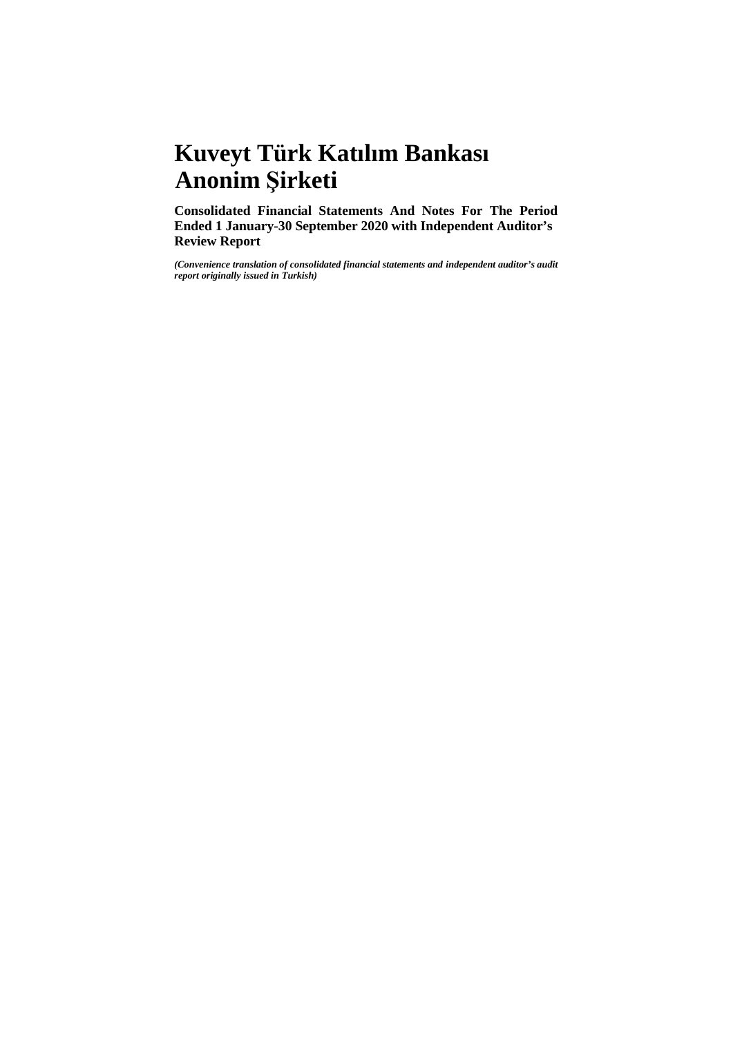# Kuveyt Türk Katılım Bankası Anonim Şirketi

**Consolidated Financial Statements And Notes For The Period Ended 1 January-30 September 2020 with Independent Auditor's Review Report**

***(Convenience translation of consolidated financial statements and independent auditor's audit report originally issued in Turkish)***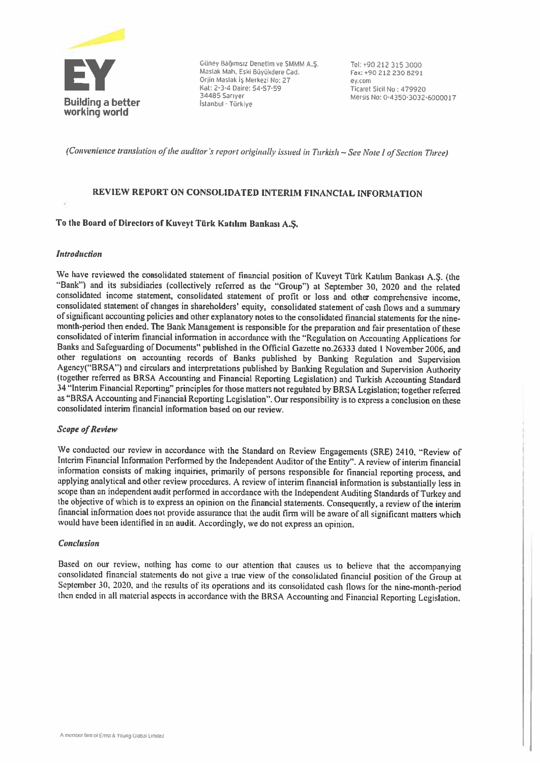Güney Bağımsız Denetim ve SMMM A.Ş.
Maslak Mah. Eski Büyükdere Cad.
Orjin Maslak İş Merkezi No: 27
Kat: 2-3-4 Daire: 54-57-59
34485 Sarıyer
İstanbul - Türkiye

Tel: +90 212 315 3000
Fax: +90 212 230 8291
ey.com
Ticaret Sicil No : 479920
Mersis No: 0-4350-3032-6000017

*(Convenience translation of the auditor's report originally issued in Turkish – See Note I of Section Three)*

## REVIEW REPORT ON CONSOLIDATED INTERIM FINANCIAL INFORMATION

**To the Board of Directors of Kuveyt Türk Katılım Bankası A.Ş.**

### *Introduction*

We have reviewed the consolidated statement of financial position of Kuveyt Türk Katılım Bankası A.Ş. (the "Bank") and its subsidiaries (collectively referred as the "Group") at September 30, 2020 and the related consolidated income statement, consolidated statement of profit or loss and other comprehensive income, consolidated statement of changes in shareholders' equity, consolidated statement of cash flows and a summary of significant accounting policies and other explanatory notes to the consolidated financial statements for the nine-month-period then ended. The Bank Management is responsible for the preparation and fair presentation of these consolidated of interim financial information in accordance with the "Regulation on Accounting Applications for Banks and Safeguarding of Documents" published in the Official Gazette no.26333 dated 1 November 2006, and other regulations on accounting records of Banks published by Banking Regulation and Supervision Agency("BRSA") and circulars and interpretations published by Banking Regulation and Supervision Authority (together referred as BRSA Accounting and Financial Reporting Legislation) and Turkish Accounting Standard 34 "Interim Financial Reporting" principles for those matters not regulated by BRSA Legislation; together referred as "BRSA Accounting and Financial Reporting Legislation". Our responsibility is to express a conclusion on these consolidated interim financial information based on our review.

### *Scope of Review*

We conducted our review in accordance with the Standard on Review Engagements (SRE) 2410, "Review of Interim Financial Information Performed by the Independent Auditor of the Entity". A review of interim financial information consists of making inquiries, primarily of persons responsible for financial reporting process, and applying analytical and other review procedures. A review of interim financial information is substantially less in scope than an independent audit performed in accordance with the Independent Auditing Standards of Turkey and the objective of which is to express an opinion on the financial statements. Consequently, a review of the interim financial information does not provide assurance that the audit firm will be aware of all significant matters which would have been identified in an audit. Accordingly, we do not express an opinion.

### *Conclusion*

Based on our review, nothing has come to our attention that causes us to believe that the accompanying consolidated financial statements do not give a true view of the consolidated financial position of the Group at September 30, 2020, and the results of its operations and its consolidated cash flows for the nine-month-period then ended in all material aspects in accordance with the BRSA Accounting and Financial Reporting Legislation.

A member firm of Ernst & Young Global Limited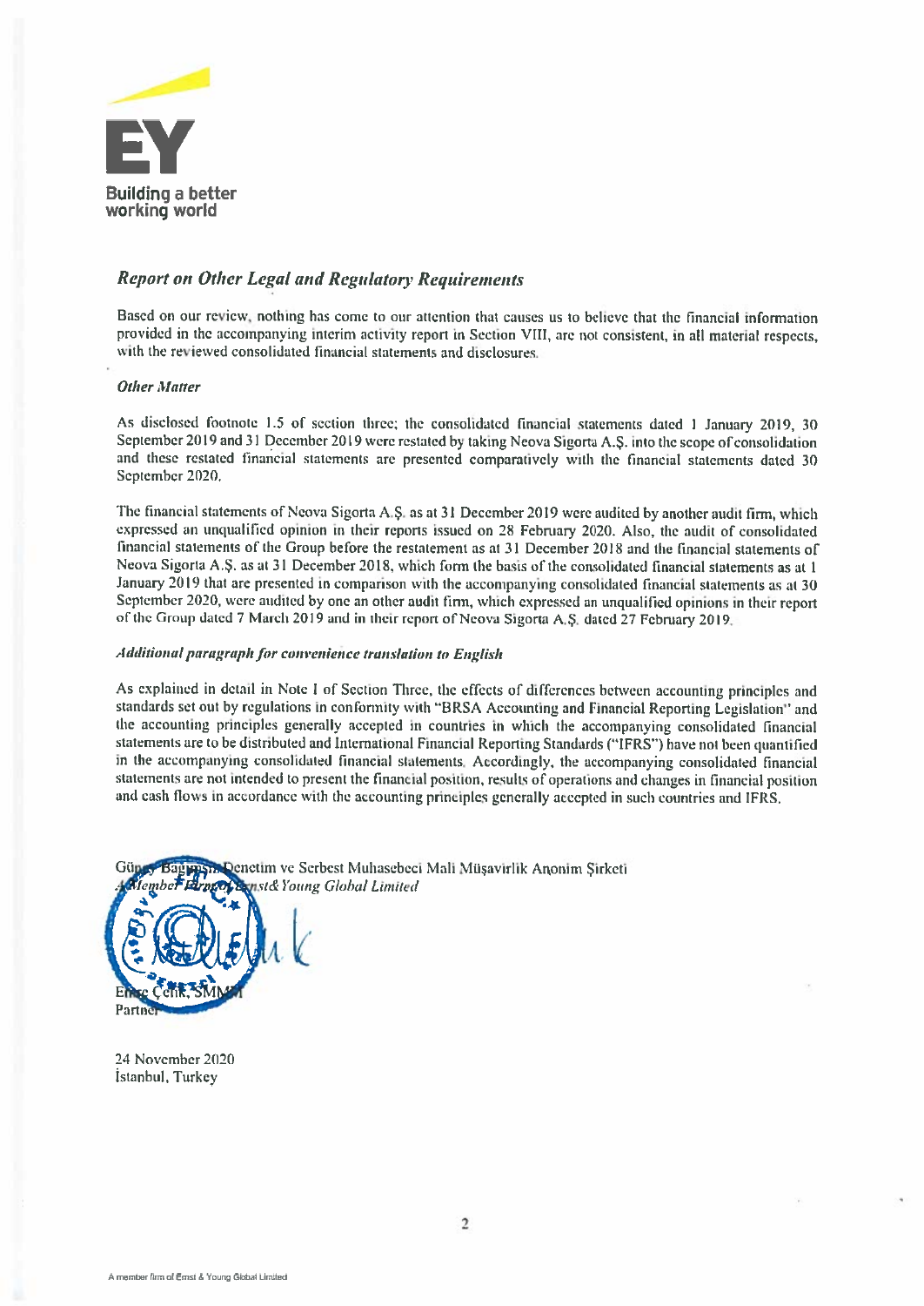## *Report on Other Legal and Regulatory Requirements*

Based on our review, nothing has come to our attention that causes us to believe that the financial information provided in the accompanying interim activity report in Section VIII, are not consistent, in all material respects, with the reviewed consolidated financial statements and disclosures.

### *Other Matter*

As disclosed footnote 1.5 of section three; the consolidated financial statements dated 1 January 2019, 30 September 2019 and 31 December 2019 were restated by taking Neova Sigorta A.Ş. into the scope of consolidation and these restated financial statements are presented comparatively with the financial statements dated 30 September 2020.

The financial statements of Neova Sigorta A.Ş. as at 31 December 2019 were audited by another audit firm, which expressed an unqualified opinion in their reports issued on 28 February 2020. Also, the audit of consolidated financial statements of the Group before the restatement as at 31 December 2018 and the financial statements of Neova Sigorta A.Ş. as at 31 December 2018, which form the basis of the consolidated financial statements as at 1 January 2019 that are presented in comparison with the accompanying consolidated financial statements as at 30 September 2020, were audited by one an other audit firm, which expressed an unqualified opinions in their report of the Group dated 7 March 2019 and in their report of Neova Sigorta A.Ş. dated 27 February 2019.

### *Additional paragraph for convenience translation to English*

As explained in detail in Note I of Section Three, the effects of differences between accounting principles and standards set out by regulations in conformity with "BRSA Accounting and Financial Reporting Legislation" and the accounting principles generally accepted in countries in which the accompanying consolidated financial statements are to be distributed and International Financial Reporting Standards ("IFRS") have not been quantified in the accompanying consolidated financial statements. Accordingly, the accompanying consolidated financial statements are not intended to present the financial position, results of operations and changes in financial position and cash flows in accordance with the accounting principles generally accepted in such countries and IFRS.

Güney Bağımsız Denetim ve Serbest Muhasebeci Mali Müşavirlik Anonim Şirketi
*A member firm of Ernst & Young Global Limited*

Emre Çelik, SMMM
Partner

24 November 2020
İstanbul, Turkey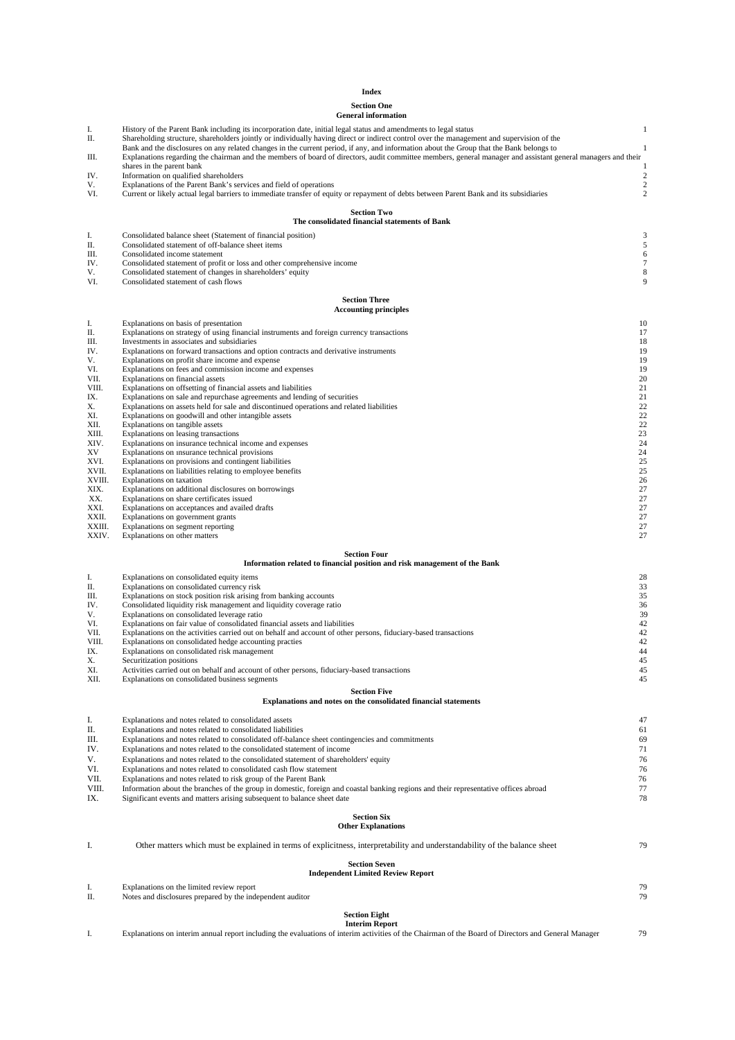# Index

## Section One
### General information

| | | |
|---|---|---|
| I. | History of the Parent Bank including its incorporation date, initial legal status and amendments to legal status | 1 |
| II. | Shareholding structure, shareholders jointly or individually having direct or indirect control over the management and supervision of the Bank and the disclosures on any related changes in the current period, if any, and information about the Group that the Bank belongs to | 1 |
| III. | Explanations regarding the chairman and the members of board of directors, audit committee members, general manager and assistant general managers and their shares in the parent bank | 1 |
| IV. | Information on qualified shareholders | 2 |
| V. | Explanations of the Parent Bank's services and field of operations | 2 |
| VI. | Current or likely actual legal barriers to immediate transfer of equity or repayment of debts between Parent Bank and its subsidiaries | 2 |

## Section Two
### The consolidated financial statements of Bank

| | | |
|---|---|---|
| I. | Consolidated balance sheet (Statement of financial position) | 3 |
| II. | Consolidated statement of off-balance sheet items | 5 |
| III. | Consolidated income statement | 6 |
| IV. | Consolidated statement of profit or loss and other comprehensive income | 7 |
| V. | Consolidated statement of changes in shareholders' equity | 8 |
| VI. | Consolidated statement of cash flows | 9 |

## Section Three
### Accounting principles

| | | |
|---|---|---|
| I. | Explanations on basis of presentation | 10 |
| II. | Explanations on strategy of using financial instruments and foreign currency transactions | 17 |
| III. | Investments in associates and subsidiaries | 18 |
| IV. | Explanations on forward transactions and option contracts and derivative instruments | 19 |
| V. | Explanations on profit share income and expense | 19 |
| VI. | Explanations on fees and commission income and expenses | 19 |
| VII. | Explanations on financial assets | 20 |
| VIII. | Explanations on offsetting of financial assets and liabilities | 21 |
| IX. | Explanations on sale and repurchase agreements and lending of securities | 21 |
| X. | Explanations on assets held for sale and discontinued operations and related liabilities | 22 |
| XI. | Explanations on goodwill and other intangible assets | 22 |
| XII. | Explanations on tangible assets | 22 |
| XIII. | Explanations on leasing transactions | 23 |
| XIV. | Explanations on insurance technical income and expenses | 24 |
| XV | Explanations on ınsurance technical provisions | 24 |
| XVI. | Explanations on provisions and contingent liabilities | 25 |
| XVII. | Explanations on liabilities relating to employee benefits | 25 |
| XVIII. | Explanations on taxation | 26 |
| XIX. | Explanations on additional disclosures on borrowings | 27 |
| XX. | Explanations on share certificates issued | 27 |
| XXI. | Explanations on acceptances and availed drafts | 27 |
| XXII. | Explanations on government grants | 27 |
| XXIII. | Explanations on segment reporting | 27 |
| XXIV. | Explanations on other matters | 27 |

## Section Four
### Information related to financial position and risk management of the Bank

| | | |
|---|---|---|
| I. | Explanations on consolidated equity items | 28 |
| II. | Explanations on consolidated currency risk | 33 |
| III. | Explanations on stock position risk arising from banking accounts | 35 |
| IV. | Consolidated liquidity risk management and liquidity coverage ratio | 36 |
| V. | Explanations on consolidated leverage ratio | 39 |
| VI. | Explanations on fair value of consolidated financial assets and liabilities | 42 |
| VII. | Explanations on the activities carried out on behalf and account of other persons, fiduciary-based transactions | 42 |
| VIII. | Explanations on consolidated hedge accounting practies | 42 |
| IX. | Explanations on consolidated risk management | 44 |
| X. | Securitization positions | 45 |
| XI. | Activities carried out on behalf and account of other persons, fiduciary-based transactions | 45 |
| XII. | Explanations on consolidated business segments | 45 |

## Section Five
### Explanations and notes on the consolidated financial statements

| | | |
|---|---|---|
| I. | Explanations and notes related to consolidated assets | 47 |
| II. | Explanations and notes related to consolidated liabilities | 61 |
| III. | Explanations and notes related to consolidated off-balance sheet contingencies and commitments | 69 |
| IV. | Explanations and notes related to the consolidated statement of income | 71 |
| V. | Explanations and notes related to the consolidated statement of shareholders' equity | 76 |
| VI. | Explanations and notes related to consolidated cash flow statement | 76 |
| VII. | Explanations and notes related to risk group of the Parent Bank | 76 |
| VIII. | Information about the branches of the group in domestic, foreign and coastal banking regions and their representative offices abroad | 77 |
| IX. | Significant events and matters arising subsequent to balance sheet date | 78 |

## Section Six
### Other Explanations

| | | |
|---|---|---|
| I. | Other matters which must be explained in terms of explicitness, interpretability and understandability of the balance sheet | 79 |

## Section Seven
### Independent Limited Review Report

| | | |
|---|---|---|
| I. | Explanations on the limited review report | 79 |
| II. | Notes and disclosures prepared by the independent auditor | 79 |

## Section Eight
### Interim Report

| | | |
|---|---|---|
| I. | Explanations on interim annual report including the evaluations of interim activities of the Chairman of the Board of Directors and General Manager | 79 |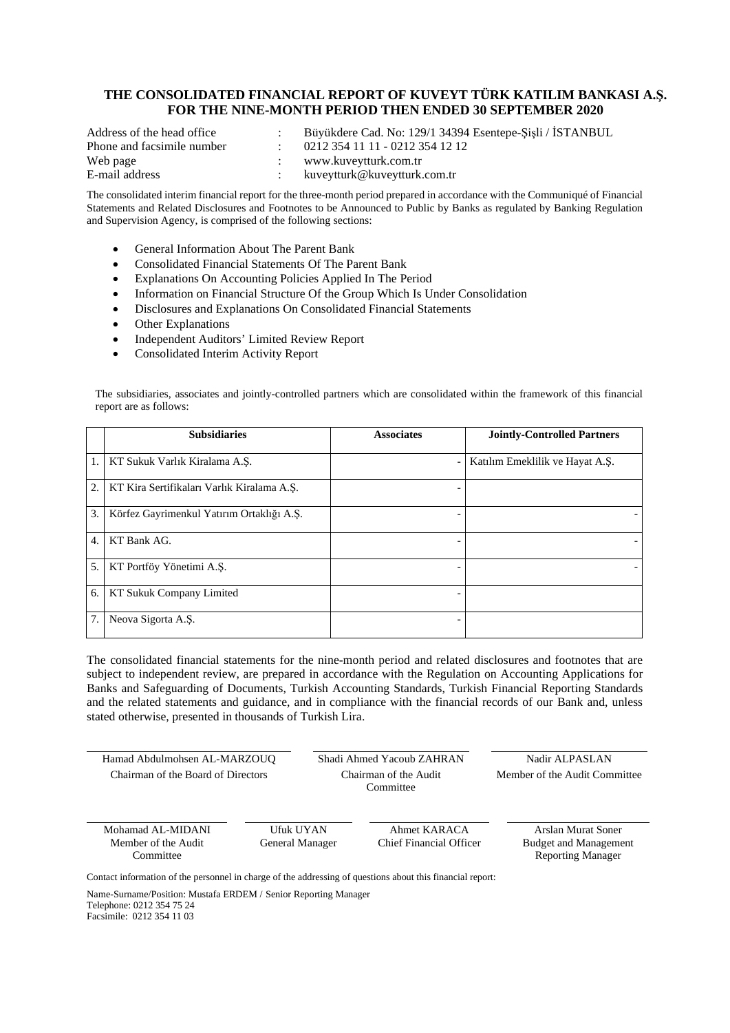# THE CONSOLIDATED FINANCIAL REPORT OF KUVEYT TÜRK KATILIM BANKASI A.Ş. FOR THE NINE-MONTH PERIOD THEN ENDED 30 SEPTEMBER 2020

| | | |
|---|---|---|
| Address of the head office | : | Büyükdere Cad. No: 129/1 34394 Esentepe-Şişli / İSTANBUL |
| Phone and facsimile number | : | 0212 354 11 11 - 0212 354 12 12 |
| Web page | : | www.kuveytturk.com.tr |
| E-mail address | : | kuveytturk@kuveytturk.com.tr |

The consolidated interim financial report for the three-month period prepared in accordance with the Communiqué of Financial Statements and Related Disclosures and Footnotes to be Announced to Public by Banks as regulated by Banking Regulation and Supervision Agency, is comprised of the following sections:

- General Information About The Parent Bank
- Consolidated Financial Statements Of The Parent Bank
- Explanations On Accounting Policies Applied In The Period
- Information on Financial Structure Of the Group Which Is Under Consolidation
- Disclosures and Explanations On Consolidated Financial Statements
- Other Explanations
- Independent Auditors' Limited Review Report
- Consolidated Interim Activity Report

The subsidiaries, associates and jointly-controlled partners which are consolidated within the framework of this financial report are as follows:

| | Subsidiaries | Associates | Jointly-Controlled Partners |
|---|---|---|---|
| 1. | KT Sukuk Varlık Kiralama A.Ş. | - | Katılım Emeklilik ve Hayat A.Ş. |
| 2. | KT Kira Sertifikaları Varlık Kiralama A.Ş. | - | |
| 3. | Körfez Gayrimenkul Yatırım Ortaklığı A.Ş. | - | - |
| 4. | KT Bank AG. | - | - |
| 5. | KT Portföy Yönetimi A.Ş. | - | - |
| 6. | KT Sukuk Company Limited | - | |
| 7. | Neova Sigorta A.Ş. | - | |

The consolidated financial statements for the nine-month period and related disclosures and footnotes that are subject to independent review, are prepared in accordance with the Regulation on Accounting Applications for Banks and Safeguarding of Documents, Turkish Accounting Standards, Turkish Financial Reporting Standards and the related statements and guidance, and in compliance with the financial records of our Bank and, unless stated otherwise, presented in thousands of Turkish Lira.

| Hamad Abdulmohsen AL-MARZOUQ | Shadi Ahmed Yacoub ZAHRAN | Nadir ALPASLAN |
|---|---|---|
| Chairman of the Board of Directors | Chairman of the Audit Committee | Member of the Audit Committee |

| Mohamad AL-MIDANI | Ufuk UYAN | Ahmet KARACA | Arslan Murat Soner |
|---|---|---|---|
| Member of the Audit Committee | General Manager | Chief Financial Officer | Budget and Management Reporting Manager |

Contact information of the personnel in charge of the addressing of questions about this financial report:

Name-Surname/Position: Mustafa ERDEM / Senior Reporting Manager
Telephone: 0212 354 75 24
Facsimile: 0212 354 11 03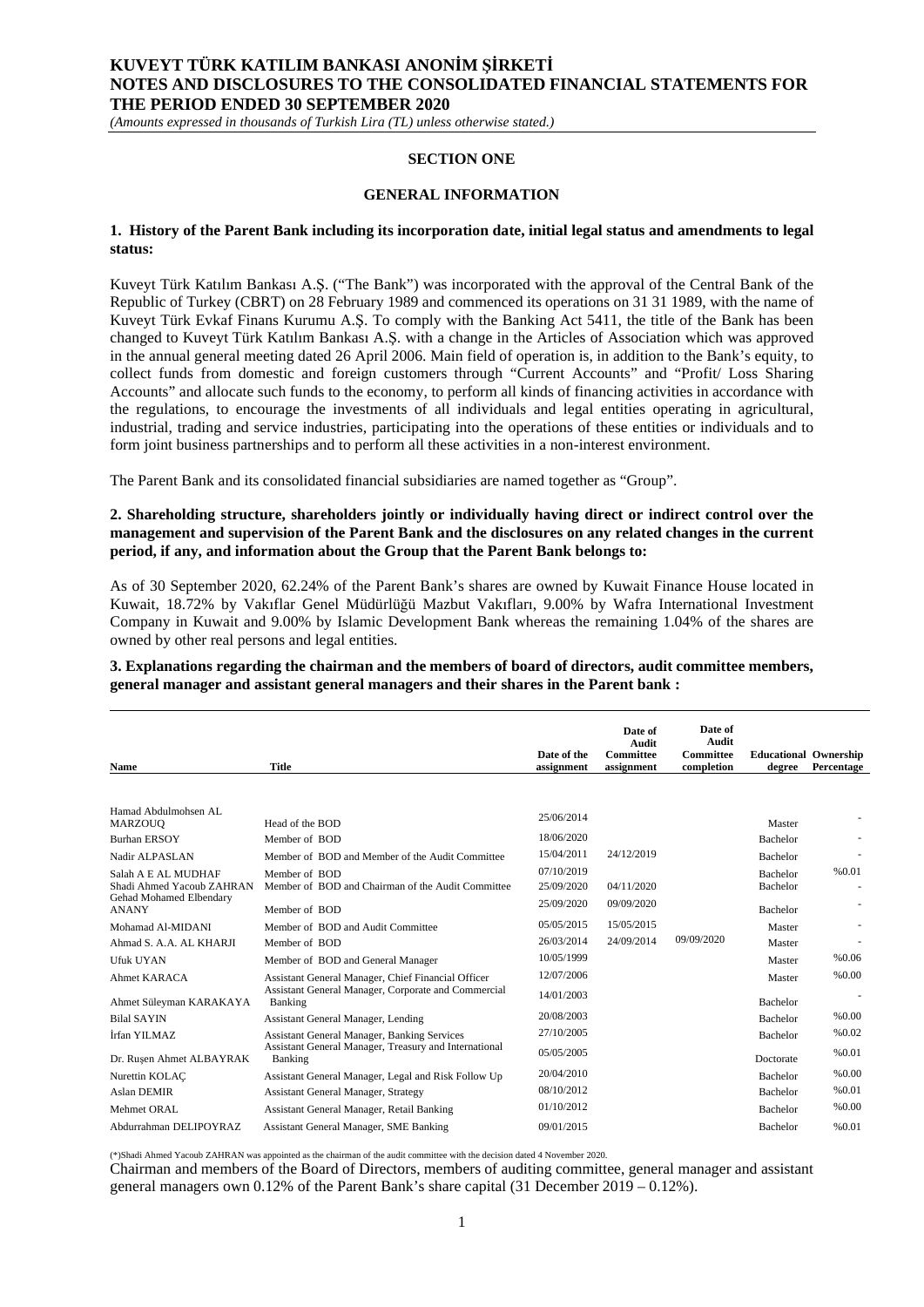## SECTION ONE

## GENERAL INFORMATION

### 1. History of the Parent Bank including its incorporation date, initial legal status and amendments to legal status:

Kuveyt Türk Katılım Bankası A.Ş. ("The Bank") was incorporated with the approval of the Central Bank of the Republic of Turkey (CBRT) on 28 February 1989 and commenced its operations on 31 31 1989, with the name of Kuveyt Türk Evkaf Finans Kurumu A.Ş. To comply with the Banking Act 5411, the title of the Bank has been changed to Kuveyt Türk Katılım Bankası A.Ş. with a change in the Articles of Association which was approved in the annual general meeting dated 26 April 2006. Main field of operation is, in addition to the Bank's equity, to collect funds from domestic and foreign customers through "Current Accounts" and "Profit/ Loss Sharing Accounts" and allocate such funds to the economy, to perform all kinds of financing activities in accordance with the regulations, to encourage the investments of all individuals and legal entities operating in agricultural, industrial, trading and service industries, participating into the operations of these entities or individuals and to form joint business partnerships and to perform all these activities in a non-interest environment.

The Parent Bank and its consolidated financial subsidiaries are named together as "Group".

### 2. Shareholding structure, shareholders jointly or individually having direct or indirect control over the management and supervision of the Parent Bank and the disclosures on any related changes in the current period, if any, and information about the Group that the Parent Bank belongs to:

As of 30 September 2020, 62.24% of the Parent Bank's shares are owned by Kuwait Finance House located in Kuwait, 18.72% by Vakıflar Genel Müdürlüğü Mazbut Vakıfları, 9.00% by Wafra International Investment Company in Kuwait and 9.00% by Islamic Development Bank whereas the remaining 1.04% of the shares are owned by other real persons and legal entities.

### 3. Explanations regarding the chairman and the members of board of directors, audit committee members, general manager and assistant general managers and their shares in the Parent bank :

| Name | Title | Date of the assignment | Date of Audit Committee assignment | Date of Audit Committee completion | Educational degree | Ownership Percentage |
|---|---|---|---|---|---|---|
| Hamad Abdulmohsen AL MARZOUQ | Head of the BOD | 25/06/2014 | | | Master | - |
| Burhan ERSOY | Member of BOD | 18/06/2020 | | | Bachelor | - |
| Nadir ALPASLAN | Member of BOD and Member of the Audit Committee | 15/04/2011 | 24/12/2019 | | Bachelor | - |
| Salah A E AL MUDHAF | Member of BOD | 07/10/2019 | | | Bachelor | %0.01 |
| Shadi Ahmed Yacoub ZAHRAN | Member of BOD and Chairman of the Audit Committee | 25/09/2020 | 04/11/2020 | | Bachelor | - |
| Gehad Mohamed Elbendary ANANY | Member of BOD | 25/09/2020 | 09/09/2020 | | Bachelor | - |
| Mohamad Al-MIDANI | Member of BOD and Audit Committee | 05/05/2015 | 15/05/2015 | | Master | - |
| Ahmad S. A.A. AL KHARJI | Member of BOD | 26/03/2014 | 24/09/2014 | 09/09/2020 | Master | - |
| Ufuk UYAN | Member of BOD and General Manager | 10/05/1999 | | | Master | %0.06 |
| Ahmet KARACA | Assistant General Manager, Chief Financial Officer | 12/07/2006 | | | Master | %0.00 |
| Ahmet Süleyman KARAKAYA | Assistant General Manager, Corporate and Commercial Banking | 14/01/2003 | | | Bachelor | - |
| Bilal SAYIN | Assistant General Manager, Lending | 20/08/2003 | | | Bachelor | %0.00 |
| İrfan YILMAZ | Assistant General Manager, Banking Services | 27/10/2005 | | | Bachelor | %0.02 |
| Dr. Ruşen Ahmet ALBAYRAK | Assistant General Manager, Treasury and International Banking | 05/05/2005 | | | Doctorate | %0.01 |
| Nurettin KOLAÇ | Assistant General Manager, Legal and Risk Follow Up | 20/04/2010 | | | Bachelor | %0.00 |
| Aslan DEMIR | Assistant General Manager, Strategy | 08/10/2012 | | | Bachelor | %0.01 |
| Mehmet ORAL | Assistant General Manager, Retail Banking | 01/10/2012 | | | Bachelor | %0.00 |
| Abdurrahman DELIPOYRAZ | Assistant General Manager, SME Banking | 09/01/2015 | | | Bachelor | %0.01 |

(*)Shadi Ahmed Yacoub ZAHRAN was appointed as the chairman of the audit committee with the decision dated 4 November 2020.

Chairman and members of the Board of Directors, members of auditing committee, general manager and assistant general managers own 0.12% of the Parent Bank's share capital (31 December 2019 – 0.12%).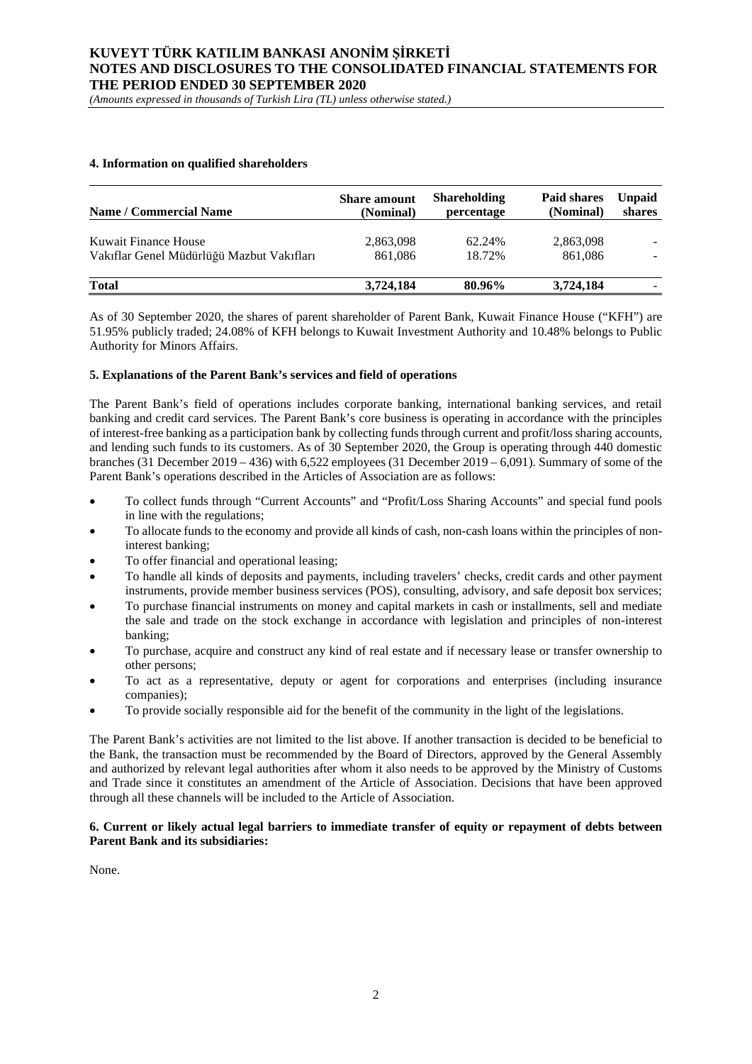## 4. Information on qualified shareholders

| Name / Commercial Name | Share amount (Nominal) | Shareholding percentage | Paid shares (Nominal) | Unpaid shares |
|---|---|---|---|---|
| Kuwait Finance House | 2,863,098 | 62.24% | 2,863,098 | - |
| Vakıflar Genel Müdürlüğü Mazbut Vakıfları | 861,086 | 18.72% | 861,086 | - |
| **Total** | **3,724,184** | **80.96%** | **3,724,184** | - |

As of 30 September 2020, the shares of parent shareholder of Parent Bank, Kuwait Finance House ("KFH") are 51.95% publicly traded; 24.08% of KFH belongs to Kuwait Investment Authority and 10.48% belongs to Public Authority for Minors Affairs.

## 5. Explanations of the Parent Bank's services and field of operations

The Parent Bank's field of operations includes corporate banking, international banking services, and retail banking and credit card services. The Parent Bank's core business is operating in accordance with the principles of interest-free banking as a participation bank by collecting funds through current and profit/loss sharing accounts, and lending such funds to its customers. As of 30 September 2020, the Group is operating through 440 domestic branches (31 December 2019 – 436) with 6,522 employees (31 December 2019 – 6,091). Summary of some of the Parent Bank's operations described in the Articles of Association are as follows:

- To collect funds through "Current Accounts" and "Profit/Loss Sharing Accounts" and special fund pools in line with the regulations;
- To allocate funds to the economy and provide all kinds of cash, non-cash loans within the principles of non-interest banking;
- To offer financial and operational leasing;
- To handle all kinds of deposits and payments, including travelers' checks, credit cards and other payment instruments, provide member business services (POS), consulting, advisory, and safe deposit box services;
- To purchase financial instruments on money and capital markets in cash or installments, sell and mediate the sale and trade on the stock exchange in accordance with legislation and principles of non-interest banking;
- To purchase, acquire and construct any kind of real estate and if necessary lease or transfer ownership to other persons;
- To act as a representative, deputy or agent for corporations and enterprises (including insurance companies);
- To provide socially responsible aid for the benefit of the community in the light of the legislations.

The Parent Bank's activities are not limited to the list above. If another transaction is decided to be beneficial to the Bank, the transaction must be recommended by the Board of Directors, approved by the General Assembly and authorized by relevant legal authorities after whom it also needs to be approved by the Ministry of Customs and Trade since it constitutes an amendment of the Article of Association. Decisions that have been approved through all these channels will be included to the Article of Association.

## 6. Current or likely actual legal barriers to immediate transfer of equity or repayment of debts between Parent Bank and its subsidiaries:

None.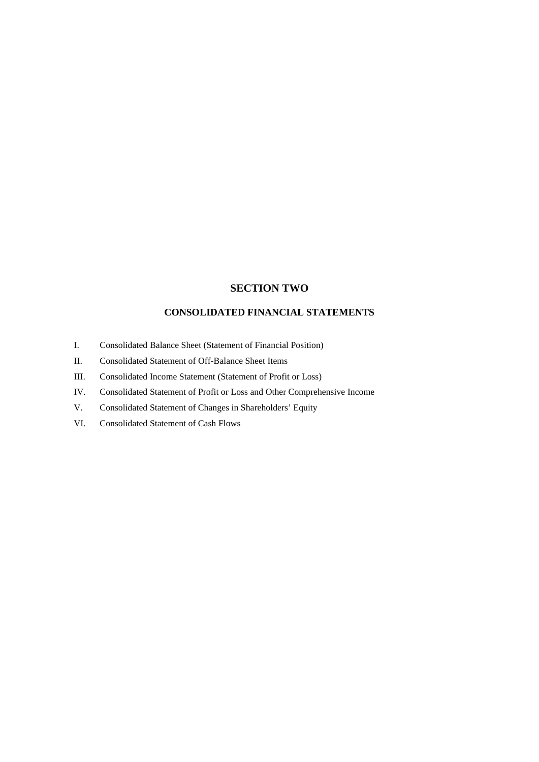# SECTION TWO

## CONSOLIDATED FINANCIAL STATEMENTS

I. Consolidated Balance Sheet (Statement of Financial Position)

II. Consolidated Statement of Off-Balance Sheet Items

III. Consolidated Income Statement (Statement of Profit or Loss)

IV. Consolidated Statement of Profit or Loss and Other Comprehensive Income

V. Consolidated Statement of Changes in Shareholders' Equity

VI. Consolidated Statement of Cash Flows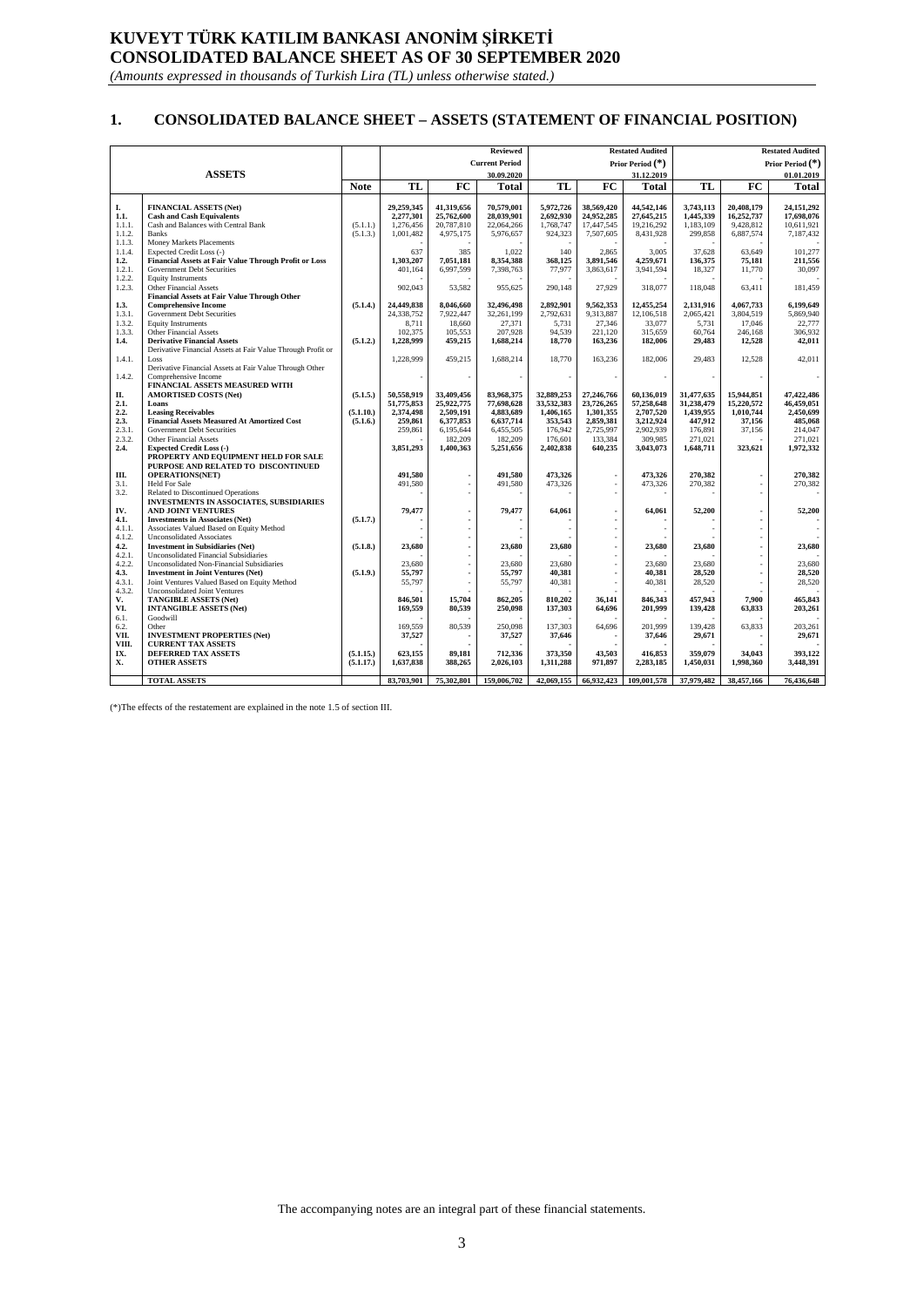# KUVEYT TÜRK KATILIM BANKASI ANONİM ŞİRKETİ
# CONSOLIDATED BALANCE SHEET AS OF 30 SEPTEMBER 2020

*(Amounts expressed in thousands of Turkish Lira (TL) unless otherwise stated.)*

## 1. CONSOLIDATED BALANCE SHEET – ASSETS (STATEMENT OF FINANCIAL POSITION)

| | ASSETS | Note | Reviewed Current Period 30.09.2020 | | | Restated Audited Prior Period (*) 31.12.2019 | | | Restated Audited Prior Period (*) 01.01.2019 | | |
|---|---|---|---|---|---|---|---|---|---|---|---|
| | | | TL | FC | Total | TL | FC | Total | TL | FC | Total |
| I. | **FINANCIAL ASSETS (Net)** | | 29,259,345 | 41,319,656 | 70,579,001 | 5,972,726 | 38,569,420 | 44,542,146 | 3,743,113 | 20,408,179 | 24,151,292 |
| 1.1. | **Cash and Cash Equivalents** | | 2,277,301 | 25,762,600 | 28,039,901 | 2,692,930 | 24,952,285 | 27,645,215 | 1,445,339 | 16,252,737 | 17,698,076 |
| 1.1.1. | Cash and Balances with Central Bank | (5.1.1.) | 1,276,456 | 20,787,810 | 22,064,266 | 1,768,747 | 17,447,545 | 19,216,292 | 1,183,109 | 9,428,812 | 10,611,921 |
| 1.1.2. | Banks | (5.1.3.) | 1,001,482 | 4,975,175 | 5,976,657 | 924,323 | 7,507,605 | 8,431,928 | 299,858 | 6,887,574 | 7,187,432 |
| 1.1.3. | Money Markets Placements | | - | - | - | - | - | - | - | - | - |
| 1.1.4. | Expected Credit Loss (-) | | 637 | 385 | 1,022 | 140 | 2,865 | 3,005 | 37,628 | 63,649 | 101,277 |
| 1.2. | **Financial Assets at Fair Value Through Profit or Loss** | | 1,303,207 | 7,051,181 | 8,354,388 | 368,125 | 3,891,546 | 4,259,671 | 136,375 | 75,181 | 211,556 |
| 1.2.1. | Government Debt Securities | | 401,164 | 6,997,599 | 7,398,763 | 77,977 | 3,863,617 | 3,941,594 | 18,327 | 11,770 | 30,097 |
| 1.2.2. | Equity Instruments | | - | - | - | - | - | - | - | - | - |
| 1.2.3. | Other Financial Assets | | 902,043 | 53,582 | 955,625 | 290,148 | 27,929 | 318,077 | 118,048 | 63,411 | 181,459 |
| 1.3. | **Financial Assets at Fair Value Through Other Comprehensive Income** | (5.1.4.) | 24,449,838 | 8,046,660 | 32,496,498 | 2,892,901 | 9,562,353 | 12,455,254 | 2,131,916 | 4,067,733 | 6,199,649 |
| 1.3.1. | Government Debt Securities | | 24,338,752 | 7,922,447 | 32,261,199 | 2,792,631 | 9,313,887 | 12,106,518 | 2,065,421 | 3,804,519 | 5,869,940 |
| 1.3.2. | Equity Instruments | | 8,711 | 18,660 | 27,371 | 5,731 | 27,346 | 33,077 | 5,731 | 17,046 | 22,777 |
| 1.3.3. | Other Financial Assets | | 102,375 | 105,553 | 207,928 | 94,539 | 221,120 | 315,659 | 60,764 | 246,168 | 306,932 |
| 1.4. | **Derivative Financial Assets** | (5.1.2.) | 1,228,999 | 459,215 | 1,688,214 | 18,770 | 163,236 | 182,006 | 29,483 | 12,528 | 42,011 |
| 1.4.1. | Derivative Financial Assets at Fair Value Through Profit or Loss | | 1,228,999 | 459,215 | 1,688,214 | 18,770 | 163,236 | 182,006 | 29,483 | 12,528 | 42,011 |
| 1.4.2. | Derivative Financial Assets at Fair Value Through Other Comprehensive Income | | - | - | - | - | - | - | - | - | - |
| II. | **FINANCIAL ASSETS MEASURED WITH AMORTISED COSTS (Net)** | (5.1.5.) | 50,558,919 | 33,409,456 | 83,968,375 | 32,889,253 | 27,246,766 | 60,136,019 | 31,477,635 | 15,944,851 | 47,422,486 |
| 2.1. | **Loans** | | 51,775,853 | 25,922,775 | 77,698,628 | 33,532,383 | 23,726,265 | 57,258,648 | 31,238,479 | 15,220,572 | 46,459,051 |
| 2.2. | **Leasing Receivables** | (5.1.10.) | 2,374,498 | 2,509,191 | 4,883,689 | 1,406,165 | 1,301,355 | 2,707,520 | 1,439,955 | 1,010,744 | 2,450,699 |
| 2.3. | **Financial Assets Measured At Amortized Cost** | (5.1.6.) | 259,861 | 6,377,853 | 6,637,714 | 353,543 | 2,859,381 | 3,212,924 | 447,912 | 37,156 | 485,068 |
| 2.3.1. | Government Debt Securities | | 259,861 | 6,195,644 | 6,455,505 | 176,942 | 2,725,997 | 2,902,939 | 176,891 | 37,156 | 214,047 |
| 2.3.2. | Other Financial Assets | | - | 182,209 | 182,209 | 176,601 | 133,384 | 309,985 | 271,021 | - | 271,021 |
| 2.4. | **Expected Credit Loss (-)** | | 3,851,293 | 1,400,363 | 5,251,656 | 2,402,838 | 640,235 | 3,043,073 | 1,648,711 | 323,621 | 1,972,332 |
| III. | **PROPERTY AND EQUIPMENT HELD FOR SALE PURPOSE AND RELATED TO DISCONTINUED OPERATIONS(NET)** | | 491,580 | - | 491,580 | 473,326 | - | 473,326 | 270,382 | - | 270,382 |
| 3.1. | Held For Sale | | 491,580 | - | 491,580 | 473,326 | - | 473,326 | 270,382 | - | 270,382 |
| 3.2. | Related to Discontinued Operations | | - | - | - | - | - | - | - | - | - |
| IV. | **INVESTMENTS IN ASSOCIATES, SUBSIDIARIES AND JOINT VENTURES** | | 79,477 | - | 79,477 | 64,061 | - | 64,061 | 52,200 | - | 52,200 |
| 4.1. | **Investments in Associates (Net)** | (5.1.7.) | - | - | - | - | - | - | - | - | - |
| 4.1.1. | Associates Valued Based on Equity Method | | - | - | - | - | - | - | - | - | - |
| 4.1.2. | Unconsolidated Associates | | - | - | - | - | - | - | - | - | - |
| 4.2. | **Investment in Subsidiaries (Net)** | (5.1.8.) | 23,680 | - | 23,680 | 23,680 | - | 23,680 | 23,680 | - | 23,680 |
| 4.2.1. | Unconsolidated Financial Subsidiaries | | - | - | - | - | - | - | - | - | - |
| 4.2.2. | Unconsolidated Non-Financial Subsidiaries | | 23,680 | - | 23,680 | 23,680 | - | 23,680 | 23,680 | - | 23,680 |
| 4.3. | **Investment in Joint Ventures (Net)** | (5.1.9.) | 55,797 | - | 55,797 | 40,381 | - | 40,381 | 28,520 | - | 28,520 |
| 4.3.1. | Joint Ventures Valued Based on Equity Method | | 55,797 | - | 55,797 | 40,381 | - | 40,381 | 28,520 | - | 28,520 |
| 4.3.2. | Unconsolidated Joint Ventures | | - | - | - | - | - | - | - | - | - |
| V. | **TANGIBLE ASSETS (Net)** | | 846,501 | 15,704 | 862,205 | 810,202 | 36,141 | 846,343 | 457,943 | 7,900 | 465,843 |
| VI. | **INTANGIBLE ASSETS (Net)** | | 169,559 | 80,539 | 250,098 | 137,303 | 64,696 | 201,999 | 139,428 | 63,833 | 203,261 |
| 6.1. | Goodwill | | - | - | - | - | - | - | - | - | - |
| 6.2. | Other | | 169,559 | 80,539 | 250,098 | 137,303 | 64,696 | 201,999 | 139,428 | 63,833 | 203,261 |
| VII. | **INVESTMENT PROPERTIES (Net)** | | 37,527 | - | 37,527 | 37,646 | - | 37,646 | 29,671 | - | 29,671 |
| VIII. | **CURRENT TAX ASSETS** | | - | - | - | - | - | - | - | - | - |
| IX. | **DEFERRED TAX ASSETS** | (5.1.15.) | 623,155 | 89,181 | 712,336 | 373,350 | 43,503 | 416,853 | 359,079 | 34,043 | 393,122 |
| X. | **OTHER ASSETS** | (5.1.17.) | 1,637,838 | 388,265 | 2,026,103 | 1,311,288 | 971,897 | 2,283,185 | 1,450,031 | 1,998,360 | 3,448,391 |
| | **TOTAL ASSETS** | | 83,703,901 | 75,302,801 | 159,006,702 | 42,069,155 | 66,932,423 | 109,001,578 | 37,979,482 | 38,457,166 | 76,436,648 |

(*)The effects of the restatement are explained in the note 1.5 of section III.

The accompanying notes are an integral part of these financial statements.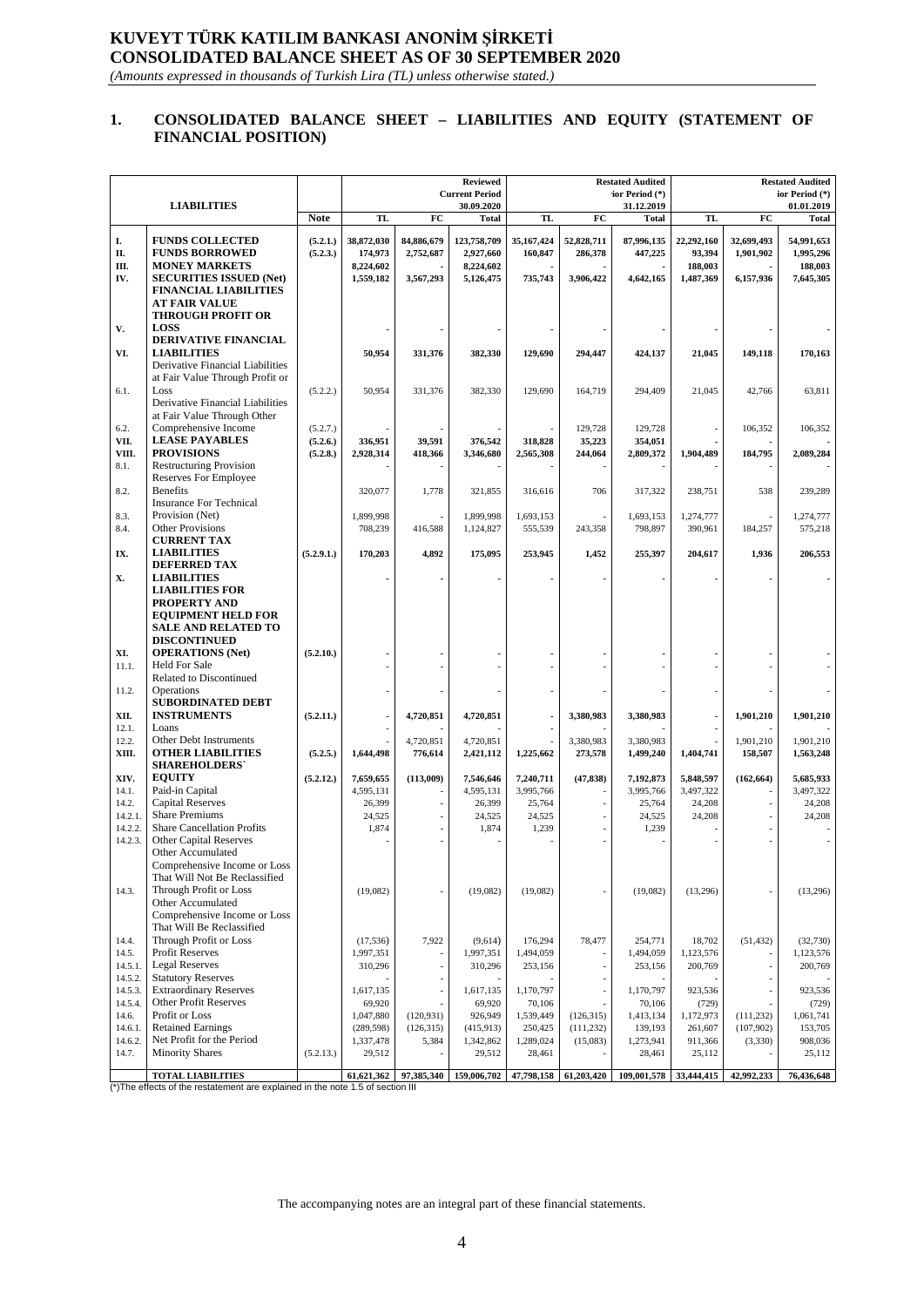# KUVEYT TÜRK KATILIM BANKASI ANONİM ŞİRKETİ
# CONSOLIDATED BALANCE SHEET AS OF 30 SEPTEMBER 2020

*(Amounts expressed in thousands of Turkish Lira (TL) unless otherwise stated.)*

## 1. CONSOLIDATED BALANCE SHEET – LIABILITIES AND EQUITY (STATEMENT OF FINANCIAL POSITION)

| | LIABILITIES | Note | Reviewed Current Period 30.09.2020 | | | Restated Audited Prior Period (*) 31.12.2019 | | | Restated Audited Prior Period (*) 01.01.2019 | | |
|---|---|---|---|---|---|---|---|---|---|---|---|
| | | | TL | FC | Total | TL | FC | Total | TL | FC | Total |
| **I.** | **FUNDS COLLECTED** | **(5.2.1.)** | **38,872,030** | **84,886,679** | **123,758,709** | **35,167,424** | **52,828,711** | **87,996,135** | **22,292,160** | **32,699,493** | **54,991,653** |
| **II.** | **FUNDS BORROWED** | **(5.2.3.)** | **174,973** | **2,752,687** | **2,927,660** | **160,847** | **286,378** | **447,225** | **93,394** | **1,901,902** | **1,995,296** |
| **III.** | **MONEY MARKETS** | | **8,224,602** | **-** | **8,224,602** | **-** | **-** | **-** | **188,003** | **-** | **188,003** |
| **IV.** | **SECURITIES ISSUED (Net)** | | **1,559,182** | **3,567,293** | **5,126,475** | **735,743** | **3,906,422** | **4,642,165** | **1,487,369** | **6,157,936** | **7,645,305** |
| **V.** | **FINANCIAL LIABILITIES AT FAIR VALUE THROUGH PROFIT OR LOSS** | | **-** | **-** | **-** | **-** | **-** | **-** | **-** | **-** | **-** |
| **VI.** | **DERIVATIVE FINANCIAL LIABILITIES** | | **50,954** | **331,376** | **382,330** | **129,690** | **294,447** | **424,137** | **21,045** | **149,118** | **170,163** |
| 6.1. | Derivative Financial Liabilities at Fair Value Through Profit or Loss | (5.2.2.) | 50,954 | 331,376 | 382,330 | 129,690 | 164,719 | 294,409 | 21,045 | 42,766 | 63,811 |
| 6.2. | Derivative Financial Liabilities at Fair Value Through Other Comprehensive Income | (5.2.7.) | - | - | - | - | 129,728 | 129,728 | - | 106,352 | 106,352 |
| **VII.** | **LEASE PAYABLES** | **(5.2.6.)** | **336,951** | **39,591** | **376,542** | **318,828** | **35,223** | **354,051** | **-** | **-** | **-** |
| **VIII.** | **PROVISIONS** | **(5.2.8.)** | **2,928,314** | **418,366** | **3,346,680** | **2,565,308** | **244,064** | **2,809,372** | **1,904,489** | **184,795** | **2,089,284** |
| 8.1. | Restructuring Provision | | - | - | - | - | - | - | - | - | - |
| 8.2. | Reserves For Employee Benefits | | 320,077 | 1,778 | 321,855 | 316,616 | 706 | 317,322 | 238,751 | 538 | 239,289 |
| 8.3. | Insurance For Technical Provision (Net) | | 1,899,998 | - | 1,899,998 | 1,693,153 | - | 1,693,153 | 1,274,777 | - | 1,274,777 |
| 8.4. | Other Provisions | | 708,239 | 416,588 | 1,124,827 | 555,539 | 243,358 | 798,897 | 390,961 | 184,257 | 575,218 |
| **IX.** | **CURRENT TAX LIABILITIES** | **(5.2.9.1.)** | **170,203** | **4,892** | **175,095** | **253,945** | **1,452** | **255,397** | **204,617** | **1,936** | **206,553** |
| **X.** | **DEFERRED TAX LIABILITIES** | | **-** | **-** | **-** | **-** | **-** | **-** | **-** | **-** | **-** |
| **XI.** | **LIABILITIES FOR PROPERTY AND EQUIPMENT HELD FOR SALE AND RELATED TO DISCONTINUED OPERATIONS (Net)** | **(5.2.10.)** | **-** | **-** | **-** | **-** | **-** | **-** | **-** | **-** | **-** |
| 11.1. | Held For Sale | | - | - | - | - | - | - | - | - | - |
| 11.2. | Related to Discontinued Operations | | - | - | - | - | - | - | - | - | - |
| **XII.** | **SUBORDINATED DEBT INSTRUMENTS** | **(5.2.11.)** | **-** | **4,720,851** | **4,720,851** | **-** | **3,380,983** | **3,380,983** | **-** | **1,901,210** | **1,901,210** |
| 12.1. | Loans | | - | - | - | - | - | - | - | - | - |
| 12.2. | Other Debt Instruments | | - | 4,720,851 | 4,720,851 | - | 3,380,983 | 3,380,983 | - | 1,901,210 | 1,901,210 |
| **XIII.** | **OTHER LIABILITIES** | **(5.2.5.)** | **1,644,498** | **776,614** | **2,421,112** | **1,225,662** | **273,578** | **1,499,240** | **1,404,741** | **158,507** | **1,563,248** |
| **XIV.** | **SHAREHOLDERS` EQUITY** | **(5.2.12.)** | **7,659,655** | **(113,009)** | **7,546,646** | **7,240,711** | **(47,838)** | **7,192,873** | **5,848,597** | **(162,664)** | **5,685,933** |
| 14.1. | Paid-in Capital | | 4,595,131 | - | 4,595,131 | 3,995,766 | - | 3,995,766 | 3,497,322 | - | 3,497,322 |
| 14.2. | Capital Reserves | | 26,399 | - | 26,399 | 25,764 | - | 25,764 | 24,208 | - | 24,208 |
| 14.2.1. | Share Premiums | | 24,525 | - | 24,525 | 24,525 | - | 24,525 | 24,208 | - | 24,208 |
| 14.2.2. | Share Cancellation Profits | | 1,874 | - | 1,874 | 1,239 | - | 1,239 | - | - | - |
| 14.2.3. | Other Capital Reserves | | - | - | - | - | - | - | - | - | - |
| 14.3. | Other Accumulated Comprehensive Income or Loss That Will Not Be Reclassified Through Profit or Loss | | (19,082) | - | (19,082) | (19,082) | - | (19,082) | (13,296) | - | (13,296) |
| 14.4. | Other Accumulated Comprehensive Income or Loss That Will Be Reclassified Through Profit or Loss | | (17,536) | 7,922 | (9,614) | 176,294 | 78,477 | 254,771 | 18,702 | (51,432) | (32,730) |
| 14.5. | Profit Reserves | | 1,997,351 | - | 1,997,351 | 1,494,059 | - | 1,494,059 | 1,123,576 | - | 1,123,576 |
| 14.5.1. | Legal Reserves | | 310,296 | - | 310,296 | 253,156 | - | 253,156 | 200,769 | - | 200,769 |
| 14.5.2. | Statutory Reserves | | - | - | - | - | - | - | - | - | - |
| 14.5.3. | Extraordinary Reserves | | 1,617,135 | - | 1,617,135 | 1,170,797 | - | 1,170,797 | 923,536 | - | 923,536 |
| 14.5.4. | Other Profit Reserves | | 69,920 | - | 69,920 | 70,106 | - | 70,106 | (729) | - | (729) |
| 14.6. | Profit or Loss | | 1,047,880 | (120,931) | 926,949 | 1,539,449 | (126,315) | 1,413,134 | 1,172,973 | (111,232) | 1,061,741 |
| 14.6.1. | Retained Earnings | | (289,598) | (126,315) | (415,913) | 250,425 | (111,232) | 139,193 | 261,607 | (107,902) | 153,705 |
| 14.6.2. | Net Profit for the Period | | 1,337,478 | 5,384 | 1,342,862 | 1,289,024 | (15,083) | 1,273,941 | 911,366 | (3,330) | 908,036 |
| 14.7. | Minority Shares | (5.2.13.) | 29,512 | - | 29,512 | 28,461 | - | 28,461 | 25,112 | - | 25,112 |
| | **TOTAL LIABILITIES** | | **61,621,362** | **97,385,340** | **159,006,702** | **47,798,158** | **61,203,420** | **109,001,578** | **33,444,415** | **42,992,233** | **76,436,648** |

(*)The effects of the restatement are explained in the note 1.5 of section III

The accompanying notes are an integral part of these financial statements.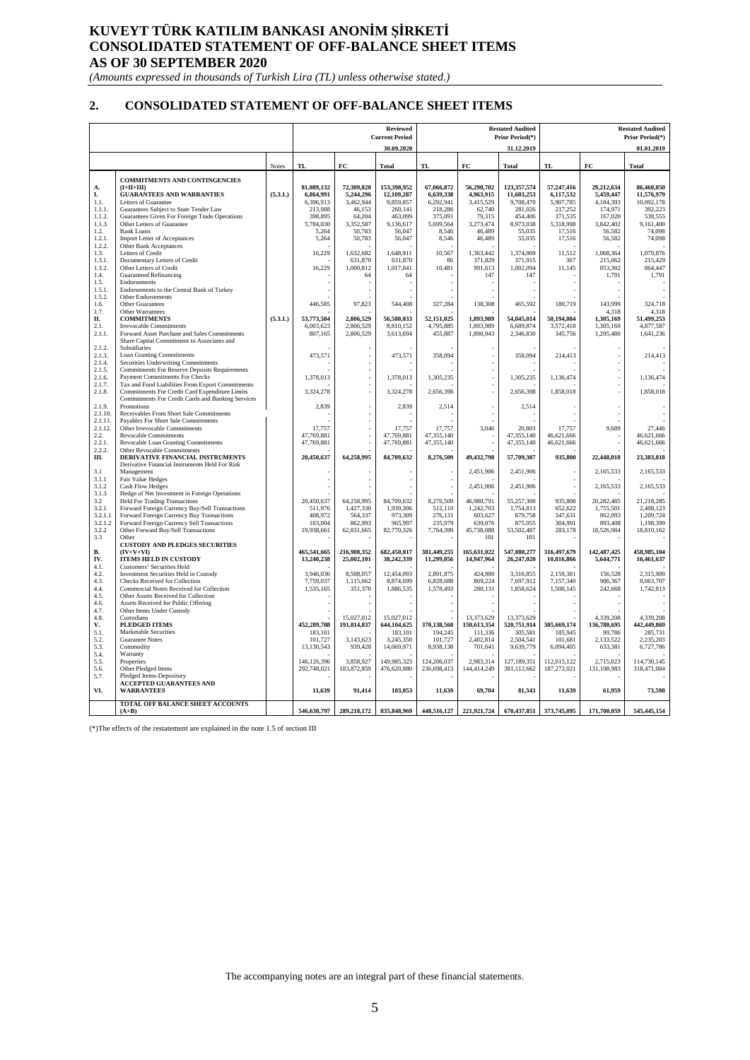# KUVEYT TÜRK KATILIM BANKASI ANONİM ŞİRKETİ
# CONSOLIDATED STATEMENT OF OFF-BALANCE SHEET ITEMS
# AS OF 30 SEPTEMBER 2020

*(Amounts expressed in thousands of Turkish Lira (TL) unless otherwise stated.)*

## 2. CONSOLIDATED STATEMENT OF OFF-BALANCE SHEET ITEMS

| | | | Reviewed Current Period 30.09.2020 | | | Restated Audited Prior Period(*) 31.12.2019 | | | Restated Audited Prior Period(*) 01.01.2019 | | |
|---|---|---|---|---|---|---|---|---|---|---|---|
| | | Notes | TL | FC | Total | TL | FC | Total | TL | FC | Total |
| A. | COMMITMENTS AND CONTINGENCIES (I+II+III) | | 81,089,132 | 72,309,820 | 153,398,952 | 67,066,872 | 56,290,702 | 123,357,574 | 57,247,416 | 29,212,634 | 86,460,050 |
| I. | GUARANTEES AND WARRANTIES | (5.3.1.) | 6,864,991 | 5,244,296 | 12,109,287 | 6,639,338 | 4,963,915 | 11,603,253 | 6,117,532 | 5,459,447 | 11,576,979 |
| 1.1. | Letters of Guarantee | | 6,396,913 | 3,462,944 | 9,859,857 | 6,292,941 | 3,415,529 | 9,708,470 | 5,907,785 | 4,184,393 | 10,092,178 |
| 1.1.1. | Guarantees Subject to State Tender Law | | 213,988 | 46,153 | 260,141 | 218,286 | 62,740 | 281,026 | 217,252 | 174,971 | 392,223 |
| 1.1.2. | Guarantees Given For Foreign Trade Operations | | 398,895 | 64,204 | 463,099 | 375,091 | 79,315 | 454,406 | 371,535 | 167,020 | 538,555 |
| 1.1.3. | Other Letters of Guarantee | | 5,784,030 | 3,352,587 | 9,136,617 | 5,699,564 | 3,273,474 | 8,973,038 | 5,318,998 | 3,842,402 | 9,161,400 |
| 1.2. | Bank Loans | | 5,264 | 50,783 | 56,047 | 8,546 | 46,489 | 55,035 | 17,516 | 56,582 | 74,098 |
| 1.2.1. | Import Letter of Acceptances | | 5,264 | 50,783 | 56,047 | 8,546 | 46,489 | 55,035 | 17,516 | 56,582 | 74,098 |
| 1.2.2. | Other Bank Acceptances | | - | - | - | - | - | - | - | - | - |
| 1.3. | Letters of Credit | | 16,229 | 1,632,682 | 1,648,911 | 10,567 | 1,363,442 | 1,374,009 | 11,512 | 1,068,364 | 1,079,876 |
| 1.3.1. | Documentary Letters of Credit | | - | 631,870 | 631,870 | 86 | 371,829 | 371,915 | 367 | 215,062 | 215,429 |
| 1.3.2. | Other Letters of Credit | | 16,229 | 1,000,812 | 1,017,041 | 10,481 | 991,613 | 1,002,094 | 11,145 | 853,302 | 864,447 |
| 1.4. | Guaranteed Refinancing | | - | 64 | 64 | - | 147 | 147 | - | 1,791 | 1,791 |
| 1.5. | Endorsements | | - | - | - | - | - | - | - | - | - |
| 1.5.1. | Endorsements to the Central Bank of Turkey | | - | - | - | - | - | - | - | - | - |
| 1.5.2. | Other Endorsements | | - | - | - | - | - | - | - | - | - |
| 1.6. | Other Guarantees | | 446,585 | 97,823 | 544,408 | 327,284 | 138,308 | 465,592 | 180,719 | 143,999 | 324,718 |
| 1.7. | Other Warrantees | | - | - | - | - | - | - | - | 4,318 | 4,318 |
| II. | COMMITMENTS | (5.3.1.) | 53,773,504 | 2,806,529 | 56,580,033 | 52,151,025 | 1,893,989 | 54,045,014 | 50,194,084 | 1,305,169 | 51,499,253 |
| 2.1. | Irrevocable Commitments | | 6,003,623 | 2,806,529 | 8,810,152 | 4,795,885 | 1,893,989 | 6,689,874 | 3,572,418 | 1,305,169 | 4,877,587 |
| 2.1.1. | Forward Asset Purchase and Sales Commitments | | 807,165 | 2,806,529 | 3,613,694 | 455,887 | 1,890,943 | 2,346,830 | 345,756 | 1,295,480 | 1,641,236 |
| 2.1.2. | Share Capital Commitment to Associates and Subsidiaries | | - | - | - | - | - | - | - | - | - |
| 2.1.3. | Loan Granting Commitments | | 473,571 | - | 473,571 | 358,094 | - | 358,094 | 214,413 | - | 214,413 |
| 2.1.4. | Securities Underwriting Commitments | | - | - | - | - | - | - | - | - | - |
| 2.1.5. | Commitments For Reserve Deposits Requirements | | - | - | - | - | - | - | - | - | - |
| 2.1.6. | Payment Commitments For Checks | | 1,378,013 | - | 1,378,013 | 1,305,235 | - | 1,305,235 | 1,136,474 | - | 1,136,474 |
| 2.1.7. | Tax and Fund Liabilities From Export Commitments | | - | - | - | - | - | - | - | - | - |
| 2.1.8. | Commitments For Credit Card Expenditure Limits | | 3,324,278 | - | 3,324,278 | 2,656,398 | - | 2,656,398 | 1,858,018 | - | 1,858,018 |
| 2.1.9. | Commitments For Credit Cards and Banking Services Promotions | | 2,839 | - | 2,839 | 2,514 | - | 2,514 | - | - | - |
| 2.1.10. | Receivables From Short Sale Commitments | | - | - | - | - | - | - | - | - | - |
| 2.1.11. | Payables For Short Sale Commitments | | - | - | - | - | - | - | - | - | - |
| 2.1.12. | Other Irrevocable Commitments | | 17,757 | - | 17,757 | 17,757 | 3,046 | 20,803 | 17,757 | 9,689 | 27,446 |
| 2.2. | Revocable Commitments | | 47,769,881 | - | 47,769,881 | 47,355,140 | - | 47,355,140 | 46,621,666 | - | 46,621,666 |
| 2.2.1. | Revocable Loan Granting Commitments | | 47,769,881 | - | 47,769,881 | 47,355,140 | - | 47,355,140 | 46,621,666 | - | 46,621,666 |
| 2.2.2. | Other Revocable Commitments | | - | - | - | - | - | - | - | - | - |
| III. | DERIVATIVE FINANCIAL INSTRUMENTS | | 20,450,637 | 64,258,995 | 84,709,632 | 8,276,509 | 49,432,798 | 57,709,307 | 935,800 | 22,448,018 | 23,383,818 |
| 3.1 | Derivative Financial Instruments Held For Risk Management | | - | - | - | - | 2,451,906 | 2,451,906 | - | 2,165,533 | 2,165,533 |
| 3.1.1 | Fair Value Hedges | | - | - | - | - | - | - | - | - | - |
| 3.1.2 | Cash Flow Hedges | | - | - | - | - | 2,451,906 | 2,451,906 | - | 2,165,533 | 2,165,533 |
| 3.1.3 | Hedge of Net Investment in Foreign Operations | | - | - | - | - | - | - | - | - | - |
| 3.2 | Held For Trading Transactions | | 20,450,637 | 64,258,995 | 84,709,632 | 8,276,509 | 46,980,791 | 55,257,300 | 935,800 | 20,282,485 | 21,218,285 |
| 3.2.1 | Forward Foreign Currency Buy/Sell Transactions | | 511,976 | 1,427,330 | 1,939,306 | 512,110 | 1,242,703 | 1,754,813 | 652,622 | 1,755,501 | 2,408,123 |
| 3.2.1.1 | Forward Foreign Currency Buy Transactions | | 408,972 | 564,337 | 973,309 | 276,131 | 603,627 | 879,758 | 347,631 | 862,093 | 1,209,724 |
| 3.2.1.2 | Forward Foreign Currency Sell Transactions | | 103,004 | 862,993 | 965,997 | 235,979 | 639,076 | 875,055 | 304,991 | 893,408 | 1,198,399 |
| 3.2.2 | Other Forward Buy/Sell Transactions | | 19,938,661 | 62,831,665 | 82,770,326 | 7,764,399 | 45,738,088 | 53,502,487 | 283,178 | 18,526,984 | 18,810,162 |
| 3.3 | Other | | - | - | - | - | 101 | 101 | - | - | - |
| B. | CUSTODY AND PLEDGES SECURITIES (IV+V+VI) | | 465,541,665 | 216,908,352 | 682,450,017 | 381,449,255 | 165,631,022 | 547,080,277 | 316,497,679 | 142,487,425 | 458,985,104 |
| IV. | ITEMS HELD IN CUSTODY | | 13,240,238 | 25,002,101 | 38,242,339 | 11,299,056 | 14,947,964 | 26,247,020 | 10,816,866 | 5,644,771 | 16,461,637 |
| 4.1. | Customers' Securities Held | | - | - | - | - | - | - | - | - | - |
| 4.2. | Investment Securities Held in Custody | | 3,946,036 | 8,508,057 | 12,454,093 | 2,891,875 | 424,980 | 3,316,855 | 2,159,381 | 156,528 | 2,315,909 |
| 4.3. | Checks Received for Collection | | 7,759,037 | 1,115,662 | 8,874,699 | 6,828,688 | 869,224 | 7,697,912 | 7,157,340 | 906,367 | 8,063,707 |
| 4.4. | Commercial Notes Received for Collection | | 1,535,165 | 351,370 | 1,886,535 | 1,578,493 | 280,131 | 1,858,624 | 1,500,145 | 242,668 | 1,742,813 |
| 4.5. | Other Assets Received for Collection | | - | - | - | - | - | - | - | - | - |
| 4.6. | Assets Received for Public Offering | | - | - | - | - | - | - | - | - | - |
| 4.7. | Other Items Under Custody | | - | - | - | - | - | - | - | - | - |
| 4.8. | Custodians | | - | 15,027,012 | 15,027,012 | - | 13,373,629 | 13,373,629 | - | 4,339,208 | 4,339,208 |
| V. | PLEDGED ITEMS | | 452,289,788 | 191,814,837 | 644,104,625 | 370,138,560 | 150,613,354 | 520,751,914 | 305,669,174 | 136,780,695 | 442,449,869 |
| 5.1. | Marketable Securities | | 183,101 | - | 183,101 | 194,245 | 111,336 | 305,581 | 185,945 | 99,786 | 285,731 |
| 5.2. | Guarantee Notes | | 101,727 | 3,143,623 | 3,245,350 | 101,727 | 2,402,814 | 2,504,541 | 101,681 | 2,133,522 | 2,235,203 |
| 5.3. | Commodity | | 13,130,543 | 939,428 | 14,069,971 | 8,938,138 | 701,641 | 9,639,779 | 6,094,405 | 633,381 | 6,727,786 |
| 5.4. | Warranty | | - | - | - | - | - | - | - | - | - |
| 5.5. | Properties | | 146,126,396 | 3,858,927 | 149,985,323 | 124,206,037 | 2,983,314 | 127,189,351 | 112,015,122 | 2,715,023 | 114,730,145 |
| 5.6. | Other Pledged Items | | 292,748,021 | 183,872,859 | 476,620,880 | 236,698,413 | 144,414,249 | 381,112,662 | 187,272,021 | 131,198,983 | 318,471,004 |
| 5.7. | Pledged Items-Depository | | - | - | - | - | - | - | - | - | - |
| VI. | ACCEPTED GUARANTEES AND WARRANTEES | | 11,639 | 91,414 | 103,053 | 11,639 | 69,704 | 81,343 | 11,639 | 61,959 | 73,598 |
| | TOTAL OFF BALANCE SHEET ACCOUNTS (A+B) | | 546,630,797 | 289,218,172 | 835,848,969 | 448,516,127 | 221,921,724 | 670,437,851 | 373,745,095 | 171,700,059 | 545,445,154 |

(*)The effects of the restatement are explained in the note 1.5 of section III

The accompanying notes are an integral part of these financial statements.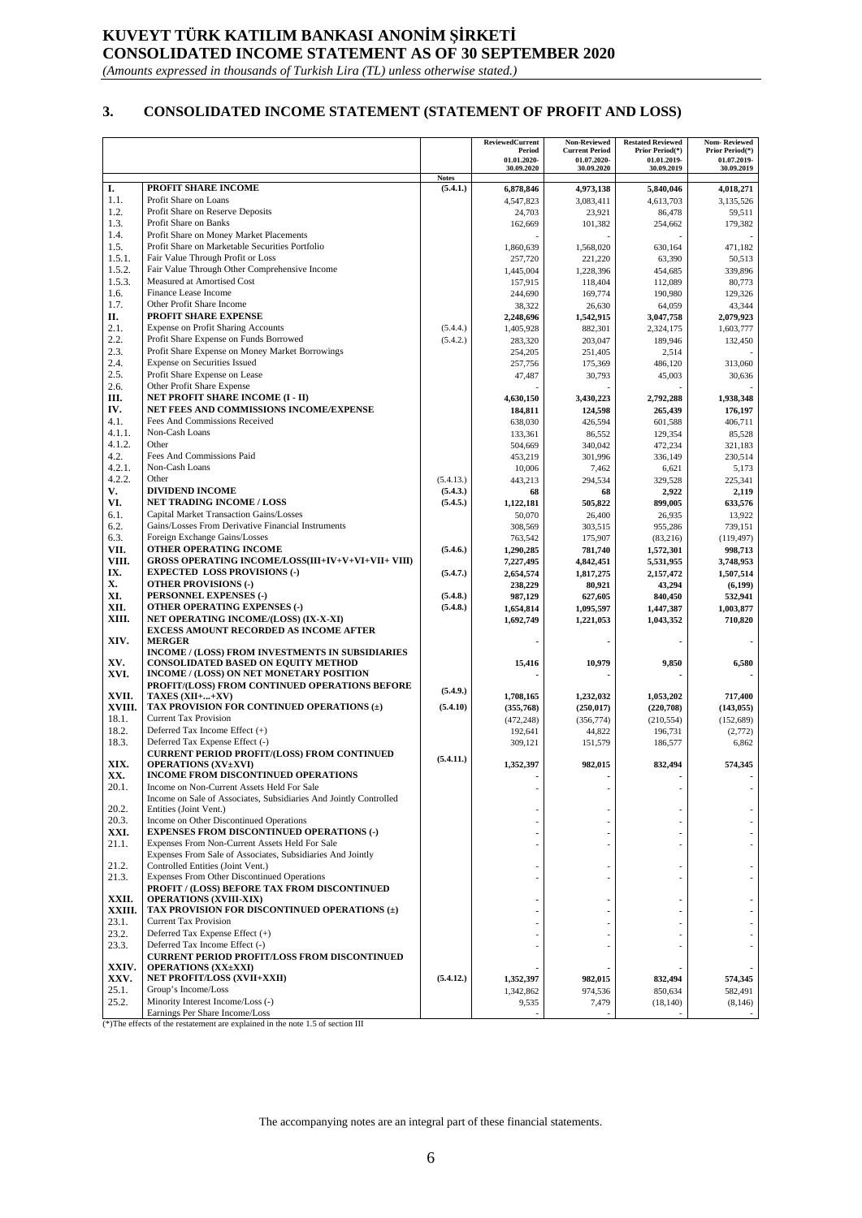# KUVEYT TÜRK KATILIM BANKASI ANONİM ŞİRKETİ
# CONSOLIDATED INCOME STATEMENT AS OF 30 SEPTEMBER 2020

*(Amounts expressed in thousands of Turkish Lira (TL) unless otherwise stated.)*

## 3. CONSOLIDATED INCOME STATEMENT (STATEMENT OF PROFIT AND LOSS)

| | | Notes | Reviewed Current Period 01.01.2020-30.09.2020 | Non-Reviewed Current Period 01.07.2020-30.09.2020 | Restated Reviewed Prior Period(*) 01.01.2019-30.09.2019 | Non-Reviewed Prior Period(*) 01.07.2019-30.09.2019 |
|---|---|---|---|---|---|---|
| **I.** | **PROFIT SHARE INCOME** | **(5.4.1.)** | **6,878,846** | **4,973,138** | **5,840,046** | **4,018,271** |
| 1.1. | Profit Share on Loans | | 4,547,823 | 3,083,411 | 4,613,703 | 3,135,526 |
| 1.2. | Profit Share on Reserve Deposits | | 24,703 | 23,921 | 86,478 | 59,511 |
| 1.3. | Profit Share on Banks | | 162,669 | 101,382 | 254,662 | 179,382 |
| 1.4. | Profit Share on Money Market Placements | | - | - | - | - |
| 1.5. | Profit Share on Marketable Securities Portfolio | | 1,860,639 | 1,568,020 | 630,164 | 471,182 |
| 1.5.1. | Fair Value Through Profit or Loss | | 257,720 | 221,220 | 63,390 | 50,513 |
| 1.5.2. | Fair Value Through Other Comprehensive Income | | 1,445,004 | 1,228,396 | 454,685 | 339,896 |
| 1.5.3. | Measured at Amortised Cost | | 157,915 | 118,404 | 112,089 | 80,773 |
| 1.6. | Finance Lease Income | | 244,690 | 169,774 | 190,980 | 129,326 |
| 1.7. | Other Profit Share Income | | 38,322 | 26,630 | 64,059 | 43,344 |
| **II.** | **PROFIT SHARE EXPENSE** | | **2,248,696** | **1,542,915** | **3,047,758** | **2,079,923** |
| 2.1. | Expense on Profit Sharing Accounts | (5.4.4.) | 1,405,928 | 882,301 | 2,324,175 | 1,603,777 |
| 2.2. | Profit Share Expense on Funds Borrowed | (5.4.2.) | 283,320 | 203,047 | 189,946 | 132,450 |
| 2.3. | Profit Share Expense on Money Market Borrowings | | 254,205 | 251,405 | 2,514 | - |
| 2.4. | Expense on Securities Issued | | 257,756 | 175,369 | 486,120 | 313,060 |
| 2.5. | Profit Share Expense on Lease | | 47,487 | 30,793 | 45,003 | 30,636 |
| 2.6. | Other Profit Share Expense | | - | - | - | - |
| **III.** | **NET PROFIT SHARE INCOME (I - II)** | | **4,630,150** | **3,430,223** | **2,792,288** | **1,938,348** |
| **IV.** | **NET FEES AND COMMISSIONS INCOME/EXPENSE** | | **184,811** | **124,598** | **265,439** | **176,197** |
| 4.1. | Fees And Commissions Received | | 638,030 | 426,594 | 601,588 | 406,711 |
| 4.1.1. | Non-Cash Loans | | 133,361 | 86,552 | 129,354 | 85,528 |
| 4.1.2. | Other | | 504,669 | 340,042 | 472,234 | 321,183 |
| 4.2. | Fees And Commissions Paid | | 453,219 | 301,996 | 336,149 | 230,514 |
| 4.2.1. | Non-Cash Loans | | 10,006 | 7,462 | 6,621 | 5,173 |
| 4.2.2. | Other | (5.4.13.) | 443,213 | 294,534 | 329,528 | 225,341 |
| **V.** | **DIVIDEND INCOME** | **(5.4.3.)** | **68** | **68** | **2,922** | **2,119** |
| **VI.** | **NET TRADING INCOME / LOSS** | **(5.4.5.)** | **1,122,181** | **505,822** | **899,005** | **633,576** |
| 6.1. | Capital Market Transaction Gains/Losses | | 50,070 | 26,400 | 26,935 | 13,922 |
| 6.2. | Gains/Losses From Derivative Financial Instruments | | 308,569 | 303,515 | 955,286 | 739,151 |
| 6.3. | Foreign Exchange Gains/Losses | | 763,542 | 175,907 | (83,216) | (119,497) |
| **VII.** | **OTHER OPERATING INCOME** | **(5.4.6.)** | **1,290,285** | **781,740** | **1,572,301** | **998,713** |
| **VIII.** | **GROSS OPERATING INCOME/LOSS(III+IV+V+VI+VII+ VIII)** | | **7,227,495** | **4,842,451** | **5,531,955** | **3,748,953** |
| **IX.** | **EXPECTED LOSS PROVISIONS (-)** | **(5.4.7.)** | **2,654,574** | **1,817,275** | **2,157,472** | **1,507,514** |
| **X.** | **OTHER PROVISIONS (-)** | | **238,229** | **80,921** | **43,294** | **(6,199)** |
| **XI.** | **PERSONNEL EXPENSES (-)** | **(5.4.8.)** | **987,129** | **627,605** | **840,450** | **532,941** |
| **XII.** | **OTHER OPERATING EXPENSES (-)** | **(5.4.8.)** | **1,654,814** | **1,095,597** | **1,447,387** | **1,003,877** |
| **XIII.** | **NET OPERATING INCOME/(LOSS) (IX-X-XI)** | | **1,692,749** | **1,221,053** | **1,043,352** | **710,820** |
| **XIV.** | **EXCESS AMOUNT RECORDED AS INCOME AFTER MERGER** | | **-** | **-** | **-** | **-** |
| **XV.** | **INCOME / (LOSS) FROM INVESTMENTS IN SUBSIDIARIES CONSOLIDATED BASED ON EQUITY METHOD** | | **15,416** | **10,979** | **9,850** | **6,580** |
| **XVI.** | **INCOME / (LOSS) ON NET MONETARY POSITION** | | **-** | **-** | **-** | **-** |
| **XVII.** | **PROFIT/(LOSS) FROM CONTINUED OPERATIONS BEFORE TAXES (XII+...+XV)** | **(5.4.9.)** | **1,708,165** | **1,232,032** | **1,053,202** | **717,400** |
| **XVIII.** | **TAX PROVISION FOR CONTINUED OPERATIONS (±)** | **(5.4.10)** | **(355,768)** | **(250,017)** | **(220,708)** | **(143,055)** |
| 18.1. | Current Tax Provision | | (472,248) | (356,774) | (210,554) | (152,689) |
| 18.2. | Deferred Tax Income Effect (+) | | 192,641 | 44,822 | 196,731 | (2,772) |
| 18.3. | Deferred Tax Expense Effect (-) | | 309,121 | 151,579 | 186,577 | 6,862 |
| **XIX.** | **CURRENT PERIOD PROFIT/(LOSS) FROM CONTINUED OPERATIONS (XV±XVI)** | **(5.4.11.)** | **1,352,397** | **982,015** | **832,494** | **574,345** |
| **XX.** | **INCOME FROM DISCONTINUED OPERATIONS** | | **-** | **-** | **-** | **-** |
| 20.1. | Income on Non-Current Assets Held For Sale | | - | - | - | - |
| 20.2. | Income on Sale of Associates, Subsidiaries And Jointly Controlled Entities (Joint Vent.) | | - | - | - | - |
| 20.3. | Income on Other Discontinued Operations | | - | - | - | - |
| **XXI.** | **EXPENSES FROM DISCONTINUED OPERATIONS (-)** | | **-** | **-** | **-** | **-** |
| 21.1. | Expenses From Non-Current Assets Held For Sale | | - | - | - | - |
| 21.2. | Expenses From Sale of Associates, Subsidiaries And Jointly Controlled Entities (Joint Vent.) | | - | - | - | - |
| 21.3. | Expenses From Other Discontinued Operations | | - | - | - | - |
| **XXII.** | **PROFIT / (LOSS) BEFORE TAX FROM DISCONTINUED OPERATIONS (XVIII-XIX)** | | **-** | **-** | **-** | **-** |
| **XXIII.** | **TAX PROVISION FOR DISCONTINUED OPERATIONS (±)** | | **-** | **-** | **-** | **-** |
| 23.1. | Current Tax Provision | | - | - | - | - |
| 23.2. | Deferred Tax Expense Effect (+) | | - | - | - | - |
| 23.3. | Deferred Tax Income Effect (-) | | - | - | - | - |
| **XXIV.** | **CURRENT PERIOD PROFIT/LOSS FROM DISCONTINUED OPERATIONS (XX±XXI)** | | **-** | **-** | **-** | **-** |
| **XXV.** | **NET PROFIT/LOSS (XVII+XXII)** | **(5.4.12.)** | **1,352,397** | **982,015** | **832,494** | **574,345** |
| 25.1. | Group's Income/Loss | | 1,342,862 | 974,536 | 850,634 | 582,491 |
| 25.2. | Minority Interest Income/Loss (-) | | 9,535 | 7,479 | (18,140) | (8,146) |
| | Earnings Per Share Income/Loss | | - | - | - | - |

(*)The effects of the restatement are explained in the note 1.5 of section III

The accompanying notes are an integral part of these financial statements.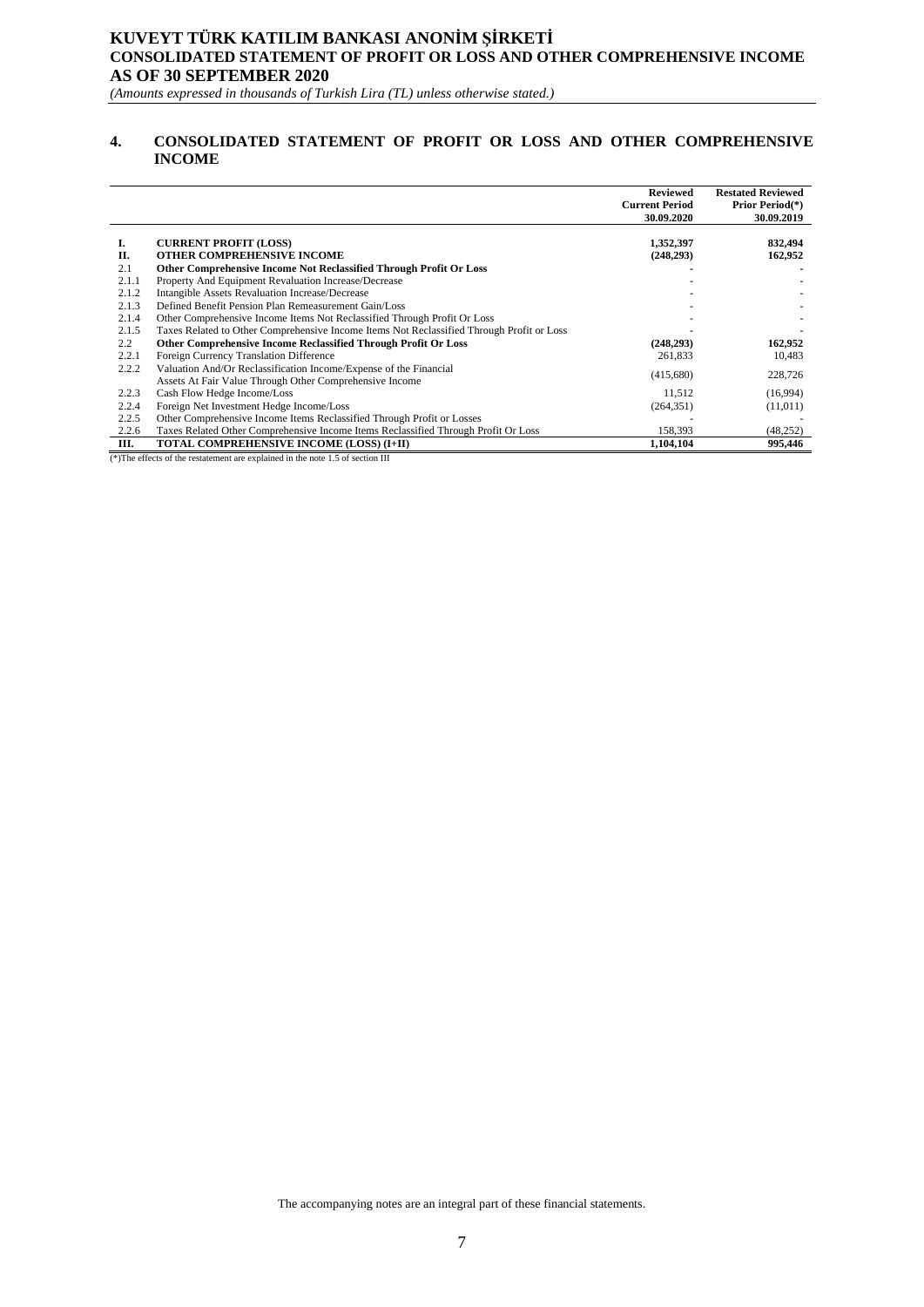# KUVEYT TÜRK KATILIM BANKASI ANONİM ŞİRKETİ
# CONSOLIDATED STATEMENT OF PROFIT OR LOSS AND OTHER COMPREHENSIVE INCOME
# AS OF 30 SEPTEMBER 2020

*(Amounts expressed in thousands of Turkish Lira (TL) unless otherwise stated.)*

## 4. CONSOLIDATED STATEMENT OF PROFIT OR LOSS AND OTHER COMPREHENSIVE INCOME

| | | Reviewed Current Period 30.09.2020 | Restated Reviewed Prior Period(*) 30.09.2019 |
|---|---|---|---|
| **I.** | **CURRENT PROFIT (LOSS)** | **1,352,397** | **832,494** |
| **II.** | **OTHER COMPREHENSIVE INCOME** | **(248,293)** | **162,952** |
| 2.1 | **Other Comprehensive Income Not Reclassified Through Profit Or Loss** | **-** | **-** |
| 2.1.1 | Property And Equipment Revaluation Increase/Decrease | - | - |
| 2.1.2 | Intangible Assets Revaluation Increase/Decrease | - | - |
| 2.1.3 | Defined Benefit Pension Plan Remeasurement Gain/Loss | - | - |
| 2.1.4 | Other Comprehensive Income Items Not Reclassified Through Profit Or Loss | - | - |
| 2.1.5 | Taxes Related to Other Comprehensive Income Items Not Reclassified Through Profit or Loss | - | - |
| 2.2 | **Other Comprehensive Income Reclassified Through Profit Or Loss** | **(248,293)** | **162,952** |
| 2.2.1 | Foreign Currency Translation Difference | 261,833 | 10,483 |
| 2.2.2 | Valuation And/Or Reclassification Income/Expense of the Financial Assets At Fair Value Through Other Comprehensive Income | (415,680) | 228,726 |
| 2.2.3 | Cash Flow Hedge Income/Loss | 11,512 | (16,994) |
| 2.2.4 | Foreign Net Investment Hedge Income/Loss | (264,351) | (11,011) |
| 2.2.5 | Other Comprehensive Income Items Reclassified Through Profit or Losses | - | - |
| 2.2.6 | Taxes Related Other Comprehensive Income Items Reclassified Through Profit Or Loss | 158,393 | (48,252) |
| **III.** | **TOTAL COMPREHENSIVE INCOME (LOSS) (I+II)** | **1,104,104** | **995,446** |

(*)The effects of the restatement are explained in the note 1.5 of section III

The accompanying notes are an integral part of these financial statements.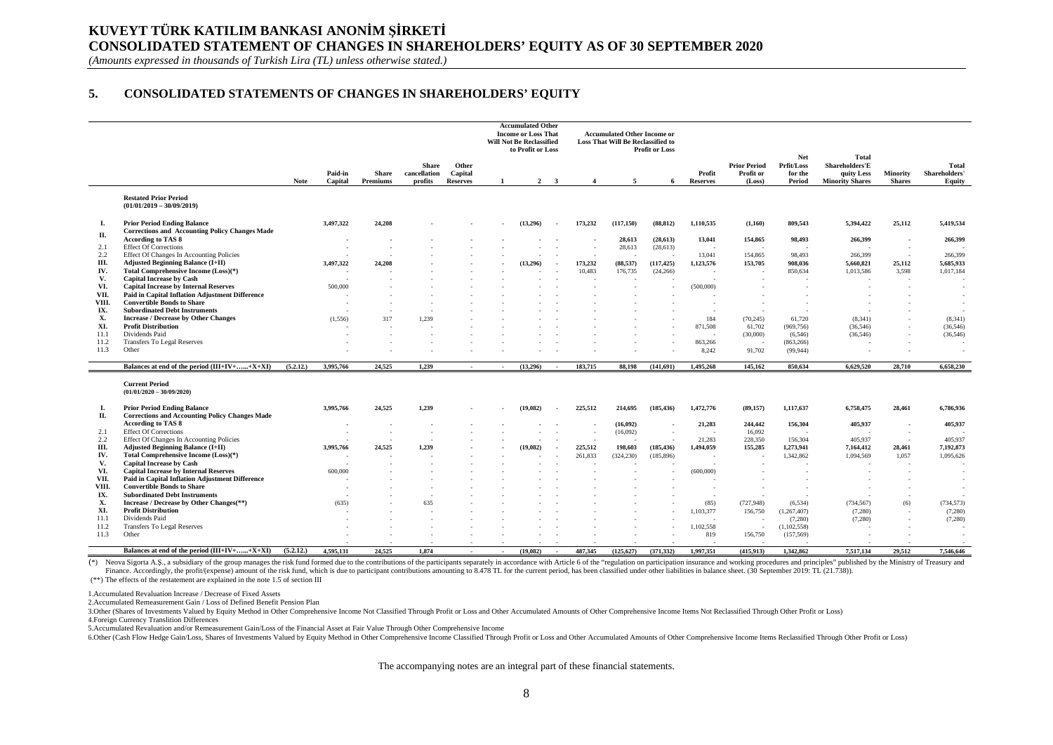# KUVEYT TÜRK KATILIM BANKASI ANONİM ŞİRKETİ
# CONSOLIDATED STATEMENT OF CHANGES IN SHAREHOLDERS' EQUITY AS OF 30 SEPTEMBER 2020

*(Amounts expressed in thousands of Turkish Lira (TL) unless otherwise stated.)*

## 5. CONSOLIDATED STATEMENTS OF CHANGES IN SHAREHOLDERS' EQUITY

| | | | | | | | Accumulated Other Income or Loss That Will Not Be Reclassified to Profit or Loss | | | Accumulated Other Income or Loss That Will Be Reclassified to Profit or Loss | | | | | | | | |
|---|---|---|---|---|---|---|---|---|---|---|---|---|---|---|---|---|---|---|
| | | Note | Paid-in Capital | Share Premiums | Share cancellation profits | Other Capital Reserves | 1 | 2 | 3 | 4 | 5 | 6 | Profit Reserves | Prior Period Profit or (Loss) | Net Prfit/Loss for the Period | Total Shareholders'Equity Less Minority Shares | Minority Shares | Total Shareholders' Equity |
| | **Restated Prior Period (01/01/2019 – 30/09/2019)** | | | | | | | | | | | | | | | | | |
| **I.** | **Prior Period Ending Balance** | | **3,497,322** | **24,208** | - | - | - | **(13,296)** | - | **173,232** | **(117,150)** | **(88,812)** | **1,110,535** | **(1,160)** | **809,543** | **5,394,422** | **25,112** | **5,419,534** |
| **II.** | **Corrections and Accounting Policy Changes Made According to TAS 8** | | - | - | - | - | - | - | - | - | **28,613** | **(28,613)** | **13,041** | **154,865** | **98,493** | **266,399** | - | **266,399** |
| 2.1 | Effect Of Corrections | | - | - | - | - | - | - | - | - | 28,613 | (28,613) | - | - | - | - | - | - |
| 2.2 | Effect Of Changes In Accounting Policies | | - | - | - | - | - | - | - | - | - | - | 13,041 | 154,865 | 98,493 | 266,399 | - | 266,399 |
| **III.** | **Adjusted Beginning Balance (I+II)** | | **3,497,322** | **24,208** | - | - | - | **(13,296)** | - | **173,232** | **(88,537)** | **(117,425)** | **1,123,576** | **153,705** | **908,036** | **5,660,821** | **25,112** | **5,685,933** |
| **IV.** | **Total Comprehensive Income (Loss)(*)** | | - | - | - | - | - | - | - | 10,483 | 176,735 | (24,266) | - | - | 850,634 | 1,013,586 | 3,598 | 1,017,184 |
| **V.** | **Capital Increase by Cash** | | - | - | - | - | - | - | - | - | - | - | - | - | - | - | - | - |
| **VI.** | **Capital Increase by Internal Reserves** | | 500,000 | - | - | - | - | - | - | - | - | - | (500,000) | - | - | - | - | - |
| **VII.** | **Paid in Capital Inflation Adjustment Difference** | | - | - | - | - | - | - | - | - | - | - | - | - | - | - | - | - |
| **VIII.** | **Convertible Bonds to Share** | | - | - | - | - | - | - | - | - | - | - | - | - | - | - | - | - |
| **IX.** | **Subordinated Debt Instruments** | | - | - | - | - | - | - | - | - | - | - | - | - | - | - | - | - |
| **X.** | **Increase / Decrease by Other Changes** | | (1,556) | 317 | 1,239 | - | - | - | - | - | - | - | 184 | (70,245) | 61,720 | (8,341) | - | (8,341) |
| **XI.** | **Profit Distribution** | | - | - | - | - | - | - | - | - | - | - | 871,508 | 61,702 | (969,756) | (36,546) | - | (36,546) |
| 11.1 | Dividends Paid | | - | - | - | - | - | - | - | - | - | - | - | (30,000) | (6,546) | (36,546) | - | (36,546) |
| 11.2 | Transfers To Legal Reserves | | - | - | - | - | - | - | - | - | - | - | 863,266 | - | (863,266) | - | - | - |
| 11.3 | Other | | - | - | - | - | - | - | - | - | - | - | 8,242 | 91,702 | (99,944) | - | - | - |
| | **Balances at end of the period (III+IV+……+X+XI)** | **(5.2.12.)** | **3,995,766** | **24,525** | **1,239** | - | - | **(13,296)** | - | **183,715** | **88,198** | **(141,691)** | **1,495,268** | **145,162** | **850,634** | **6,629,520** | **28,710** | **6,658,230** |
| | **Current Period (01/01/2020 – 30/09/2020)** | | | | | | | | | | | | | | | | | |
| **I.** | **Prior Period Ending Balance** | | **3,995,766** | **24,525** | **1,239** | - | - | **(19,082)** | - | **225,512** | **214,695** | **(185,436)** | **1,472,776** | **(89,157)** | **1,117,637** | **6,758,475** | **28,461** | **6,786,936** |
| **II.** | **Corrections and Accounting Policy Changes Made According to TAS 8** | | - | - | - | - | - | - | - | - | **(16,092)** | - | **21,283** | **244,442** | **156,304** | **405,937** | - | **405,937** |
| 2.1 | Effect Of Corrections | | - | - | - | - | - | - | - | - | (16,092) | - | - | 16,092 | - | - | - | - |
| 2.2 | Effect Of Changes In Accounting Policies | | - | - | - | - | - | - | - | - | - | - | 21,283 | 228,350 | 156,304 | 405,937 | - | 405,937 |
| **III.** | **Adjusted Beginning Balance (I+II)** | | **3,995,766** | **24,525** | **1,239** | - | - | **(19,082)** | - | **225,512** | **198,603** | **(185,436)** | **1,494,059** | **155,285** | **1,273,941** | **7,164,412** | **28,461** | **7,192,873** |
| **IV.** | **Total Comprehensive Income (Loss)(*)** | | - | - | - | - | - | - | - | 261,833 | (324,230) | (185,896) | - | - | 1,342,862 | 1,094,569 | 1,057 | 1,095,626 |
| **V.** | **Capital Increase by Cash** | | - | - | - | - | - | - | - | - | - | - | - | - | - | - | - | - |
| **VI.** | **Capital Increase by Internal Reserves** | | 600,000 | - | - | - | - | - | - | - | - | - | (600,000) | - | - | - | - | - |
| **VII.** | **Paid in Capital Inflation Adjustment Difference** | | - | - | - | - | - | - | - | - | - | - | - | - | - | - | - | - |
| **VIII.** | **Convertible Bonds to Share** | | - | - | - | - | - | - | - | - | - | - | - | - | - | - | - | - |
| **IX.** | **Subordinated Debt Instruments** | | - | - | - | - | - | - | - | - | - | - | - | - | - | - | - | - |
| **X.** | **Increase / Decrease by Other Changes(**)** | | (635) | - | 635 | - | - | - | - | - | - | - | (85) | (727,948) | (6,534) | (734,567) | (6) | (734,573) |
| **XI.** | **Profit Distribution** | | - | - | - | - | - | - | - | - | - | - | 1,103,377 | 156,750 | (1,267,407) | (7,280) | - | (7,280) |
| 11.1 | Dividends Paid | | - | - | - | - | - | - | - | - | - | - | - | - | (7,280) | (7,280) | - | (7,280) |
| 11.2 | Transfers To Legal Reserves | | - | - | - | - | - | - | - | - | - | - | 1,102,558 | - | (1,102,558) | - | - | - |
| 11.3 | Other | | - | - | - | - | - | - | - | - | - | - | 819 | 156,750 | (157,569) | - | - | - |
| | **Balances at end of the period (III+IV+……+X+XI)** | **(5.2.12.)** | **4,595,131** | **24,525** | **1,874** | - | - | **(19,082)** | - | **487,345** | **(125,627)** | **(371,332)** | **1,997,351** | **(415,913)** | **1,342,862** | **7,517,134** | **29,512** | **7,546,646** |

(*) Neova Sigorta A.Ş., a subsidiary of the group manages the risk fund formed due to the contributions of the participants separately in accordance with Article 6 of the "regulation on participation insurance and working procedures and principles" published by the Ministry of Treasury and Finance. Accordingly, the profit/(expense) amount of the risk fund, which is due to participant contributions amounting to 8.478 TL for the current period, has been classified under other liabilities in balance sheet. (30 September 2019: TL (21.738)).

(**) The effects of the restatement are explained in the note 1.5 of section III

1.Accumulated Revaluation Increase / Decrease of Fixed Assets

2.Accumulated Remeasurement Gain / Loss of Defined Benefit Pension Plan

3.Other (Shares of Investments Valued by Equity Method in Other Comprehensive Income Not Classified Through Profit or Loss and Other Accumulated Amounts of Other Comprehensive Income Items Not Reclassified Through Other Profit or Loss)

4.Foreign Currency Translition Differences

5.Accumulated Revaluation and/or Remeasurement Gain/Loss of the Financial Asset at Fair Value Through Other Comprehensive Income

6.Other (Cash Flow Hedge Gain/Loss, Shares of Investments Valued by Equity Method in Other Comprehensive Income Classified Through Profit or Loss and Other Accumulated Amounts of Other Comprehensive Income Items Reclassified Through Other Profit or Loss)

The accompanying notes are an integral part of these financial statements.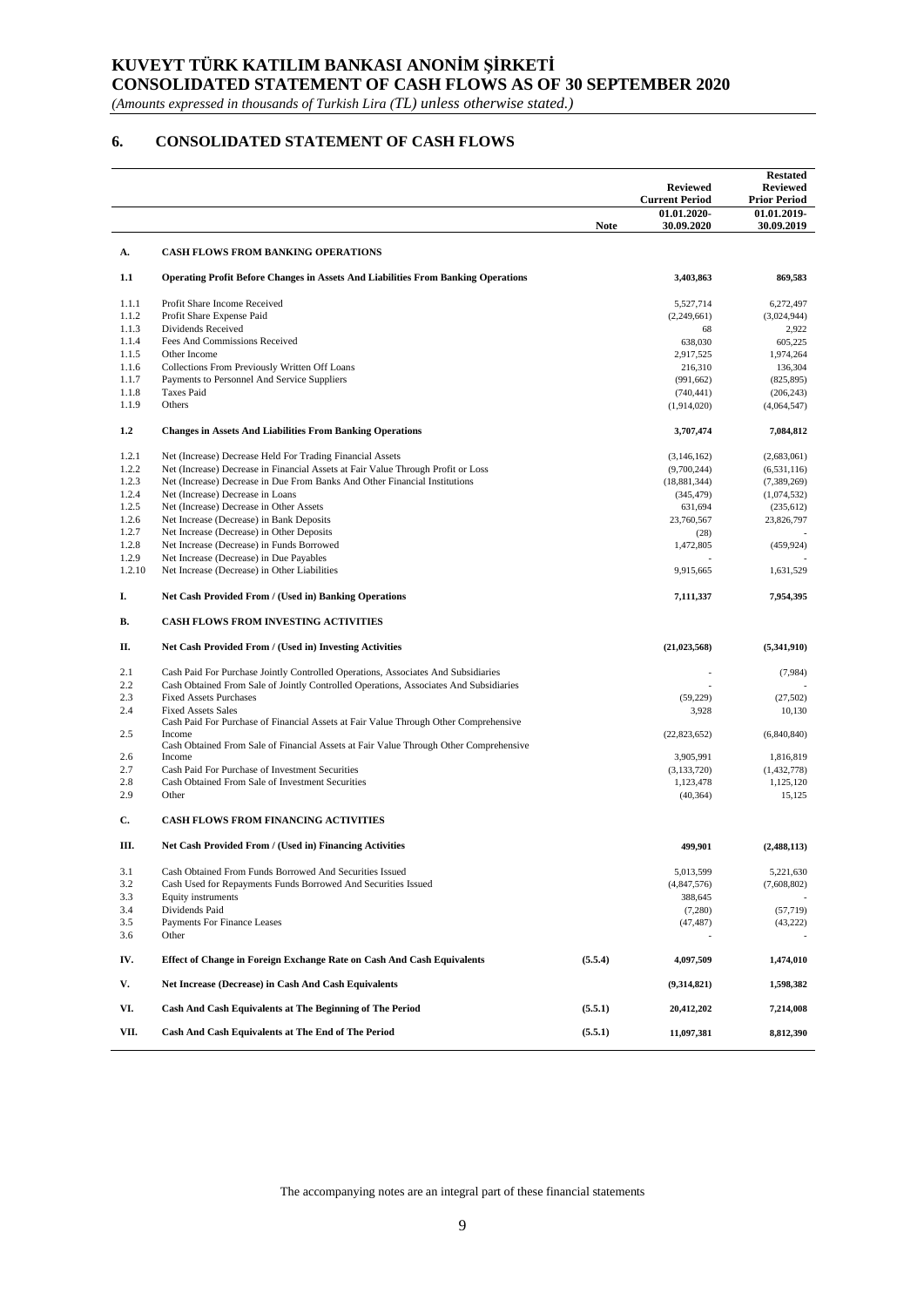# KUVEYT TÜRK KATILIM BANKASI ANONİM ŞİRKETİ
# CONSOLIDATED STATEMENT OF CASH FLOWS AS OF 30 SEPTEMBER 2020

*(Amounts expressed in thousands of Turkish Lira (TL) unless otherwise stated.)*

## 6. CONSOLIDATED STATEMENT OF CASH FLOWS

| | | Note | Reviewed Current Period 01.01.2020-30.09.2020 | Restated Reviewed Prior Period 01.01.2019-30.09.2019 |
|---|---|---|---|---|
| **A.** | **CASH FLOWS FROM BANKING OPERATIONS** | | | |
| **1.1** | **Operating Profit Before Changes in Assets And Liabilities From Banking Operations** | | **3,403,863** | **869,583** |
| 1.1.1 | Profit Share Income Received | | 5,527,714 | 6,272,497 |
| 1.1.2 | Profit Share Expense Paid | | (2,249,661) | (3,024,944) |
| 1.1.3 | Dividends Received | | 68 | 2,922 |
| 1.1.4 | Fees And Commissions Received | | 638,030 | 605,225 |
| 1.1.5 | Other Income | | 2,917,525 | 1,974,264 |
| 1.1.6 | Collections From Previously Written Off Loans | | 216,310 | 136,304 |
| 1.1.7 | Payments to Personnel And Service Suppliers | | (991,662) | (825,895) |
| 1.1.8 | Taxes Paid | | (740,441) | (206,243) |
| 1.1.9 | Others | | (1,914,020) | (4,064,547) |
| **1.2** | **Changes in Assets And Liabilities From Banking Operations** | | **3,707,474** | **7,084,812** |
| 1.2.1 | Net (Increase) Decrease Held For Trading Financial Assets | | (3,146,162) | (2,683,061) |
| 1.2.2 | Net (Increase) Decrease in Financial Assets at Fair Value Through Profit or Loss | | (9,700,244) | (6,531,116) |
| 1.2.3 | Net (Increase) Decrease in Due From Banks And Other Financial Institutions | | (18,881,344) | (7,389,269) |
| 1.2.4 | Net (Increase) Decrease in Loans | | (345,479) | (1,074,532) |
| 1.2.5 | Net (Increase) Decrease in Other Assets | | 631,694 | (235,612) |
| 1.2.6 | Net Increase (Decrease) in Bank Deposits | | 23,760,567 | 23,826,797 |
| 1.2.7 | Net Increase (Decrease) in Other Deposits | | (28) | - |
| 1.2.8 | Net Increase (Decrease) in Funds Borrowed | | 1,472,805 | (459,924) |
| 1.2.9 | Net Increase (Decrease) in Due Payables | | - | - |
| 1.2.10 | Net Increase (Decrease) in Other Liabilities | | 9,915,665 | 1,631,529 |
| **I.** | **Net Cash Provided From / (Used in) Banking Operations** | | **7,111,337** | **7,954,395** |
| **B.** | **CASH FLOWS FROM INVESTING ACTIVITIES** | | | |
| **II.** | **Net Cash Provided From / (Used in) Investing Activities** | | **(21,023,568)** | **(5,341,910)** |
| 2.1 | Cash Paid For Purchase Jointly Controlled Operations, Associates And Subsidiaries | | - | (7,984) |
| 2.2 | Cash Obtained From Sale of Jointly Controlled Operations, Associates And Subsidiaries | | - | - |
| 2.3 | Fixed Assets Purchases | | (59,229) | (27,502) |
| 2.4 | Fixed Assets Sales | | 3,928 | 10,130 |
| 2.5 | Cash Paid For Purchase of Financial Assets at Fair Value Through Other Comprehensive Income | | (22,823,652) | (6,840,840) |
| 2.6 | Cash Obtained From Sale of Financial Assets at Fair Value Through Other Comprehensive Income | | 3,905,991 | 1,816,819 |
| 2.7 | Cash Paid For Purchase of Investment Securities | | (3,133,720) | (1,432,778) |
| 2.8 | Cash Obtained From Sale of Investment Securities | | 1,123,478 | 1,125,120 |
| 2.9 | Other | | (40,364) | 15,125 |
| **C.** | **CASH FLOWS FROM FINANCING ACTIVITIES** | | | |
| **III.** | **Net Cash Provided From / (Used in) Financing Activities** | | **499,901** | **(2,488,113)** |
| 3.1 | Cash Obtained From Funds Borrowed And Securities Issued | | 5,013,599 | 5,221,630 |
| 3.2 | Cash Used for Repayments Funds Borrowed And Securities Issued | | (4,847,576) | (7,608,802) |
| 3.3 | Equity instruments | | 388,645 | - |
| 3.4 | Dividends Paid | | (7,280) | (57,719) |
| 3.5 | Payments For Finance Leases | | (47,487) | (43,222) |
| 3.6 | Other | | - | - |
| **IV.** | **Effect of Change in Foreign Exchange Rate on Cash And Cash Equivalents** | (5.5.4) | **4,097,509** | **1,474,010** |
| **V.** | **Net Increase (Decrease) in Cash And Cash Equivalents** | | **(9,314,821)** | **1,598,382** |
| **VI.** | **Cash And Cash Equivalents at The Beginning of The Period** | (5.5.1) | **20,412,202** | **7,214,008** |
| **VII.** | **Cash And Cash Equivalents at The End of The Period** | (5.5.1) | **11,097,381** | **8,812,390** |

The accompanying notes are an integral part of these financial statements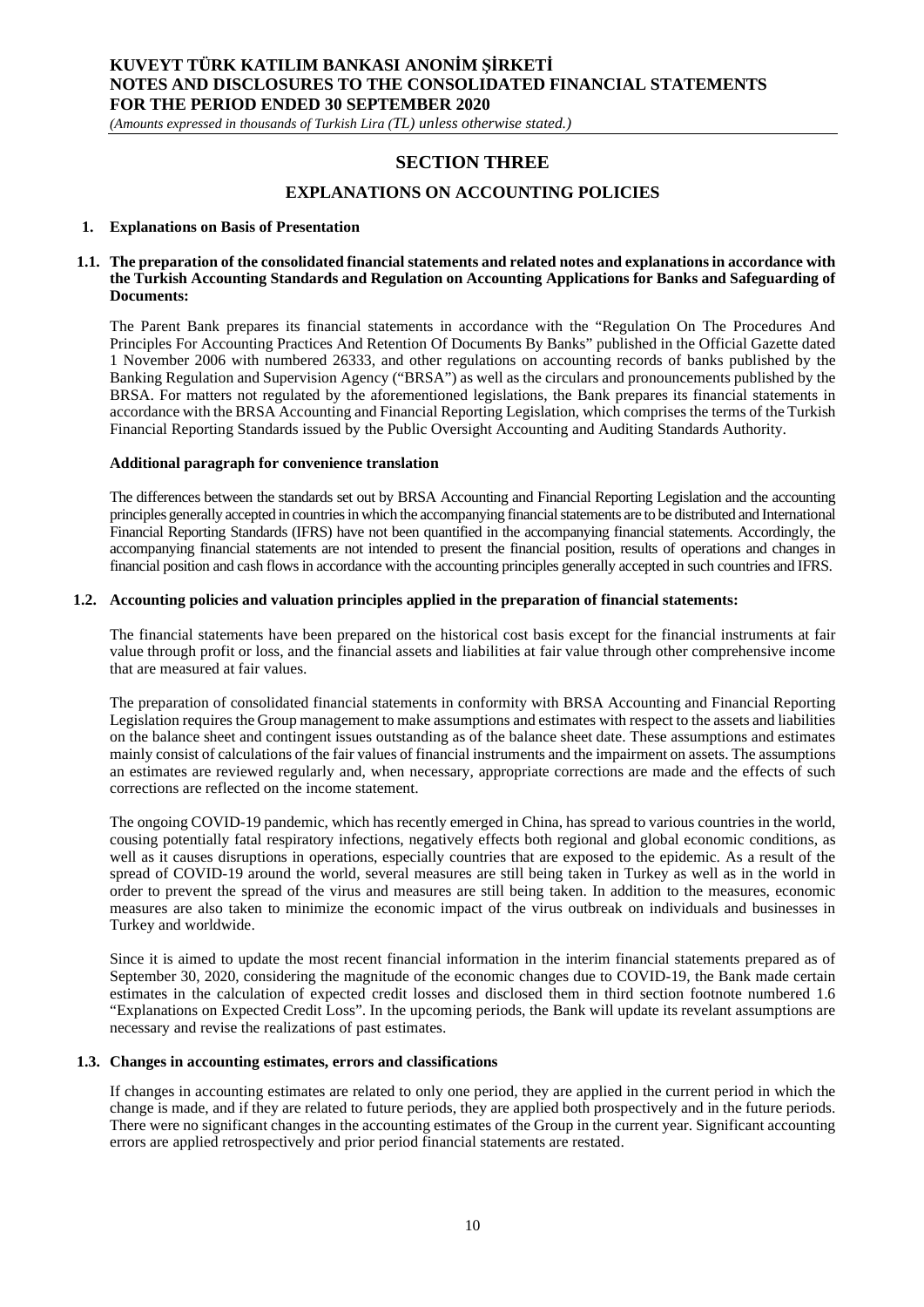## SECTION THREE

## EXPLANATIONS ON ACCOUNTING POLICIES

### 1. Explanations on Basis of Presentation

#### 1.1. The preparation of the consolidated financial statements and related notes and explanations in accordance with the Turkish Accounting Standards and Regulation on Accounting Applications for Banks and Safeguarding of Documents:

The Parent Bank prepares its financial statements in accordance with the "Regulation On The Procedures And Principles For Accounting Practices And Retention Of Documents By Banks" published in the Official Gazette dated 1 November 2006 with numbered 26333, and other regulations on accounting records of banks published by the Banking Regulation and Supervision Agency ("BRSA") as well as the circulars and pronouncements published by the BRSA. For matters not regulated by the aforementioned legislations, the Bank prepares its financial statements in accordance with the BRSA Accounting and Financial Reporting Legislation, which comprises the terms of the Turkish Financial Reporting Standards issued by the Public Oversight Accounting and Auditing Standards Authority.

**Additional paragraph for convenience translation**

The differences between the standards set out by BRSA Accounting and Financial Reporting Legislation and the accounting principles generally accepted in countries in which the accompanying financial statements are to be distributed and International Financial Reporting Standards (IFRS) have not been quantified in the accompanying financial statements. Accordingly, the accompanying financial statements are not intended to present the financial position, results of operations and changes in financial position and cash flows in accordance with the accounting principles generally accepted in such countries and IFRS.

#### 1.2. Accounting policies and valuation principles applied in the preparation of financial statements:

The financial statements have been prepared on the historical cost basis except for the financial instruments at fair value through profit or loss, and the financial assets and liabilities at fair value through other comprehensive income that are measured at fair values.

The preparation of consolidated financial statements in conformity with BRSA Accounting and Financial Reporting Legislation requires the Group management to make assumptions and estimates with respect to the assets and liabilities on the balance sheet and contingent issues outstanding as of the balance sheet date. These assumptions and estimates mainly consist of calculations of the fair values of financial instruments and the impairment on assets. The assumptions an estimates are reviewed regularly and, when necessary, appropriate corrections are made and the effects of such corrections are reflected on the income statement.

The ongoing COVID-19 pandemic, which has recently emerged in China, has spread to various countries in the world, cousing potentially fatal respiratory infections, negatively effects both regional and global economic conditions, as well as it causes disruptions in operations, especially countries that are exposed to the epidemic. As a result of the spread of COVID-19 around the world, several measures are still being taken in Turkey as well as in the world in order to prevent the spread of the virus and measures are still being taken. In addition to the measures, economic measures are also taken to minimize the economic impact of the virus outbreak on individuals and businesses in Turkey and worldwide.

Since it is aimed to update the most recent financial information in the interim financial statements prepared as of September 30, 2020, considering the magnitude of the economic changes due to COVID-19, the Bank made certain estimates in the calculation of expected credit losses and disclosed them in third section footnote numbered 1.6 "Explanations on Expected Credit Loss". In the upcoming periods, the Bank will update its revelant assumptions are necessary and revise the realizations of past estimates.

#### 1.3. Changes in accounting estimates, errors and classifications

If changes in accounting estimates are related to only one period, they are applied in the current period in which the change is made, and if they are related to future periods, they are applied both prospectively and in the future periods. There were no significant changes in the accounting estimates of the Group in the current year. Significant accounting errors are applied retrospectively and prior period financial statements are restated.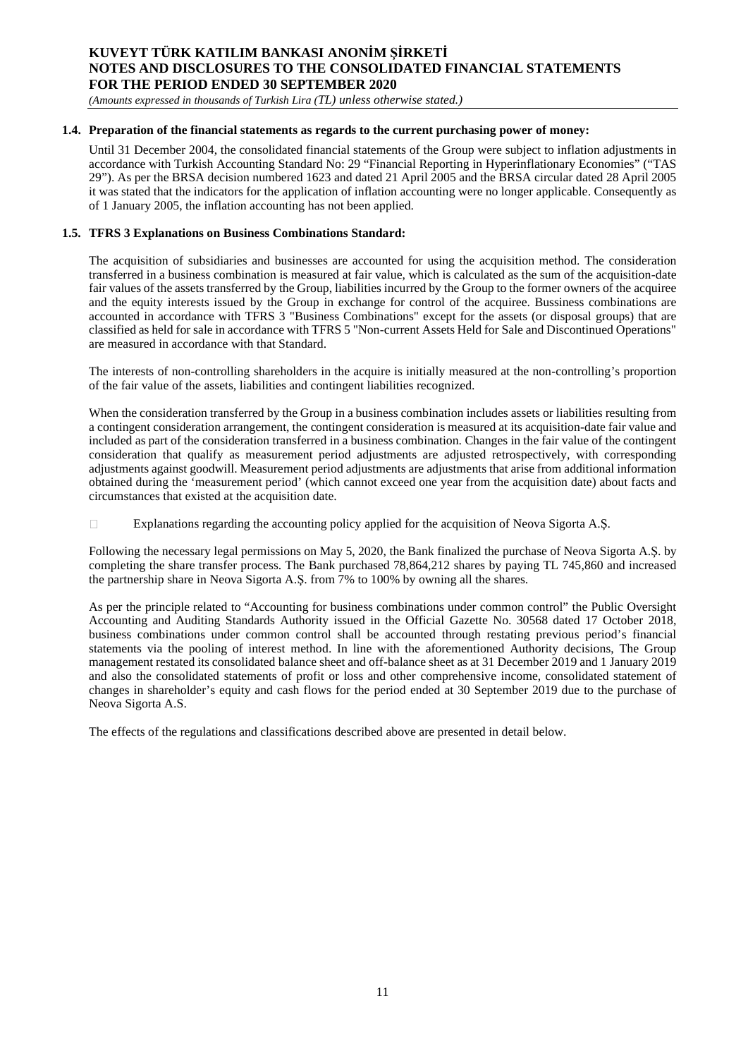### 1.4. Preparation of the financial statements as regards to the current purchasing power of money:

Until 31 December 2004, the consolidated financial statements of the Group were subject to inflation adjustments in accordance with Turkish Accounting Standard No: 29 "Financial Reporting in Hyperinflationary Economies" ("TAS 29"). As per the BRSA decision numbered 1623 and dated 21 April 2005 and the BRSA circular dated 28 April 2005 it was stated that the indicators for the application of inflation accounting were no longer applicable. Consequently as of 1 January 2005, the inflation accounting has not been applied.

### 1.5. TFRS 3 Explanations on Business Combinations Standard:

The acquisition of subsidiaries and businesses are accounted for using the acquisition method. The consideration transferred in a business combination is measured at fair value, which is calculated as the sum of the acquisition-date fair values of the assets transferred by the Group, liabilities incurred by the Group to the former owners of the acquiree and the equity interests issued by the Group in exchange for control of the acquiree. Bussiness combinations are accounted in accordance with TFRS 3 "Business Combinations" except for the assets (or disposal groups) that are classified as held for sale in accordance with TFRS 5 "Non-current Assets Held for Sale and Discontinued Operations" are measured in accordance with that Standard.

The interests of non-controlling shareholders in the acquire is initially measured at the non-controlling's proportion of the fair value of the assets, liabilities and contingent liabilities recognized.

When the consideration transferred by the Group in a business combination includes assets or liabilities resulting from a contingent consideration arrangement, the contingent consideration is measured at its acquisition-date fair value and included as part of the consideration transferred in a business combination. Changes in the fair value of the contingent consideration that qualify as measurement period adjustments are adjusted retrospectively, with corresponding adjustments against goodwill. Measurement period adjustments are adjustments that arise from additional information obtained during the 'measurement period' (which cannot exceed one year from the acquisition date) about facts and circumstances that existed at the acquisition date.

- Explanations regarding the accounting policy applied for the acquisition of Neova Sigorta A.Ş.

Following the necessary legal permissions on May 5, 2020, the Bank finalized the purchase of Neova Sigorta A.Ş. by completing the share transfer process. The Bank purchased 78,864,212 shares by paying TL 745,860 and increased the partnership share in Neova Sigorta A.Ş. from 7% to 100% by owning all the shares.

As per the principle related to "Accounting for business combinations under common control" the Public Oversight Accounting and Auditing Standards Authority issued in the Official Gazette No. 30568 dated 17 October 2018, business combinations under common control shall be accounted through restating previous period's financial statements via the pooling of interest method. In line with the aforementioned Authority decisions, The Group management restated its consolidated balance sheet and off-balance sheet as at 31 December 2019 and 1 January 2019 and also the consolidated statements of profit or loss and other comprehensive income, consolidated statement of changes in shareholder's equity and cash flows for the period ended at 30 September 2019 due to the purchase of Neova Sigorta A.S.

The effects of the regulations and classifications described above are presented in detail below.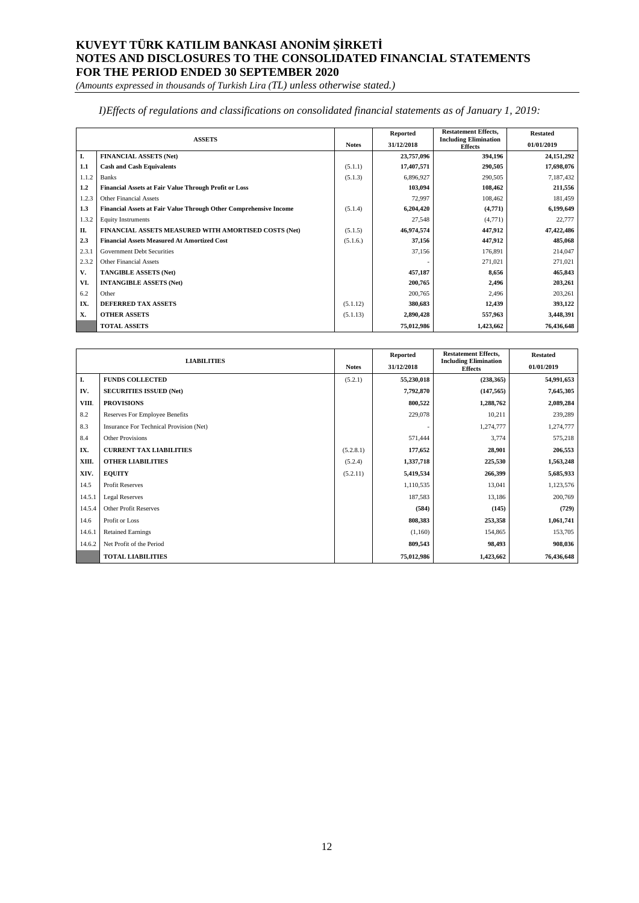# KUVEYT TÜRK KATILIM BANKASI ANONİM ŞİRKETİ
# NOTES AND DISCLOSURES TO THE CONSOLIDATED FINANCIAL STATEMENTS
# FOR THE PERIOD ENDED 30 SEPTEMBER 2020

*(Amounts expressed in thousands of Turkish Lira (TL) unless otherwise stated.)*

*I)Effects of regulations and classifications on consolidated financial statements as of January 1, 2019:*

| | ASSETS | Notes | Reported 31/12/2018 | Restatement Effects, Including Elimination Effects | Restated 01/01/2019 |
|---|---|---|---|---|---|
| **I.** | **FINANCIAL ASSETS (Net)** | | **23,757,096** | **394,196** | **24,151,292** |
| **1.1** | **Cash and Cash Equivalents** | (5.1.1) | **17,407,571** | **290,505** | **17,698,076** |
| 1.1.2 | Banks | (5.1.3) | 6,896,927 | 290,505 | 7,187,432 |
| **1.2** | **Financial Assets at Fair Value Through Profit or Loss** | | **103,094** | **108,462** | **211,556** |
| 1.2.3 | Other Financial Assets | | 72,997 | 108,462 | 181,459 |
| **1.3** | **Financial Assets at Fair Value Through Other Comprehensive Income** | (5.1.4) | **6,204,420** | **(4,771)** | **6,199,649** |
| 1.3.2 | Equity Instruments | | 27,548 | (4,771) | 22,777 |
| **II.** | **FINANCIAL ASSETS MEASURED WITH AMORTISED COSTS (Net)** | (5.1.5) | **46,974,574** | **447,912** | **47,422,486** |
| **2.3** | **Financial Assets Measured At Amortized Cost** | (5.1.6.) | **37,156** | **447,912** | **485,068** |
| 2.3.1 | Government Debt Securities | | 37,156 | 176,891 | 214,047 |
| 2.3.2 | Other Financial Assets | | - | 271,021 | 271,021 |
| **V.** | **TANGIBLE ASSETS (Net)** | | **457,187** | **8,656** | **465,843** |
| **VI.** | **INTANGIBLE ASSETS (Net)** | | **200,765** | **2,496** | **203,261** |
| 6.2 | Other | | 200,765 | 2,496 | 203,261 |
| **IX.** | **DEFERRED TAX ASSETS** | (5.1.12) | **380,683** | **12,439** | **393,122** |
| **X.** | **OTHER ASSETS** | (5.1.13) | **2,890,428** | **557,963** | **3,448,391** |
| | **TOTAL ASSETS** | | **75,012,986** | **1,423,662** | **76,436,648** |

| | LIABILITIES | Notes | Reported 31/12/2018 | Restatement Effects, Including Elimination Effects | Restated 01/01/2019 |
|---|---|---|---|---|---|
| **I.** | **FUNDS COLLECTED** | (5.2.1) | **55,230,018** | **(238,365)** | **54,991,653** |
| **IV.** | **SECURITIES ISSUED (Net)** | | **7,792,870** | **(147,565)** | **7,645,305** |
| **VIII.** | **PROVISIONS** | | **800,522** | **1,288,762** | **2,089,284** |
| 8.2 | Reserves For Employee Benefits | | 229,078 | 10,211 | 239,289 |
| 8.3 | Insurance For Technical Provision (Net) | | - | 1,274,777 | 1,274,777 |
| 8.4 | Other Provisions | | 571,444 | 3,774 | 575,218 |
| **IX.** | **CURRENT TAX LIABILITIES** | (5.2.8.1) | **177,652** | **28,901** | **206,553** |
| **XIII.** | **OTHER LIABILITIES** | (5.2.4) | **1,337,718** | **225,530** | **1,563,248** |
| **XIV.** | **EQUITY** | (5.2.11) | **5,419,534** | **266,399** | **5,685,933** |
| 14.5 | Profit Reserves | | 1,110,535 | 13,041 | 1,123,576 |
| 14.5.1 | Legal Reserves | | 187,583 | 13,186 | 200,769 |
| 14.5.4 | Other Profit Reserves | | **(584)** | **(145)** | **(729)** |
| 14.6 | Profit or Loss | | **808,383** | **253,358** | **1,061,741** |
| 14.6.1 | Retained Earnings | | (1,160) | 154,865 | 153,705 |
| 14.6.2 | Net Profit of the Period | | **809,543** | **98,493** | **908,036** |
| | **TOTAL LIABILITIES** | | **75,012,986** | **1,423,662** | **76,436,648** |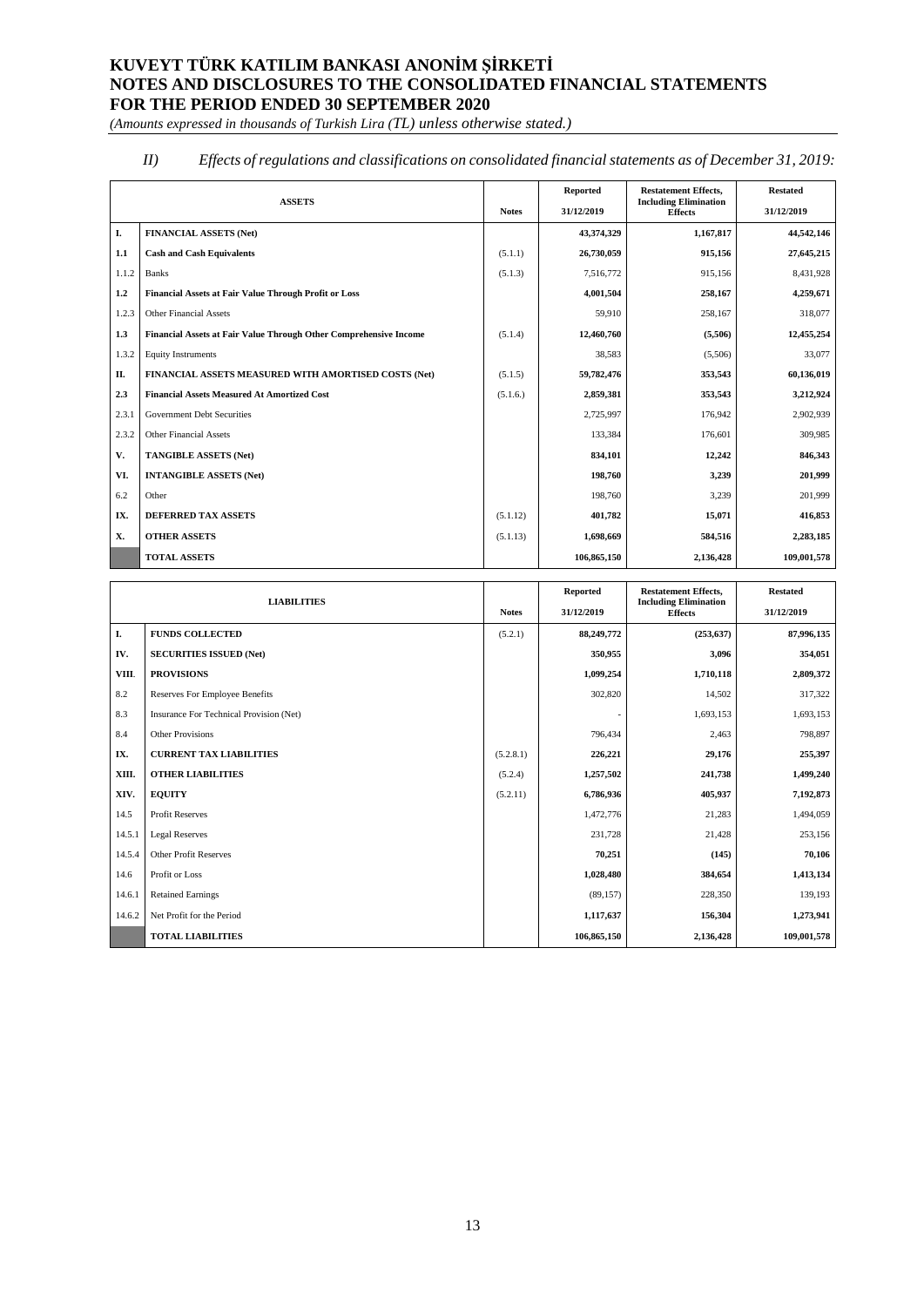# KUVEYT TÜRK KATILIM BANKASI ANONİM ŞİRKETİ
## NOTES AND DISCLOSURES TO THE CONSOLIDATED FINANCIAL STATEMENTS FOR THE PERIOD ENDED 30 SEPTEMBER 2020

*(Amounts expressed in thousands of Turkish Lira (TL) unless otherwise stated.)*

*II) Effects of regulations and classifications on consolidated financial statements as of December 31, 2019:*

| | ASSETS | Notes | Reported 31/12/2019 | Restatement Effects, Including Elimination Effects | Restated 31/12/2019 |
|---|---|---|---|---|---|
| **I.** | **FINANCIAL ASSETS (Net)** | | **43,374,329** | **1,167,817** | **44,542,146** |
| **1.1** | **Cash and Cash Equivalents** | (5.1.1) | **26,730,059** | **915,156** | **27,645,215** |
| 1.1.2 | Banks | (5.1.3) | 7,516,772 | 915,156 | 8,431,928 |
| **1.2** | **Financial Assets at Fair Value Through Profit or Loss** | | **4,001,504** | **258,167** | **4,259,671** |
| 1.2.3 | Other Financial Assets | | 59,910 | 258,167 | 318,077 |
| **1.3** | **Financial Assets at Fair Value Through Other Comprehensive Income** | (5.1.4) | **12,460,760** | **(5,506)** | **12,455,254** |
| 1.3.2 | Equity Instruments | | 38,583 | (5,506) | 33,077 |
| **II.** | **FINANCIAL ASSETS MEASURED WITH AMORTISED COSTS (Net)** | (5.1.5) | **59,782,476** | **353,543** | **60,136,019** |
| **2.3** | **Financial Assets Measured At Amortized Cost** | (5.1.6.) | **2,859,381** | **353,543** | **3,212,924** |
| 2.3.1 | Government Debt Securities | | 2,725,997 | 176,942 | 2,902,939 |
| 2.3.2 | Other Financial Assets | | 133,384 | 176,601 | 309,985 |
| **V.** | **TANGIBLE ASSETS (Net)** | | **834,101** | **12,242** | **846,343** |
| **VI.** | **INTANGIBLE ASSETS (Net)** | | **198,760** | **3,239** | **201,999** |
| 6.2 | Other | | 198,760 | 3,239 | 201,999 |
| **IX.** | **DEFERRED TAX ASSETS** | (5.1.12) | **401,782** | **15,071** | **416,853** |
| **X.** | **OTHER ASSETS** | (5.1.13) | **1,698,669** | **584,516** | **2,283,185** |
| | **TOTAL ASSETS** | | **106,865,150** | **2,136,428** | **109,001,578** |

| | LIABILITIES | Notes | Reported 31/12/2019 | Restatement Effects, Including Elimination Effects | Restated 31/12/2019 |
|---|---|---|---|---|---|
| **I.** | **FUNDS COLLECTED** | (5.2.1) | **88,249,772** | **(253,637)** | **87,996,135** |
| **IV.** | **SECURITIES ISSUED (Net)** | | **350,955** | **3,096** | **354,051** |
| **VIII.** | **PROVISIONS** | | **1,099,254** | **1,710,118** | **2,809,372** |
| 8.2 | Reserves For Employee Benefits | | 302,820 | 14,502 | 317,322 |
| 8.3 | Insurance For Technical Provision (Net) | | - | 1,693,153 | 1,693,153 |
| 8.4 | Other Provisions | | 796,434 | 2,463 | 798,897 |
| **IX.** | **CURRENT TAX LIABILITIES** | (5.2.8.1) | **226,221** | **29,176** | **255,397** |
| **XIII.** | **OTHER LIABILITIES** | (5.2.4) | **1,257,502** | **241,738** | **1,499,240** |
| **XIV.** | **EQUITY** | (5.2.11) | **6,786,936** | **405,937** | **7,192,873** |
| 14.5 | Profit Reserves | | 1,472,776 | 21,283 | 1,494,059 |
| 14.5.1 | Legal Reserves | | 231,728 | 21,428 | 253,156 |
| 14.5.4 | Other Profit Reserves | | **70,251** | **(145)** | **70,106** |
| 14.6 | Profit or Loss | | **1,028,480** | **384,654** | **1,413,134** |
| 14.6.1 | Retained Earnings | | (89,157) | 228,350 | 139,193 |
| 14.6.2 | Net Profit for the Period | | **1,117,637** | **156,304** | **1,273,941** |
| | **TOTAL LIABILITIES** | | **106,865,150** | **2,136,428** | **109,001,578** |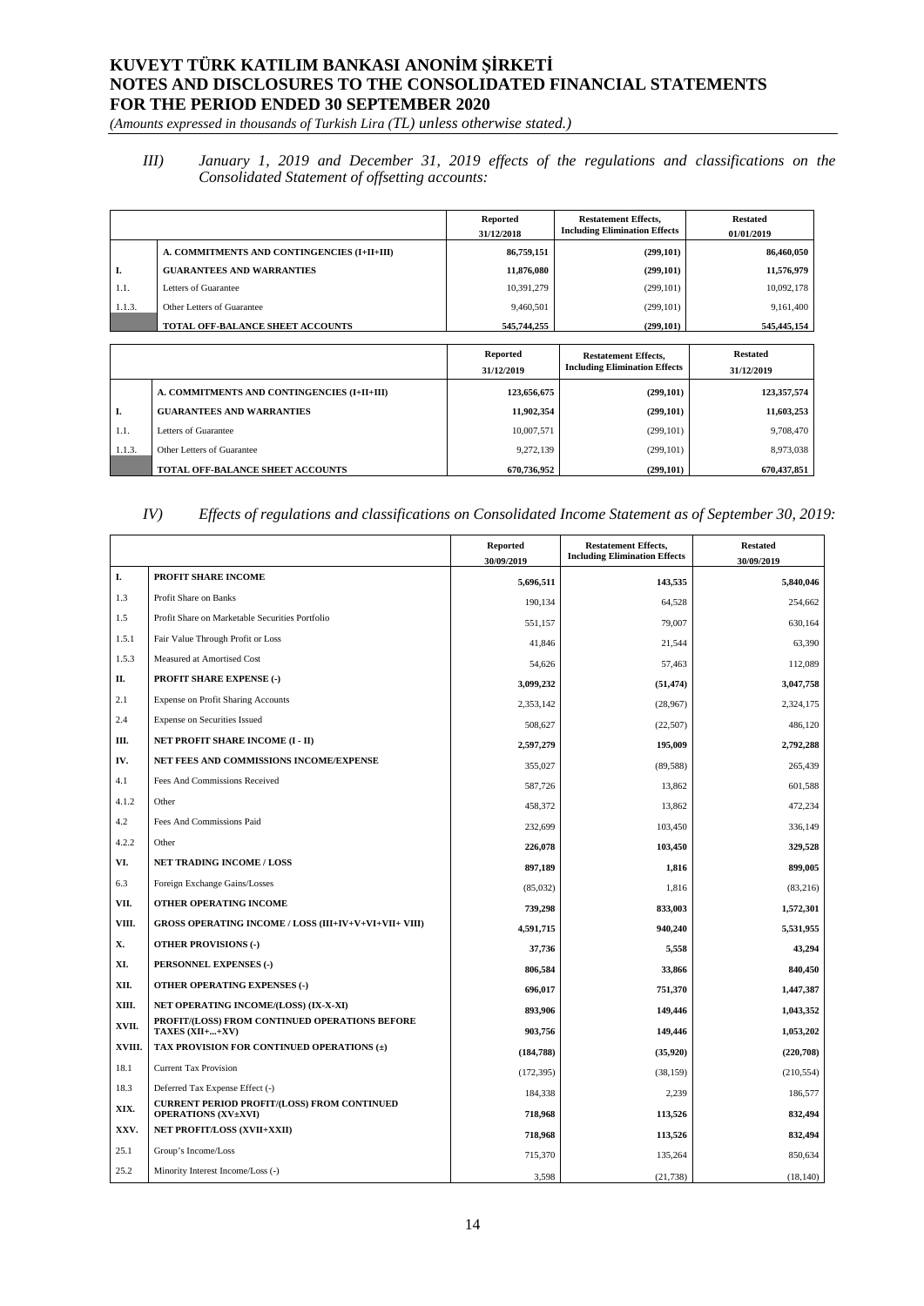*III) January 1, 2019 and December 31, 2019 effects of the regulations and classifications on the Consolidated Statement of offsetting accounts:*

| | | Reported 31/12/2018 | Restatement Effects, Including Elimination Effects | Restated 01/01/2019 |
|---|---|---|---|---|
| | **A. COMMITMENTS AND CONTINGENCIES (I+II+III)** | **86,759,151** | **(299,101)** | **86,460,050** |
| **I.** | **GUARANTEES AND WARRANTIES** | **11,876,080** | **(299,101)** | **11,576,979** |
| 1.1. | Letters of Guarantee | 10,391,279 | (299,101) | 10,092,178 |
| 1.1.3. | Other Letters of Guarantee | 9,460,501 | (299,101) | 9,161,400 |
| | **TOTAL OFF-BALANCE SHEET ACCOUNTS** | **545,744,255** | **(299,101)** | **545,445,154** |

| | | Reported 31/12/2019 | Restatement Effects, Including Elimination Effects | Restated 31/12/2019 |
|---|---|---|---|---|
| | **A. COMMITMENTS AND CONTINGENCIES (I+II+III)** | **123,656,675** | **(299,101)** | **123,357,574** |
| **I.** | **GUARANTEES AND WARRANTIES** | **11,902,354** | **(299,101)** | **11,603,253** |
| 1.1. | Letters of Guarantee | 10,007,571 | (299,101) | 9,708,470 |
| 1.1.3. | Other Letters of Guarantee | 9,272,139 | (299,101) | 8,973,038 |
| | **TOTAL OFF-BALANCE SHEET ACCOUNTS** | **670,736,952** | **(299,101)** | **670,437,851** |

*IV) Effects of regulations and classifications on Consolidated Income Statement as of September 30, 2019:*

| | | Reported 30/09/2019 | Restatement Effects, Including Elimination Effects | Restated 30/09/2019 |
|---|---|---|---|---|
| **I.** | **PROFIT SHARE INCOME** | **5,696,511** | **143,535** | **5,840,046** |
| 1.3 | Profit Share on Banks | 190,134 | 64,528 | 254,662 |
| 1.5 | Profit Share on Marketable Securities Portfolio | 551,157 | 79,007 | 630,164 |
| 1.5.1 | Fair Value Through Profit or Loss | 41,846 | 21,544 | 63,390 |
| 1.5.3 | Measured at Amortised Cost | 54,626 | 57,463 | 112,089 |
| **II.** | **PROFIT SHARE EXPENSE (-)** | **3,099,232** | **(51,474)** | **3,047,758** |
| 2.1 | Expense on Profit Sharing Accounts | 2,353,142 | (28,967) | 2,324,175 |
| 2.4 | Expense on Securities Issued | 508,627 | (22,507) | 486,120 |
| **III.** | **NET PROFIT SHARE INCOME (I - II)** | **2,597,279** | **195,009** | **2,792,288** |
| **IV.** | **NET FEES AND COMMISSIONS INCOME/EXPENSE** | 355,027 | (89,588) | 265,439 |
| 4.1 | Fees And Commissions Received | 587,726 | 13,862 | 601,588 |
| 4.1.2 | Other | 458,372 | 13,862 | 472,234 |
| 4.2 | Fees And Commissions Paid | 232,699 | 103,450 | 336,149 |
| 4.2.2 | Other | **226,078** | **103,450** | **329,528** |
| **VI.** | **NET TRADING INCOME / LOSS** | **897,189** | **1,816** | **899,005** |
| 6.3 | Foreign Exchange Gains/Losses | (85,032) | 1,816 | (83,216) |
| **VII.** | **OTHER OPERATING INCOME** | **739,298** | **833,003** | **1,572,301** |
| **VIII.** | **GROSS OPERATING INCOME / LOSS (III+IV+V+VI+VII+ VIII)** | **4,591,715** | **940,240** | **5,531,955** |
| **X.** | **OTHER PROVISIONS (-)** | **37,736** | **5,558** | **43,294** |
| **XI.** | **PERSONNEL EXPENSES (-)** | **806,584** | **33,866** | **840,450** |
| **XII.** | **OTHER OPERATING EXPENSES (-)** | **696,017** | **751,370** | **1,447,387** |
| **XIII.** | **NET OPERATING INCOME/(LOSS) (IX-X-XI)** | **893,906** | **149,446** | **1,043,352** |
| **XVII.** | **PROFIT/(LOSS) FROM CONTINUED OPERATIONS BEFORE TAXES (XII+...+XV)** | **903,756** | **149,446** | **1,053,202** |
| **XVIII.** | **TAX PROVISION FOR CONTINUED OPERATIONS (±)** | **(184,788)** | **(35,920)** | **(220,708)** |
| 18.1 | Current Tax Provision | (172,395) | (38,159) | (210,554) |
| 18.3 | Deferred Tax Expense Effect (-) | 184,338 | 2,239 | 186,577 |
| **XIX.** | **CURRENT PERIOD PROFIT/(LOSS) FROM CONTINUED OPERATIONS (XV±XVI)** | **718,968** | **113,526** | **832,494** |
| **XXV.** | **NET PROFIT/LOSS (XVII+XXII)** | **718,968** | **113,526** | **832,494** |
| 25.1 | Group's Income/Loss | 715,370 | 135,264 | 850,634 |
| 25.2 | Minority Interest Income/Loss (-) | 3,598 | (21,738) | (18,140) |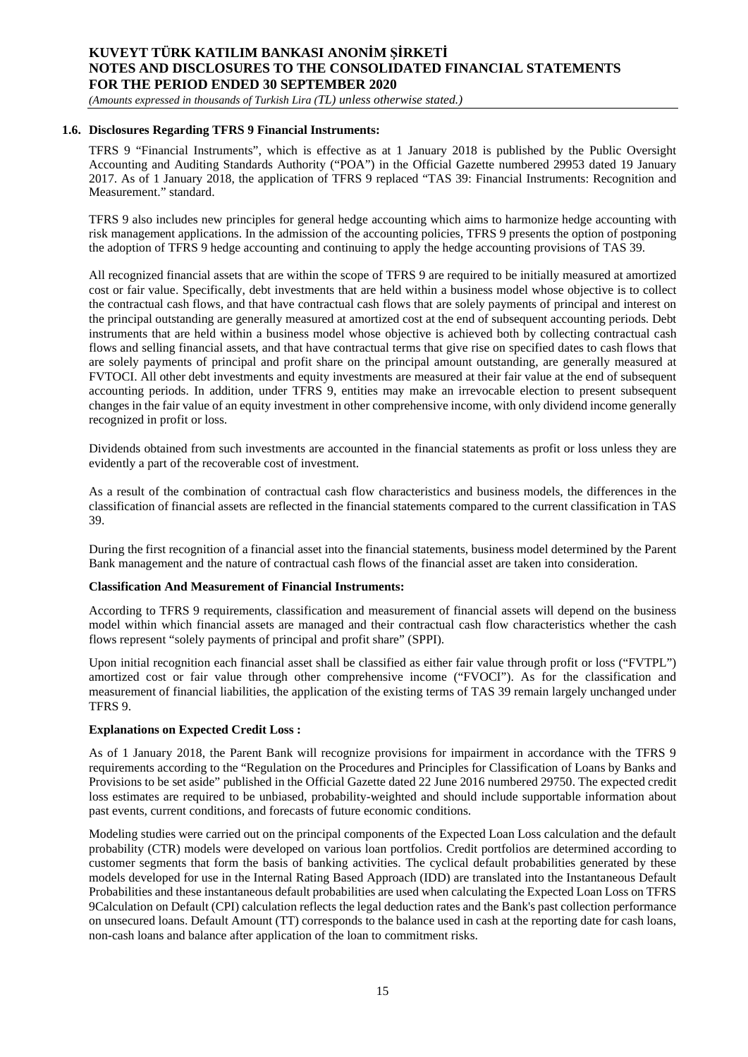### 1.6. Disclosures Regarding TFRS 9 Financial Instruments:

TFRS 9 "Financial Instruments", which is effective as at 1 January 2018 is published by the Public Oversight Accounting and Auditing Standards Authority ("POA") in the Official Gazette numbered 29953 dated 19 January 2017. As of 1 January 2018, the application of TFRS 9 replaced "TAS 39: Financial Instruments: Recognition and Measurement." standard.

TFRS 9 also includes new principles for general hedge accounting which aims to harmonize hedge accounting with risk management applications. In the admission of the accounting policies, TFRS 9 presents the option of postponing the adoption of TFRS 9 hedge accounting and continuing to apply the hedge accounting provisions of TAS 39.

All recognized financial assets that are within the scope of TFRS 9 are required to be initially measured at amortized cost or fair value. Specifically, debt investments that are held within a business model whose objective is to collect the contractual cash flows, and that have contractual cash flows that are solely payments of principal and interest on the principal outstanding are generally measured at amortized cost at the end of subsequent accounting periods. Debt instruments that are held within a business model whose objective is achieved both by collecting contractual cash flows and selling financial assets, and that have contractual terms that give rise on specified dates to cash flows that are solely payments of principal and profit share on the principal amount outstanding, are generally measured at FVTOCI. All other debt investments and equity investments are measured at their fair value at the end of subsequent accounting periods. In addition, under TFRS 9, entities may make an irrevocable election to present subsequent changes in the fair value of an equity investment in other comprehensive income, with only dividend income generally recognized in profit or loss.

Dividends obtained from such investments are accounted in the financial statements as profit or loss unless they are evidently a part of the recoverable cost of investment.

As a result of the combination of contractual cash flow characteristics and business models, the differences in the classification of financial assets are reflected in the financial statements compared to the current classification in TAS 39.

During the first recognition of a financial asset into the financial statements, business model determined by the Parent Bank management and the nature of contractual cash flows of the financial asset are taken into consideration.

**Classification And Measurement of Financial Instruments:**

According to TFRS 9 requirements, classification and measurement of financial assets will depend on the business model within which financial assets are managed and their contractual cash flow characteristics whether the cash flows represent "solely payments of principal and profit share" (SPPI).

Upon initial recognition each financial asset shall be classified as either fair value through profit or loss ("FVTPL") amortized cost or fair value through other comprehensive income ("FVOCI"). As for the classification and measurement of financial liabilities, the application of the existing terms of TAS 39 remain largely unchanged under TFRS 9.

**Explanations on Expected Credit Loss :**

As of 1 January 2018, the Parent Bank will recognize provisions for impairment in accordance with the TFRS 9 requirements according to the "Regulation on the Procedures and Principles for Classification of Loans by Banks and Provisions to be set aside" published in the Official Gazette dated 22 June 2016 numbered 29750. The expected credit loss estimates are required to be unbiased, probability-weighted and should include supportable information about past events, current conditions, and forecasts of future economic conditions.

Modeling studies were carried out on the principal components of the Expected Loan Loss calculation and the default probability (CTR) models were developed on various loan portfolios. Credit portfolios are determined according to customer segments that form the basis of banking activities. The cyclical default probabilities generated by these models developed for use in the Internal Rating Based Approach (IDD) are translated into the Instantaneous Default Probabilities and these instantaneous default probabilities are used when calculating the Expected Loan Loss on TFRS 9Calculation on Default (CPI) calculation reflects the legal deduction rates and the Bank's past collection performance on unsecured loans. Default Amount (TT) corresponds to the balance used in cash at the reporting date for cash loans, non-cash loans and balance after application of the loan to commitment risks.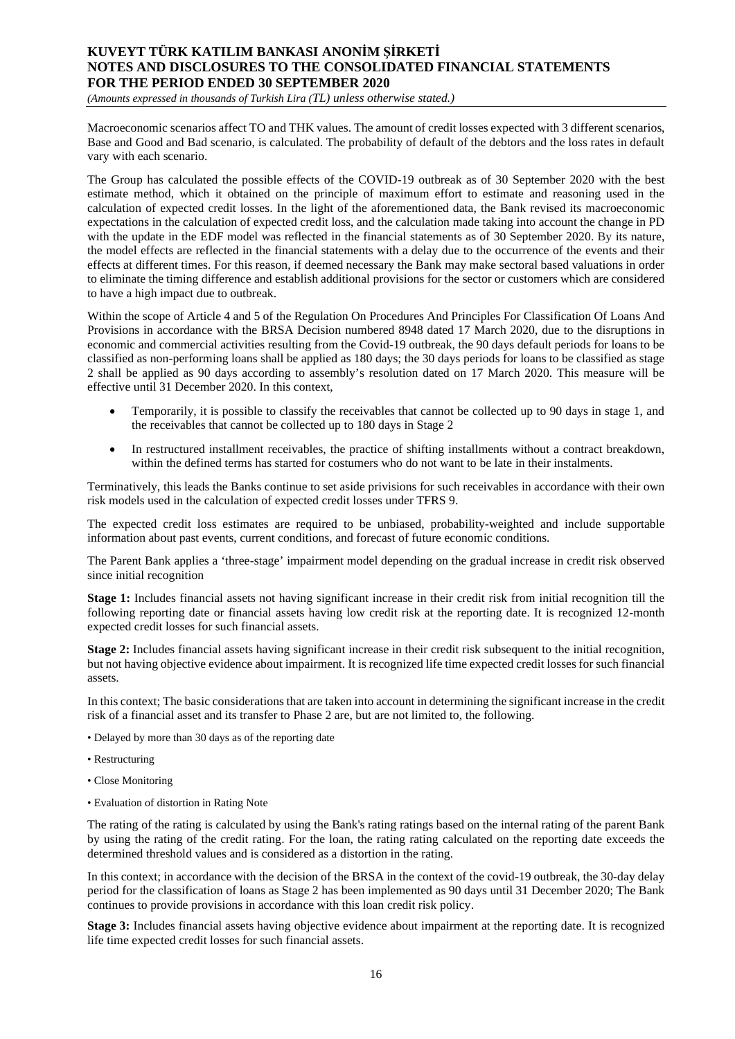Macroeconomic scenarios affect TO and THK values. The amount of credit losses expected with 3 different scenarios, Base and Good and Bad scenario, is calculated. The probability of default of the debtors and the loss rates in default vary with each scenario.

The Group has calculated the possible effects of the COVID-19 outbreak as of 30 September 2020 with the best estimate method, which it obtained on the principle of maximum effort to estimate and reasoning used in the calculation of expected credit losses. In the light of the aforementioned data, the Bank revised its macroeconomic expectations in the calculation of expected credit loss, and the calculation made taking into account the change in PD with the update in the EDF model was reflected in the financial statements as of 30 September 2020. By its nature, the model effects are reflected in the financial statements with a delay due to the occurrence of the events and their effects at different times. For this reason, if deemed necessary the Bank may make sectoral based valuations in order to eliminate the timing difference and establish additional provisions for the sector or customers which are considered to have a high impact due to outbreak.

Within the scope of Article 4 and 5 of the Regulation On Procedures And Principles For Classification Of Loans And Provisions in accordance with the BRSA Decision numbered 8948 dated 17 March 2020, due to the disruptions in economic and commercial activities resulting from the Covid-19 outbreak, the 90 days default periods for loans to be classified as non-performing loans shall be applied as 180 days; the 30 days periods for loans to be classified as stage 2 shall be applied as 90 days according to assembly's resolution dated on 17 March 2020. This measure will be effective until 31 December 2020. In this context,

- Temporarily, it is possible to classify the receivables that cannot be collected up to 90 days in stage 1, and the receivables that cannot be collected up to 180 days in Stage 2
- In restructured installment receivables, the practice of shifting installments without a contract breakdown, within the defined terms has started for costumers who do not want to be late in their instalments.

Terminatively, this leads the Banks continue to set aside privisions for such receivables in accordance with their own risk models used in the calculation of expected credit losses under TFRS 9.

The expected credit loss estimates are required to be unbiased, probability-weighted and include supportable information about past events, current conditions, and forecast of future economic conditions.

The Parent Bank applies a 'three-stage' impairment model depending on the gradual increase in credit risk observed since initial recognition

**Stage 1:** Includes financial assets not having significant increase in their credit risk from initial recognition till the following reporting date or financial assets having low credit risk at the reporting date. It is recognized 12-month expected credit losses for such financial assets.

**Stage 2:** Includes financial assets having significant increase in their credit risk subsequent to the initial recognition, but not having objective evidence about impairment. It is recognized life time expected credit losses for such financial assets.

In this context; The basic considerations that are taken into account in determining the significant increase in the credit risk of a financial asset and its transfer to Phase 2 are, but are not limited to, the following.

• Delayed by more than 30 days as of the reporting date

• Restructuring

• Close Monitoring

• Evaluation of distortion in Rating Note

The rating of the rating is calculated by using the Bank's rating ratings based on the internal rating of the parent Bank by using the rating of the credit rating. For the loan, the rating rating calculated on the reporting date exceeds the determined threshold values and is considered as a distortion in the rating.

In this context; in accordance with the decision of the BRSA in the context of the covid-19 outbreak, the 30-day delay period for the classification of loans as Stage 2 has been implemented as 90 days until 31 December 2020; The Bank continues to provide provisions in accordance with this loan credit risk policy.

**Stage 3:** Includes financial assets having objective evidence about impairment at the reporting date. It is recognized life time expected credit losses for such financial assets.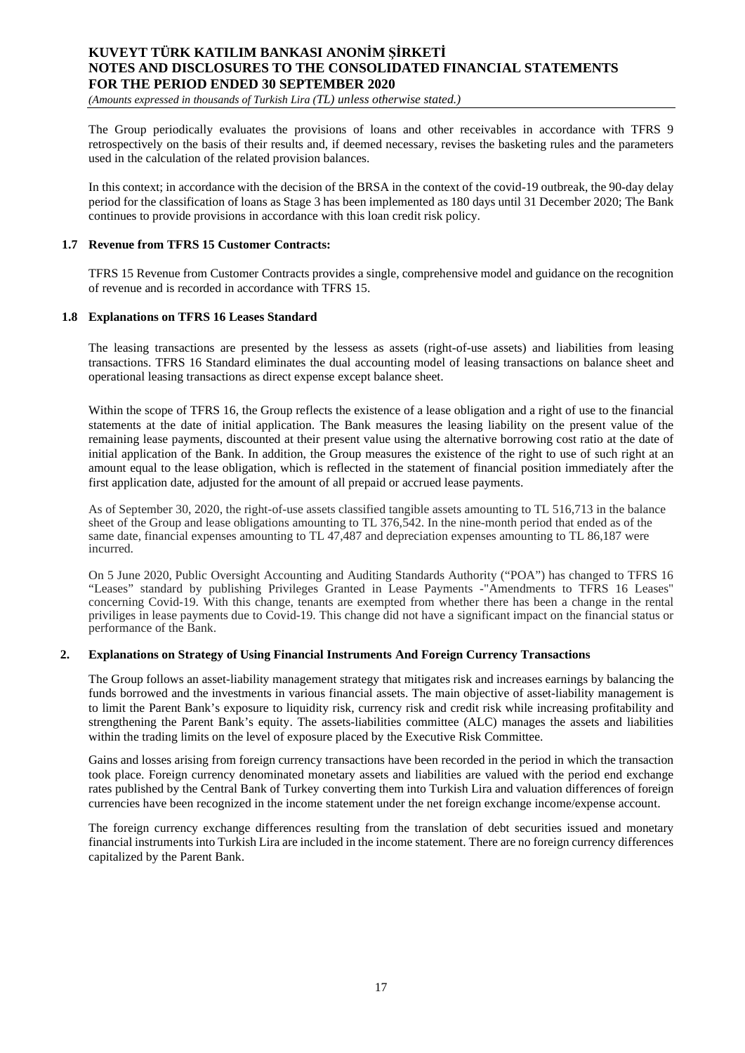The Group periodically evaluates the provisions of loans and other receivables in accordance with TFRS 9 retrospectively on the basis of their results and, if deemed necessary, revises the basketing rules and the parameters used in the calculation of the related provision balances.

In this context; in accordance with the decision of the BRSA in the context of the covid-19 outbreak, the 90-day delay period for the classification of loans as Stage 3 has been implemented as 180 days until 31 December 2020; The Bank continues to provide provisions in accordance with this loan credit risk policy.

### 1.7 Revenue from TFRS 15 Customer Contracts:

TFRS 15 Revenue from Customer Contracts provides a single, comprehensive model and guidance on the recognition of revenue and is recorded in accordance with TFRS 15.

### 1.8 Explanations on TFRS 16 Leases Standard

The leasing transactions are presented by the lessess as assets (right-of-use assets) and liabilities from leasing transactions. TFRS 16 Standard eliminates the dual accounting model of leasing transactions on balance sheet and operational leasing transactions as direct expense except balance sheet.

Within the scope of TFRS 16, the Group reflects the existence of a lease obligation and a right of use to the financial statements at the date of initial application. The Bank measures the leasing liability on the present value of the remaining lease payments, discounted at their present value using the alternative borrowing cost ratio at the date of initial application of the Bank. In addition, the Group measures the existence of the right to use of such right at an amount equal to the lease obligation, which is reflected in the statement of financial position immediately after the first application date, adjusted for the amount of all prepaid or accrued lease payments.

As of September 30, 2020, the right-of-use assets classified tangible assets amounting to TL 516,713 in the balance sheet of the Group and lease obligations amounting to TL 376,542. In the nine-month period that ended as of the same date, financial expenses amounting to TL 47,487 and depreciation expenses amounting to TL 86,187 were incurred.

On 5 June 2020, Public Oversight Accounting and Auditing Standards Authority ("POA") has changed to TFRS 16 "Leases" standard by publishing Privileges Granted in Lease Payments -"Amendments to TFRS 16 Leases" concerning Covid-19. With this change, tenants are exempted from whether there has been a change in the rental priviliges in lease payments due to Covid-19. This change did not have a significant impact on the financial status or performance of the Bank.

## 2. Explanations on Strategy of Using Financial Instruments And Foreign Currency Transactions

The Group follows an asset-liability management strategy that mitigates risk and increases earnings by balancing the funds borrowed and the investments in various financial assets. The main objective of asset-liability management is to limit the Parent Bank's exposure to liquidity risk, currency risk and credit risk while increasing profitability and strengthening the Parent Bank's equity. The assets-liabilities committee (ALC) manages the assets and liabilities within the trading limits on the level of exposure placed by the Executive Risk Committee.

Gains and losses arising from foreign currency transactions have been recorded in the period in which the transaction took place. Foreign currency denominated monetary assets and liabilities are valued with the period end exchange rates published by the Central Bank of Turkey converting them into Turkish Lira and valuation differences of foreign currencies have been recognized in the income statement under the net foreign exchange income/expense account.

The foreign currency exchange differences resulting from the translation of debt securities issued and monetary financial instruments into Turkish Lira are included in the income statement. There are no foreign currency differences capitalized by the Parent Bank.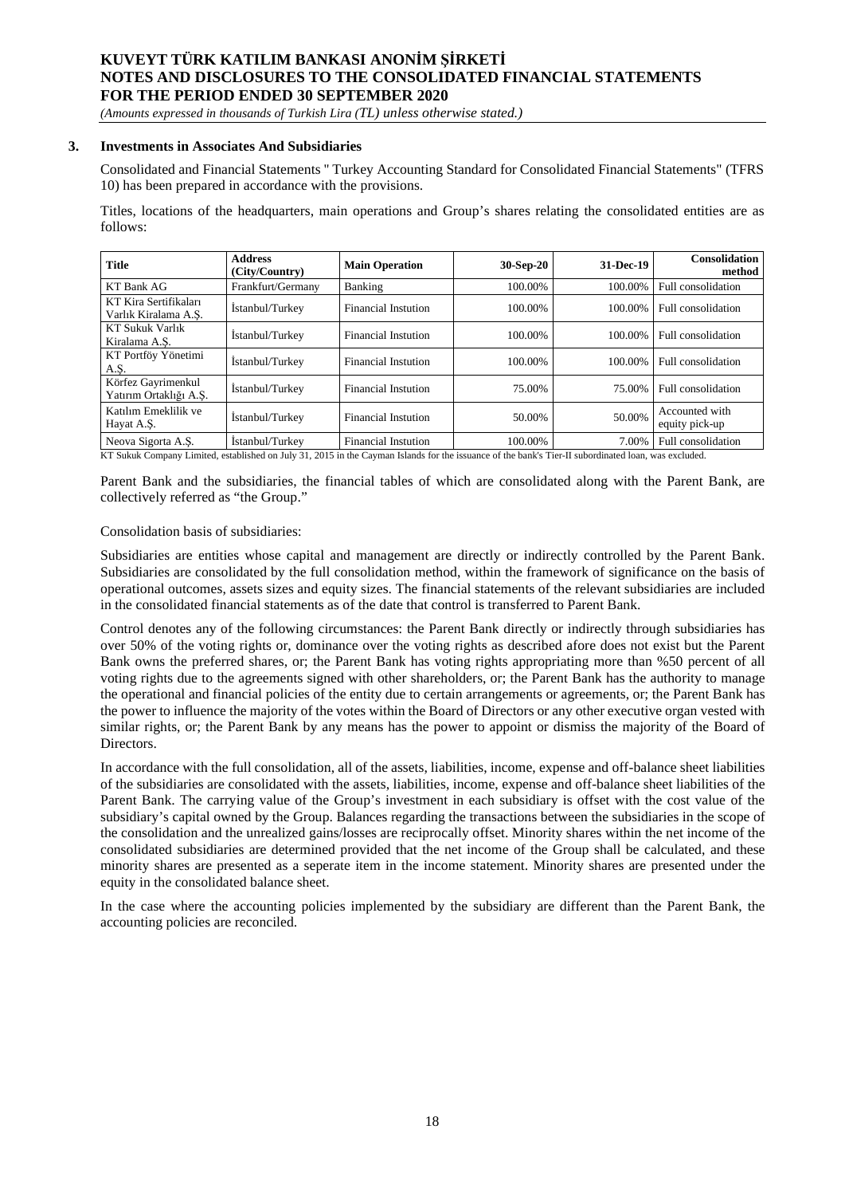### 3. Investments in Associates And Subsidiaries

Consolidated and Financial Statements " Turkey Accounting Standard for Consolidated Financial Statements" (TFRS 10) has been prepared in accordance with the provisions.

Titles, locations of the headquarters, main operations and Group's shares relating the consolidated entities are as follows:

| Title | Address (City/Country) | Main Operation | 30-Sep-20 | 31-Dec-19 | Consolidation method |
|---|---|---|---|---|---|
| KT Bank AG | Frankfurt/Germany | Banking | 100.00% | 100.00% | Full consolidation |
| KT Kira Sertifikaları Varlık Kiralama A.Ş. | İstanbul/Turkey | Financial Instution | 100.00% | 100.00% | Full consolidation |
| KT Sukuk Varlık Kiralama A.Ş. | İstanbul/Turkey | Financial Instution | 100.00% | 100.00% | Full consolidation |
| KT Portföy Yönetimi A.Ş. | İstanbul/Turkey | Financial Instution | 100.00% | 100.00% | Full consolidation |
| Körfez Gayrimenkul Yatırım Ortaklığı A.Ş. | İstanbul/Turkey | Financial Instution | 75.00% | 75.00% | Full consolidation |
| Katılım Emeklilik ve Hayat A.Ş. | İstanbul/Turkey | Financial Instution | 50.00% | 50.00% | Accounted with equity pick-up |
| Neova Sigorta A.Ş. | İstanbul/Turkey | Financial Instution | 100.00% | 7.00% | Full consolidation |

KT Sukuk Company Limited, established on July 31, 2015 in the Cayman Islands for the issuance of the bank's Tier-II subordinated loan, was excluded.

Parent Bank and the subsidiaries, the financial tables of which are consolidated along with the Parent Bank, are collectively referred as "the Group."

Consolidation basis of subsidiaries:

Subsidiaries are entities whose capital and management are directly or indirectly controlled by the Parent Bank. Subsidiaries are consolidated by the full consolidation method, within the framework of significance on the basis of operational outcomes, assets sizes and equity sizes. The financial statements of the relevant subsidiaries are included in the consolidated financial statements as of the date that control is transferred to Parent Bank.

Control denotes any of the following circumstances: the Parent Bank directly or indirectly through subsidiaries has over 50% of the voting rights or, dominance over the voting rights as described afore does not exist but the Parent Bank owns the preferred shares, or; the Parent Bank has voting rights appropriating more than %50 percent of all voting rights due to the agreements signed with other shareholders, or; the Parent Bank has the authority to manage the operational and financial policies of the entity due to certain arrangements or agreements, or; the Parent Bank has the power to influence the majority of the votes within the Board of Directors or any other executive organ vested with similar rights, or; the Parent Bank by any means has the power to appoint or dismiss the majority of the Board of Directors.

In accordance with the full consolidation, all of the assets, liabilities, income, expense and off-balance sheet liabilities of the subsidiaries are consolidated with the assets, liabilities, income, expense and off-balance sheet liabilities of the Parent Bank. The carrying value of the Group's investment in each subsidiary is offset with the cost value of the subsidiary's capital owned by the Group. Balances regarding the transactions between the subsidiaries in the scope of the consolidation and the unrealized gains/losses are reciprocally offset. Minority shares within the net income of the consolidated subsidiaries are determined provided that the net income of the Group shall be calculated, and these minority shares are presented as a seperate item in the income statement. Minority shares are presented under the equity in the consolidated balance sheet.

In the case where the accounting policies implemented by the subsidiary are different than the Parent Bank, the accounting policies are reconciled.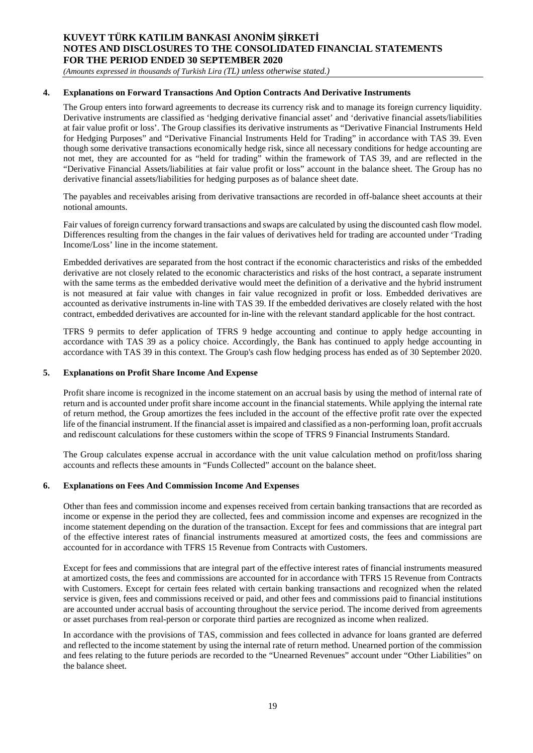## 4. Explanations on Forward Transactions And Option Contracts And Derivative Instruments

The Group enters into forward agreements to decrease its currency risk and to manage its foreign currency liquidity. Derivative instruments are classified as 'hedging derivative financial asset' and 'derivative financial assets/liabilities at fair value profit or loss'. The Group classifies its derivative instruments as "Derivative Financial Instruments Held for Hedging Purposes" and "Derivative Financial Instruments Held for Trading" in accordance with TAS 39. Even though some derivative transactions economically hedge risk, since all necessary conditions for hedge accounting are not met, they are accounted for as "held for trading" within the framework of TAS 39, and are reflected in the "Derivative Financial Assets/liabilities at fair value profit or loss" account in the balance sheet. The Group has no derivative financial assets/liabilities for hedging purposes as of balance sheet date.

The payables and receivables arising from derivative transactions are recorded in off-balance sheet accounts at their notional amounts.

Fair values of foreign currency forward transactions and swaps are calculated by using the discounted cash flow model. Differences resulting from the changes in the fair values of derivatives held for trading are accounted under 'Trading Income/Loss' line in the income statement.

Embedded derivatives are separated from the host contract if the economic characteristics and risks of the embedded derivative are not closely related to the economic characteristics and risks of the host contract, a separate instrument with the same terms as the embedded derivative would meet the definition of a derivative and the hybrid instrument is not measured at fair value with changes in fair value recognized in profit or loss. Embedded derivatives are accounted as derivative instruments in-line with TAS 39. If the embedded derivatives are closely related with the host contract, embedded derivatives are accounted for in-line with the relevant standard applicable for the host contract.

TFRS 9 permits to defer application of TFRS 9 hedge accounting and continue to apply hedge accounting in accordance with TAS 39 as a policy choice. Accordingly, the Bank has continued to apply hedge accounting in accordance with TAS 39 in this context. The Group's cash flow hedging process has ended as of 30 September 2020.

## 5. Explanations on Profit Share Income And Expense

Profit share income is recognized in the income statement on an accrual basis by using the method of internal rate of return and is accounted under profit share income account in the financial statements. While applying the internal rate of return method, the Group amortizes the fees included in the account of the effective profit rate over the expected life of the financial instrument. If the financial asset is impaired and classified as a non-performing loan, profit accruals and rediscount calculations for these customers within the scope of TFRS 9 Financial Instruments Standard.

The Group calculates expense accrual in accordance with the unit value calculation method on profit/loss sharing accounts and reflects these amounts in "Funds Collected" account on the balance sheet.

## 6. Explanations on Fees And Commission Income And Expenses

Other than fees and commission income and expenses received from certain banking transactions that are recorded as income or expense in the period they are collected, fees and commission income and expenses are recognized in the income statement depending on the duration of the transaction. Except for fees and commissions that are integral part of the effective interest rates of financial instruments measured at amortized costs, the fees and commissions are accounted for in accordance with TFRS 15 Revenue from Contracts with Customers.

Except for fees and commissions that are integral part of the effective interest rates of financial instruments measured at amortized costs, the fees and commissions are accounted for in accordance with TFRS 15 Revenue from Contracts with Customers. Except for certain fees related with certain banking transactions and recognized when the related service is given, fees and commissions received or paid, and other fees and commissions paid to financial institutions are accounted under accrual basis of accounting throughout the service period. The income derived from agreements or asset purchases from real-person or corporate third parties are recognized as income when realized.

In accordance with the provisions of TAS, commission and fees collected in advance for loans granted are deferred and reflected to the income statement by using the internal rate of return method. Unearned portion of the commission and fees relating to the future periods are recorded to the "Unearned Revenues" account under "Other Liabilities" on the balance sheet.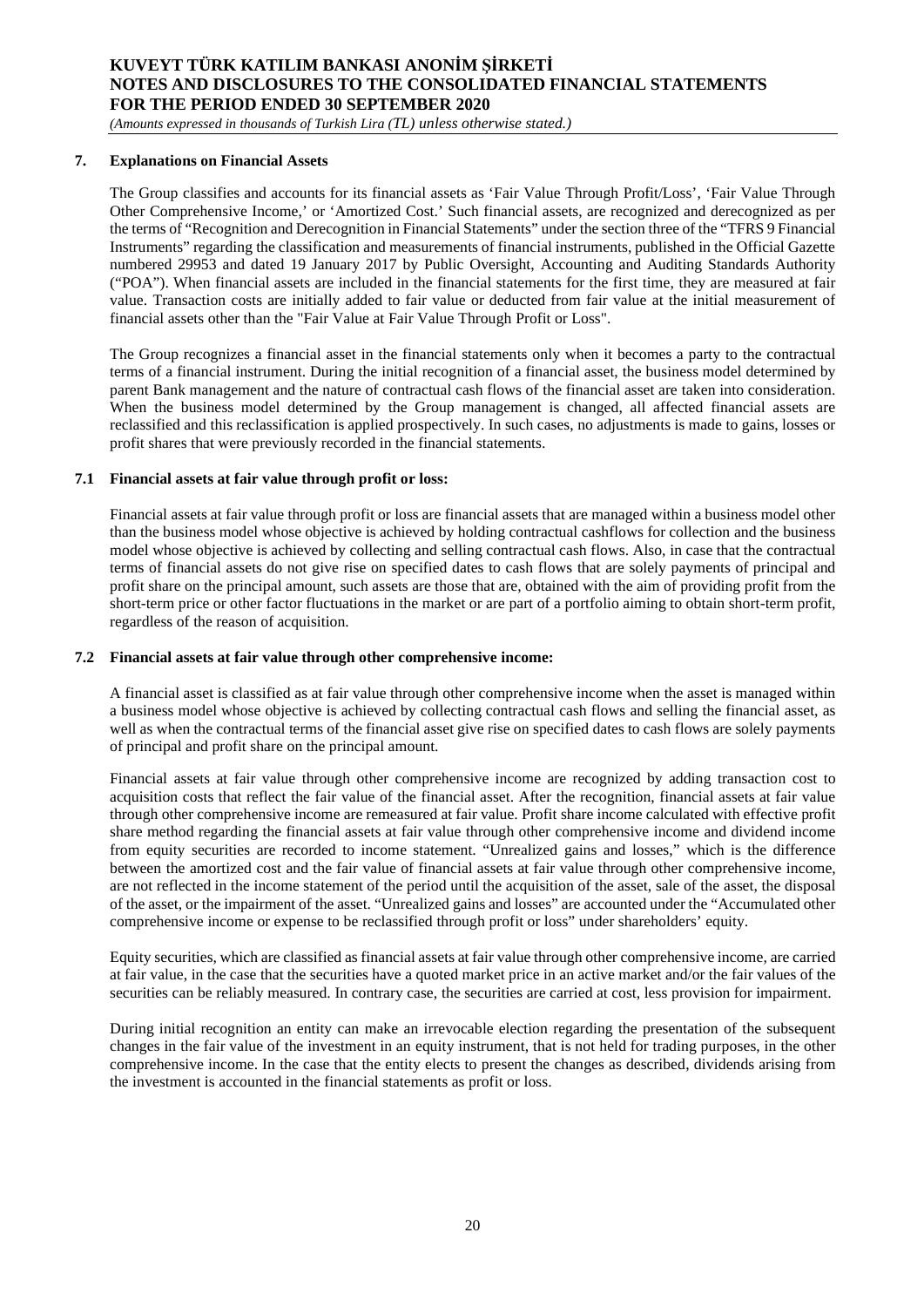## 7. Explanations on Financial Assets

The Group classifies and accounts for its financial assets as 'Fair Value Through Profit/Loss', 'Fair Value Through Other Comprehensive Income,' or 'Amortized Cost.' Such financial assets, are recognized and derecognized as per the terms of "Recognition and Derecognition in Financial Statements" under the section three of the "TFRS 9 Financial Instruments" regarding the classification and measurements of financial instruments, published in the Official Gazette numbered 29953 and dated 19 January 2017 by Public Oversight, Accounting and Auditing Standards Authority ("POA"). When financial assets are included in the financial statements for the first time, they are measured at fair value. Transaction costs are initially added to fair value or deducted from fair value at the initial measurement of financial assets other than the "Fair Value at Fair Value Through Profit or Loss".

The Group recognizes a financial asset in the financial statements only when it becomes a party to the contractual terms of a financial instrument. During the initial recognition of a financial asset, the business model determined by parent Bank management and the nature of contractual cash flows of the financial asset are taken into consideration. When the business model determined by the Group management is changed, all affected financial assets are reclassified and this reclassification is applied prospectively. In such cases, no adjustments is made to gains, losses or profit shares that were previously recorded in the financial statements.

### 7.1 Financial assets at fair value through profit or loss:

Financial assets at fair value through profit or loss are financial assets that are managed within a business model other than the business model whose objective is achieved by holding contractual cashflows for collection and the business model whose objective is achieved by collecting and selling contractual cash flows. Also, in case that the contractual terms of financial assets do not give rise on specified dates to cash flows that are solely payments of principal and profit share on the principal amount, such assets are those that are, obtained with the aim of providing profit from the short-term price or other factor fluctuations in the market or are part of a portfolio aiming to obtain short-term profit, regardless of the reason of acquisition.

### 7.2 Financial assets at fair value through other comprehensive income:

A financial asset is classified as at fair value through other comprehensive income when the asset is managed within a business model whose objective is achieved by collecting contractual cash flows and selling the financial asset, as well as when the contractual terms of the financial asset give rise on specified dates to cash flows are solely payments of principal and profit share on the principal amount.

Financial assets at fair value through other comprehensive income are recognized by adding transaction cost to acquisition costs that reflect the fair value of the financial asset. After the recognition, financial assets at fair value through other comprehensive income are remeasured at fair value. Profit share income calculated with effective profit share method regarding the financial assets at fair value through other comprehensive income and dividend income from equity securities are recorded to income statement. "Unrealized gains and losses," which is the difference between the amortized cost and the fair value of financial assets at fair value through other comprehensive income, are not reflected in the income statement of the period until the acquisition of the asset, sale of the asset, the disposal of the asset, or the impairment of the asset. "Unrealized gains and losses" are accounted under the "Accumulated other comprehensive income or expense to be reclassified through profit or loss" under shareholders' equity.

Equity securities, which are classified as financial assets at fair value through other comprehensive income, are carried at fair value, in the case that the securities have a quoted market price in an active market and/or the fair values of the securities can be reliably measured. In contrary case, the securities are carried at cost, less provision for impairment.

During initial recognition an entity can make an irrevocable election regarding the presentation of the subsequent changes in the fair value of the investment in an equity instrument, that is not held for trading purposes, in the other comprehensive income. In the case that the entity elects to present the changes as described, dividends arising from the investment is accounted in the financial statements as profit or loss.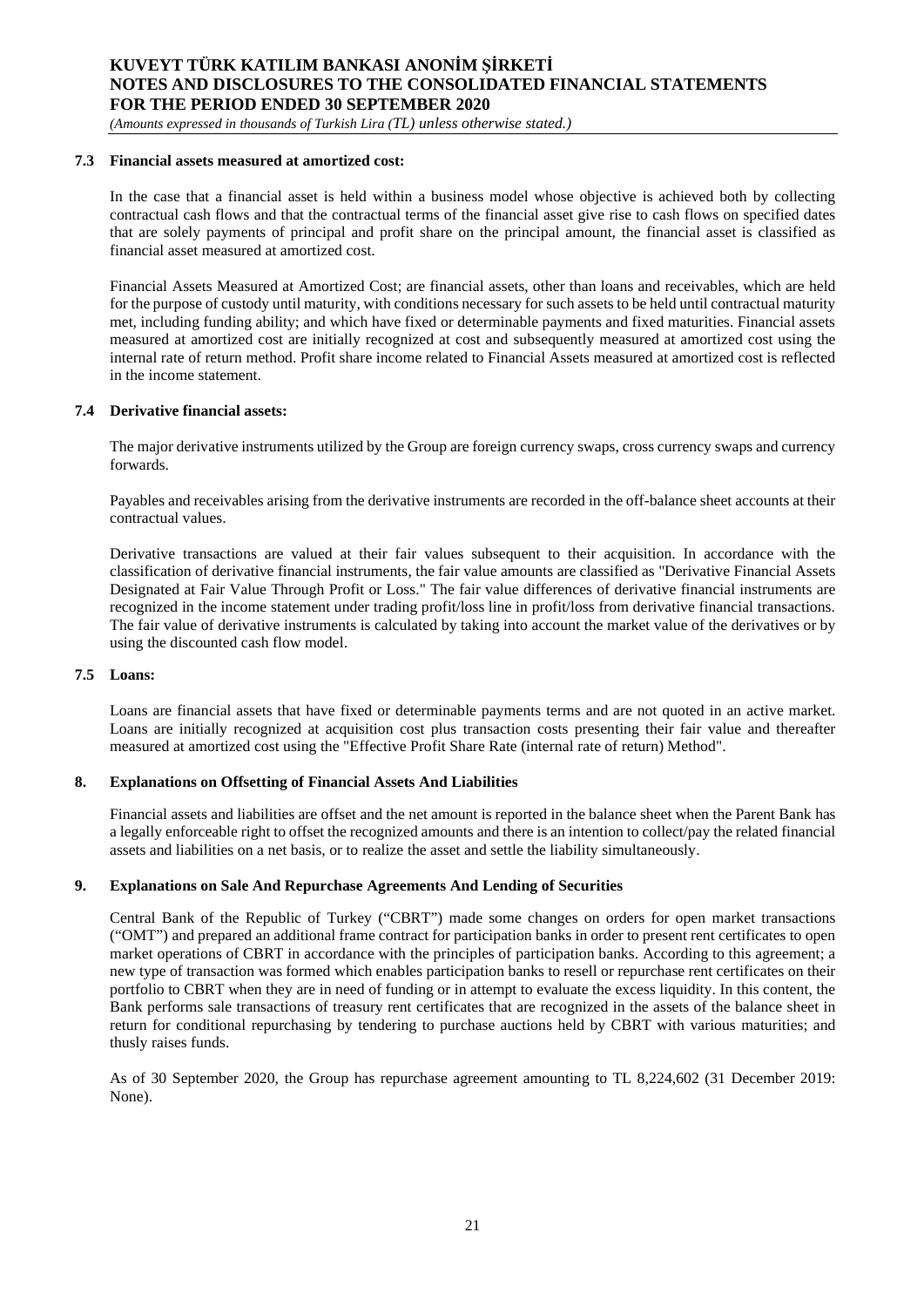### 7.3 Financial assets measured at amortized cost:

In the case that a financial asset is held within a business model whose objective is achieved both by collecting contractual cash flows and that the contractual terms of the financial asset give rise to cash flows on specified dates that are solely payments of principal and profit share on the principal amount, the financial asset is classified as financial asset measured at amortized cost.

Financial Assets Measured at Amortized Cost; are financial assets, other than loans and receivables, which are held for the purpose of custody until maturity, with conditions necessary for such assets to be held until contractual maturity met, including funding ability; and which have fixed or determinable payments and fixed maturities. Financial assets measured at amortized cost are initially recognized at cost and subsequently measured at amortized cost using the internal rate of return method. Profit share income related to Financial Assets measured at amortized cost is reflected in the income statement.

### 7.4 Derivative financial assets:

The major derivative instruments utilized by the Group are foreign currency swaps, cross currency swaps and currency forwards.

Payables and receivables arising from the derivative instruments are recorded in the off-balance sheet accounts at their contractual values.

Derivative transactions are valued at their fair values subsequent to their acquisition. In accordance with the classification of derivative financial instruments, the fair value amounts are classified as "Derivative Financial Assets Designated at Fair Value Through Profit or Loss." The fair value differences of derivative financial instruments are recognized in the income statement under trading profit/loss line in profit/loss from derivative financial transactions. The fair value of derivative instruments is calculated by taking into account the market value of the derivatives or by using the discounted cash flow model.

### 7.5 Loans:

Loans are financial assets that have fixed or determinable payments terms and are not quoted in an active market. Loans are initially recognized at acquisition cost plus transaction costs presenting their fair value and thereafter measured at amortized cost using the "Effective Profit Share Rate (internal rate of return) Method".

## 8. Explanations on Offsetting of Financial Assets And Liabilities

Financial assets and liabilities are offset and the net amount is reported in the balance sheet when the Parent Bank has a legally enforceable right to offset the recognized amounts and there is an intention to collect/pay the related financial assets and liabilities on a net basis, or to realize the asset and settle the liability simultaneously.

## 9. Explanations on Sale And Repurchase Agreements And Lending of Securities

Central Bank of the Republic of Turkey ("CBRT") made some changes on orders for open market transactions ("OMT") and prepared an additional frame contract for participation banks in order to present rent certificates to open market operations of CBRT in accordance with the principles of participation banks. According to this agreement; a new type of transaction was formed which enables participation banks to resell or repurchase rent certificates on their portfolio to CBRT when they are in need of funding or in attempt to evaluate the excess liquidity. In this content, the Bank performs sale transactions of treasury rent certificates that are recognized in the assets of the balance sheet in return for conditional repurchasing by tendering to purchase auctions held by CBRT with various maturities; and thusly raises funds.

As of 30 September 2020, the Group has repurchase agreement amounting to TL 8,224,602 (31 December 2019: None).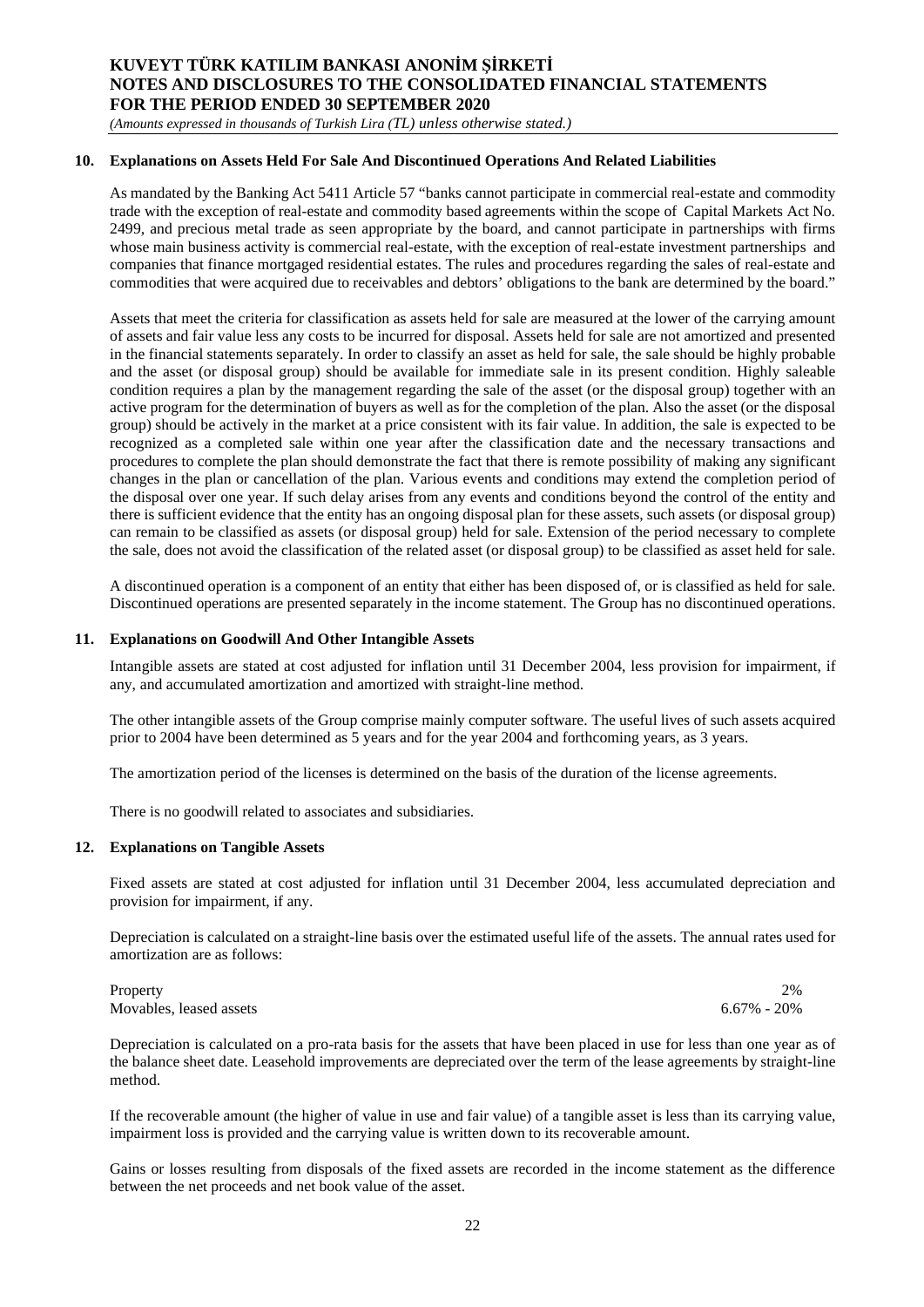## 10. Explanations on Assets Held For Sale And Discontinued Operations And Related Liabilities

As mandated by the Banking Act 5411 Article 57 "banks cannot participate in commercial real-estate and commodity trade with the exception of real-estate and commodity based agreements within the scope of Capital Markets Act No. 2499, and precious metal trade as seen appropriate by the board, and cannot participate in partnerships with firms whose main business activity is commercial real-estate, with the exception of real-estate investment partnerships and companies that finance mortgaged residential estates. The rules and procedures regarding the sales of real-estate and commodities that were acquired due to receivables and debtors' obligations to the bank are determined by the board."

Assets that meet the criteria for classification as assets held for sale are measured at the lower of the carrying amount of assets and fair value less any costs to be incurred for disposal. Assets held for sale are not amortized and presented in the financial statements separately. In order to classify an asset as held for sale, the sale should be highly probable and the asset (or disposal group) should be available for immediate sale in its present condition. Highly saleable condition requires a plan by the management regarding the sale of the asset (or the disposal group) together with an active program for the determination of buyers as well as for the completion of the plan. Also the asset (or the disposal group) should be actively in the market at a price consistent with its fair value. In addition, the sale is expected to be recognized as a completed sale within one year after the classification date and the necessary transactions and procedures to complete the plan should demonstrate the fact that there is remote possibility of making any significant changes in the plan or cancellation of the plan. Various events and conditions may extend the completion period of the disposal over one year. If such delay arises from any events and conditions beyond the control of the entity and there is sufficient evidence that the entity has an ongoing disposal plan for these assets, such assets (or disposal group) can remain to be classified as assets (or disposal group) held for sale. Extension of the period necessary to complete the sale, does not avoid the classification of the related asset (or disposal group) to be classified as asset held for sale.

A discontinued operation is a component of an entity that either has been disposed of, or is classified as held for sale. Discontinued operations are presented separately in the income statement. The Group has no discontinued operations.

## 11. Explanations on Goodwill And Other Intangible Assets

Intangible assets are stated at cost adjusted for inflation until 31 December 2004, less provision for impairment, if any, and accumulated amortization and amortized with straight-line method.

The other intangible assets of the Group comprise mainly computer software. The useful lives of such assets acquired prior to 2004 have been determined as 5 years and for the year 2004 and forthcoming years, as 3 years.

The amortization period of the licenses is determined on the basis of the duration of the license agreements.

There is no goodwill related to associates and subsidiaries.

## 12. Explanations on Tangible Assets

Fixed assets are stated at cost adjusted for inflation until 31 December 2004, less accumulated depreciation and provision for impairment, if any.

Depreciation is calculated on a straight-line basis over the estimated useful life of the assets. The annual rates used for amortization are as follows:

| | |
|---|---|
| Property | 2% |
| Movables, leased assets | 6.67% - 20% |

Depreciation is calculated on a pro-rata basis for the assets that have been placed in use for less than one year as of the balance sheet date. Leasehold improvements are depreciated over the term of the lease agreements by straight-line method.

If the recoverable amount (the higher of value in use and fair value) of a tangible asset is less than its carrying value, impairment loss is provided and the carrying value is written down to its recoverable amount.

Gains or losses resulting from disposals of the fixed assets are recorded in the income statement as the difference between the net proceeds and net book value of the asset.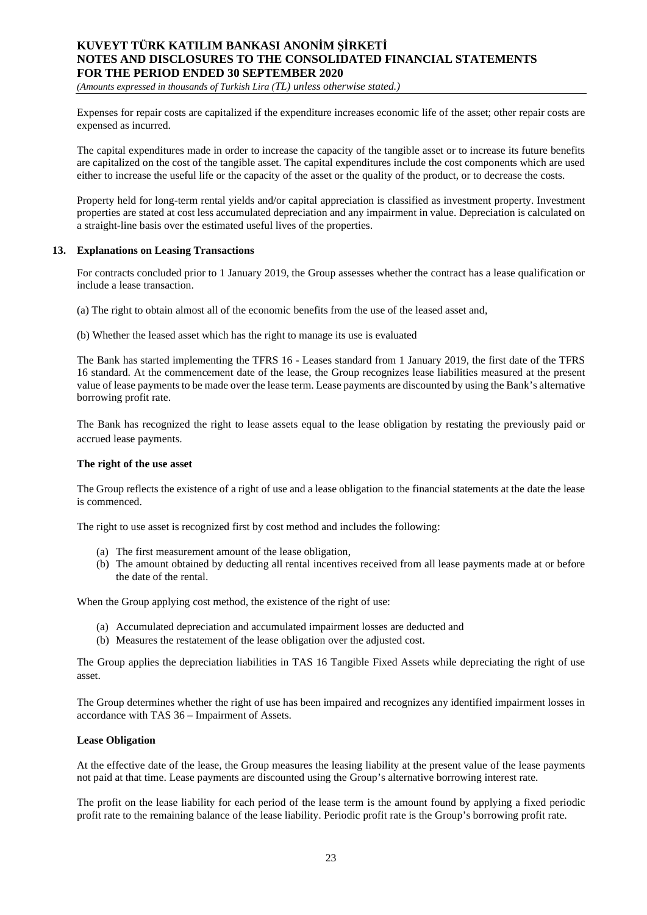Expenses for repair costs are capitalized if the expenditure increases economic life of the asset; other repair costs are expensed as incurred.

The capital expenditures made in order to increase the capacity of the tangible asset or to increase its future benefits are capitalized on the cost of the tangible asset. The capital expenditures include the cost components which are used either to increase the useful life or the capacity of the asset or the quality of the product, or to decrease the costs.

Property held for long-term rental yields and/or capital appreciation is classified as investment property. Investment properties are stated at cost less accumulated depreciation and any impairment in value. Depreciation is calculated on a straight-line basis over the estimated useful lives of the properties.

## 13. Explanations on Leasing Transactions

For contracts concluded prior to 1 January 2019, the Group assesses whether the contract has a lease qualification or include a lease transaction.

(a) The right to obtain almost all of the economic benefits from the use of the leased asset and,

(b) Whether the leased asset which has the right to manage its use is evaluated

The Bank has started implementing the TFRS 16 - Leases standard from 1 January 2019, the first date of the TFRS 16 standard. At the commencement date of the lease, the Group recognizes lease liabilities measured at the present value of lease payments to be made over the lease term. Lease payments are discounted by using the Bank's alternative borrowing profit rate.

The Bank has recognized the right to lease assets equal to the lease obligation by restating the previously paid or accrued lease payments.

**The right of the use asset**

The Group reflects the existence of a right of use and a lease obligation to the financial statements at the date the lease is commenced.

The right to use asset is recognized first by cost method and includes the following:

(a) The first measurement amount of the lease obligation,
(b) The amount obtained by deducting all rental incentives received from all lease payments made at or before the date of the rental.

When the Group applying cost method, the existence of the right of use:

(a) Accumulated depreciation and accumulated impairment losses are deducted and
(b) Measures the restatement of the lease obligation over the adjusted cost.

The Group applies the depreciation liabilities in TAS 16 Tangible Fixed Assets while depreciating the right of use asset.

The Group determines whether the right of use has been impaired and recognizes any identified impairment losses in accordance with TAS 36 – Impairment of Assets.

**Lease Obligation**

At the effective date of the lease, the Group measures the leasing liability at the present value of the lease payments not paid at that time. Lease payments are discounted using the Group's alternative borrowing interest rate.

The profit on the lease liability for each period of the lease term is the amount found by applying a fixed periodic profit rate to the remaining balance of the lease liability. Periodic profit rate is the Group's borrowing profit rate.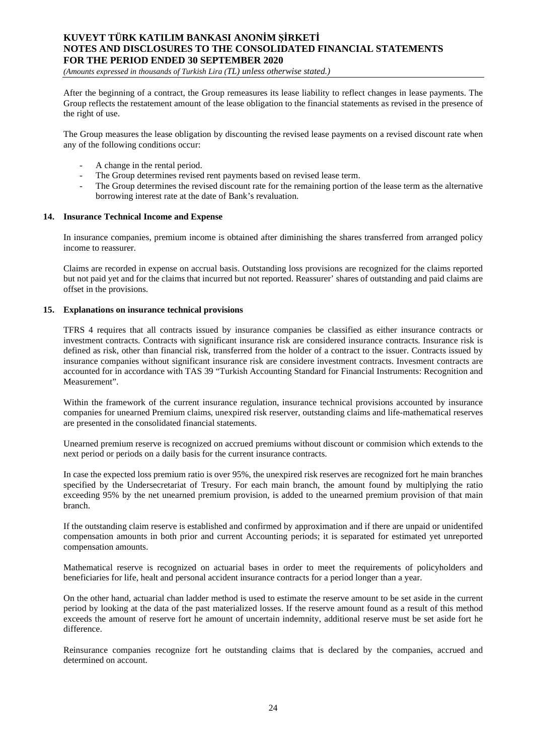After the beginning of a contract, the Group remeasures its lease liability to reflect changes in lease payments. The Group reflects the restatement amount of the lease obligation to the financial statements as revised in the presence of the right of use.

The Group measures the lease obligation by discounting the revised lease payments on a revised discount rate when any of the following conditions occur:

- A change in the rental period.
- The Group determines revised rent payments based on revised lease term.
- The Group determines the revised discount rate for the remaining portion of the lease term as the alternative borrowing interest rate at the date of Bank's revaluation.

## 14. Insurance Technical Income and Expense

In insurance companies, premium income is obtained after diminishing the shares transferred from arranged policy income to reassurer.

Claims are recorded in expense on accrual basis. Outstanding loss provisions are recognized for the claims reported but not paid yet and for the claims that incurred but not reported. Reassurer' shares of outstanding and paid claims are offset in the provisions.

## 15. Explanations on insurance technical provisions

TFRS 4 requires that all contracts issued by insurance companies be classified as either insurance contracts or investment contracts. Contracts with significant insurance risk are considered insurance contracts. Insurance risk is defined as risk, other than financial risk, transferred from the holder of a contract to the issuer. Contracts issued by insurance companies without significant insurance risk are considere investment contracts. Invesment contracts are accounted for in accordance with TAS 39 "Turkish Accounting Standard for Financial Instruments: Recognition and Measurement".

Within the framework of the current insurance regulation, insurance technical provisions accounted by insurance companies for unearned Premium claims, unexpired risk reserver, outstanding claims and life-mathematical reserves are presented in the consolidated financial statements.

Unearned premium reserve is recognized on accrued premiums without discount or commision which extends to the next period or periods on a daily basis for the current insurance contracts.

In case the expected loss premium ratio is over 95%, the unexpired risk reserves are recognized fort he main branches specified by the Undersecretariat of Tresury. For each main branch, the amount found by multiplying the ratio exceeding 95% by the net unearned premium provision, is added to the unearned premium provision of that main branch.

If the outstanding claim reserve is established and confirmed by approximation and if there are unpaid or unidentifed compensation amounts in both prior and current Accounting periods; it is separated for estimated yet unreported compensation amounts.

Mathematical reserve is recognized on actuarial bases in order to meet the requirements of policyholders and beneficiaries for life, healt and personal accident insurance contracts for a period longer than a year.

On the other hand, actuarial chan ladder method is used to estimate the reserve amount to be set aside in the current period by looking at the data of the past materialized losses. If the reserve amount found as a result of this method exceeds the amount of reserve fort he amount of uncertain indemnity, additional reserve must be set aside fort he difference.

Reinsurance companies recognize fort he outstanding claims that is declared by the companies, accrued and determined on account.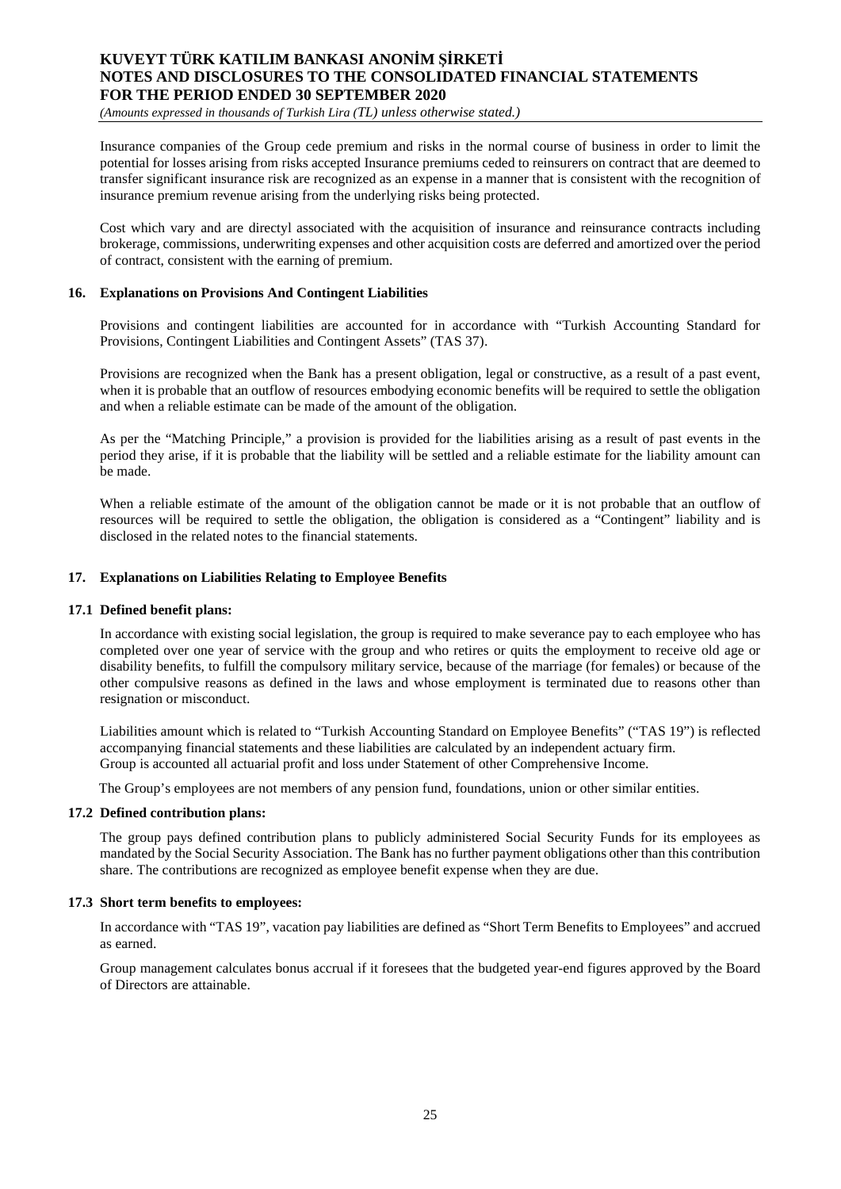Insurance companies of the Group cede premium and risks in the normal course of business in order to limit the potential for losses arising from risks accepted Insurance premiums ceded to reinsurers on contract that are deemed to transfer significant insurance risk are recognized as an expense in a manner that is consistent with the recognition of insurance premium revenue arising from the underlying risks being protected.

Cost which vary and are directyl associated with the acquisition of insurance and reinsurance contracts including brokerage, commissions, underwriting expenses and other acquisition costs are deferred and amortized over the period of contract, consistent with the earning of premium.

## 16. Explanations on Provisions And Contingent Liabilities

Provisions and contingent liabilities are accounted for in accordance with "Turkish Accounting Standard for Provisions, Contingent Liabilities and Contingent Assets" (TAS 37).

Provisions are recognized when the Bank has a present obligation, legal or constructive, as a result of a past event, when it is probable that an outflow of resources embodying economic benefits will be required to settle the obligation and when a reliable estimate can be made of the amount of the obligation.

As per the "Matching Principle," a provision is provided for the liabilities arising as a result of past events in the period they arise, if it is probable that the liability will be settled and a reliable estimate for the liability amount can be made.

When a reliable estimate of the amount of the obligation cannot be made or it is not probable that an outflow of resources will be required to settle the obligation, the obligation is considered as a "Contingent" liability and is disclosed in the related notes to the financial statements.

## 17. Explanations on Liabilities Relating to Employee Benefits

### 17.1 Defined benefit plans:

In accordance with existing social legislation, the group is required to make severance pay to each employee who has completed over one year of service with the group and who retires or quits the employment to receive old age or disability benefits, to fulfill the compulsory military service, because of the marriage (for females) or because of the other compulsive reasons as defined in the laws and whose employment is terminated due to reasons other than resignation or misconduct.

Liabilities amount which is related to "Turkish Accounting Standard on Employee Benefits" ("TAS 19") is reflected accompanying financial statements and these liabilities are calculated by an independent actuary firm.
Group is accounted all actuarial profit and loss under Statement of other Comprehensive Income.

The Group's employees are not members of any pension fund, foundations, union or other similar entities.

### 17.2 Defined contribution plans:

The group pays defined contribution plans to publicly administered Social Security Funds for its employees as mandated by the Social Security Association. The Bank has no further payment obligations other than this contribution share. The contributions are recognized as employee benefit expense when they are due.

### 17.3 Short term benefits to employees:

In accordance with "TAS 19", vacation pay liabilities are defined as "Short Term Benefits to Employees" and accrued as earned.

Group management calculates bonus accrual if it foresees that the budgeted year-end figures approved by the Board of Directors are attainable.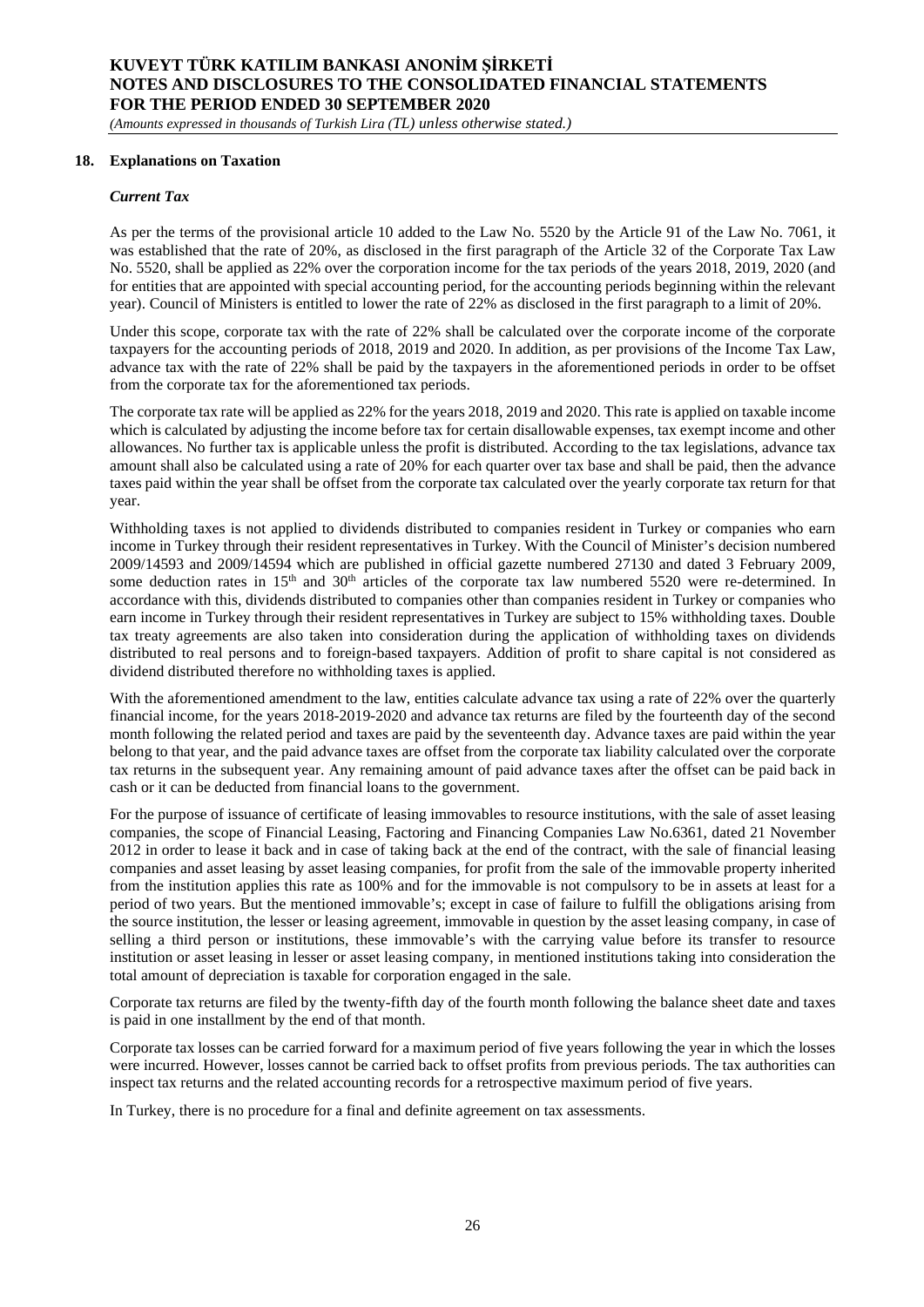## 18. Explanations on Taxation

### *Current Tax*

As per the terms of the provisional article 10 added to the Law No. 5520 by the Article 91 of the Law No. 7061, it was established that the rate of 20%, as disclosed in the first paragraph of the Article 32 of the Corporate Tax Law No. 5520, shall be applied as 22% over the corporation income for the tax periods of the years 2018, 2019, 2020 (and for entities that are appointed with special accounting period, for the accounting periods beginning within the relevant year). Council of Ministers is entitled to lower the rate of 22% as disclosed in the first paragraph to a limit of 20%.

Under this scope, corporate tax with the rate of 22% shall be calculated over the corporate income of the corporate taxpayers for the accounting periods of 2018, 2019 and 2020. In addition, as per provisions of the Income Tax Law, advance tax with the rate of 22% shall be paid by the taxpayers in the aforementioned periods in order to be offset from the corporate tax for the aforementioned tax periods.

The corporate tax rate will be applied as 22% for the years 2018, 2019 and 2020. This rate is applied on taxable income which is calculated by adjusting the income before tax for certain disallowable expenses, tax exempt income and other allowances. No further tax is applicable unless the profit is distributed. According to the tax legislations, advance tax amount shall also be calculated using a rate of 20% for each quarter over tax base and shall be paid, then the advance taxes paid within the year shall be offset from the corporate tax calculated over the yearly corporate tax return for that year.

Withholding taxes is not applied to dividends distributed to companies resident in Turkey or companies who earn income in Turkey through their resident representatives in Turkey. With the Council of Minister's decision numbered 2009/14593 and 2009/14594 which are published in official gazette numbered 27130 and dated 3 February 2009, some deduction rates in 15th and 30th articles of the corporate tax law numbered 5520 were re-determined. In accordance with this, dividends distributed to companies other than companies resident in Turkey or companies who earn income in Turkey through their resident representatives in Turkey are subject to 15% withholding taxes. Double tax treaty agreements are also taken into consideration during the application of withholding taxes on dividends distributed to real persons and to foreign-based taxpayers. Addition of profit to share capital is not considered as dividend distributed therefore no withholding taxes is applied.

With the aforementioned amendment to the law, entities calculate advance tax using a rate of 22% over the quarterly financial income, for the years 2018-2019-2020 and advance tax returns are filed by the fourteenth day of the second month following the related period and taxes are paid by the seventeenth day. Advance taxes are paid within the year belong to that year, and the paid advance taxes are offset from the corporate tax liability calculated over the corporate tax returns in the subsequent year. Any remaining amount of paid advance taxes after the offset can be paid back in cash or it can be deducted from financial loans to the government.

For the purpose of issuance of certificate of leasing immovables to resource institutions, with the sale of asset leasing companies, the scope of Financial Leasing, Factoring and Financing Companies Law No.6361, dated 21 November 2012 in order to lease it back and in case of taking back at the end of the contract, with the sale of financial leasing companies and asset leasing by asset leasing companies, for profit from the sale of the immovable property inherited from the institution applies this rate as 100% and for the immovable is not compulsory to be in assets at least for a period of two years. But the mentioned immovable's; except in case of failure to fulfill the obligations arising from the source institution, the lesser or leasing agreement, immovable in question by the asset leasing company, in case of selling a third person or institutions, these immovable's with the carrying value before its transfer to resource institution or asset leasing in lesser or asset leasing company, in mentioned institutions taking into consideration the total amount of depreciation is taxable for corporation engaged in the sale.

Corporate tax returns are filed by the twenty-fifth day of the fourth month following the balance sheet date and taxes is paid in one installment by the end of that month.

Corporate tax losses can be carried forward for a maximum period of five years following the year in which the losses were incurred. However, losses cannot be carried back to offset profits from previous periods. The tax authorities can inspect tax returns and the related accounting records for a retrospective maximum period of five years.

In Turkey, there is no procedure for a final and definite agreement on tax assessments.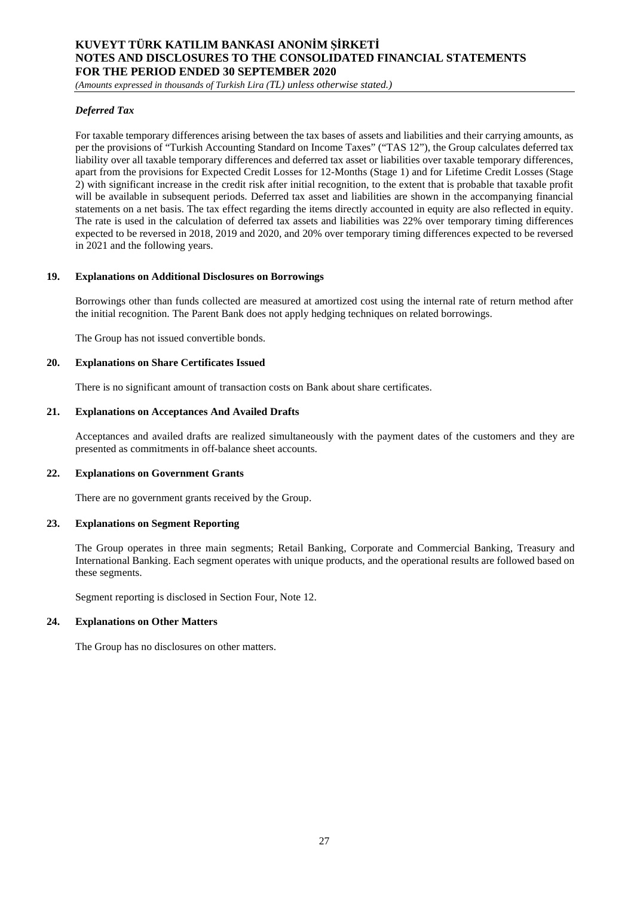### *Deferred Tax*

For taxable temporary differences arising between the tax bases of assets and liabilities and their carrying amounts, as per the provisions of "Turkish Accounting Standard on Income Taxes" ("TAS 12"), the Group calculates deferred tax liability over all taxable temporary differences and deferred tax asset or liabilities over taxable temporary differences, apart from the provisions for Expected Credit Losses for 12-Months (Stage 1) and for Lifetime Credit Losses (Stage 2) with significant increase in the credit risk after initial recognition, to the extent that is probable that taxable profit will be available in subsequent periods. Deferred tax asset and liabilities are shown in the accompanying financial statements on a net basis. The tax effect regarding the items directly accounted in equity are also reflected in equity. The rate is used in the calculation of deferred tax assets and liabilities was 22% over temporary timing differences expected to be reversed in 2018, 2019 and 2020, and 20% over temporary timing differences expected to be reversed in 2021 and the following years.

## 19. Explanations on Additional Disclosures on Borrowings

Borrowings other than funds collected are measured at amortized cost using the internal rate of return method after the initial recognition. The Parent Bank does not apply hedging techniques on related borrowings.

The Group has not issued convertible bonds.

## 20. Explanations on Share Certificates Issued

There is no significant amount of transaction costs on Bank about share certificates.

## 21. Explanations on Acceptances And Availed Drafts

Acceptances and availed drafts are realized simultaneously with the payment dates of the customers and they are presented as commitments in off-balance sheet accounts.

## 22. Explanations on Government Grants

There are no government grants received by the Group.

## 23. Explanations on Segment Reporting

The Group operates in three main segments; Retail Banking, Corporate and Commercial Banking, Treasury and International Banking. Each segment operates with unique products, and the operational results are followed based on these segments.

Segment reporting is disclosed in Section Four, Note 12.

## 24. Explanations on Other Matters

The Group has no disclosures on other matters.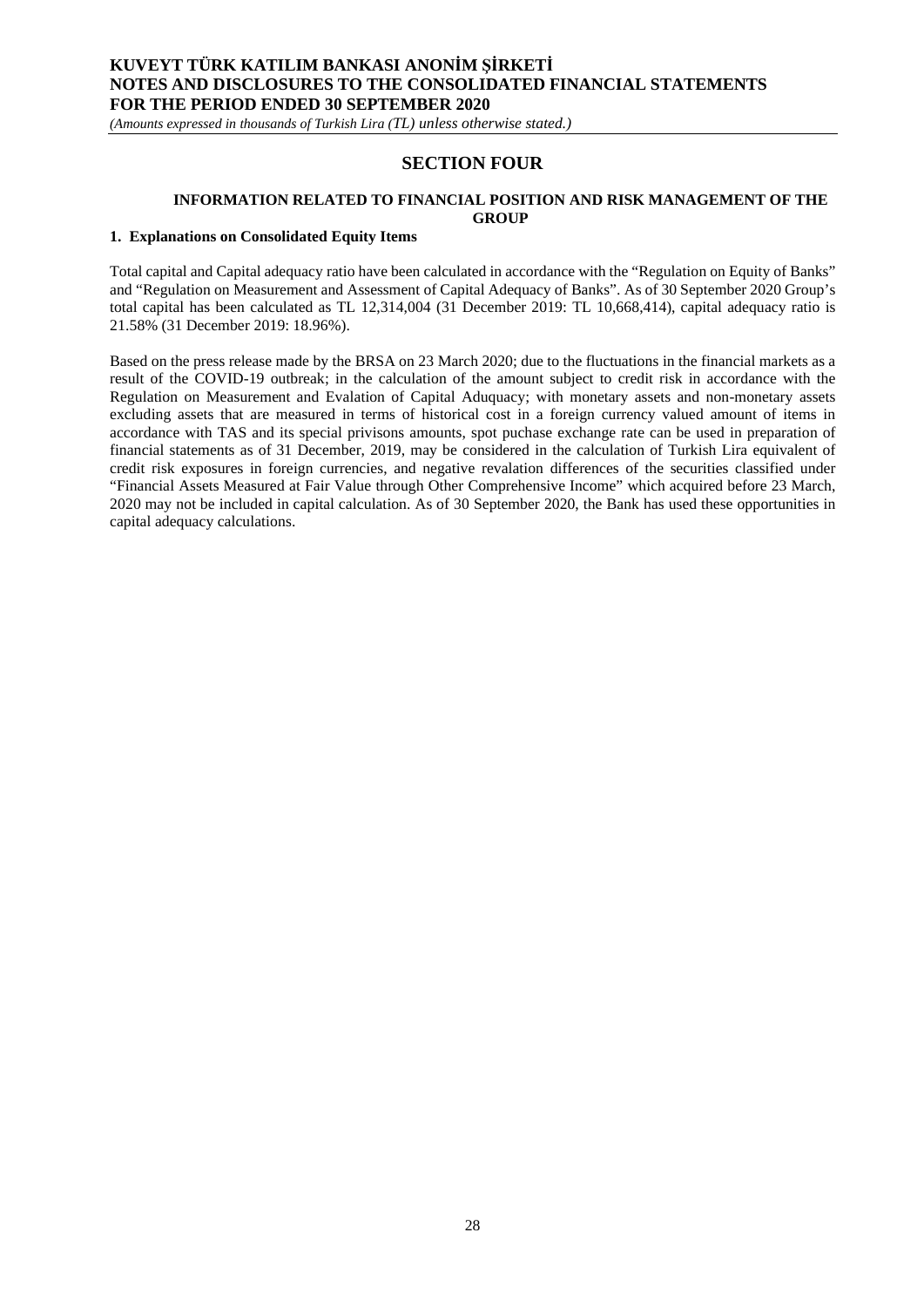# SECTION FOUR

## INFORMATION RELATED TO FINANCIAL POSITION AND RISK MANAGEMENT OF THE GROUP

### 1. Explanations on Consolidated Equity Items

Total capital and Capital adequacy ratio have been calculated in accordance with the "Regulation on Equity of Banks" and "Regulation on Measurement and Assessment of Capital Adequacy of Banks". As of 30 September 2020 Group's total capital has been calculated as TL 12,314,004 (31 December 2019: TL 10,668,414), capital adequacy ratio is 21.58% (31 December 2019: 18.96%).

Based on the press release made by the BRSA on 23 March 2020; due to the fluctuations in the financial markets as a result of the COVID-19 outbreak; in the calculation of the amount subject to credit risk in accordance with the Regulation on Measurement and Evalation of Capital Aduquacy; with monetary assets and non-monetary assets excluding assets that are measured in terms of historical cost in a foreign currency valued amount of items in accordance with TAS and its special privisons amounts, spot puchase exchange rate can be used in preparation of financial statements as of 31 December, 2019, may be considered in the calculation of Turkish Lira equivalent of credit risk exposures in foreign currencies, and negative revalation differences of the securities classified under "Financial Assets Measured at Fair Value through Other Comprehensive Income" which acquired before 23 March, 2020 may not be included in capital calculation. As of 30 September 2020, the Bank has used these opportunities in capital adequacy calculations.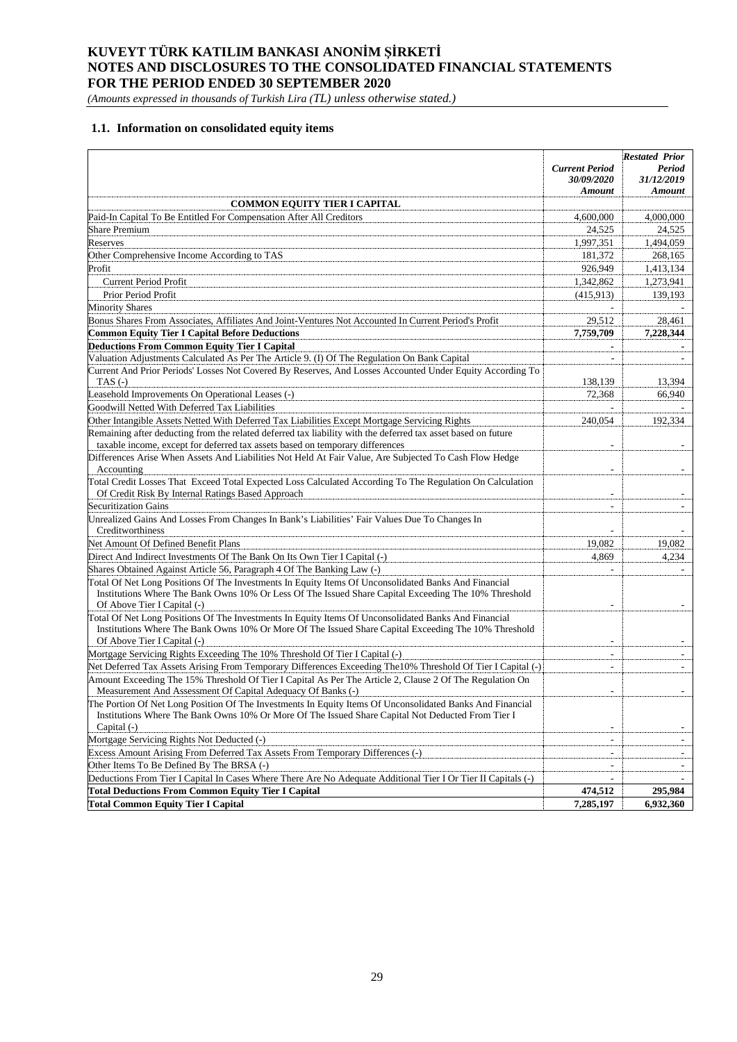# KUVEYT TÜRK KATILIM BANKASI ANONİM ŞİRKETİ
# NOTES AND DISCLOSURES TO THE CONSOLIDATED FINANCIAL STATEMENTS
# FOR THE PERIOD ENDED 30 SEPTEMBER 2020

*(Amounts expressed in thousands of Turkish Lira (TL) unless otherwise stated.)*

## 1.1. Information on consolidated equity items

| | *Current Period 30/09/2020 Amount* | *Restated Prior Period 31/12/2019 Amount* |
|---|---|---|
| **COMMON EQUITY TIER I CAPITAL** | | |
| Paid-In Capital To Be Entitled For Compensation After All Creditors | 4,600,000 | 4,000,000 |
| Share Premium | 24,525 | 24,525 |
| Reserves | 1,997,351 | 1,494,059 |
| Other Comprehensive Income According to TAS | 181,372 | 268,165 |
| Profit | 926,949 | 1,413,134 |
| Current Period Profit | 1,342,862 | 1,273,941 |
| Prior Period Profit | (415,913) | 139,193 |
| Minority Shares | - | - |
| Bonus Shares From Associates, Affiliates And Joint-Ventures Not Accounted In Current Period's Profit | 29,512 | 28,461 |
| **Common Equity Tier I Capital Before Deductions** | **7,759,709** | **7,228,344** |
| **Deductions From Common Equity Tier I Capital** | - | - |
| Valuation Adjustments Calculated As Per The Article 9. (I) Of The Regulation On Bank Capital | - | - |
| Current And Prior Periods' Losses Not Covered By Reserves, And Losses Accounted Under Equity According To TAS (-) | 138,139 | 13,394 |
| Leasehold Improvements On Operational Leases (-) | 72,368 | 66,940 |
| Goodwill Netted With Deferred Tax Liabilities | - | - |
| Other Intangible Assets Netted With Deferred Tax Liabilities Except Mortgage Servicing Rights | 240,054 | 192,334 |
| Remaining after deducting from the related deferred tax liability with the deferred tax asset based on future taxable income, except for deferred tax assets based on temporary differences | - | - |
| Differences Arise When Assets And Liabilities Not Held At Fair Value, Are Subjected To Cash Flow Hedge Accounting | - | - |
| Total Credit Losses That Exceed Total Expected Loss Calculated According To The Regulation On Calculation Of Credit Risk By Internal Ratings Based Approach | - | - |
| Securitization Gains | - | - |
| Unrealized Gains And Losses From Changes In Bank's Liabilities' Fair Values Due To Changes In Creditworthiness | - | - |
| Net Amount Of Defined Benefit Plans | 19,082 | 19,082 |
| Direct And Indirect Investments Of The Bank On Its Own Tier I Capital (-) | 4,869 | 4,234 |
| Shares Obtained Against Article 56, Paragraph 4 Of The Banking Law (-) | - | - |
| Total Of Net Long Positions Of The Investments In Equity Items Of Unconsolidated Banks And Financial Institutions Where The Bank Owns 10% Or Less Of The Issued Share Capital Exceeding The 10% Threshold Of Above Tier I Capital (-) | - | - |
| Total Of Net Long Positions Of The Investments In Equity Items Of Unconsolidated Banks And Financial Institutions Where The Bank Owns 10% Or More Of The Issued Share Capital Exceeding The 10% Threshold Of Above Tier I Capital (-) | - | - |
| Mortgage Servicing Rights Exceeding The 10% Threshold Of Tier I Capital (-) | - | - |
| Net Deferred Tax Assets Arising From Temporary Differences Exceeding The10% Threshold Of Tier I Capital (-) | - | - |
| Amount Exceeding The 15% Threshold Of Tier I Capital As Per The Article 2, Clause 2 Of The Regulation On Measurement And Assessment Of Capital Adequacy Of Banks (-) | - | - |
| The Portion Of Net Long Position Of The Investments In Equity Items Of Unconsolidated Banks And Financial Institutions Where The Bank Owns 10% Or More Of The Issued Share Capital Not Deducted From Tier I Capital (-) | - | - |
| Mortgage Servicing Rights Not Deducted (-) | - | - |
| Excess Amount Arising From Deferred Tax Assets From Temporary Differences (-) | - | - |
| Other Items To Be Defined By The BRSA (-) | - | - |
| Deductions From Tier I Capital In Cases Where There Are No Adequate Additional Tier I Or Tier II Capitals (-) | - | - |
| **Total Deductions From Common Equity Tier I Capital** | **474,512** | **295,984** |
| **Total Common Equity Tier I Capital** | **7,285,197** | **6,932,360** |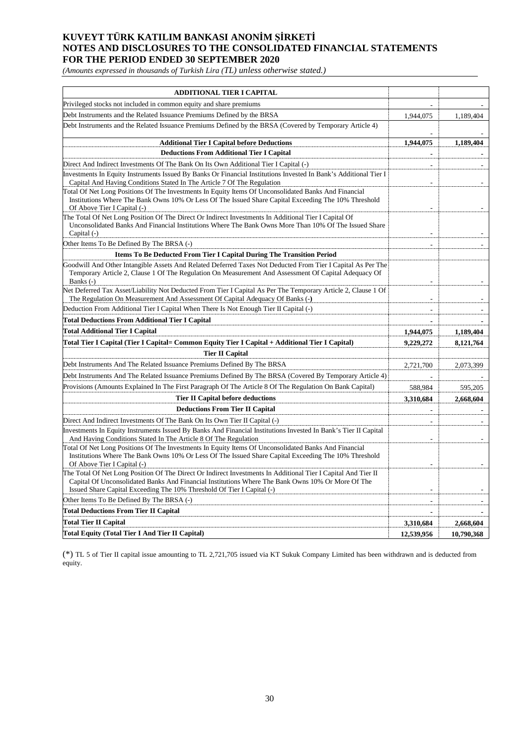| ADDITIONAL TIER I CAPITAL | | |
|---|---|---|
| Privileged stocks not included in common equity and share premiums | - | - |
| Debt Instruments and the Related Issuance Premiums Defined by the BRSA | 1,944,075 | 1,189,404 |
| Debt Instruments and the Related Issuance Premiums Defined by the BRSA (Covered by Temporary Article 4) | - | - |
| **Additional Tier I Capital before Deductions** | **1,944,075** | **1,189,404** |
| **Deductions From Additional Tier I Capital** | - | - |
| Direct And Indirect Investments Of The Bank On Its Own Additional Tier I Capital (-) | - | - |
| Investments In Equity Instruments Issued By Banks Or Financial Institutions Invested In Bank's Additional Tier I Capital And Having Conditions Stated In The Article 7 Of The Regulation | - | - |
| Total Of Net Long Positions Of The Investments In Equity Items Of Unconsolidated Banks And Financial Institutions Where The Bank Owns 10% Or Less Of The Issued Share Capital Exceeding The 10% Threshold Of Above Tier I Capital (-) | - | - |
| The Total Of Net Long Position Of The Direct Or Indirect Investments In Additional Tier I Capital Of Unconsolidated Banks And Financial Institutions Where The Bank Owns More Than 10% Of The Issued Share Capital (-) | - | - |
| Other Items To Be Defined By The BRSA (-) | - | - |
| **Items To Be Deducted From Tier I Capital During The Transition Period** | | |
| Goodwill And Other Intangible Assets And Related Deferred Taxes Not Deducted From Tier I Capital As Per The Temporary Article 2, Clause 1 Of The Regulation On Measurement And Assessment Of Capital Adequacy Of Banks (-) | - | - |
| Net Deferred Tax Asset/Liability Not Deducted From Tier I Capital As Per The Temporary Article 2, Clause 1 Of The Regulation On Measurement And Assessment Of Capital Adequacy Of Banks (-) | - | - |
| Deduction From Additional Tier I Capital When There Is Not Enough Tier II Capital (-) | - | - |
| **Total Deductions From Additional Tier I Capital** | - | - |
| **Total Additional Tier I Capital** | **1,944,075** | **1,189,404** |
| **Total Tier I Capital (Tier I Capital= Common Equity Tier I Capital + Additional Tier I Capital)** | **9,229,272** | **8,121,764** |
| **Tier II Capital** | | |
| Debt Instruments And The Related Issuance Premiums Defined By The BRSA | 2,721,700 | 2,073,399 |
| Debt Instruments And The Related Issuance Premiums Defined By The BRSA (Covered By Temporary Article 4) | - | - |
| Provisions (Amounts Explained In The First Paragraph Of The Article 8 Of The Regulation On Bank Capital) | 588,984 | 595,205 |
| **Tier II Capital before deductions** | **3,310,684** | **2,668,604** |
| **Deductions From Tier II Capital** | - | - |
| Direct And Indirect Investments Of The Bank On Its Own Tier II Capital (-) | - | - |
| Investments In Equity Instruments Issued By Banks And Financial Institutions Invested In Bank's Tier II Capital And Having Conditions Stated In The Article 8 Of The Regulation | - | - |
| Total Of Net Long Positions Of The Investments In Equity Items Of Unconsolidated Banks And Financial Institutions Where The Bank Owns 10% Or Less Of The Issued Share Capital Exceeding The 10% Threshold Of Above Tier I Capital (-) | - | - |
| The Total Of Net Long Position Of The Direct Or Indirect Investments In Additional Tier I Capital And Tier II Capital Of Unconsolidated Banks And Financial Institutions Where The Bank Owns 10% Or More Of The Issued Share Capital Exceeding The 10% Threshold Of Tier I Capital (-) | - | - |
| Other Items To Be Defined By The BRSA (-) | - | - |
| **Total Deductions From Tier II Capital** | - | - |
| **Total Tier II Capital** | **3,310,684** | **2,668,604** |
| **Total Equity (Total Tier I And Tier II Capital)** | **12,539,956** | **10,790,368** |

(*) TL 5 of Tier II capital issue amounting to TL 2,721,705 issued via KT Sukuk Company Limited has been withdrawn and is deducted from equity.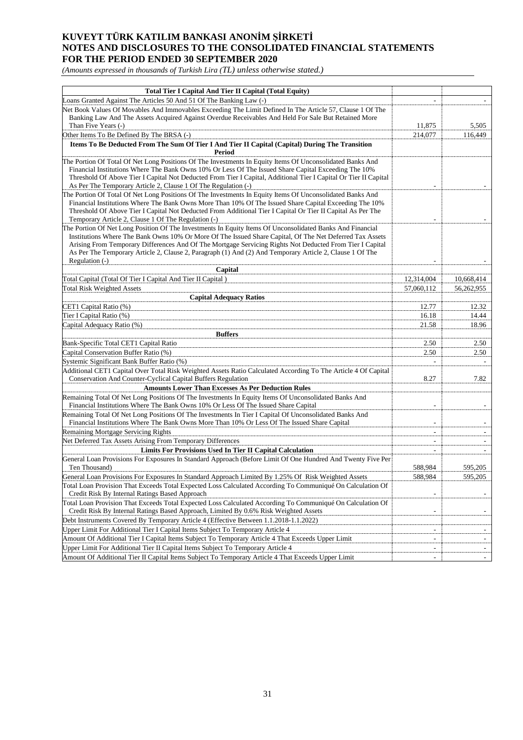# KUVEYT TÜRK KATILIM BANKASI ANONİM ŞİRKETİ
# NOTES AND DISCLOSURES TO THE CONSOLIDATED FINANCIAL STATEMENTS
# FOR THE PERIOD ENDED 30 SEPTEMBER 2020

*(Amounts expressed in thousands of Turkish Lira (TL) unless otherwise stated.)*

| | | |
|---|---|---|
| **Total Tier I Capital And Tier II Capital (Total Equity)** | | |
| Loans Granted Against The Articles 50 And 51 Of The Banking Law (-) | - | - |
| Net Book Values Of Movables And Immovables Exceeding The Limit Defined In The Article 57, Clause 1 Of The Banking Law And The Assets Acquired Against Overdue Receivables And Held For Sale But Retained More Than Five Years (-) | 11,875 | 5,505 |
| Other Items To Be Defined By The BRSA (-) | 214,077 | 116,449 |
| **Items To Be Deducted From The Sum Of Tier I And Tier II Capital (Capital) During The Transition Period** | | |
| The Portion Of Total Of Net Long Positions Of The Investments In Equity Items Of Unconsolidated Banks And Financial Institutions Where The Bank Owns 10% Or Less Of The Issued Share Capital Exceeding The 10% Threshold Of Above Tier I Capital Not Deducted From Tier I Capital, Additional Tier I Capital Or Tier II Capital As Per The Temporary Article 2, Clause 1 Of The Regulation (-) | - | - |
| The Portion Of Total Of Net Long Positions Of The Investments In Equity Items Of Unconsolidated Banks And Financial Institutions Where The Bank Owns More Than 10% Of The Issued Share Capital Exceeding The 10% Threshold Of Above Tier I Capital Not Deducted From Additional Tier I Capital Or Tier II Capital As Per The Temporary Article 2, Clause 1 Of The Regulation (-) | - | - |
| The Portion Of Net Long Position Of The Investments In Equity Items Of Unconsolidated Banks And Financial Institutions Where The Bank Owns 10% Or More Of The Issued Share Capital, Of The Net Deferred Tax Assets Arising From Temporary Differences And Of The Mortgage Servicing Rights Not Deducted From Tier I Capital As Per The Temporary Article 2, Clause 2, Paragraph (1) And (2) And Temporary Article 2, Clause 1 Of The Regulation (-) | - | - |
| **Capital** | | |
| Total Capital (Total Of Tier I Capital And Tier II Capital ) | 12,314,004 | 10,668,414 |
| Total Risk Weighted Assets | 57,060,112 | 56,262,955 |
| **Capital Adequacy Ratios** | | |
| CET1 Capital Ratio (%) | 12.77 | 12.32 |
| Tier I Capital Ratio (%) | 16.18 | 14.44 |
| Capital Adequacy Ratio (%) | 21.58 | 18.96 |
| **Buffers** | | |
| Bank-Specific Total CET1 Capital Ratio | 2.50 | 2.50 |
| Capital Conservation Buffer Ratio (%) | 2.50 | 2.50 |
| Systemic Significant Bank Buffer Ratio (%) | - | - |
| Additional CET1 Capital Over Total Risk Weighted Assets Ratio Calculated According To The Article 4 Of Capital Conservation And Counter-Cyclical Capital Buffers Regulation | 8.27 | 7.82 |
| **Amounts Lower Than Excesses As Per Deduction Rules** | | |
| Remaining Total Of Net Long Positions Of The Investments In Equity Items Of Unconsolidated Banks And Financial Institutions Where The Bank Owns 10% Or Less Of The Issued Share Capital | - | - |
| Remaining Total Of Net Long Positions Of The Investments In Tier I Capital Of Unconsolidated Banks And Financial Institutions Where The Bank Owns More Than 10% Or Less Of The Issued Share Capital | - | - |
| Remaining Mortgage Servicing Rights | - | - |
| Net Deferred Tax Assets Arising From Temporary Differences | - | - |
| **Limits For Provisions Used In Tier II Capital Calculation** | - | - |
| General Loan Provisions For Exposures In Standard Approach (Before Limit Of One Hundred And Twenty Five Per Ten Thousand) | 588,984 | 595,205 |
| General Loan Provisions For Exposures In Standard Approach Limited By 1.25% Of Risk Weighted Assets | 588,984 | 595,205 |
| Total Loan Provision That Exceeds Total Expected Loss Calculated According To Communiqué On Calculation Of Credit Risk By Internal Ratings Based Approach | - | - |
| Total Loan Provision That Exceeds Total Expected Loss Calculated According To Communiqué On Calculation Of Credit Risk By Internal Ratings Based Approach, Limited By 0.6% Risk Weighted Assets | - | - |
| Debt Instruments Covered By Temporary Article 4 (Effective Between 1.1.2018-1.1.2022) | | |
| Upper Limit For Additional Tier I Capital Items Subject To Temporary Article 4 | - | - |
| Amount Of Additional Tier I Capital Items Subject To Temporary Article 4 That Exceeds Upper Limit | - | - |
| Upper Limit For Additional Tier II Capital Items Subject To Temporary Article 4 | - | - |
| Amount Of Additional Tier II Capital Items Subject To Temporary Article 4 That Exceeds Upper Limit | - | - |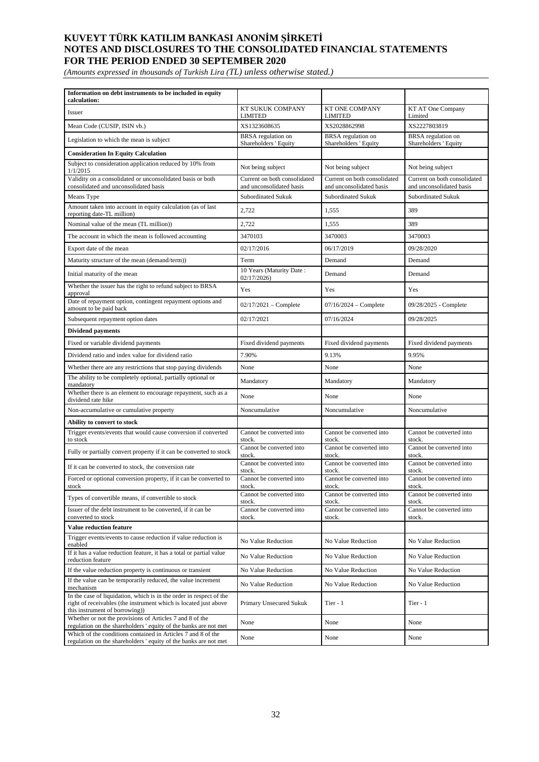# KUVEYT TÜRK KATILIM BANKASI ANONİM ŞİRKETİ
# NOTES AND DISCLOSURES TO THE CONSOLIDATED FINANCIAL STATEMENTS
# FOR THE PERIOD ENDED 30 SEPTEMBER 2020

*(Amounts expressed in thousands of Turkish Lira (TL) unless otherwise stated.)*

| **Information on debt instruments to be included in equity calculation:** | | | |
|---|---|---|---|
| Issuer | KT SUKUK COMPANY LIMITED | KT ONE COMPANY LIMITED | KT AT One Company Limited |
| Mean Code (CUSIP, ISIN vb.) | XS1323608635 | XS2028862998 | XS2227803819 |
| Legislation to which the mean is subject | BRSA regulation on Shareholders ' Equity | BRSA regulation on Shareholders ' Equity | BRSA regulation on Shareholders ' Equity |
| **Consideration In Equity Calculation** | | | |
| Subject to consideration application reduced by 10% from 1/1/2015 | Not being subject | Not being subject | Not being subject |
| Validity on a consolidated or unconsolidated basis or both consolidated and unconsolidated basis | Current on both consolidated and unconsolidated basis | Current on both consolidated and unconsolidated basis | Current on both consolidated and unconsolidated basis |
| Means Type | Subordinated Sukuk | Subordinated Sukuk | Subordinated Sukuk |
| Amount taken into account in equity calculation (as of last reporting date-TL million) | 2,722 | 1,555 | 389 |
| Nominal value of the mean (TL million)) | 2,722 | 1,555 | 389 |
| The account in which the mean is followed accounting | 3470103 | 3470003 | 3470003 |
| Export date of the mean | 02/17/2016 | 06/17/2019 | 09/28/2020 |
| Maturity structure of the mean (demand/term)) | Term | Demand | Demand |
| Initial maturity of the mean | 10 Years (Maturity Date : 02/17/2026) | Demand | Demand |
| Whether the issuer has the right to refund subject to BRSA approval | Yes | Yes | Yes |
| Date of repayment option, contingent repayment options and amount to be paid back | 02/17/2021 – Complete | 07/16/2024 – Complete | 09/28/2025 - Complete |
| Subsequent repayment option dates | 02/17/2021 | 07/16/2024 | 09/28/2025 |
| **Dividend payments** | | | |
| Fixed or variable dividend payments | Fixed dividend payments | Fixed dividend payments | Fixed dividend payments |
| Dividend ratio and index value for dividend ratio | 7.90% | 9.13% | 9.95% |
| Whether there are any restrictions that stop paying dividends | None | None | None |
| The ability to be completely optional, partially optional or mandatory | Mandatory | Mandatory | Mandatory |
| Whether there is an element to encourage repayment, such as a dividend rate hike | None | None | None |
| Non-accumulative or cumulative property | Noncumulative | Noncumulative | Noncumulative |
| **Ability to convert to stock** | | | |
| Trigger events/events that would cause conversion if converted to stock | Cannot be converted into stock. | Cannot be converted into stock. | Cannot be converted into stock. |
| Fully or partially convert property if it can be converted to stock | Cannot be converted into stock. | Cannot be converted into stock. | Cannot be converted into stock. |
| If it can be converted to stock, the conversion rate | Cannot be converted into stock. | Cannot be converted into stock. | Cannot be converted into stock. |
| Forced or optional conversion property, if it can be converted to stock | Cannot be converted into stock. | Cannot be converted into stock. | Cannot be converted into stock. |
| Types of convertible means, if convertible to stock | Cannot be converted into stock. | Cannot be converted into stock. | Cannot be converted into stock. |
| Issuer of the debt instrument to be converted, if it can be converted to stock | Cannot be converted into stock. | Cannot be converted into stock. | Cannot be converted into stock. |
| **Value reduction feature** | | | |
| Trigger events/events to cause reduction if value reduction is enabled | No Value Reduction | No Value Reduction | No Value Reduction |
| If it has a value reduction feature, it has a total or partial value reduction feature | No Value Reduction | No Value Reduction | No Value Reduction |
| If the value reduction property is continuous or transient | No Value Reduction | No Value Reduction | No Value Reduction |
| If the value can be temporarily reduced, the value increment mechanism | No Value Reduction | No Value Reduction | No Value Reduction |
| In the case of liquidation, which is in the order in respect of the right of receivables (the instrument which is located just above this instrument of borrowing)) | Primary Unsecured Sukuk | Tier - 1 | Tier - 1 |
| Whether or not the provisions of Articles 7 and 8 of the regulation on the shareholders ' equity of the banks are not met | None | None | None |
| Which of the conditions contained in Articles 7 and 8 of the regulation on the shareholders ' equity of the banks are not met | None | None | None |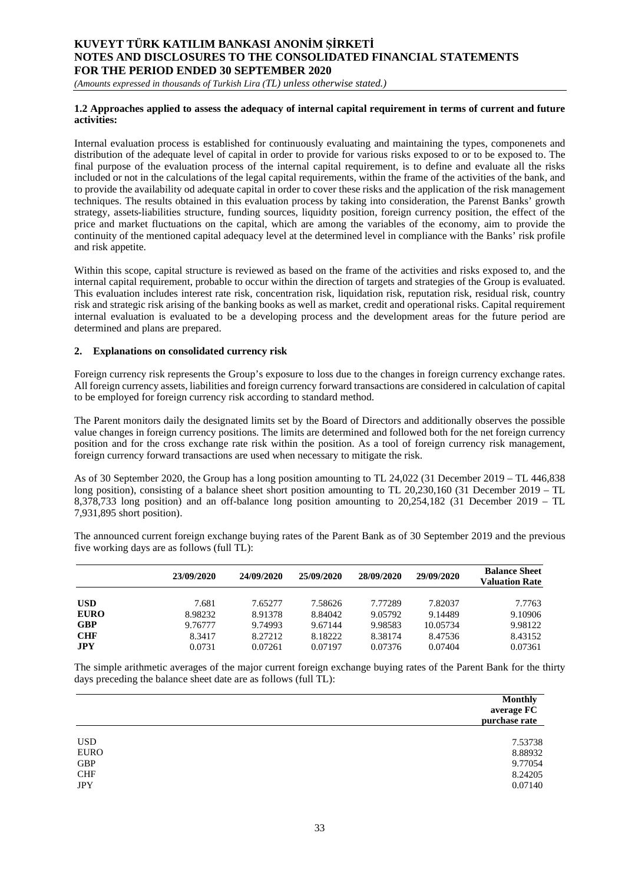**1.2 Approaches applied to assess the adequacy of internal capital requirement in terms of current and future activities:**

Internal evaluation process is established for continuously evaluating and maintaining the types, componenets and distribution of the adequate level of capital in order to provide for various risks exposed to or to be exposed to. The final purpose of the evaluation process of the internal capital requirement, is to define and evaluate all the risks included or not in the calculations of the legal capital requirements, within the frame of the activities of the bank, and to provide the availability od adequate capital in order to cover these risks and the application of the risk management techniques. The results obtained in this evaluation process by taking into consideration, the Parenst Banks' growth strategy, assets-liabilities structure, funding sources, liquidıty position, foreign currency position, the effect of the price and market fluctuations on the capital, which are among the variables of the economy, aim to provide the continuity of the mentioned capital adequacy level at the determined level in compliance with the Banks' risk profile and risk appetite.

Within this scope, capital structure is reviewed as based on the frame of the activities and risks exposed to, and the internal capital requirement, probable to occur within the direction of targets and strategies of the Group is evaluated. This evaluation includes interest rate risk, concentration risk, liquidation risk, reputation risk, residual risk, country risk and strategic risk arising of the banking books as well as market, credit and operational risks. Capital requirement internal evaluation is evaluated to be a developing process and the development areas for the future period are determined and plans are prepared.

## 2. Explanations on consolidated currency risk

Foreign currency risk represents the Group's exposure to loss due to the changes in foreign currency exchange rates. All foreign currency assets, liabilities and foreign currency forward transactions are considered in calculation of capital to be employed for foreign currency risk according to standard method.

The Parent monitors daily the designated limits set by the Board of Directors and additionally observes the possible value changes in foreign currency positions. The limits are determined and followed both for the net foreign currency position and for the cross exchange rate risk within the position. As a tool of foreign currency risk management, foreign currency forward transactions are used when necessary to mitigate the risk.

As of 30 September 2020, the Group has a long position amounting to TL 24,022 (31 December 2019 – TL 446,838 long position), consisting of a balance sheet short position amounting to TL 20,230,160 (31 December 2019 – TL 8,378,733 long position) and an off-balance long position amounting to 20,254,182 (31 December 2019 – TL 7,931,895 short position).

The announced current foreign exchange buying rates of the Parent Bank as of 30 September 2019 and the previous five working days are as follows (full TL):

| | 23/09/2020 | 24/09/2020 | 25/09/2020 | 28/09/2020 | 29/09/2020 | Balance Sheet Valuation Rate |
|---|---|---|---|---|---|---|
| **USD** | 7.681 | 7.65277 | 7.58626 | 7.77289 | 7.82037 | 7.7763 |
| **EURO** | 8.98232 | 8.91378 | 8.84042 | 9.05792 | 9.14489 | 9.10906 |
| **GBP** | 9.76777 | 9.74993 | 9.67144 | 9.98583 | 10.05734 | 9.98122 |
| **CHF** | 8.3417 | 8.27212 | 8.18222 | 8.38174 | 8.47536 | 8.43152 |
| **JPY** | 0.0731 | 0.07261 | 0.07197 | 0.07376 | 0.07404 | 0.07361 |

The simple arithmetic averages of the major current foreign exchange buying rates of the Parent Bank for the thirty days preceding the balance sheet date are as follows (full TL):

| | Monthly average FC purchase rate |
|---|---|
| USD | 7.53738 |
| EURO | 8.88932 |
| GBP | 9.77054 |
| CHF | 8.24205 |
| JPY | 0.07140 |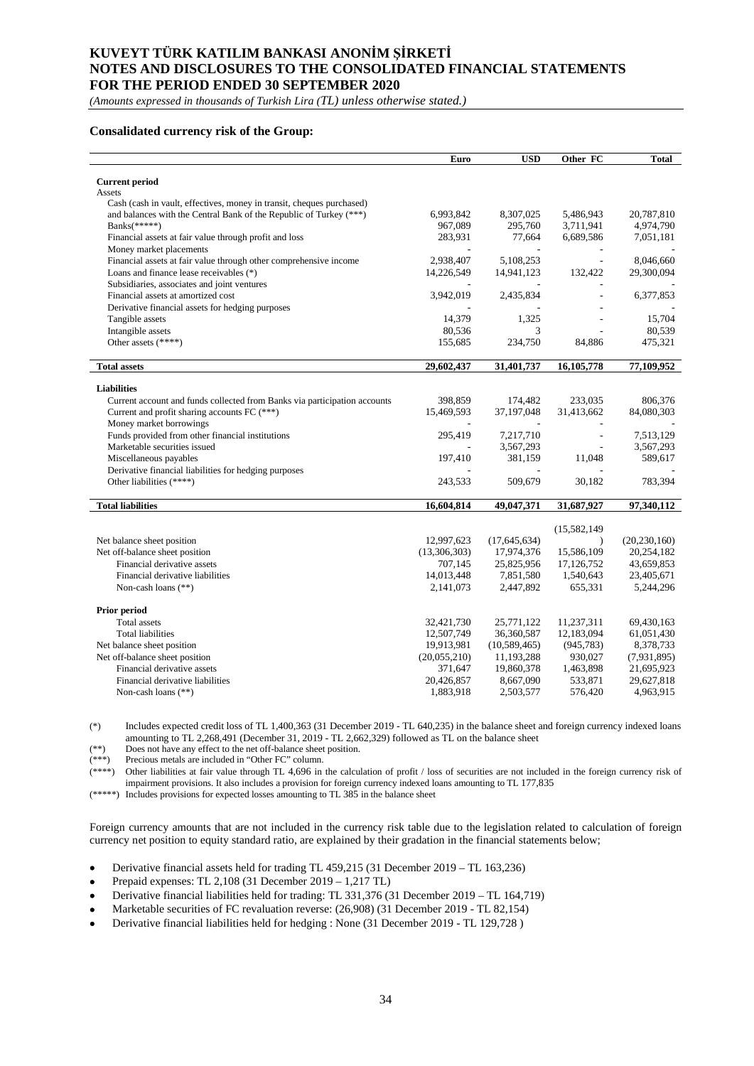**Consalidated currency risk of the Group:**

| | Euro | USD | Other FC | Total |
|---|---|---|---|---|
| **Current period** | | | | |
| Assets | | | | |
| Cash (cash in vault, effectives, money in transit, cheques purchased) and balances with the Central Bank of the Republic of Turkey (***) | 6,993,842 | 8,307,025 | 5,486,943 | 20,787,810 |
| Banks(*****) | 967,089 | 295,760 | 3,711,941 | 4,974,790 |
| Financial assets at fair value through profit and loss | 283,931 | 77,664 | 6,689,586 | 7,051,181 |
| Money market placements | - | - | - | - |
| Financial assets at fair value through other comprehensive income | 2,938,407 | 5,108,253 | - | 8,046,660 |
| Loans and finance lease receivables (*) | 14,226,549 | 14,941,123 | 132,422 | 29,300,094 |
| Subsidiaries, associates and joint ventures | - | - | - | - |
| Financial assets at amortized cost | 3,942,019 | 2,435,834 | - | 6,377,853 |
| Derivative financial assets for hedging purposes | - | - | - | - |
| Tangible assets | 14,379 | 1,325 | - | 15,704 |
| Intangible assets | 80,536 | 3 | - | 80,539 |
| Other assets (****) | 155,685 | 234,750 | 84,886 | 475,321 |
| **Total assets** | **29,602,437** | **31,401,737** | **16,105,778** | **77,109,952** |
| **Liabilities** | | | | |
| Current account and funds collected from Banks via participation accounts | 398,859 | 174,482 | 233,035 | 806,376 |
| Current and profit sharing accounts FC (***) | 15,469,593 | 37,197,048 | 31,413,662 | 84,080,303 |
| Money market borrowings | - | - | - | - |
| Funds provided from other financial institutions | 295,419 | 7,217,710 | - | 7,513,129 |
| Marketable securities issued | - | 3,567,293 | - | 3,567,293 |
| Miscellaneous payables | 197,410 | 381,159 | 11,048 | 589,617 |
| Derivative financial liabilities for hedging purposes | - | - | - | - |
| Other liabilities (****) | 243,533 | 509,679 | 30,182 | 783,394 |
| **Total liabilities** | **16,604,814** | **49,047,371** | **31,687,927** | **97,340,112** |
| Net balance sheet position | 12,997,623 | (17,645,634) | (15,582,149) | (20,230,160) |
| Net off-balance sheet position | (13,306,303) | 17,974,376 | 15,586,109 | 20,254,182 |
| Financial derivative assets | 707,145 | 25,825,956 | 17,126,752 | 43,659,853 |
| Financial derivative liabilities | 14,013,448 | 7,851,580 | 1,540,643 | 23,405,671 |
| Non-cash loans (**) | 2,141,073 | 2,447,892 | 655,331 | 5,244,296 |
| **Prior period** | | | | |
| Total assets | 32,421,730 | 25,771,122 | 11,237,311 | 69,430,163 |
| Total liabilities | 12,507,749 | 36,360,587 | 12,183,094 | 61,051,430 |
| Net balance sheet position | 19,913,981 | (10,589,465) | (945,783) | 8,378,733 |
| Net off-balance sheet position | (20,055,210) | 11,193,288 | 930,027 | (7,931,895) |
| Financial derivative assets | 371,647 | 19,860,378 | 1,463,898 | 21,695,923 |
| Financial derivative liabilities | 20,426,857 | 8,667,090 | 533,871 | 29,627,818 |
| Non-cash loans (**) | 1,883,918 | 2,503,577 | 576,420 | 4,963,915 |

(*) Includes expected credit loss of TL 1,400,363 (31 December 2019 - TL 640,235) in the balance sheet and foreign currency indexed loans amounting to TL 2,268,491 (December 31, 2019 - TL 2,662,329) followed as TL on the balance sheet

(**) Does not have any effect to the net off-balance sheet position.

(***) Precious metals are included in "Other FC" column.

(****) Other liabilities at fair value through TL 4,696 in the calculation of profit / loss of securities are not included in the foreign currency risk of impairment provisions. It also includes a provision for foreign currency indexed loans amounting to TL 177,835

(*****) Includes provisions for expected losses amounting to TL 385 in the balance sheet

Foreign currency amounts that are not included in the currency risk table due to the legislation related to calculation of foreign currency net position to equity standard ratio, are explained by their gradation in the financial statements below;

- Derivative financial assets held for trading TL 459,215 (31 December 2019 – TL 163,236)
- Prepaid expenses: TL 2,108 (31 December 2019 – 1,217 TL)
- Derivative financial liabilities held for trading: TL 331,376 (31 December 2019 – TL 164,719)
- Marketable securities of FC revaluation reverse: (26,908) (31 December 2019 - TL 82,154)
- Derivative financial liabilities held for hedging : None (31 December 2019 - TL 129,728 )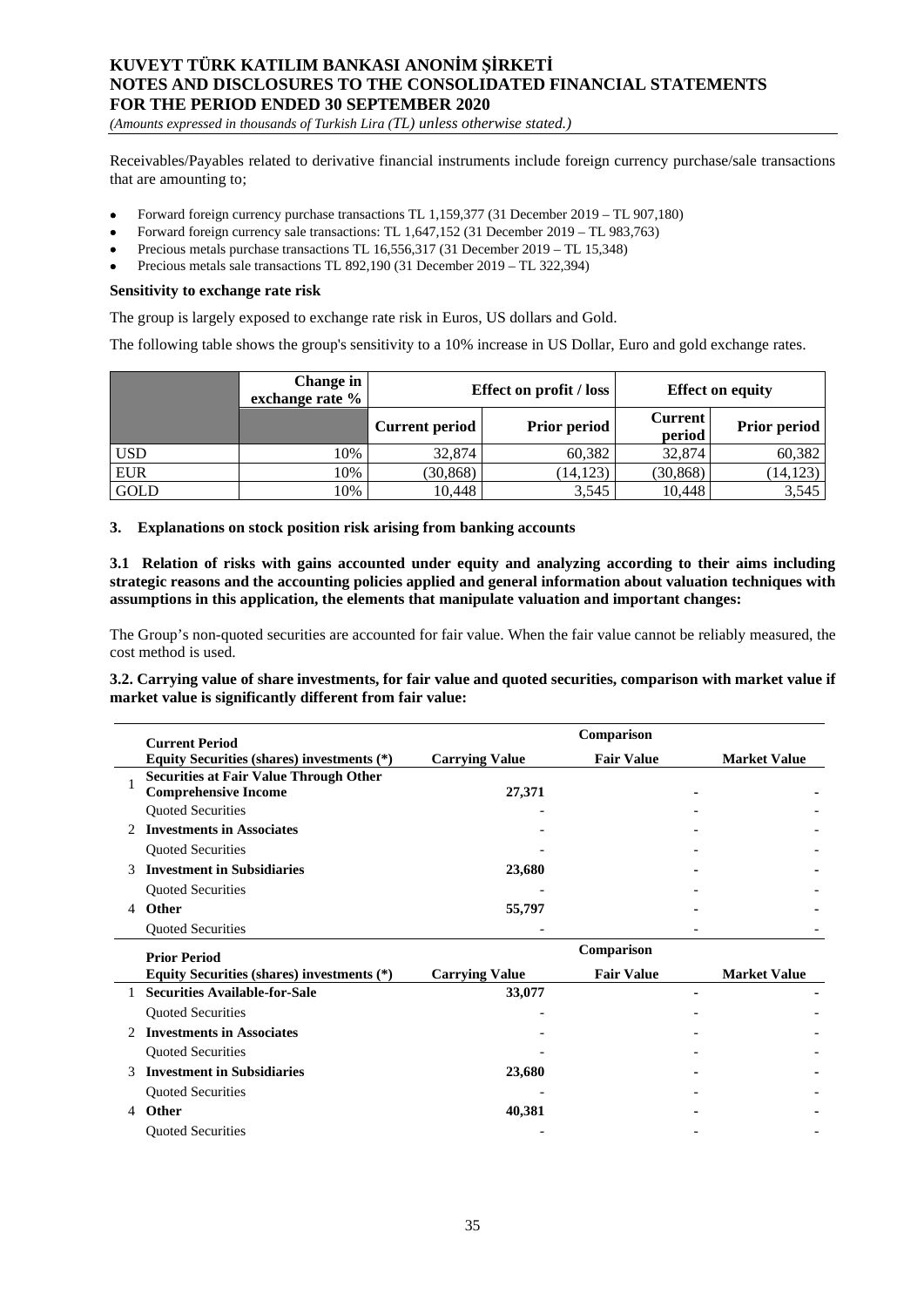Receivables/Payables related to derivative financial instruments include foreign currency purchase/sale transactions that are amounting to;

- Forward foreign currency purchase transactions TL 1,159,377 (31 December 2019 – TL 907,180)
- Forward foreign currency sale transactions: TL 1,647,152 (31 December 2019 – TL 983,763)
- Precious metals purchase transactions TL 16,556,317 (31 December 2019 – TL 15,348)
- Precious metals sale transactions TL 892,190 (31 December 2019 – TL 322,394)

**Sensitivity to exchange rate risk**

The group is largely exposed to exchange rate risk in Euros, US dollars and Gold.

The following table shows the group's sensitivity to a 10% increase in US Dollar, Euro and gold exchange rates.

| | Change in exchange rate % | Effect on profit / loss | | Effect on equity | |
|---|---|---|---|---|---|
| | | Current period | Prior period | Current period | Prior period |
| USD | 10% | 32,874 | 60,382 | 32,874 | 60,382 |
| EUR | 10% | (30,868) | (14,123) | (30,868) | (14,123) |
| GOLD | 10% | 10,448 | 3,545 | 10,448 | 3,545 |

**3. Explanations on stock position risk arising from banking accounts**

**3.1 Relation of risks with gains accounted under equity and analyzing according to their aims including strategic reasons and the accounting policies applied and general information about valuation techniques with assumptions in this application, the elements that manipulate valuation and important changes:**

The Group's non-quoted securities are accounted for fair value. When the fair value cannot be reliably measured, the cost method is used.

**3.2. Carrying value of share investments, for fair value and quoted securities, comparison with market value if market value is significantly different from fair value:**

| | Current Period | Comparison | | |
|---|---|---|---|---|
| | Equity Securities (shares) investments (*) | Carrying Value | Fair Value | Market Value |
| 1 | **Securities at Fair Value Through Other Comprehensive Income** | **27,371** | **-** | **-** |
| | Quoted Securities | - | - | - |
| 2 | **Investments in Associates** | **-** | **-** | **-** |
| | Quoted Securities | - | - | - |
| 3 | **Investment in Subsidiaries** | **23,680** | **-** | **-** |
| | Quoted Securities | - | - | - |
| 4 | **Other** | **55,797** | **-** | **-** |
| | Quoted Securities | - | - | - |

| | Prior Period | Comparison | | |
|---|---|---|---|---|
| | Equity Securities (shares) investments (*) | Carrying Value | Fair Value | Market Value |
| 1 | **Securities Available-for-Sale** | **33,077** | **-** | **-** |
| | Quoted Securities | - | - | - |
| 2 | **Investments in Associates** | **-** | **-** | **-** |
| | Quoted Securities | - | - | - |
| 3 | **Investment in Subsidiaries** | **23,680** | **-** | **-** |
| | Quoted Securities | - | - | - |
| 4 | **Other** | **40,381** | **-** | **-** |
| | Quoted Securities | - | - | - |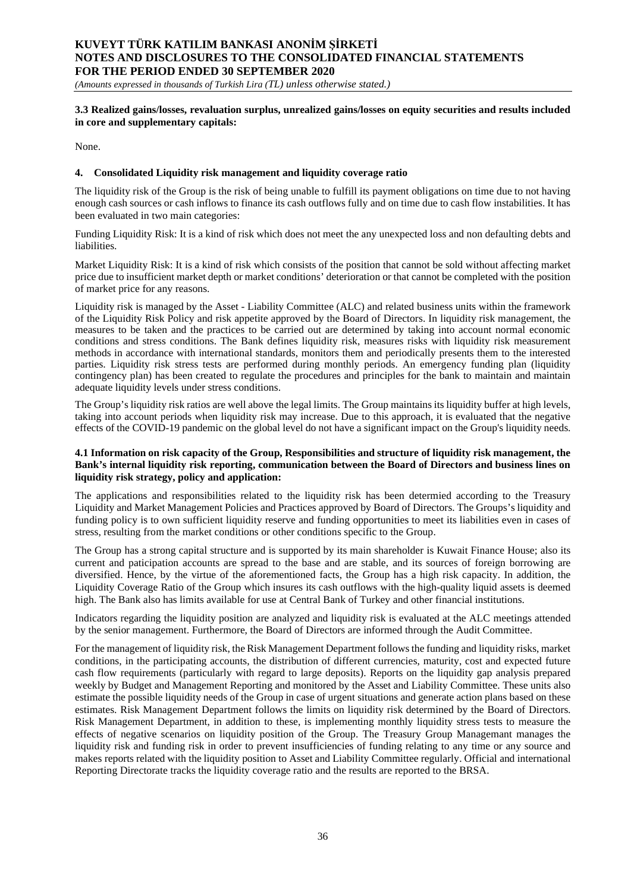**3.3 Realized gains/losses, revaluation surplus, unrealized gains/losses on equity securities and results included in core and supplementary capitals:**

None.

## 4. Consolidated Liquidity risk management and liquidity coverage ratio

The liquidity risk of the Group is the risk of being unable to fulfill its payment obligations on time due to not having enough cash sources or cash inflows to finance its cash outflows fully and on time due to cash flow instabilities. It has been evaluated in two main categories:

Funding Liquidity Risk: It is a kind of risk which does not meet the any unexpected loss and non defaulting debts and liabilities.

Market Liquidity Risk: It is a kind of risk which consists of the position that cannot be sold without affecting market price due to insufficient market depth or market conditions' deterioration or that cannot be completed with the position of market price for any reasons.

Liquidity risk is managed by the Asset - Liability Committee (ALC) and related business units within the framework of the Liquidity Risk Policy and risk appetite approved by the Board of Directors. In liquidity risk management, the measures to be taken and the practices to be carried out are determined by taking into account normal economic conditions and stress conditions. The Bank defines liquidity risk, measures risks with liquidity risk measurement methods in accordance with international standards, monitors them and periodically presents them to the interested parties. Liquidity risk stress tests are performed during monthly periods. An emergency funding plan (liquidity contingency plan) has been created to regulate the procedures and principles for the bank to maintain and maintain adequate liquidity levels under stress conditions.

The Group's liquidity risk ratios are well above the legal limits. The Group maintains its liquidity buffer at high levels, taking into account periods when liquidity risk may increase. Due to this approach, it is evaluated that the negative effects of the COVID-19 pandemic on the global level do not have a significant impact on the Group's liquidity needs.

**4.1 Information on risk capacity of the Group, Responsibilities and structure of liquidity risk management, the Bank's internal liquidity risk reporting, communication between the Board of Directors and business lines on liquidity risk strategy, policy and application:**

The applications and responsibilities related to the liquidity risk has been determied according to the Treasury Liquidity and Market Management Policies and Practices approved by Board of Directors. The Groups's liquidity and funding policy is to own sufficient liquidity reserve and funding opportunities to meet its liabilities even in cases of stress, resulting from the market conditions or other conditions specific to the Group.

The Group has a strong capital structure and is supported by its main shareholder is Kuwait Finance House; also its current and paticipation accounts are spread to the base and are stable, and its sources of foreign borrowing are diversified. Hence, by the virtue of the aforementioned facts, the Group has a high risk capacity. In addition, the Liquidity Coverage Ratio of the Group which insures its cash outflows with the high-quality liquid assets is deemed high. The Bank also has limits available for use at Central Bank of Turkey and other financial institutions.

Indicators regarding the liquidity position are analyzed and liquidity risk is evaluated at the ALC meetings attended by the senior management. Furthermore, the Board of Directors are informed through the Audit Committee.

For the management of liquidity risk, the Risk Management Department follows the funding and liquidity risks, market conditions, in the participating accounts, the distribution of different currencies, maturity, cost and expected future cash flow requirements (particularly with regard to large deposits). Reports on the liquidity gap analysis prepared weekly by Budget and Management Reporting and monitored by the Asset and Liability Committee. These units also estimate the possible liquidity needs of the Group in case of urgent situations and generate action plans based on these estimates. Risk Management Department follows the limits on liquidity risk determined by the Board of Directors. Risk Management Department, in addition to these, is implementing monthly liquidity stress tests to measure the effects of negative scenarios on liquidity position of the Group. The Treasury Group Managemant manages the liquidity risk and funding risk in order to prevent insufficiencies of funding relating to any time or any source and makes reports related with the liquidity position to Asset and Liability Committee regularly. Official and international Reporting Directorate tracks the liquidity coverage ratio and the results are reported to the BRSA.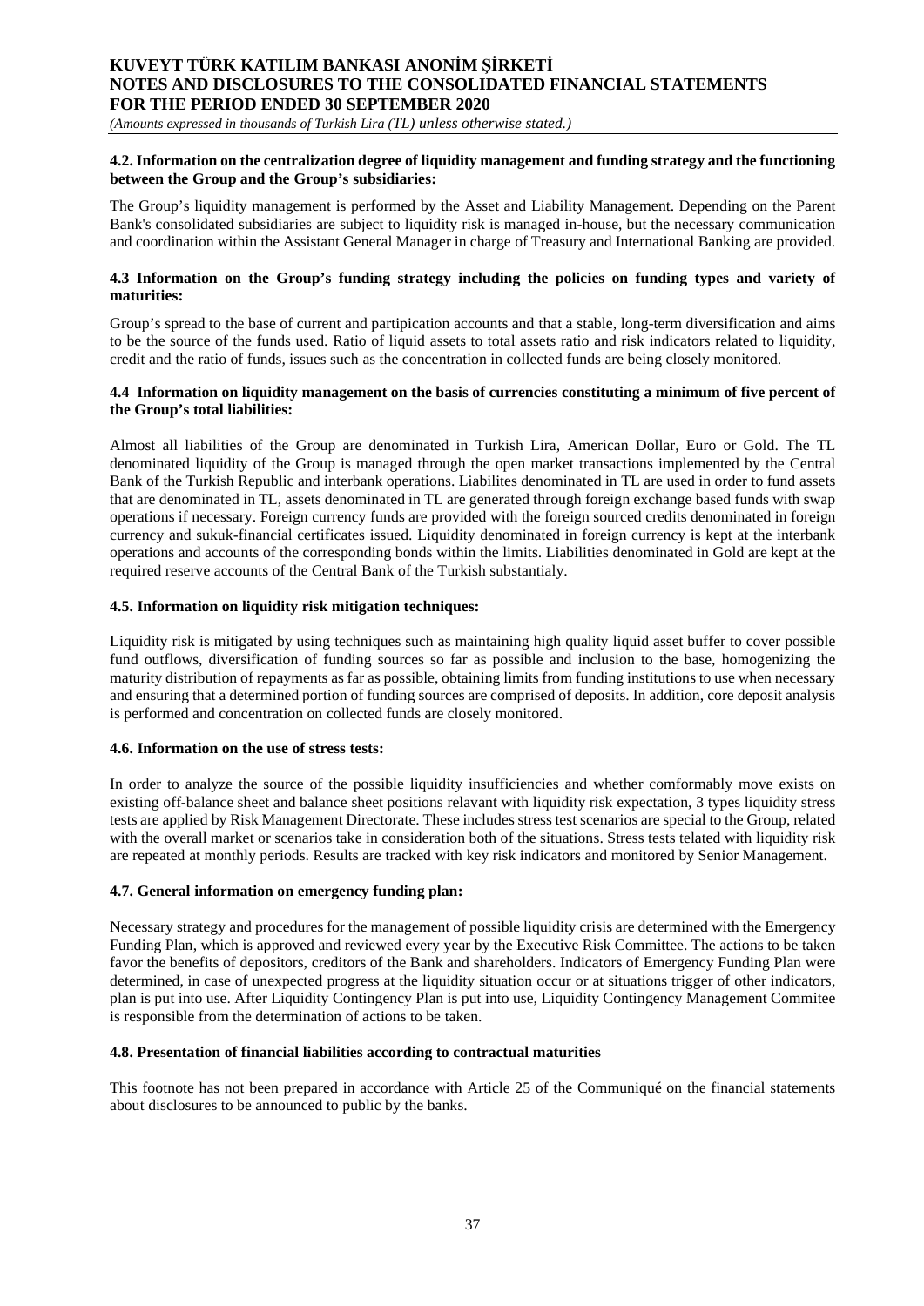#### 4.2. Information on the centralization degree of liquidity management and funding strategy and the functioning between the Group and the Group's subsidiaries:

The Group's liquidity management is performed by the Asset and Liability Management. Depending on the Parent Bank's consolidated subsidiaries are subject to liquidity risk is managed in-house, but the necessary communication and coordination within the Assistant General Manager in charge of Treasury and International Banking are provided.

#### 4.3 Information on the Group's funding strategy including the policies on funding types and variety of maturities:

Group's spread to the base of current and partipication accounts and that a stable, long-term diversification and aims to be the source of the funds used. Ratio of liquid assets to total assets ratio and risk indicators related to liquidity, credit and the ratio of funds, issues such as the concentration in collected funds are being closely monitored.

#### 4.4 Information on liquidity management on the basis of currencies constituting a minimum of five percent of the Group's total liabilities:

Almost all liabilities of the Group are denominated in Turkish Lira, American Dollar, Euro or Gold. The TL denominated liquidity of the Group is managed through the open market transactions implemented by the Central Bank of the Turkish Republic and interbank operations. Liabilites denominated in TL are used in order to fund assets that are denominated in TL, assets denominated in TL are generated through foreign exchange based funds with swap operations if necessary. Foreign currency funds are provided with the foreign sourced credits denominated in foreign currency and sukuk-financial certificates issued. Liquidity denominated in foreign currency is kept at the interbank operations and accounts of the corresponding bonds within the limits. Liabilities denominated in Gold are kept at the required reserve accounts of the Central Bank of the Turkish substantialy.

#### 4.5. Information on liquidity risk mitigation techniques:

Liquidity risk is mitigated by using techniques such as maintaining high quality liquid asset buffer to cover possible fund outflows, diversification of funding sources so far as possible and inclusion to the base, homogenizing the maturity distribution of repayments as far as possible, obtaining limits from funding institutions to use when necessary and ensuring that a determined portion of funding sources are comprised of deposits. In addition, core deposit analysis is performed and concentration on collected funds are closely monitored.

#### 4.6. Information on the use of stress tests:

In order to analyze the source of the possible liquidity insufficiencies and whether comformably move exists on existing off-balance sheet and balance sheet positions relavant with liquidity risk expectation, 3 types liquidity stress tests are applied by Risk Management Directorate. These includes stress test scenarios are special to the Group, related with the overall market or scenarios take in consideration both of the situations. Stress tests telated with liquidity risk are repeated at monthly periods. Results are tracked with key risk indicators and monitored by Senior Management.

#### 4.7. General information on emergency funding plan:

Necessary strategy and procedures for the management of possible liquidity crisis are determined with the Emergency Funding Plan, which is approved and reviewed every year by the Executive Risk Committee. The actions to be taken favor the benefits of depositors, creditors of the Bank and shareholders. Indicators of Emergency Funding Plan were determined, in case of unexpected progress at the liquidity situation occur or at situations trigger of other indicators, plan is put into use. After Liquidity Contingency Plan is put into use, Liquidity Contingency Management Commitee is responsible from the determination of actions to be taken.

#### 4.8. Presentation of financial liabilities according to contractual maturities

This footnote has not been prepared in accordance with Article 25 of the Communiqué on the financial statements about disclosures to be announced to public by the banks.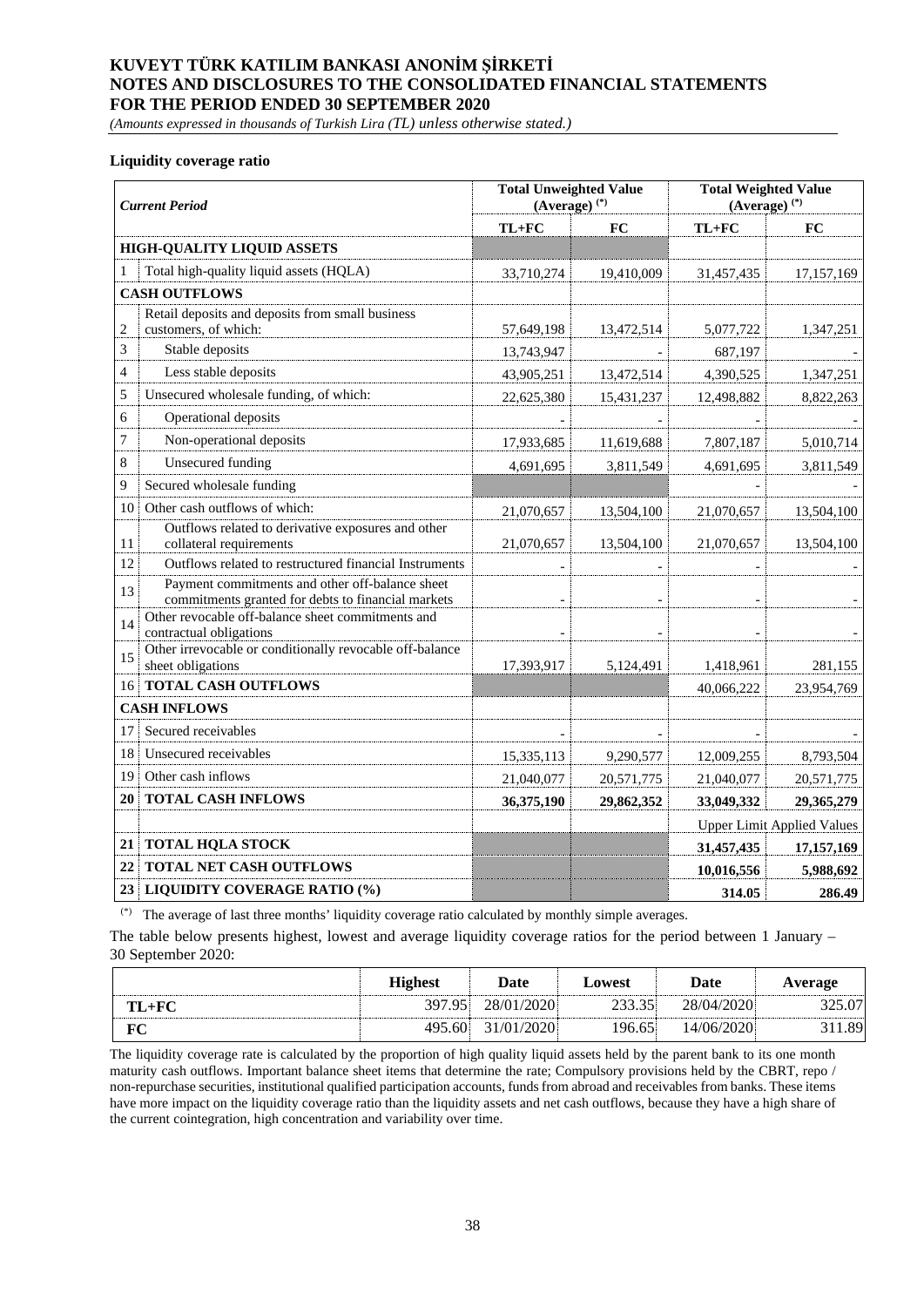## Liquidity coverage ratio

| | *Current Period* | Total Unweighted Value (Average) [(*)] | | Total Weighted Value (Average) [(*)] | |
|---|---|---|---|---|---|
| | | TL+FC | FC | TL+FC | FC |
| | **HIGH-QUALITY LIQUID ASSETS** | | | | |
| 1 | Total high-quality liquid assets (HQLA) | 33,710,274 | 19,410,009 | 31,457,435 | 17,157,169 |
| | **CASH OUTFLOWS** | | | | |
| 2 | Retail deposits and deposits from small business customers, of which: | 57,649,198 | 13,472,514 | 5,077,722 | 1,347,251 |
| 3 | Stable deposits | 13,743,947 | - | 687,197 | - |
| 4 | Less stable deposits | 43,905,251 | 13,472,514 | 4,390,525 | 1,347,251 |
| 5 | Unsecured wholesale funding, of which: | 22,625,380 | 15,431,237 | 12,498,882 | 8,822,263 |
| 6 | Operational deposits | - | - | - | - |
| 7 | Non-operational deposits | 17,933,685 | 11,619,688 | 7,807,187 | 5,010,714 |
| 8 | Unsecured funding | 4,691,695 | 3,811,549 | 4,691,695 | 3,811,549 |
| 9 | Secured wholesale funding | | | - | - |
| 10 | Other cash outflows of which: | 21,070,657 | 13,504,100 | 21,070,657 | 13,504,100 |
| 11 | Outflows related to derivative exposures and other collateral requirements | 21,070,657 | 13,504,100 | 21,070,657 | 13,504,100 |
| 12 | Outflows related to restructured financial Instruments | - | - | - | - |
| 13 | Payment commitments and other off-balance sheet commitments granted for debts to financial markets | - | - | - | - |
| 14 | Other revocable off-balance sheet commitments and contractual obligations | - | - | - | - |
| 15 | Other irrevocable or conditionally revocable off-balance sheet obligations | 17,393,917 | 5,124,491 | 1,418,961 | 281,155 |
| 16 | **TOTAL CASH OUTFLOWS** | | | 40,066,222 | 23,954,769 |
| | **CASH INFLOWS** | | | | |
| 17 | Secured receivables | - | - | - | - |
| 18 | Unsecured receivables | 15,335,113 | 9,290,577 | 12,009,255 | 8,793,504 |
| 19 | Other cash inflows | 21,040,077 | 20,571,775 | 21,040,077 | 20,571,775 |
| **20** | **TOTAL CASH INFLOWS** | **36,375,190** | **29,862,352** | **33,049,332** | **29,365,279** |
| | | | | Upper Limit Applied Values | |
| **21** | **TOTAL HQLA STOCK** | | | **31,457,435** | **17,157,169** |
| **22** | **TOTAL NET CASH OUTFLOWS** | | | **10,016,556** | **5,988,692** |
| **23** | **LIQUIDITY COVERAGE RATIO (%)** | | | **314.05** | **286.49** |

(*) The average of last three months' liquidity coverage ratio calculated by monthly simple averages.

The table below presents highest, lowest and average liquidity coverage ratios for the period between 1 January – 30 September 2020:

| | Highest | Date | Lowest | Date | Average |
|---|---|---|---|---|---|
| **TL+FC** | 397.95 | 28/01/2020 | 233.35 | 28/04/2020 | 325.07 |
| **FC** | 495.60 | 31/01/2020 | 196.65 | 14/06/2020 | 311.89 |

The liquidity coverage rate is calculated by the proportion of high quality liquid assets held by the parent bank to its one month maturity cash outflows. Important balance sheet items that determine the rate; Compulsory provisions held by the CBRT, repo / non-repurchase securities, institutional qualified participation accounts, funds from abroad and receivables from banks. These items have more impact on the liquidity coverage ratio than the liquidity assets and net cash outflows, because they have a high share of the current cointegration, high concentration and variability over time.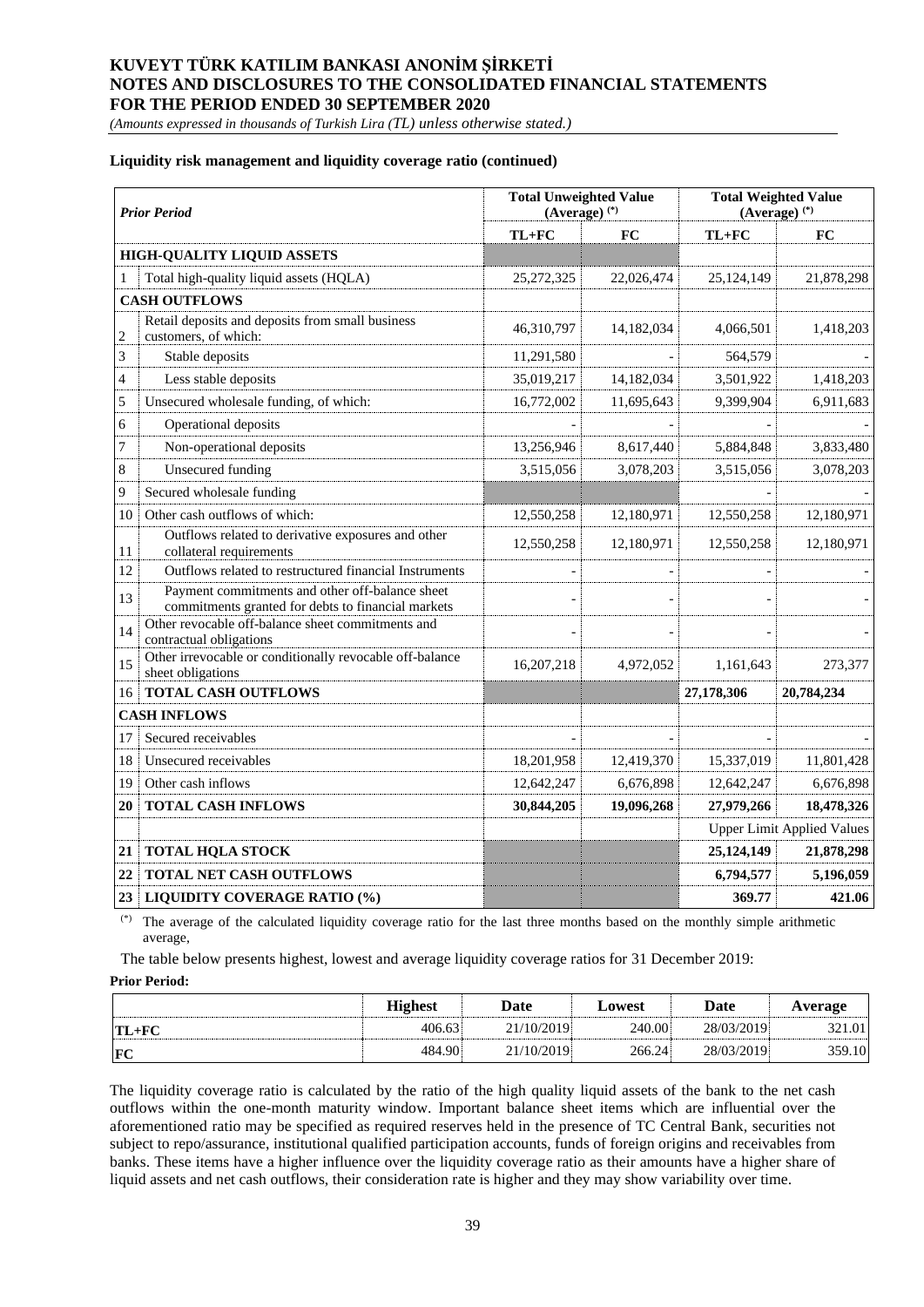**Liquidity risk management and liquidity coverage ratio (continued)**

| | *Prior Period* | Total Unweighted Value (Average) [(*)] | | Total Weighted Value (Average) [(*)] | |
|---|---|---|---|---|---|
| | | TL+FC | FC | TL+FC | FC |
| | **HIGH-QUALITY LIQUID ASSETS** | | | | |
| 1 | Total high-quality liquid assets (HQLA) | 25,272,325 | 22,026,474 | 25,124,149 | 21,878,298 |
| | **CASH OUTFLOWS** | | | | |
| 2 | Retail deposits and deposits from small business customers, of which: | 46,310,797 | 14,182,034 | 4,066,501 | 1,418,203 |
| 3 | Stable deposits | 11,291,580 | - | 564,579 | - |
| 4 | Less stable deposits | 35,019,217 | 14,182,034 | 3,501,922 | 1,418,203 |
| 5 | Unsecured wholesale funding, of which: | 16,772,002 | 11,695,643 | 9,399,904 | 6,911,683 |
| 6 | Operational deposits | - | - | - | - |
| 7 | Non-operational deposits | 13,256,946 | 8,617,440 | 5,884,848 | 3,833,480 |
| 8 | Unsecured funding | 3,515,056 | 3,078,203 | 3,515,056 | 3,078,203 |
| 9 | Secured wholesale funding | | | - | - |
| 10 | Other cash outflows of which: | 12,550,258 | 12,180,971 | 12,550,258 | 12,180,971 |
| 11 | Outflows related to derivative exposures and other collateral requirements | 12,550,258 | 12,180,971 | 12,550,258 | 12,180,971 |
| 12 | Outflows related to restructured financial Instruments | - | - | - | - |
| 13 | Payment commitments and other off-balance sheet commitments granted for debts to financial markets | - | - | - | - |
| 14 | Other revocable off-balance sheet commitments and contractual obligations | - | - | - | - |
| 15 | Other irrevocable or conditionally revocable off-balance sheet obligations | 16,207,218 | 4,972,052 | 1,161,643 | 273,377 |
| 16 | **TOTAL CASH OUTFLOWS** | | | **27,178,306** | **20,784,234** |
| | **CASH INFLOWS** | | | | |
| 17 | Secured receivables | - | - | - | - |
| 18 | Unsecured receivables | 18,201,958 | 12,419,370 | 15,337,019 | 11,801,428 |
| 19 | Other cash inflows | 12,642,247 | 6,676,898 | 12,642,247 | 6,676,898 |
| **20** | **TOTAL CASH INFLOWS** | **30,844,205** | **19,096,268** | **27,979,266** | **18,478,326** |
| | | | | Upper Limit Applied Values | |
| **21** | **TOTAL HQLA STOCK** | | | **25,124,149** | **21,878,298** |
| **22** | **TOTAL NET CASH OUTFLOWS** | | | **6,794,577** | **5,196,059** |
| **23** | **LIQUIDITY COVERAGE RATIO (%)** | | | **369.77** | **421.06** |

(*) The average of the calculated liquidity coverage ratio for the last three months based on the monthly simple arithmetic average,

The table below presents highest, lowest and average liquidity coverage ratios for 31 December 2019:

**Prior Period:**

| | Highest | Date | Lowest | Date | Average |
|---|---|---|---|---|---|
| **TL+FC** | 406.63 | 21/10/2019 | 240.00 | 28/03/2019 | 321.01 |
| **FC** | 484.90 | 21/10/2019 | 266.24 | 28/03/2019 | 359.10 |

The liquidity coverage ratio is calculated by the ratio of the high quality liquid assets of the bank to the net cash outflows within the one-month maturity window. Important balance sheet items which are influential over the aforementioned ratio may be specified as required reserves held in the presence of TC Central Bank, securities not subject to repo/assurance, institutional qualified participation accounts, funds of foreign origins and receivables from banks. These items have a higher influence over the liquidity coverage ratio as their amounts have a higher share of liquid assets and net cash outflows, their consideration rate is higher and they may show variability over time.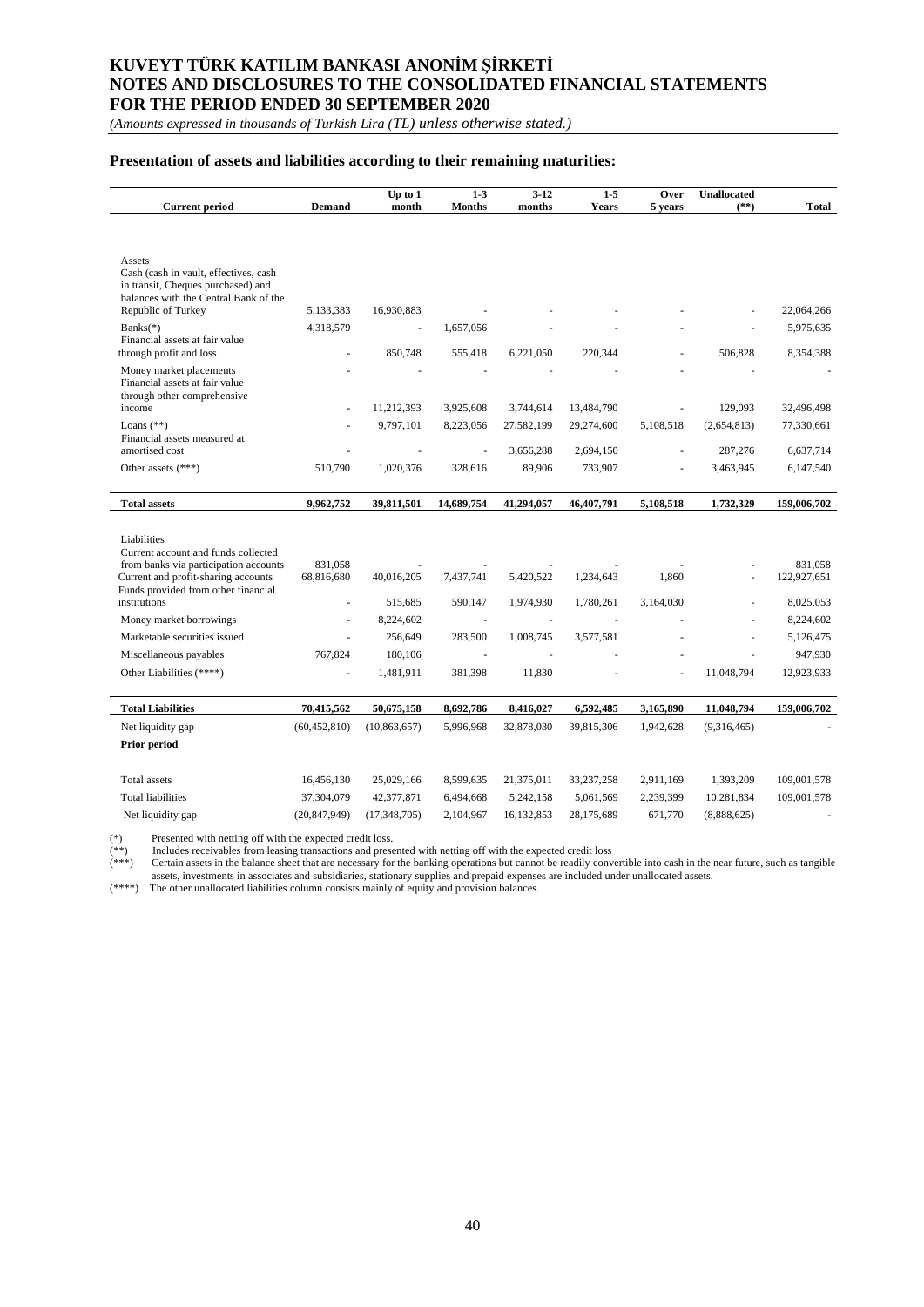**Presentation of assets and liabilities according to their remaining maturities:**

| Current period | Demand | Up to 1 month | 1-3 Months | 3-12 months | 1-5 Years | Over 5 years | Unallocated (**) | Total |
|---|---|---|---|---|---|---|---|---|
| Assets | | | | | | | | |
| Cash (cash in vault, effectives, cash in transit, Cheques purchased) and balances with the Central Bank of the Republic of Turkey | 5,133,383 | 16,930,883 | - | - | - | - | - | 22,064,266 |
| Banks(*) | 4,318,579 | - | 1,657,056 | - | - | - | - | 5,975,635 |
| Financial assets at fair value through profit and loss | - | 850,748 | 555,418 | 6,221,050 | 220,344 | - | 506,828 | 8,354,388 |
| Money market placements | - | - | - | - | - | - | - | - |
| Financial assets at fair value through other comprehensive income | - | 11,212,393 | 3,925,608 | 3,744,614 | 13,484,790 | - | 129,093 | 32,496,498 |
| Loans (**) | - | 9,797,101 | 8,223,056 | 27,582,199 | 29,274,600 | 5,108,518 | (2,654,813) | 77,330,661 |
| Financial assets measured at amortised cost | - | - | - | 3,656,288 | 2,694,150 | - | 287,276 | 6,637,714 |
| Other assets (***) | 510,790 | 1,020,376 | 328,616 | 89,906 | 733,907 | - | 3,463,945 | 6,147,540 |
| **Total assets** | **9,962,752** | **39,811,501** | **14,689,754** | **41,294,057** | **46,407,791** | **5,108,518** | **1,732,329** | **159,006,702** |
| Liabilities | | | | | | | | |
| Current account and funds collected from banks via participation accounts | 831,058 | - | - | - | - | - | - | 831,058 |
| Current and profit-sharing accounts | 68,816,680 | 40,016,205 | 7,437,741 | 5,420,522 | 1,234,643 | 1,860 | - | 122,927,651 |
| Funds provided from other financial institutions | - | 515,685 | 590,147 | 1,974,930 | 1,780,261 | 3,164,030 | - | 8,025,053 |
| Money market borrowings | - | 8,224,602 | - | - | - | - | - | 8,224,602 |
| Marketable securities issued | - | 256,649 | 283,500 | 1,008,745 | 3,577,581 | - | - | 5,126,475 |
| Miscellaneous payables | 767,824 | 180,106 | - | - | - | - | - | 947,930 |
| Other Liabilities (****) | - | 1,481,911 | 381,398 | 11,830 | - | - | 11,048,794 | 12,923,933 |
| **Total Liabilities** | **70,415,562** | **50,675,158** | **8,692,786** | **8,416,027** | **6,592,485** | **3,165,890** | **11,048,794** | **159,006,702** |
| Net liquidity gap | (60,452,810) | (10,863,657) | 5,996,968 | 32,878,030 | 39,815,306 | 1,942,628 | (9,316,465) | - |
| **Prior period** | | | | | | | | |
| Total assets | 16,456,130 | 25,029,166 | 8,599,635 | 21,375,011 | 33,237,258 | 2,911,169 | 1,393,209 | 109,001,578 |
| Total liabilities | 37,304,079 | 42,377,871 | 6,494,668 | 5,242,158 | 5,061,569 | 2,239,399 | 10,281,834 | 109,001,578 |
| Net liquidity gap | (20,847,949) | (17,348,705) | 2,104,967 | 16,132,853 | 28,175,689 | 671,770 | (8,888,625) | - |

(*) Presented with netting off with the expected credit loss.
(**) Includes receivables from leasing transactions and presented with netting off with the expected credit loss
(***) Certain assets in the balance sheet that are necessary for the banking operations but cannot be readily convertible into cash in the near future, such as tangible assets, investments in associates and subsidiaries, stationary supplies and prepaid expenses are included under unallocated assets.
(****) The other unallocated liabilities column consists mainly of equity and provision balances.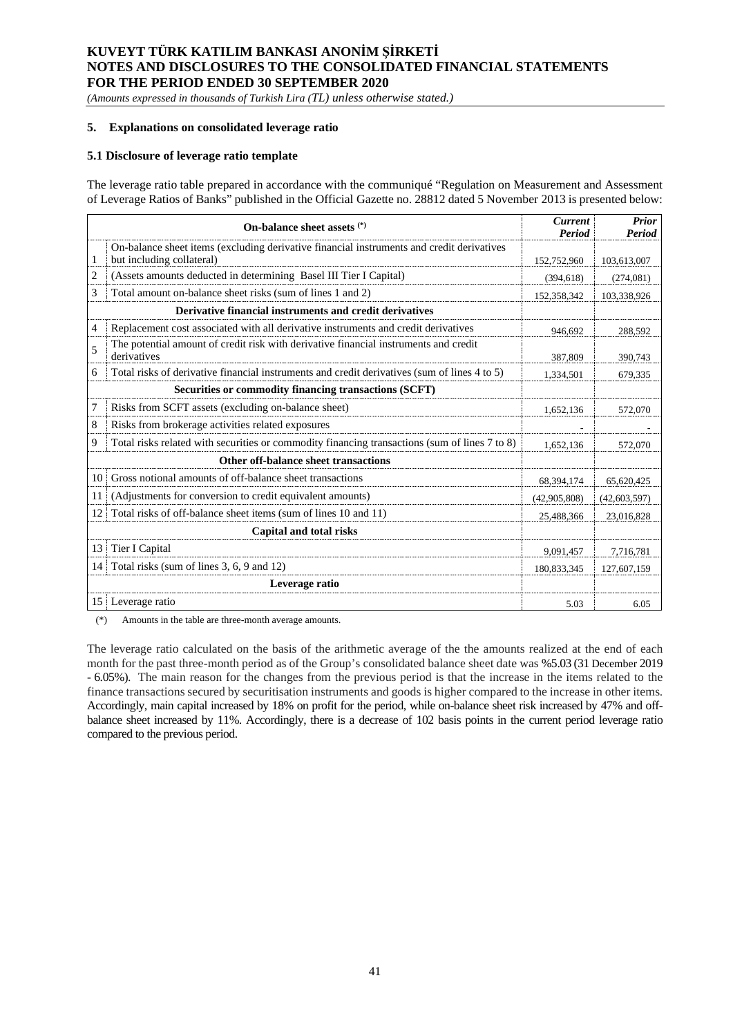## 5. Explanations on consolidated leverage ratio

### 5.1 Disclosure of leverage ratio template

The leverage ratio table prepared in accordance with the communiqué "Regulation on Measurement and Assessment of Leverage Ratios of Banks" published in the Official Gazette no. 28812 dated 5 November 2013 is presented below:

| | On-balance sheet assets (*) | *Current Period* | *Prior Period* |
|---|---|---|---|
| 1 | On-balance sheet items (excluding derivative financial instruments and credit derivatives but including collateral) | 152,752,960 | 103,613,007 |
| 2 | (Assets amounts deducted in determining Basel III Tier I Capital) | (394,618) | (274,081) |
| 3 | Total amount on-balance sheet risks (sum of lines 1 and 2) | 152,358,342 | 103,338,926 |
| | **Derivative financial instruments and credit derivatives** | | |
| 4 | Replacement cost associated with all derivative instruments and credit derivatives | 946,692 | 288,592 |
| 5 | The potential amount of credit risk with derivative financial instruments and credit derivatives | 387,809 | 390,743 |
| 6 | Total risks of derivative financial instruments and credit derivatives (sum of lines 4 to 5) | 1,334,501 | 679,335 |
| | **Securities or commodity financing transactions (SCFT)** | | |
| 7 | Risks from SCFT assets (excluding on-balance sheet) | 1,652,136 | 572,070 |
| 8 | Risks from brokerage activities related exposures | - | - |
| 9 | Total risks related with securities or commodity financing transactions (sum of lines 7 to 8) | 1,652,136 | 572,070 |
| | **Other off-balance sheet transactions** | | |
| 10 | Gross notional amounts of off-balance sheet transactions | 68,394,174 | 65,620,425 |
| 11 | (Adjustments for conversion to credit equivalent amounts) | (42,905,808) | (42,603,597) |
| 12 | Total risks of off-balance sheet items (sum of lines 10 and 11) | 25,488,366 | 23,016,828 |
| | **Capital and total risks** | | |
| 13 | Tier I Capital | 9,091,457 | 7,716,781 |
| 14 | Total risks (sum of lines 3, 6, 9 and 12) | 180,833,345 | 127,607,159 |
| | **Leverage ratio** | | |
| 15 | Leverage ratio | 5.03 | 6.05 |

(*) Amounts in the table are three-month average amounts.

The leverage ratio calculated on the basis of the arithmetic average of the the amounts realized at the end of each month for the past three-month period as of the Group's consolidated balance sheet date was %5.03 (31 December 2019 - 6.05%). The main reason for the changes from the previous period is that the increase in the items related to the finance transactions secured by securitisation instruments and goods is higher compared to the increase in other items. Accordingly, main capital increased by 18% on profit for the period, while on-balance sheet risk increased by 47% and off-balance sheet increased by 11%. Accordingly, there is a decrease of 102 basis points in the current period leverage ratio compared to the previous period.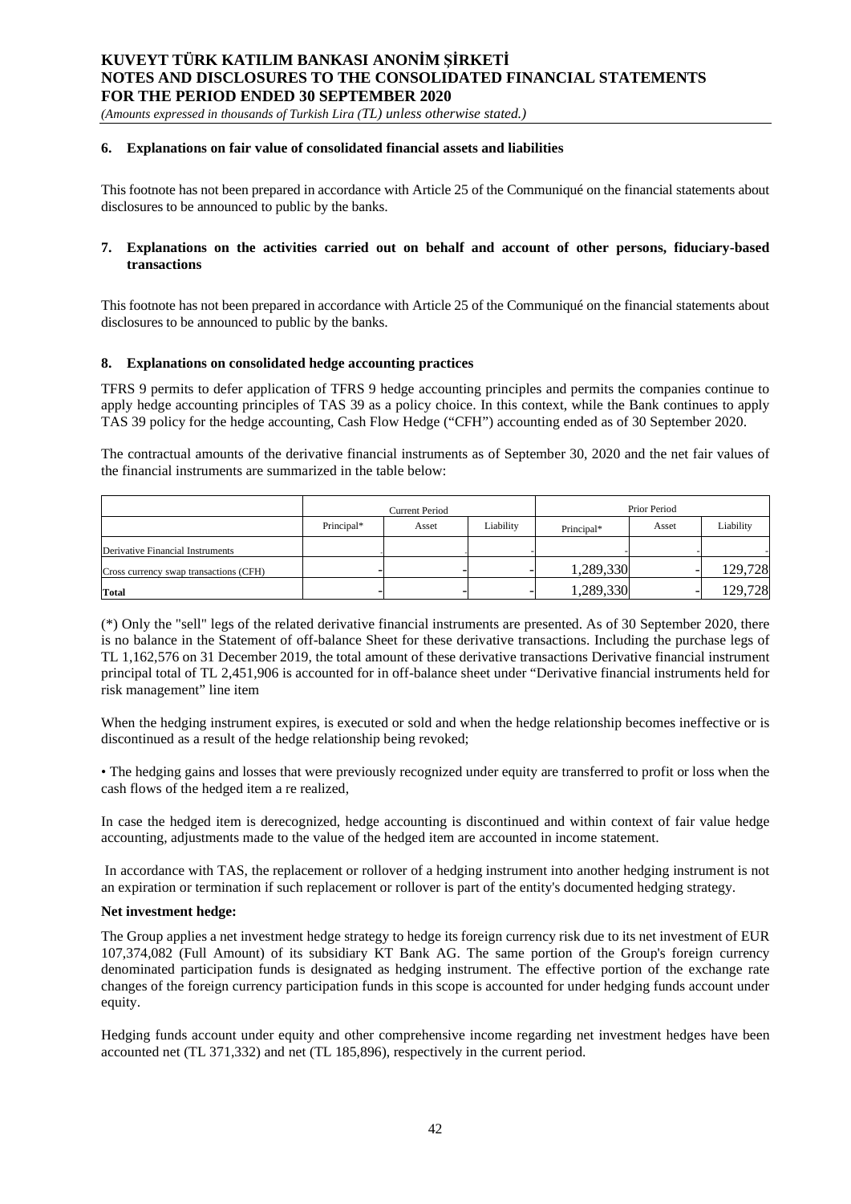## 6. Explanations on fair value of consolidated financial assets and liabilities

This footnote has not been prepared in accordance with Article 25 of the Communiqué on the financial statements about disclosures to be announced to public by the banks.

## 7. Explanations on the activities carried out on behalf and account of other persons, fiduciary-based transactions

This footnote has not been prepared in accordance with Article 25 of the Communiqué on the financial statements about disclosures to be announced to public by the banks.

## 8. Explanations on consolidated hedge accounting practices

TFRS 9 permits to defer application of TFRS 9 hedge accounting principles and permits the companies continue to apply hedge accounting principles of TAS 39 as a policy choice. In this context, while the Bank continues to apply TAS 39 policy for the hedge accounting, Cash Flow Hedge ("CFH") accounting ended as of 30 September 2020.

The contractual amounts of the derivative financial instruments as of September 30, 2020 and the net fair values of the financial instruments are summarized in the table below:

| | Current Period | | | Prior Period | | |
|---|---|---|---|---|---|---|
| | Principal* | Asset | Liability | Principal* | Asset | Liability |
| Derivative Financial Instruments | - | - | - | - | - | - |
| Cross currency swap transactions (CFH) | - | - | - | 1,289,330 | - | 129,728 |
| **Total** | - | - | - | 1,289,330 | - | 129,728 |

(*) Only the "sell" legs of the related derivative financial instruments are presented. As of 30 September 2020, there is no balance in the Statement of off-balance Sheet for these derivative transactions. Including the purchase legs of TL 1,162,576 on 31 December 2019, the total amount of these derivative transactions Derivative financial instrument principal total of TL 2,451,906 is accounted for in off-balance sheet under "Derivative financial instruments held for risk management" line item

When the hedging instrument expires, is executed or sold and when the hedge relationship becomes ineffective or is discontinued as a result of the hedge relationship being revoked;

• The hedging gains and losses that were previously recognized under equity are transferred to profit or loss when the cash flows of the hedged item a re realized,

In case the hedged item is derecognized, hedge accounting is discontinued and within context of fair value hedge accounting, adjustments made to the value of the hedged item are accounted in income statement.

In accordance with TAS, the replacement or rollover of a hedging instrument into another hedging instrument is not an expiration or termination if such replacement or rollover is part of the entity's documented hedging strategy.

**Net investment hedge:**

The Group applies a net investment hedge strategy to hedge its foreign currency risk due to its net investment of EUR 107,374,082 (Full Amount) of its subsidiary KT Bank AG. The same portion of the Group's foreign currency denominated participation funds is designated as hedging instrument. The effective portion of the exchange rate changes of the foreign currency participation funds in this scope is accounted for under hedging funds account under equity.

Hedging funds account under equity and other comprehensive income regarding net investment hedges have been accounted net (TL 371,332) and net (TL 185,896), respectively in the current period.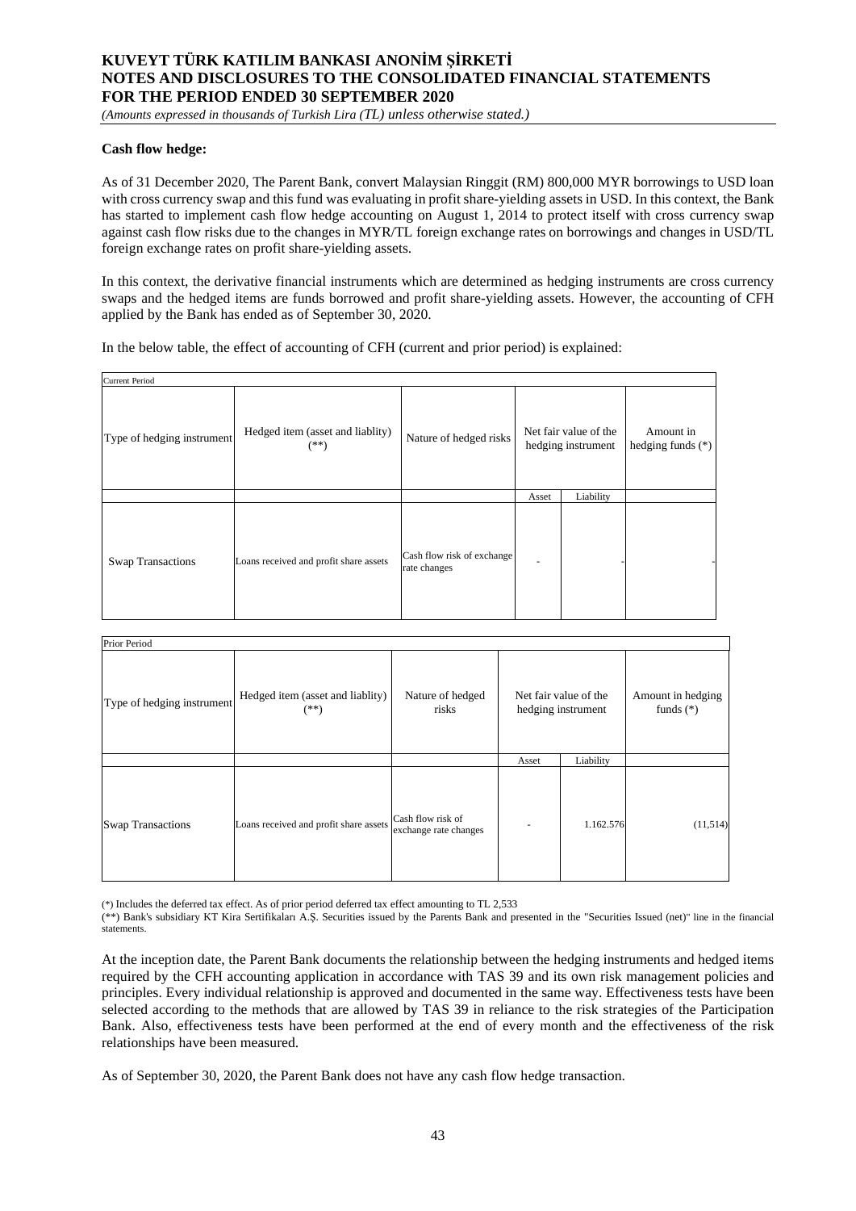**Cash flow hedge:**

As of 31 December 2020, The Parent Bank, convert Malaysian Ringgit (RM) 800,000 MYR borrowings to USD loan with cross currency swap and this fund was evaluating in profit share-yielding assets in USD. In this context, the Bank has started to implement cash flow hedge accounting on August 1, 2014 to protect itself with cross currency swap against cash flow risks due to the changes in MYR/TL foreign exchange rates on borrowings and changes in USD/TL foreign exchange rates on profit share-yielding assets.

In this context, the derivative financial instruments which are determined as hedging instruments are cross currency swaps and the hedged items are funds borrowed and profit share-yielding assets. However, the accounting of CFH applied by the Bank has ended as of September 30, 2020.

In the below table, the effect of accounting of CFH (current and prior period) is explained:

| Current Period | | | | | |
|---|---|---|---|---|---|
| Type of hedging instrument | Hedged item (asset and liablity) (**) | Nature of hedged risks | Net fair value of the hedging instrument | | Amount in hedging funds (*) |
| | | | Asset | Liability | |
| Swap Transactions | Loans received and profit share assets | Cash flow risk of exchange rate changes | - | - | - |

| Prior Period | | | | | |
|---|---|---|---|---|---|
| Type of hedging instrument | Hedged item (asset and liablity) (**) | Nature of hedged risks | Net fair value of the hedging instrument | | Amount in hedging funds (*) |
| | | | Asset | Liability | |
| Swap Transactions | Loans received and profit share assets | Cash flow risk of exchange rate changes | - | 1.162.576 | (11,514) |

(*) Includes the deferred tax effect. As of prior period deferred tax effect amounting to TL 2,533

(**) Bank's subsidiary KT Kira Sertifikaları A.Ş. Securities issued by the Parents Bank and presented in the "Securities Issued (net)" line in the financial statements.

At the inception date, the Parent Bank documents the relationship between the hedging instruments and hedged items required by the CFH accounting application in accordance with TAS 39 and its own risk management policies and principles. Every individual relationship is approved and documented in the same way. Effectiveness tests have been selected according to the methods that are allowed by TAS 39 in reliance to the risk strategies of the Participation Bank. Also, effectiveness tests have been performed at the end of every month and the effectiveness of the risk relationships have been measured.

As of September 30, 2020, the Parent Bank does not have any cash flow hedge transaction.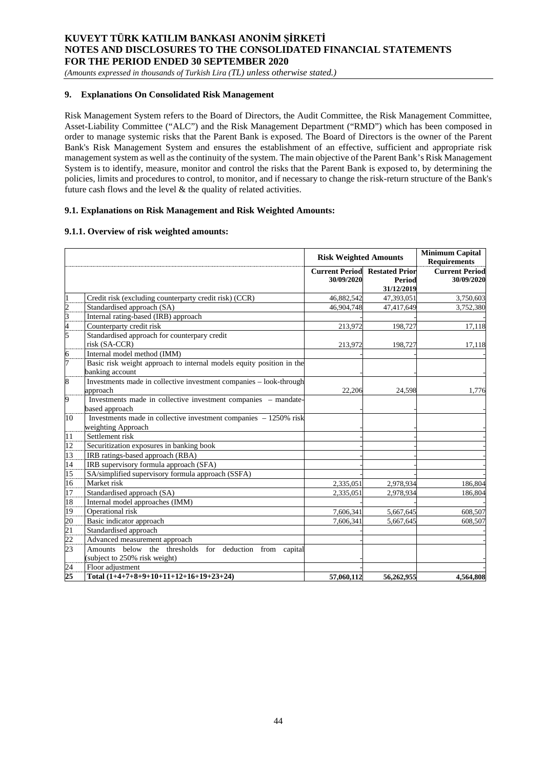## 9. Explanations On Consolidated Risk Management

Risk Management System refers to the Board of Directors, the Audit Committee, the Risk Management Committee, Asset-Liability Committee ("ALC") and the Risk Management Department ("RMD") which has been composed in order to manage systemic risks that the Parent Bank is exposed. The Board of Directors is the owner of the Parent Bank's Risk Management System and ensures the establishment of an effective, sufficient and appropriate risk management system as well as the continuity of the system. The main objective of the Parent Bank's Risk Management System is to identify, measure, monitor and control the risks that the Parent Bank is exposed to, by determining the policies, limits and procedures to control, to monitor, and if necessary to change the risk-return structure of the Bank's future cash flows and the level & the quality of related activities.

### 9.1. Explanations on Risk Management and Risk Weighted Amounts:

#### 9.1.1. Overview of risk weighted amounts:

| | | Risk Weighted Amounts | | Minimum Capital Requirements |
|---|---|---|---|---|
| | | **Current Period 30/09/2020** | **Restated Prior Period 31/12/2019** | **Current Period 30/09/2020** |
| 1 | Credit risk (excluding counterparty credit risk) (CCR) | 46,882,542 | 47,393,051 | 3,750,603 |
| 2 | Standardised approach (SA) | 46,904,748 | 47,417,649 | 3,752,380 |
| 3 | Internal rating-based (IRB) approach | - | - | - |
| 4 | Counterparty credit risk | 213,972 | 198,727 | 17,118 |
| 5 | Standardised approach for counterpary credit risk (SA-CCR) | 213,972 | 198,727 | 17,118 |
| 6 | Internal model method (IMM) | - | - | - |
| 7 | Basic risk weight approach to internal models equity position in the banking account | - | - | - |
| 8 | Investments made in collective investment companies – look-through approach | 22,206 | 24,598 | 1,776 |
| 9 | Investments made in collective investment companies – mandate-based approach | - | - | - |
| 10 | Investments made in collective investment companies – 1250% risk weighting Approach | - | - | - |
| 11 | Settlement risk | - | - | - |
| 12 | Securitization exposures in banking book | - | - | - |
| 13 | IRB ratings-based approach (RBA) | - | - | - |
| 14 | IRB supervisory formula approach (SFA) | - | - | - |
| 15 | SA/simplified supervisory formula approach (SSFA) | - | - | - |
| 16 | Market risk | 2,335,051 | 2,978,934 | 186,804 |
| 17 | Standardised approach (SA) | 2,335,051 | 2,978,934 | 186,804 |
| 18 | Internal model approaches (IMM) | - | - | - |
| 19 | Operational risk | 7,606,341 | 5,667,645 | 608,507 |
| 20 | Basic indicator approach | 7,606,341 | 5,667,645 | 608,507 |
| 21 | Standardised approach | - | - | - |
| 22 | Advanced measurement approach | - | - | - |
| 23 | Amounts below the thresholds for deduction from capital (subject to 250% risk weight) | - | - | - |
| 24 | Floor adjustment | - | - | - |
| **25** | **Total (1+4+7+8+9+10+11+12+16+19+23+24)** | **57,060,112** | **56,262,955** | **4,564,808** |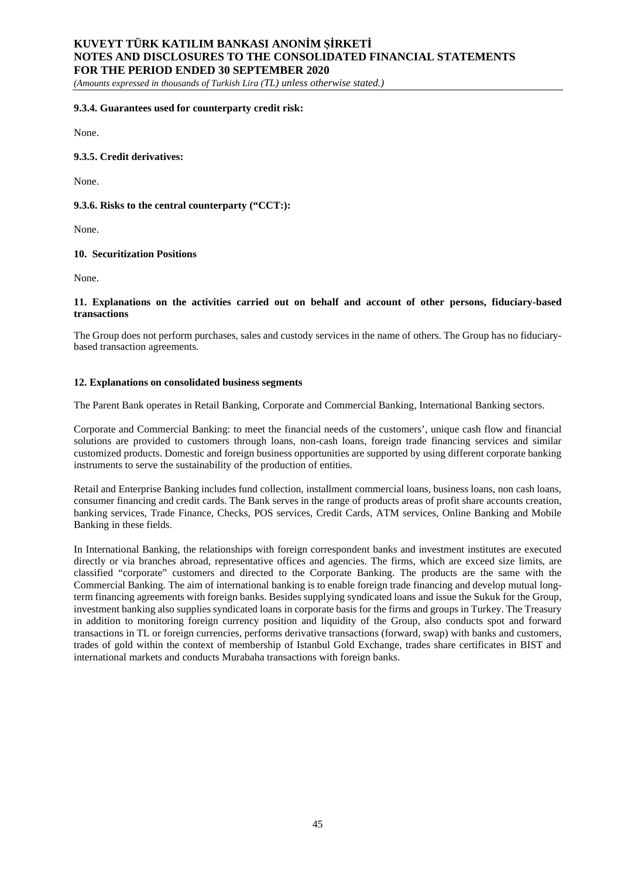#### 9.3.4. Guarantees used for counterparty credit risk:

None.

#### 9.3.5. Credit derivatives:

None.

#### 9.3.6. Risks to the central counterparty ("CCT:):

None.

### 10. Securitization Positions

None.

### 11. Explanations on the activities carried out on behalf and account of other persons, fiduciary-based transactions

The Group does not perform purchases, sales and custody services in the name of others. The Group has no fiduciary-based transaction agreements.

### 12. Explanations on consolidated business segments

The Parent Bank operates in Retail Banking, Corporate and Commercial Banking, International Banking sectors.

Corporate and Commercial Banking: to meet the financial needs of the customers', unique cash flow and financial solutions are provided to customers through loans, non-cash loans, foreign trade financing services and similar customized products. Domestic and foreign business opportunities are supported by using different corporate banking instruments to serve the sustainability of the production of entities.

Retail and Enterprise Banking includes fund collection, installment commercial loans, business loans, non cash loans, consumer financing and credit cards. The Bank serves in the range of products areas of profit share accounts creation, banking services, Trade Finance, Checks, POS services, Credit Cards, ATM services, Online Banking and Mobile Banking in these fields.

In International Banking, the relationships with foreign correspondent banks and investment institutes are executed directly or via branches abroad, representative offices and agencies. The firms, which are exceed size limits, are classified "corporate" customers and directed to the Corporate Banking. The products are the same with the Commercial Banking. The aim of international banking is to enable foreign trade financing and develop mutual long-term financing agreements with foreign banks. Besides supplying syndicated loans and issue the Sukuk for the Group, investment banking also supplies syndicated loans in corporate basis for the firms and groups in Turkey. The Treasury in addition to monitoring foreign currency position and liquidity of the Group, also conducts spot and forward transactions in TL or foreign currencies, performs derivative transactions (forward, swap) with banks and customers, trades of gold within the context of membership of Istanbul Gold Exchange, trades share certificates in BIST and international markets and conducts Murabaha transactions with foreign banks.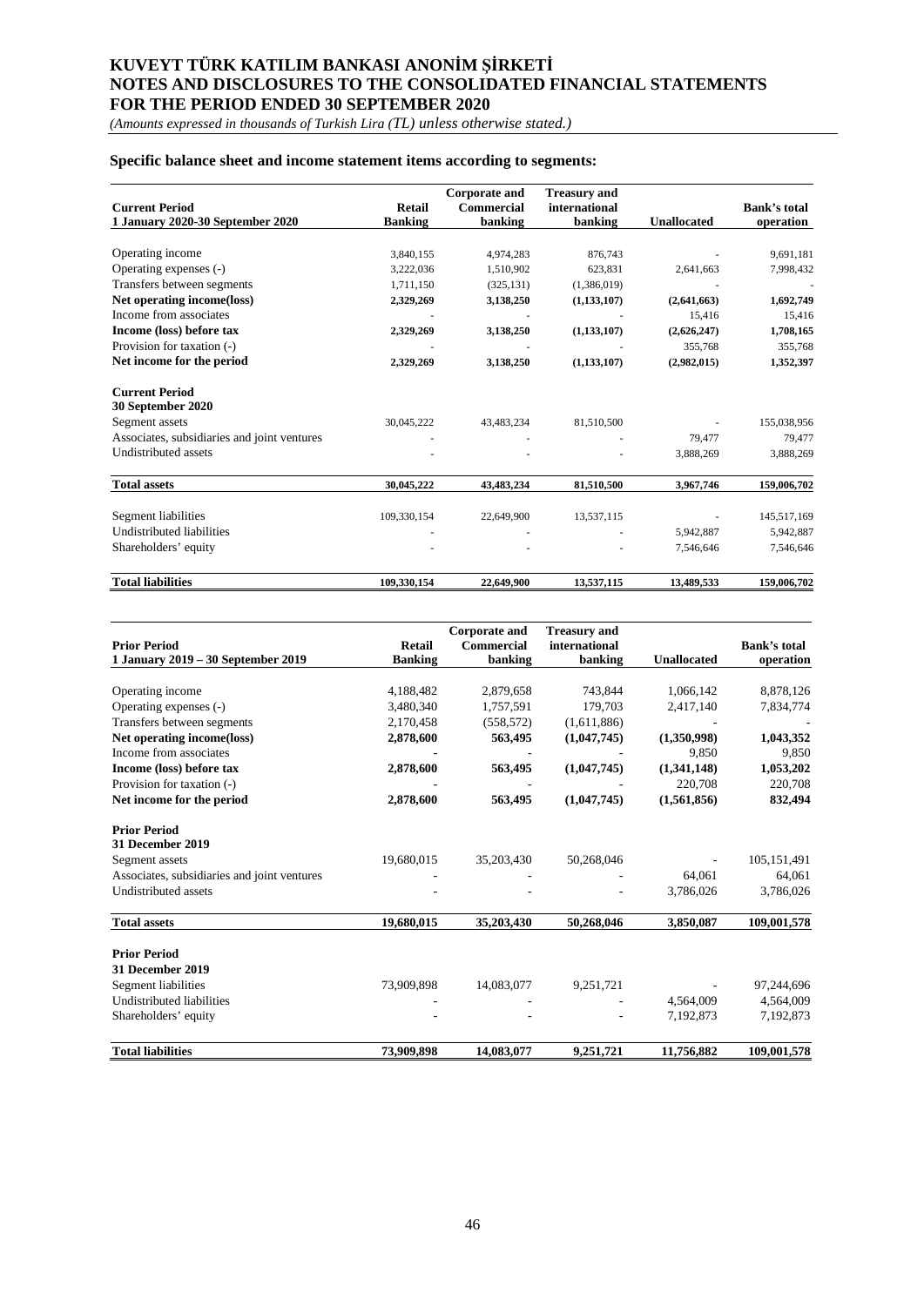### Specific balance sheet and income statement items according to segments:

| Current Period<br>1 January 2020-30 September 2020 | Retail Banking | Corporate and Commercial banking | Treasury and international banking | Unallocated | Bank's total operation |
|---|---|---|---|---|---|
| Operating income | 3,840,155 | 4,974,283 | 876,743 | - | 9,691,181 |
| Operating expenses (-) | 3,222,036 | 1,510,902 | 623,831 | 2,641,663 | 7,998,432 |
| Transfers between segments | 1,711,150 | (325,131) | (1,386,019) | - | - |
| **Net operating income(loss)** | **2,329,269** | **3,138,250** | **(1,133,107)** | **(2,641,663)** | **1,692,749** |
| Income from associates | - | - | - | 15,416 | 15,416 |
| **Income (loss) before tax** | **2,329,269** | **3,138,250** | **(1,133,107)** | **(2,626,247)** | **1,708,165** |
| Provision for taxation (-) | - | - | - | 355,768 | 355,768 |
| **Net income for the period** | **2,329,269** | **3,138,250** | **(1,133,107)** | **(2,982,015)** | **1,352,397** |
| **Current Period<br>30 September 2020** | | | | | |
| Segment assets | 30,045,222 | 43,483,234 | 81,510,500 | - | 155,038,956 |
| Associates, subsidiaries and joint ventures | - | - | - | 79,477 | 79,477 |
| Undistributed assets | - | - | - | 3,888,269 | 3,888,269 |
| **Total assets** | **30,045,222** | **43,483,234** | **81,510,500** | **3,967,746** | **159,006,702** |
| Segment liabilities | 109,330,154 | 22,649,900 | 13,537,115 | - | 145,517,169 |
| Undistributed liabilities | - | - | - | 5,942,887 | 5,942,887 |
| Shareholders' equity | - | - | - | 7,546,646 | 7,546,646 |
| **Total liabilities** | **109,330,154** | **22,649,900** | **13,537,115** | **13,489,533** | **159,006,702** |

| Prior Period<br>1 January 2019 – 30 September 2019 | Retail Banking | Corporate and Commercial banking | Treasury and international banking | Unallocated | Bank's total operation |
|---|---|---|---|---|---|
| Operating income | 4,188,482 | 2,879,658 | 743,844 | 1,066,142 | 8,878,126 |
| Operating expenses (-) | 3,480,340 | 1,757,591 | 179,703 | 2,417,140 | 7,834,774 |
| Transfers between segments | 2,170,458 | (558,572) | (1,611,886) | - | - |
| **Net operating income(loss)** | **2,878,600** | **563,495** | **(1,047,745)** | **(1,350,998)** | **1,043,352** |
| Income from associates | - | - | - | 9,850 | 9,850 |
| **Income (loss) before tax** | **2,878,600** | **563,495** | **(1,047,745)** | **(1,341,148)** | **1,053,202** |
| Provision for taxation (-) | - | - | - | 220,708 | 220,708 |
| **Net income for the period** | **2,878,600** | **563,495** | **(1,047,745)** | **(1,561,856)** | **832,494** |
| **Prior Period<br>31 December 2019** | | | | | |
| Segment assets | 19,680,015 | 35,203,430 | 50,268,046 | - | 105,151,491 |
| Associates, subsidiaries and joint ventures | - | - | - | 64,061 | 64,061 |
| Undistributed assets | - | - | - | 3,786,026 | 3,786,026 |
| **Total assets** | **19,680,015** | **35,203,430** | **50,268,046** | **3,850,087** | **109,001,578** |
| **Prior Period<br>31 December 2019** | | | | | |
| Segment liabilities | 73,909,898 | 14,083,077 | 9,251,721 | - | 97,244,696 |
| Undistributed liabilities | - | - | - | 4,564,009 | 4,564,009 |
| Shareholders' equity | - | - | - | 7,192,873 | 7,192,873 |
| **Total liabilities** | **73,909,898** | **14,083,077** | **9,251,721** | **11,756,882** | **109,001,578** |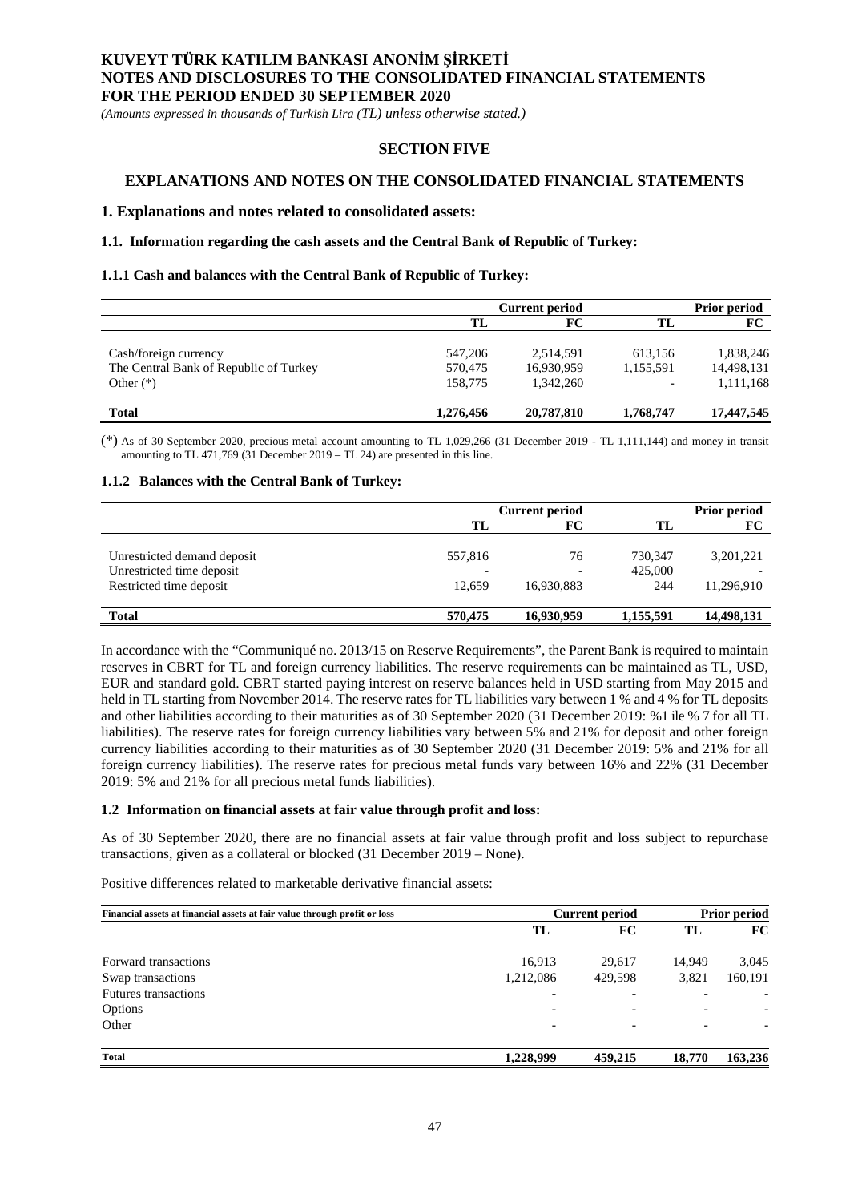## SECTION FIVE

## EXPLANATIONS AND NOTES ON THE CONSOLIDATED FINANCIAL STATEMENTS

### 1. Explanations and notes related to consolidated assets:

#### 1.1. Information regarding the cash assets and the Central Bank of Republic of Turkey:

#### 1.1.1 Cash and balances with the Central Bank of Republic of Turkey:

| | Current period | | Prior period | |
|---|---|---|---|---|
| | TL | FC | TL | FC |
| Cash/foreign currency | 547,206 | 2,514,591 | 613,156 | 1,838,246 |
| The Central Bank of Republic of Turkey | 570,475 | 16,930,959 | 1,155,591 | 14,498,131 |
| Other (*) | 158,775 | 1,342,260 | - | 1,111,168 |
| **Total** | **1,276,456** | **20,787,810** | **1,768,747** | **17,447,545** |

(*) As of 30 September 2020, precious metal account amounting to TL 1,029,266 (31 December 2019 - TL 1,111,144) and money in transit amounting to TL 471,769 (31 December 2019 – TL 24) are presented in this line.

#### 1.1.2 Balances with the Central Bank of Turkey:

| | Current period | | Prior period | |
|---|---|---|---|---|
| | TL | FC | TL | FC |
| Unrestricted demand deposit | 557,816 | 76 | 730,347 | 3,201,221 |
| Unrestricted time deposit | - | - | 425,000 | - |
| Restricted time deposit | 12,659 | 16,930,883 | 244 | 11,296,910 |
| **Total** | **570,475** | **16,930,959** | **1,155,591** | **14,498,131** |

In accordance with the "Communiqué no. 2013/15 on Reserve Requirements", the Parent Bank is required to maintain reserves in CBRT for TL and foreign currency liabilities. The reserve requirements can be maintained as TL, USD, EUR and standard gold. CBRT started paying interest on reserve balances held in USD starting from May 2015 and held in TL starting from November 2014. The reserve rates for TL liabilities vary between 1 % and 4 % for TL deposits and other liabilities according to their maturities as of 30 September 2020 (31 December 2019: %1 ile % 7 for all TL liabilities). The reserve rates for foreign currency liabilities vary between 5% and 21% for deposit and other foreign currency liabilities according to their maturities as of 30 September 2020 (31 December 2019: 5% and 21% for all foreign currency liabilities). The reserve rates for precious metal funds vary between 16% and 22% (31 December 2019: 5% and 21% for all precious metal funds liabilities).

#### 1.2 Information on financial assets at fair value through profit and loss:

As of 30 September 2020, there are no financial assets at fair value through profit and loss subject to repurchase transactions, given as a collateral or blocked (31 December 2019 – None).

Positive differences related to marketable derivative financial assets:

| Financial assets at financial assets at fair value through profit or loss | Current period | | Prior period | |
|---|---|---|---|---|
| | TL | FC | TL | FC |
| Forward transactions | 16,913 | 29,617 | 14,949 | 3,045 |
| Swap transactions | 1,212,086 | 429,598 | 3,821 | 160,191 |
| Futures transactions | - | - | - | - |
| Options | - | - | - | - |
| Other | - | - | - | - |
| **Total** | **1,228,999** | **459,215** | **18,770** | **163,236** |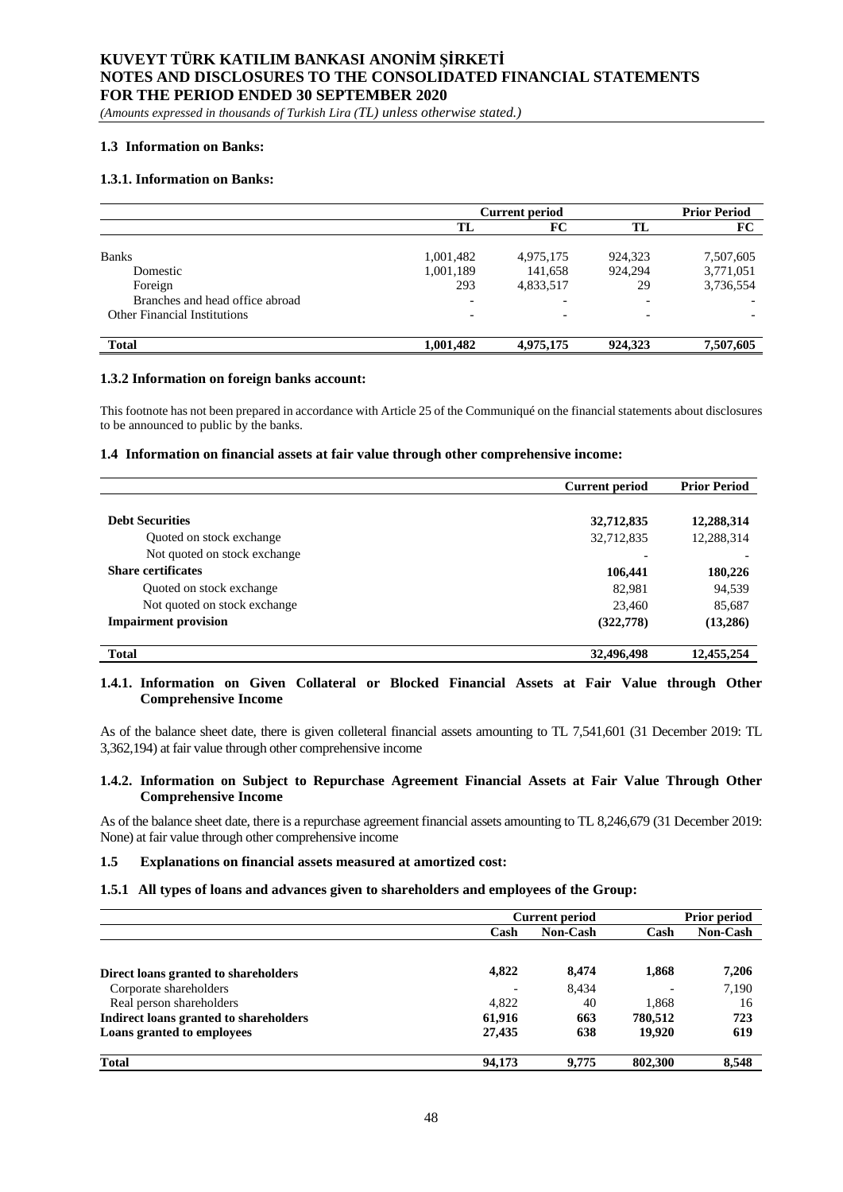### 1.3 Information on Banks:

#### 1.3.1. Information on Banks:

| | Current period | | Prior Period | |
|---|---|---|---|---|
| | TL | FC | TL | FC |
| Banks | 1,001,482 | 4,975,175 | 924,323 | 7,507,605 |
| Domestic | 1,001,189 | 141,658 | 924,294 | 3,771,051 |
| Foreign | 293 | 4,833,517 | 29 | 3,736,554 |
| Branches and head office abroad | - | - | - | - |
| Other Financial Institutions | - | - | - | - |
| **Total** | **1,001,482** | **4,975,175** | **924,323** | **7,507,605** |

#### 1.3.2 Information on foreign banks account:

This footnote has not been prepared in accordance with Article 25 of the Communiqué on the financial statements about disclosures to be announced to public by the banks.

### 1.4 Information on financial assets at fair value through other comprehensive income:

| | Current period | Prior Period |
|---|---|---|
| **Debt Securities** | **32,712,835** | **12,288,314** |
| Quoted on stock exchange | 32,712,835 | 12,288,314 |
| Not quoted on stock exchange | - | - |
| **Share certificates** | **106,441** | **180,226** |
| Quoted on stock exchange | 82,981 | 94,539 |
| Not quoted on stock exchange | 23,460 | 85,687 |
| **Impairment provision** | **(322,778)** | **(13,286)** |
| **Total** | **32,496,498** | **12,455,254** |

#### 1.4.1. Information on Given Collateral or Blocked Financial Assets at Fair Value through Other Comprehensive Income

As of the balance sheet date, there is given colleteral financial assets amounting to TL 7,541,601 (31 December 2019: TL 3,362,194) at fair value through other comprehensive income

#### 1.4.2. Information on Subject to Repurchase Agreement Financial Assets at Fair Value Through Other Comprehensive Income

As of the balance sheet date, there is a repurchase agreement financial assets amounting to TL 8,246,679 (31 December 2019: None) at fair value through other comprehensive income

### 1.5 Explanations on financial assets measured at amortized cost:

#### 1.5.1 All types of loans and advances given to shareholders and employees of the Group:

| | Current period | | Prior period | |
|---|---|---|---|---|
| | Cash | Non-Cash | Cash | Non-Cash |
| **Direct loans granted to shareholders** | **4,822** | **8,474** | **1,868** | **7,206** |
| Corporate shareholders | - | 8,434 | - | 7,190 |
| Real person shareholders | 4,822 | 40 | 1,868 | 16 |
| **Indirect loans granted to shareholders** | **61,916** | **663** | **780,512** | **723** |
| **Loans granted to employees** | **27,435** | **638** | **19,920** | **619** |
| **Total** | **94,173** | **9,775** | **802,300** | **8,548** |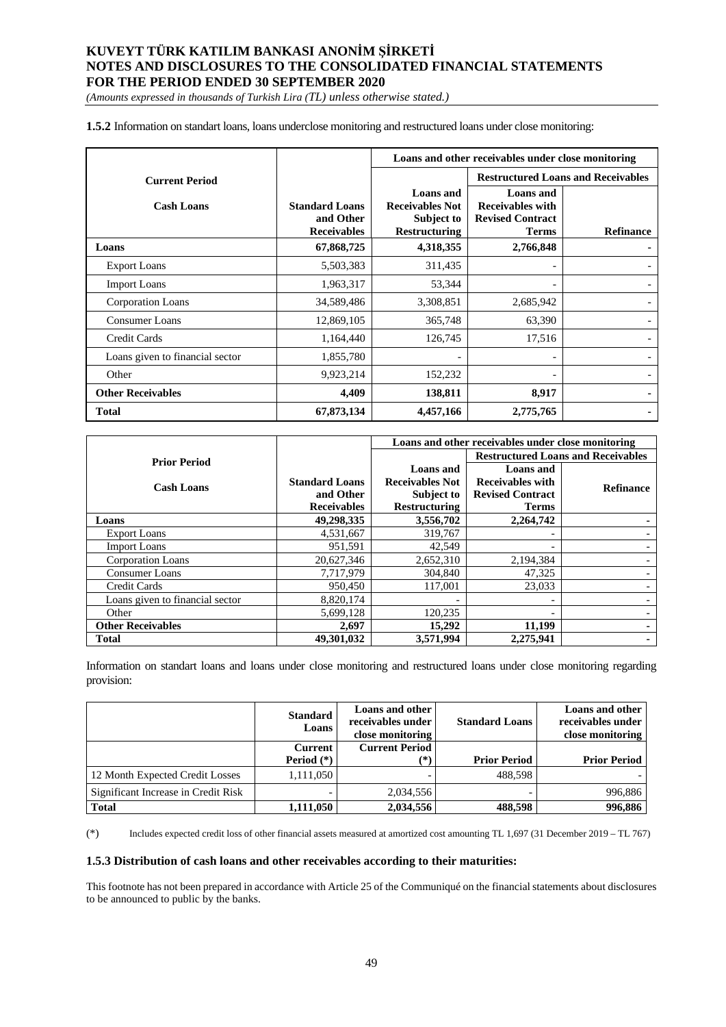**1.5.2** Information on standart loans, loans underclose monitoring and restructured loans under close monitoring:

| Current Period | | Loans and other receivables under close monitoring | | |
|---|---|---|---|---|
| | | | Restructured Loans and Receivables | |
| **Cash Loans** | **Standard Loans and Other Receivables** | **Loans and Receivables Not Subject to Restructuring** | **Loans and Receivables with Revised Contract Terms** | **Refinance** |
| **Loans** | **67,868,725** | **4,318,355** | **2,766,848** | **-** |
| Export Loans | 5,503,383 | 311,435 | - | - |
| Import Loans | 1,963,317 | 53,344 | - | - |
| Corporation Loans | 34,589,486 | 3,308,851 | 2,685,942 | - |
| Consumer Loans | 12,869,105 | 365,748 | 63,390 | - |
| Credit Cards | 1,164,440 | 126,745 | 17,516 | - |
| Loans given to financial sector | 1,855,780 | - | - | - |
| Other | 9,923,214 | 152,232 | - | - |
| **Other Receivables** | **4,409** | **138,811** | **8,917** | **-** |
| **Total** | **67,873,134** | **4,457,166** | **2,775,765** | **-** |

| Prior Period | | Loans and other receivables under close monitoring | | |
|---|---|---|---|---|
| | | | Restructured Loans and Receivables | |
| **Cash Loans** | **Standard Loans and Other Receivables** | **Loans and Receivables Not Subject to Restructuring** | **Loans and Receivables with Revised Contract Terms** | **Refinance** |
| **Loans** | **49,298,335** | **3,556,702** | **2,264,742** | **-** |
| Export Loans | 4,531,667 | 319,767 | - | - |
| Import Loans | 951,591 | 42,549 | - | - |
| Corporation Loans | 20,627,346 | 2,652,310 | 2,194,384 | - |
| Consumer Loans | 7,717,979 | 304,840 | 47,325 | - |
| Credit Cards | 950,450 | 117,001 | 23,033 | - |
| Loans given to financial sector | 8,820,174 | - | - | - |
| Other | 5,699,128 | 120,235 | - | - |
| **Other Receivables** | **2,697** | **15,292** | **11,199** | **-** |
| **Total** | **49,301,032** | **3,571,994** | **2,275,941** | **-** |

Information on standart loans and loans under close monitoring and restructured loans under close monitoring regarding provision:

| | Standard Loans | Loans and other receivables under close monitoring | Standard Loans | Loans and other receivables under close monitoring |
|---|---|---|---|---|
| | **Current Period (*)** | **Current Period (*)** | **Prior Period** | **Prior Period** |
| 12 Month Expected Credit Losses | 1,111,050 | - | 488,598 | - |
| Significant Increase in Credit Risk | - | 2,034,556 | - | 996,886 |
| **Total** | **1,111,050** | **2,034,556** | **488,598** | **996,886** |

(*) Includes expected credit loss of other financial assets measured at amortized cost amounting TL 1,697 (31 December 2019 – TL 767)

### 1.5.3 Distribution of cash loans and other receivables according to their maturities:

This footnote has not been prepared in accordance with Article 25 of the Communiqué on the financial statements about disclosures to be announced to public by the banks.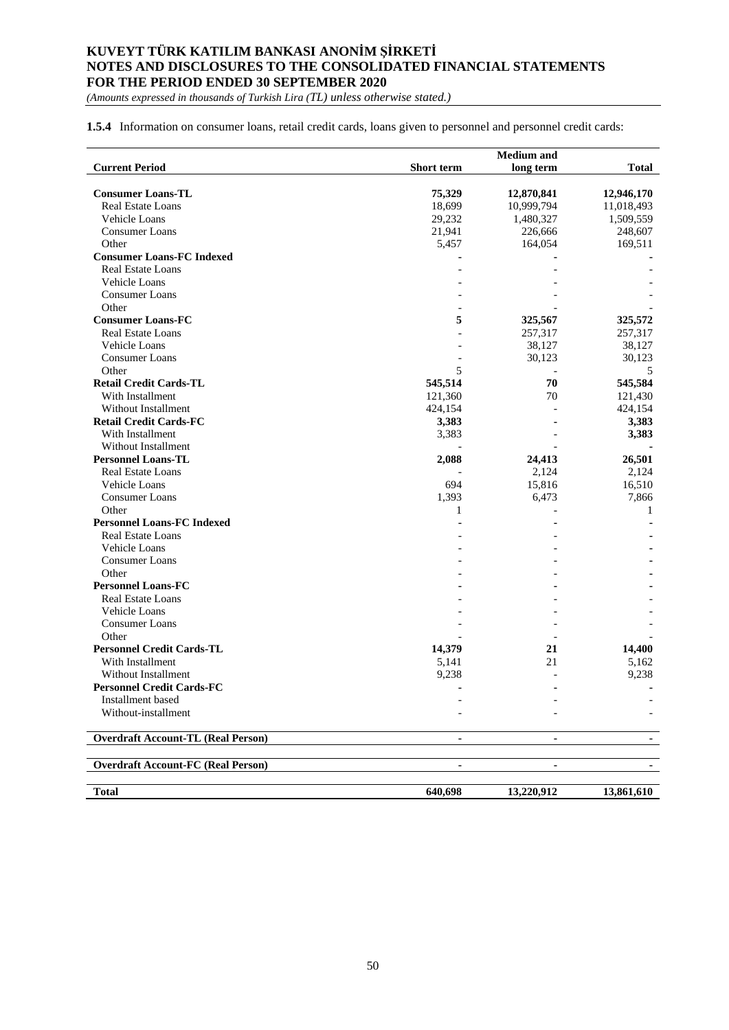**1.5.4** Information on consumer loans, retail credit cards, loans given to personnel and personnel credit cards:

| Current Period | Short term | Medium and long term | Total |
|---|---|---|---|
| **Consumer Loans-TL** | **75,329** | **12,870,841** | **12,946,170** |
| Real Estate Loans | 18,699 | 10,999,794 | 11,018,493 |
| Vehicle Loans | 29,232 | 1,480,327 | 1,509,559 |
| Consumer Loans | 21,941 | 226,666 | 248,607 |
| Other | 5,457 | 164,054 | 169,511 |
| **Consumer Loans-FC Indexed** | - | - | - |
| Real Estate Loans | - | - | - |
| Vehicle Loans | - | - | - |
| Consumer Loans | - | - | - |
| Other | - | - | - |
| **Consumer Loans-FC** | **5** | **325,567** | **325,572** |
| Real Estate Loans | - | 257,317 | 257,317 |
| Vehicle Loans | - | 38,127 | 38,127 |
| Consumer Loans | - | 30,123 | 30,123 |
| Other | 5 | - | 5 |
| **Retail Credit Cards-TL** | **545,514** | **70** | **545,584** |
| With Installment | 121,360 | 70 | 121,430 |
| Without Installment | 424,154 | - | 424,154 |
| **Retail Credit Cards-FC** | **3,383** | - | **3,383** |
| With Installment | 3,383 | - | **3,383** |
| Without Installment | - | - | - |
| **Personnel Loans-TL** | **2,088** | **24,413** | **26,501** |
| Real Estate Loans | - | 2,124 | 2,124 |
| Vehicle Loans | 694 | 15,816 | 16,510 |
| Consumer Loans | 1,393 | 6,473 | 7,866 |
| Other | 1 | - | 1 |
| **Personnel Loans-FC Indexed** | - | - | - |
| Real Estate Loans | - | - | - |
| Vehicle Loans | - | - | - |
| Consumer Loans | - | - | - |
| Other | - | - | - |
| **Personnel Loans-FC** | - | - | - |
| Real Estate Loans | - | - | - |
| Vehicle Loans | - | - | - |
| Consumer Loans | - | - | - |
| Other | - | - | - |
| **Personnel Credit Cards-TL** | **14,379** | **21** | **14,400** |
| With Installment | 5,141 | 21 | 5,162 |
| Without Installment | 9,238 | - | 9,238 |
| **Personnel Credit Cards-FC** | - | - | - |
| Installment based | - | - | - |
| Without-installment | - | - | - |
| **Overdraft Account-TL (Real Person)** | - | - | - |
| **Overdraft Account-FC (Real Person)** | - | - | - |
| **Total** | **640,698** | **13,220,912** | **13,861,610** |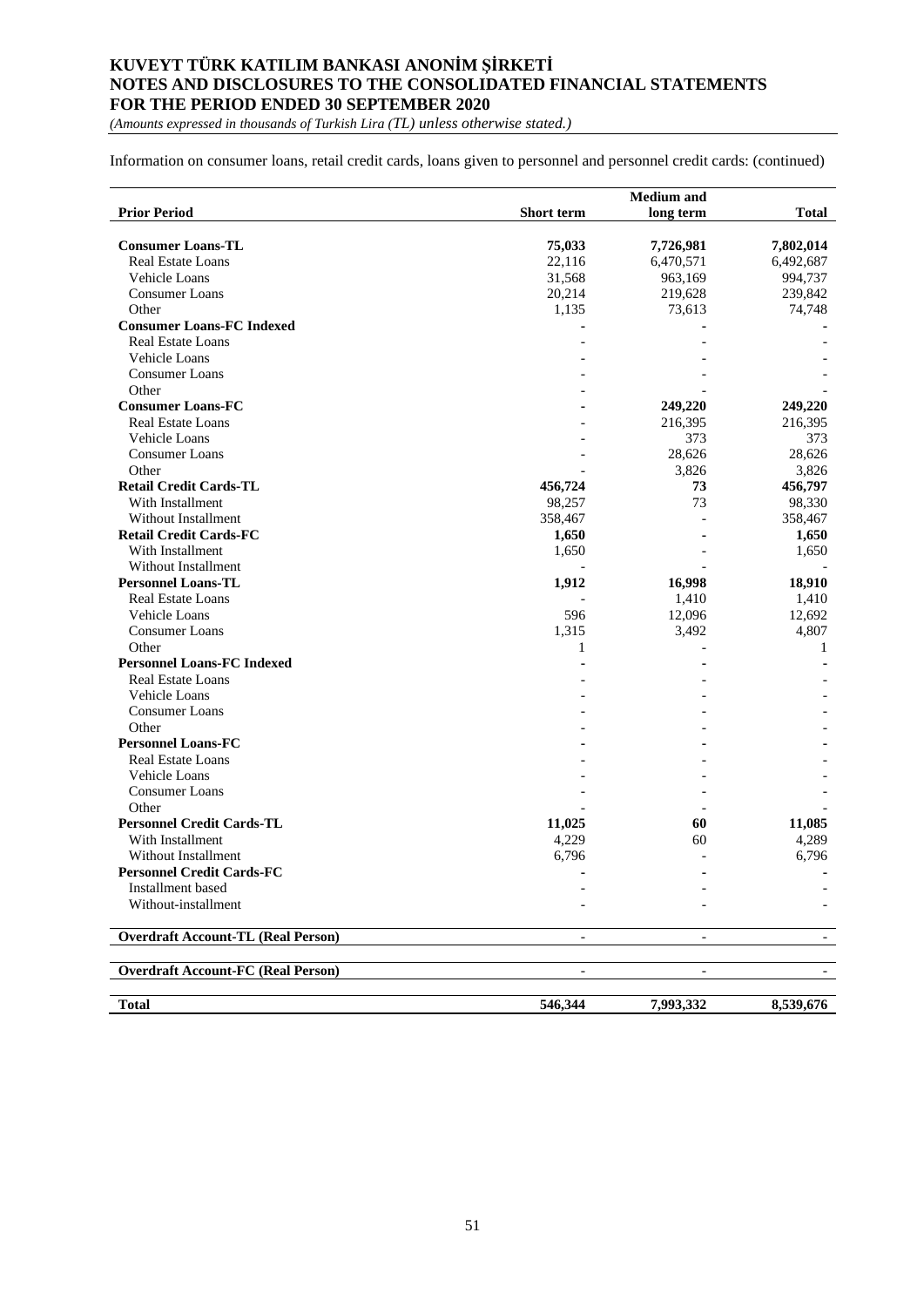Information on consumer loans, retail credit cards, loans given to personnel and personnel credit cards: (continued)

| Prior Period | Short term | Medium and long term | Total |
|---|---|---|---|
| **Consumer Loans-TL** | **75,033** | **7,726,981** | **7,802,014** |
| Real Estate Loans | 22,116 | 6,470,571 | 6,492,687 |
| Vehicle Loans | 31,568 | 963,169 | 994,737 |
| Consumer Loans | 20,214 | 219,628 | 239,842 |
| Other | 1,135 | 73,613 | 74,748 |
| **Consumer Loans-FC Indexed** | **-** | **-** | **-** |
| Real Estate Loans | - | - | - |
| Vehicle Loans | - | - | - |
| Consumer Loans | - | - | - |
| Other | - | - | - |
| **Consumer Loans-FC** | **-** | **249,220** | **249,220** |
| Real Estate Loans | - | 216,395 | 216,395 |
| Vehicle Loans | - | 373 | 373 |
| Consumer Loans | - | 28,626 | 28,626 |
| Other | - | 3,826 | 3,826 |
| **Retail Credit Cards-TL** | **456,724** | **73** | **456,797** |
| With Installment | 98,257 | 73 | 98,330 |
| Without Installment | 358,467 | - | 358,467 |
| **Retail Credit Cards-FC** | **1,650** | **-** | **1,650** |
| With Installment | 1,650 | - | 1,650 |
| Without Installment | - | - | - |
| **Personnel Loans-TL** | **1,912** | **16,998** | **18,910** |
| Real Estate Loans | - | 1,410 | 1,410 |
| Vehicle Loans | 596 | 12,096 | 12,692 |
| Consumer Loans | 1,315 | 3,492 | 4,807 |
| Other | 1 | - | 1 |
| **Personnel Loans-FC Indexed** | **-** | **-** | **-** |
| Real Estate Loans | - | - | - |
| Vehicle Loans | - | - | - |
| Consumer Loans | - | - | - |
| Other | - | - | - |
| **Personnel Loans-FC** | **-** | **-** | **-** |
| Real Estate Loans | - | - | - |
| Vehicle Loans | - | - | - |
| Consumer Loans | - | - | - |
| Other | - | - | - |
| **Personnel Credit Cards-TL** | **11,025** | **60** | **11,085** |
| With Installment | 4,229 | 60 | 4,289 |
| Without Installment | 6,796 | - | 6,796 |
| **Personnel Credit Cards-FC** | **-** | **-** | **-** |
| Installment based | - | - | - |
| Without-installment | - | - | - |
| **Overdraft Account-TL (Real Person)** | - | - | - |
| **Overdraft Account-FC (Real Person)** | - | - | - |
| **Total** | **546,344** | **7,993,332** | **8,539,676** |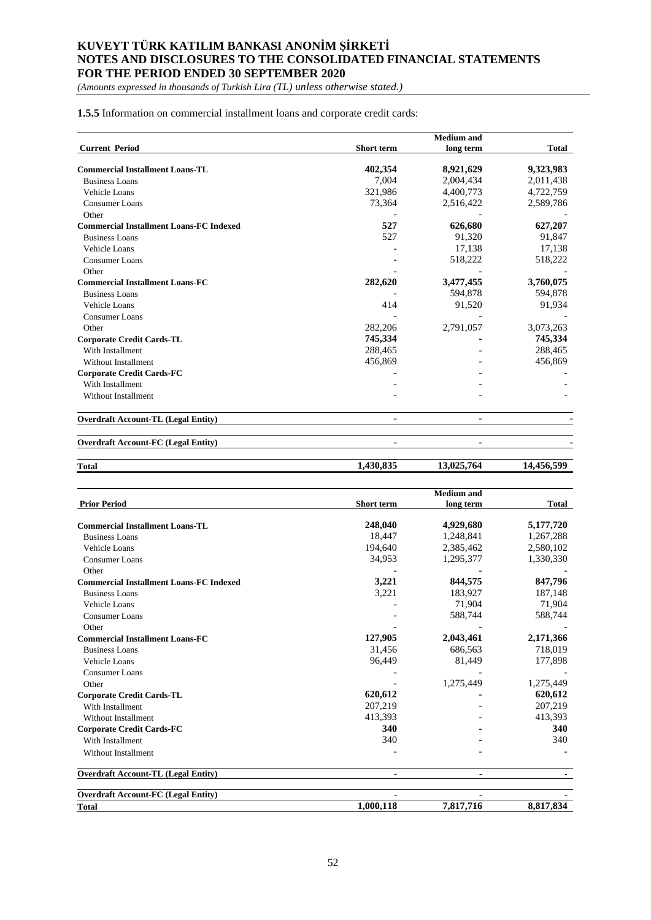**1.5.5** Information on commercial installment loans and corporate credit cards:

| Current Period | Short term | Medium and long term | Total |
|---|---|---|---|
| **Commercial Installment Loans-TL** | **402,354** | **8,921,629** | **9,323,983** |
| Business Loans | 7,004 | 2,004,434 | 2,011,438 |
| Vehicle Loans | 321,986 | 4,400,773 | 4,722,759 |
| Consumer Loans | 73,364 | 2,516,422 | 2,589,786 |
| Other | - | - | - |
| **Commercial Installment Loans-FC Indexed** | **527** | **626,680** | **627,207** |
| Business Loans | 527 | 91,320 | 91,847 |
| Vehicle Loans | - | 17,138 | 17,138 |
| Consumer Loans | - | 518,222 | 518,222 |
| Other | - | - | - |
| **Commercial Installment Loans-FC** | **282,620** | **3,477,455** | **3,760,075** |
| Business Loans | - | 594,878 | 594,878 |
| Vehicle Loans | 414 | 91,520 | 91,934 |
| Consumer Loans | - | - | - |
| Other | 282,206 | 2,791,057 | 3,073,263 |
| **Corporate Credit Cards-TL** | **745,334** | **-** | **745,334** |
| With Installment | 288,465 | - | 288,465 |
| Without Installment | 456,869 | - | 456,869 |
| **Corporate Credit Cards-FC** | **-** | **-** | **-** |
| With Installment | - | - | - |
| Without Installment | - | - | - |
| **Overdraft Account-TL (Legal Entity)** | - | - | - |
| **Overdraft Account-FC (Legal Entity)** | - | - | - |
| **Total** | **1,430,835** | **13,025,764** | **14,456,599** |

| Prior Period | Short term | Medium and long term | Total |
|---|---|---|---|
| **Commercial Installment Loans-TL** | **248,040** | **4,929,680** | **5,177,720** |
| Business Loans | 18,447 | 1,248,841 | 1,267,288 |
| Vehicle Loans | 194,640 | 2,385,462 | 2,580,102 |
| Consumer Loans | 34,953 | 1,295,377 | 1,330,330 |
| Other | - | - | - |
| **Commercial Installment Loans-FC Indexed** | **3,221** | **844,575** | **847,796** |
| Business Loans | 3,221 | 183,927 | 187,148 |
| Vehicle Loans | - | 71,904 | 71,904 |
| Consumer Loans | - | 588,744 | 588,744 |
| Other | - | - | - |
| **Commercial Installment Loans-FC** | **127,905** | **2,043,461** | **2,171,366** |
| Business Loans | 31,456 | 686,563 | 718,019 |
| Vehicle Loans | 96,449 | 81,449 | 177,898 |
| Consumer Loans | - | - | - |
| Other | - | 1,275,449 | 1,275,449 |
| **Corporate Credit Cards-TL** | **620,612** | **-** | **620,612** |
| With Installment | 207,219 | - | 207,219 |
| Without Installment | 413,393 | - | 413,393 |
| **Corporate Credit Cards-FC** | **340** | **-** | **340** |
| With Installment | 340 | - | 340 |
| Without Installment | - | - | - |
| **Overdraft Account-TL (Legal Entity)** | - | - | - |
| **Overdraft Account-FC (Legal Entity)** | - | - | - |
| **Total** | **1,000,118** | **7,817,716** | **8,817,834** |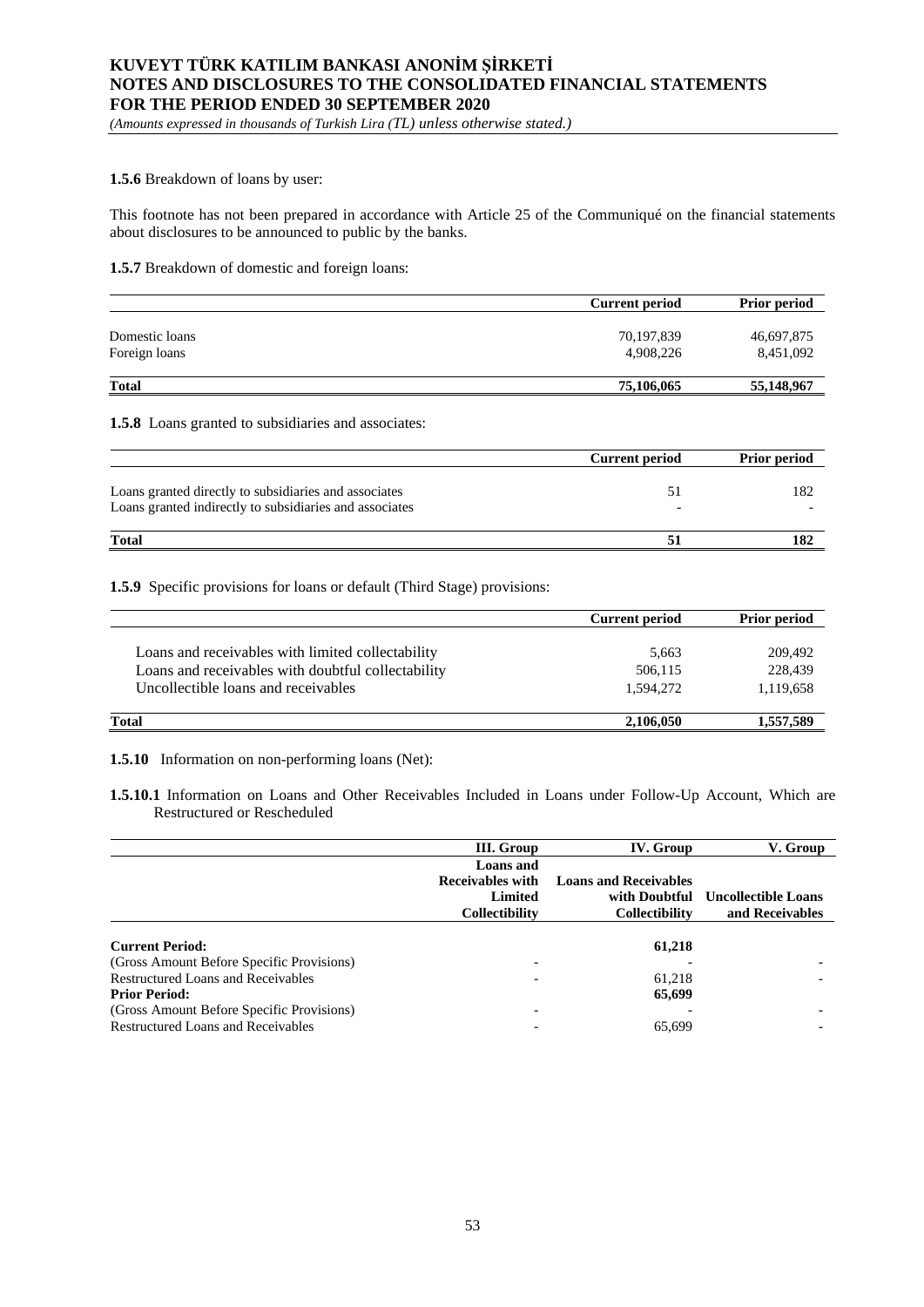**1.5.6** Breakdown of loans by user:

This footnote has not been prepared in accordance with Article 25 of the Communiqué on the financial statements about disclosures to be announced to public by the banks.

**1.5.7** Breakdown of domestic and foreign loans:

| | Current period | Prior period |
|---|---|---|
| Domestic loans | 70,197,839 | 46,697,875 |
| Foreign loans | 4,908,226 | 8,451,092 |
| **Total** | **75,106,065** | **55,148,967** |

**1.5.8** Loans granted to subsidiaries and associates:

| | Current period | Prior period |
|---|---|---|
| Loans granted directly to subsidiaries and associates | 51 | 182 |
| Loans granted indirectly to subsidiaries and associates | - | - |
| **Total** | **51** | **182** |

**1.5.9** Specific provisions for loans or default (Third Stage) provisions:

| | Current period | Prior period |
|---|---|---|
| Loans and receivables with limited collectability | 5,663 | 209,492 |
| Loans and receivables with doubtful collectability | 506,115 | 228,439 |
| Uncollectible loans and receivables | 1,594,272 | 1,119,658 |
| **Total** | **2,106,050** | **1,557,589** |

**1.5.10** Information on non-performing loans (Net):

**1.5.10.1** Information on Loans and Other Receivables Included in Loans under Follow-Up Account, Which are Restructured or Rescheduled

| | III. Group | IV. Group | V. Group |
|---|---|---|---|
| | Loans and Receivables with Limited Collectibility | Loans and Receivables with Doubtful Collectibility | Uncollectible Loans and Receivables |
| **Current Period:** | | **61,218** | |
| (Gross Amount Before Specific Provisions) | - | - | - |
| Restructured Loans and Receivables | - | 61,218 | - |
| **Prior Period:** | | **65,699** | |
| (Gross Amount Before Specific Provisions) | - | - | - |
| Restructured Loans and Receivables | - | 65,699 | - |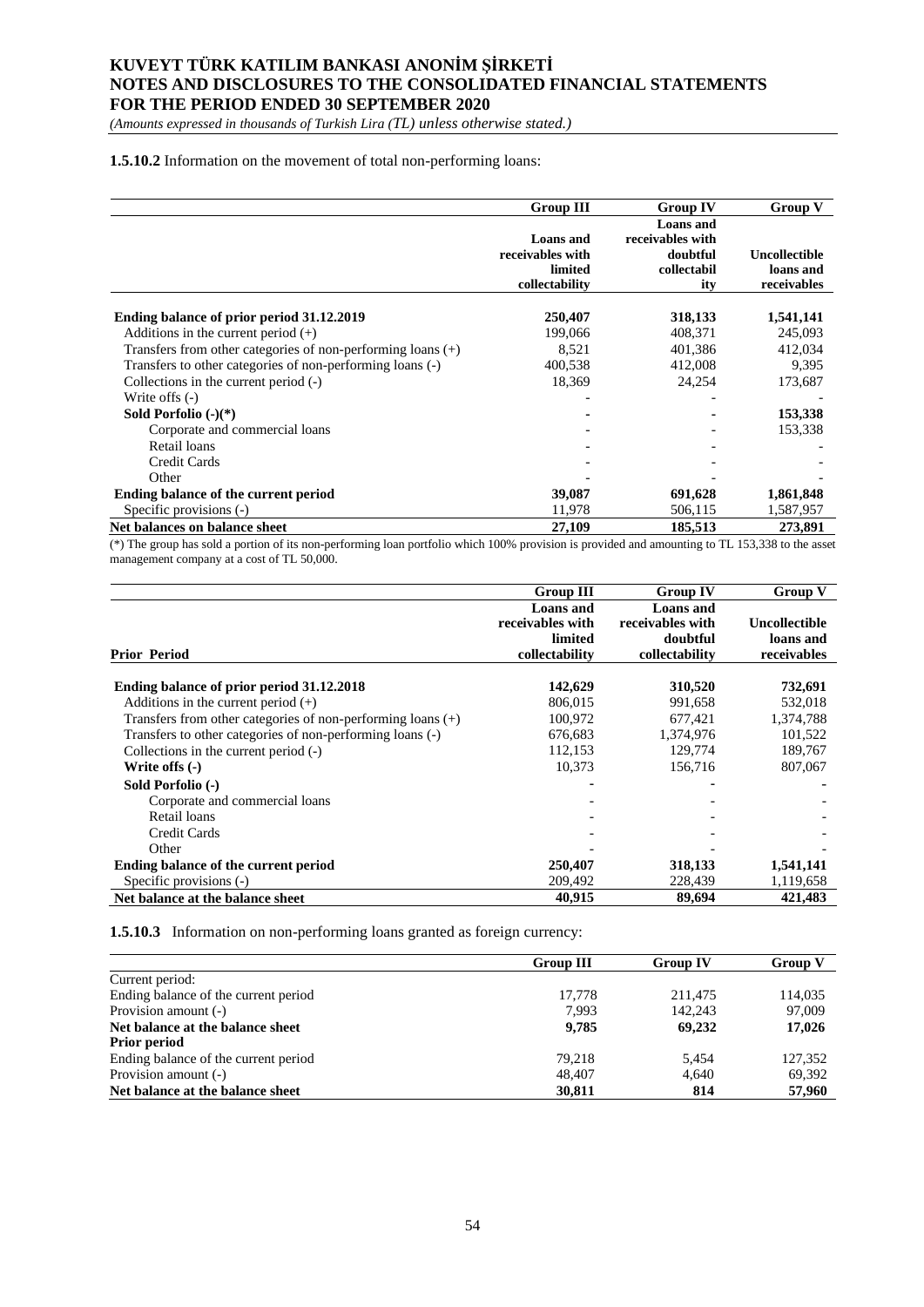**1.5.10.2** Information on the movement of total non-performing loans:

| | Group III | Group IV | Group V |
|---|---|---|---|
| | Loans and receivables with limited collectability | Loans and receivables with doubtful collectability | Uncollectible loans and receivables |
| **Ending balance of prior period 31.12.2019** | **250,407** | **318,133** | **1,541,141** |
| Additions in the current period (+) | 199,066 | 408,371 | 245,093 |
| Transfers from other categories of non-performing loans (+) | 8,521 | 401,386 | 412,034 |
| Transfers to other categories of non-performing loans (-) | 400,538 | 412,008 | 9,395 |
| Collections in the current period (-) | 18,369 | 24,254 | 173,687 |
| Write offs (-) | - | - | - |
| **Sold Porfolio (-)(*)** | - | - | **153,338** |
| Corporate and commercial loans | - | - | 153,338 |
| Retail loans | - | - | - |
| Credit Cards | - | - | - |
| Other | - | - | - |
| **Ending balance of the current period** | **39,087** | **691,628** | **1,861,848** |
| Specific provisions (-) | 11,978 | 506,115 | 1,587,957 |
| **Net balances on balance sheet** | **27,109** | **185,513** | **273,891** |

(*) The group has sold a portion of its non-performing loan portfolio which 100% provision is provided and amounting to TL 153,338 to the asset management company at a cost of TL 50,000.

| | Group III | Group IV | Group V |
|---|---|---|---|
| **Prior Period** | Loans and receivables with limited collectability | Loans and receivables with doubtful collectability | Uncollectible loans and receivables |
| **Ending balance of prior period 31.12.2018** | **142,629** | **310,520** | **732,691** |
| Additions in the current period (+) | 806,015 | 991,658 | 532,018 |
| Transfers from other categories of non-performing loans (+) | 100,972 | 677,421 | 1,374,788 |
| Transfers to other categories of non-performing loans (-) | 676,683 | 1,374,976 | 101,522 |
| Collections in the current period (-) | 112,153 | 129,774 | 189,767 |
| **Write offs (-)** | 10,373 | 156,716 | 807,067 |
| **Sold Porfolio (-)** | - | - | - |
| Corporate and commercial loans | - | - | - |
| Retail loans | - | - | - |
| Credit Cards | - | - | - |
| Other | - | - | - |
| **Ending balance of the current period** | **250,407** | **318,133** | **1,541,141** |
| Specific provisions (-) | 209,492 | 228,439 | 1,119,658 |
| **Net balance at the balance sheet** | **40,915** | **89,694** | **421,483** |

**1.5.10.3** Information on non-performing loans granted as foreign currency:

| | Group III | Group IV | Group V |
|---|---|---|---|
| Current period: | | | |
| Ending balance of the current period | 17,778 | 211,475 | 114,035 |
| Provision amount (-) | 7,993 | 142,243 | 97,009 |
| **Net balance at the balance sheet** | **9,785** | **69,232** | **17,026** |
| **Prior period** | | | |
| Ending balance of the current period | 79,218 | 5,454 | 127,352 |
| Provision amount (-) | 48,407 | 4,640 | 69,392 |
| **Net balance at the balance sheet** | **30,811** | **814** | **57,960** |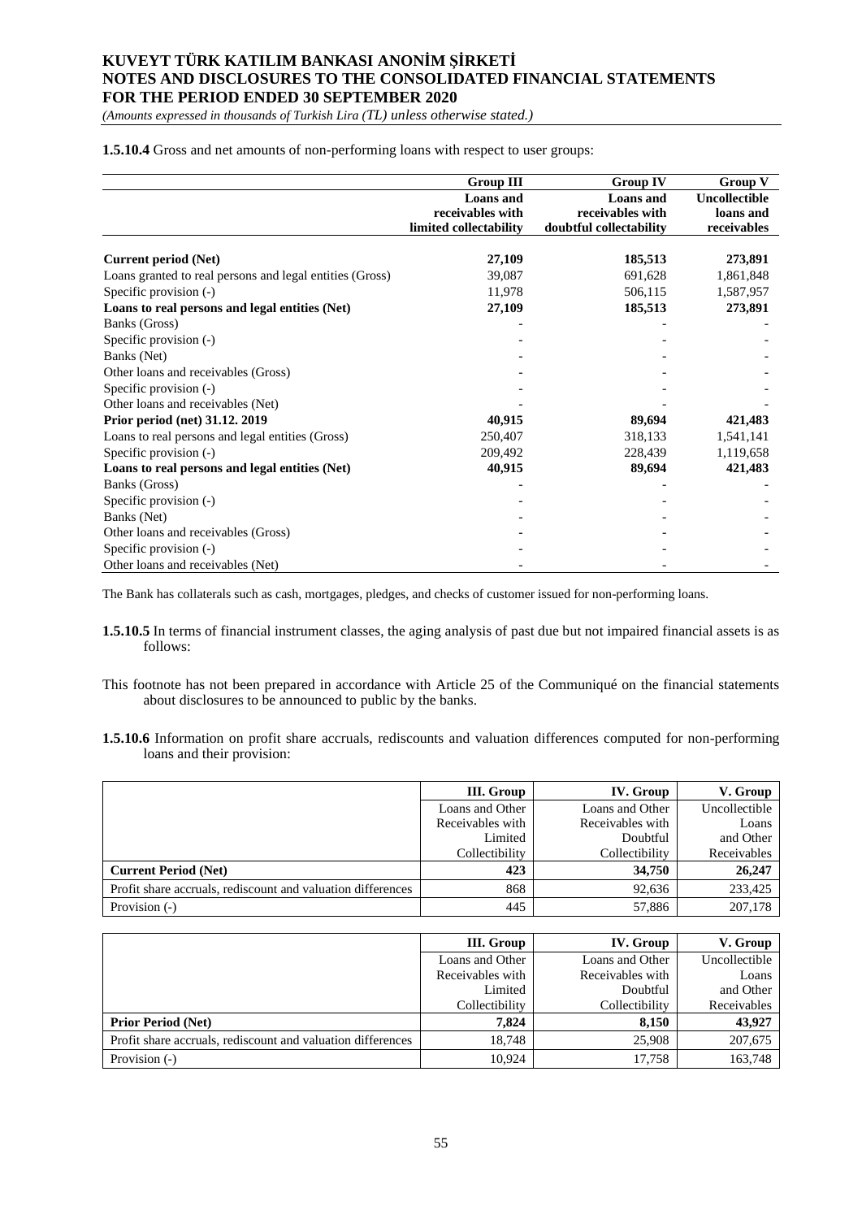**1.5.10.4** Gross and net amounts of non-performing loans with respect to user groups:

| | Group III | Group IV | Group V |
|---|---|---|---|
| | Loans and receivables with limited collectability | Loans and receivables with doubtful collectability | Uncollectible loans and receivables |
| **Current period (Net)** | **27,109** | **185,513** | **273,891** |
| Loans granted to real persons and legal entities (Gross) | 39,087 | 691,628 | 1,861,848 |
| Specific provision (-) | 11,978 | 506,115 | 1,587,957 |
| **Loans to real persons and legal entities (Net)** | **27,109** | **185,513** | **273,891** |
| Banks (Gross) | - | - | - |
| Specific provision (-) | - | - | - |
| Banks (Net) | - | - | - |
| Other loans and receivables (Gross) | - | - | - |
| Specific provision (-) | - | - | - |
| Other loans and receivables (Net) | - | - | - |
| **Prior period (net) 31.12. 2019** | **40,915** | **89,694** | **421,483** |
| Loans to real persons and legal entities (Gross) | 250,407 | 318,133 | 1,541,141 |
| Specific provision (-) | 209,492 | 228,439 | 1,119,658 |
| **Loans to real persons and legal entities (Net)** | **40,915** | **89,694** | **421,483** |
| Banks (Gross) | - | - | - |
| Specific provision (-) | - | - | - |
| Banks (Net) | - | - | - |
| Other loans and receivables (Gross) | - | - | - |
| Specific provision (-) | - | - | - |
| Other loans and receivables (Net) | - | - | - |

The Bank has collaterals such as cash, mortgages, pledges, and checks of customer issued for non-performing loans.

**1.5.10.5** In terms of financial instrument classes, the aging analysis of past due but not impaired financial assets is as follows:

This footnote has not been prepared in accordance with Article 25 of the Communiqué on the financial statements about disclosures to be announced to public by the banks.

**1.5.10.6** Information on profit share accruals, rediscounts and valuation differences computed for non-performing loans and their provision:

| | III. Group | IV. Group | V. Group |
|---|---|---|---|
| | Loans and Other Receivables with Limited Collectibility | Loans and Other Receivables with Doubtful Collectibility | Uncollectible Loans and Other Receivables |
| **Current Period (Net)** | **423** | **34,750** | **26,247** |
| Profit share accruals, rediscount and valuation differences | 868 | 92,636 | 233,425 |
| Provision (-) | 445 | 57,886 | 207,178 |

| | III. Group | IV. Group | V. Group |
|---|---|---|---|
| | Loans and Other Receivables with Limited Collectibility | Loans and Other Receivables with Doubtful Collectibility | Uncollectible Loans and Other Receivables |
| **Prior Period (Net)** | **7,824** | **8,150** | **43,927** |
| Profit share accruals, rediscount and valuation differences | 18,748 | 25,908 | 207,675 |
| Provision (-) | 10,924 | 17,758 | 163,748 |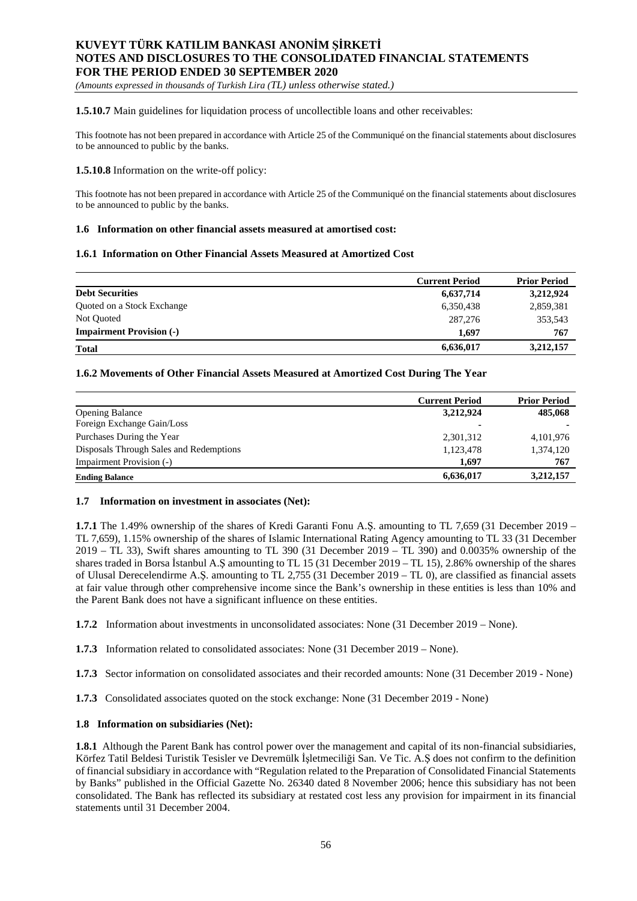**1.5.10.7** Main guidelines for liquidation process of uncollectible loans and other receivables:

This footnote has not been prepared in accordance with Article 25 of the Communiqué on the financial statements about disclosures to be announced to public by the banks.

**1.5.10.8** Information on the write-off policy:

This footnote has not been prepared in accordance with Article 25 of the Communiqué on the financial statements about disclosures to be announced to public by the banks.

### 1.6 Information on other financial assets measured at amortised cost:

#### 1.6.1 Information on Other Financial Assets Measured at Amortized Cost

| | Current Period | Prior Period |
|---|---|---|
| **Debt Securities** | **6,637,714** | **3,212,924** |
| Quoted on a Stock Exchange | 6,350,438 | 2,859,381 |
| Not Quoted | 287,276 | 353,543 |
| **Impairment Provision (-)** | **1,697** | **767** |
| **Total** | **6,636,017** | **3,212,157** |

#### 1.6.2 Movements of Other Financial Assets Measured at Amortized Cost During The Year

| | Current Period | Prior Period |
|---|---|---|
| Opening Balance | **3,212,924** | **485,068** |
| Foreign Exchange Gain/Loss | - | - |
| Purchases During the Year | 2,301,312 | 4,101,976 |
| Disposals Through Sales and Redemptions | 1,123,478 | 1,374,120 |
| Impairment Provision (-) | **1,697** | **767** |
| **Ending Balance** | **6,636,017** | **3,212,157** |

### 1.7 Information on investment in associates (Net):

**1.7.1** The 1.49% ownership of the shares of Kredi Garanti Fonu A.Ş. amounting to TL 7,659 (31 December 2019 – TL 7,659), 1.15% ownership of the shares of Islamic International Rating Agency amounting to TL 33 (31 December 2019 – TL 33), Swift shares amounting to TL 390 (31 December 2019 – TL 390) and 0.0035% ownership of the shares traded in Borsa İstanbul A.Ş amounting to TL 15 (31 December 2019 – TL 15), 2.86% ownership of the shares of Ulusal Derecelendirme A.Ş. amounting to TL 2,755 (31 December 2019 – TL 0), are classified as financial assets at fair value through other comprehensive income since the Bank's ownership in these entities is less than 10% and the Parent Bank does not have a significant influence on these entities.

**1.7.2** Information about investments in unconsolidated associates: None (31 December 2019 – None).

**1.7.3** Information related to consolidated associates: None (31 December 2019 – None).

**1.7.3** Sector information on consolidated associates and their recorded amounts: None (31 December 2019 - None)

**1.7.3** Consolidated associates quoted on the stock exchange: None (31 December 2019 - None)

### 1.8 Information on subsidiaries (Net):

**1.8.1** Although the Parent Bank has control power over the management and capital of its non-financial subsidiaries, Körfez Tatil Beldesi Turistik Tesisler ve Devremülk İşletmeciliği San. Ve Tic. A.Ş does not confirm to the definition of financial subsidiary in accordance with "Regulation related to the Preparation of Consolidated Financial Statements by Banks" published in the Official Gazette No. 26340 dated 8 November 2006; hence this subsidiary has not been consolidated. The Bank has reflected its subsidiary at restated cost less any provision for impairment in its financial statements until 31 December 2004.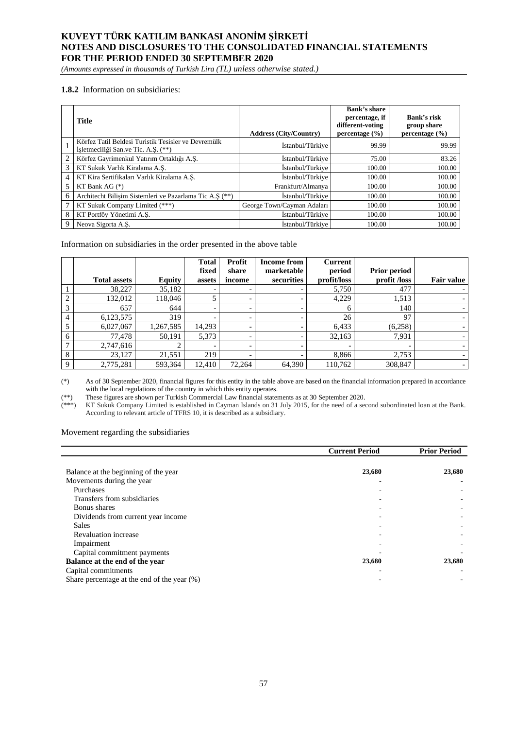### 1.8.2 Information on subsidiaries:

| | Title | Address (City/Country) | Bank's share percentage, if different-voting percentage (%) | Bank's risk group share percentage (%) |
|---|---|---|---|---|
| 1 | Körfez Tatil Beldesi Turistik Tesisler ve Devremülk İşletmeciliği San.ve Tic. A.Ş. (**) | İstanbul/Türkiye | 99.99 | 99.99 |
| 2 | Körfez Gayrimenkul Yatırım Ortaklığı A.Ş. | İstanbul/Türkiye | 75.00 | 83.26 |
| 3 | KT Sukuk Varlık Kiralama A.Ş. | İstanbul/Türkiye | 100.00 | 100.00 |
| 4 | KT Kira Sertifikaları Varlık Kiralama A.Ş. | İstanbul/Türkiye | 100.00 | 100.00 |
| 5 | KT Bank AG (*) | Frankfurt/Almanya | 100.00 | 100.00 |
| 6 | Architecht Bilişim Sistemleri ve Pazarlama Tic A.Ş (**) | İstanbul/Türkiye | 100.00 | 100.00 |
| 7 | KT Sukuk Company Limited (***) | George Town/Cayman Adaları | 100.00 | 100.00 |
| 8 | KT Portföy Yönetimi A.Ş. | İstanbul/Türkiye | 100.00 | 100.00 |
| 9 | Neova Sigorta A.Ş. | İstanbul/Türkiye | 100.00 | 100.00 |

Information on subsidiaries in the order presented in the above table

| | Total assets | Equity | Total fixed assets | Profit share income | Income from marketable securities | Current period profit/loss | Prior period profit /loss | Fair value |
|---|---|---|---|---|---|---|---|---|
| 1 | 38,227 | 35,182 | - | - | - | 5,750 | 477 | - |
| 2 | 132,012 | 118,046 | 5 | - | - | 4,229 | 1,513 | - |
| 3 | 657 | 644 | - | - | - | 6 | 140 | - |
| 4 | 6,123,575 | 319 | - | - | - | 26 | 97 | - |
| 5 | 6,027,067 | 1,267,585 | 14,293 | - | - | 6,433 | (6,258) | - |
| 6 | 77,478 | 50,191 | 5,373 | - | - | 32,163 | 7,931 | - |
| 7 | 2,747,616 | 2 | - | - | - | - | - | - |
| 8 | 23,127 | 21,551 | 219 | - | - | 8,866 | 2,753 | - |
| 9 | 2,775,281 | 593,364 | 12,410 | 72,264 | 64,390 | 110,762 | 308,847 | - |

(*) As of 30 September 2020, financial figures for this entity in the table above are based on the financial information prepared in accordance with the local regulations of the country in which this entity operates.

(**) These figures are shown per Turkish Commercial Law financial statements as at 30 September 2020.

(***) KT Sukuk Company Limited is established in Cayman Islands on 31 July 2015, for the need of a second subordinated loan at the Bank. According to relevant article of TFRS 10, it is described as a subsidiary.

Movement regarding the subsidiaries

| | Current Period | Prior Period |
|---|---|---|
| Balance at the beginning of the year | **23,680** | **23,680** |
| Movements during the year | - | - |
| Purchases | - | - |
| Transfers from subsidiaries | - | - |
| Bonus shares | - | - |
| Dividends from current year income | - | - |
| Sales | - | - |
| Revaluation increase | - | - |
| Impairment | - | - |
| Capital commitment payments | - | - |
| **Balance at the end of the year** | **23,680** | **23,680** |
| Capital commitments | - | - |
| Share percentage at the end of the year (%) | - | - |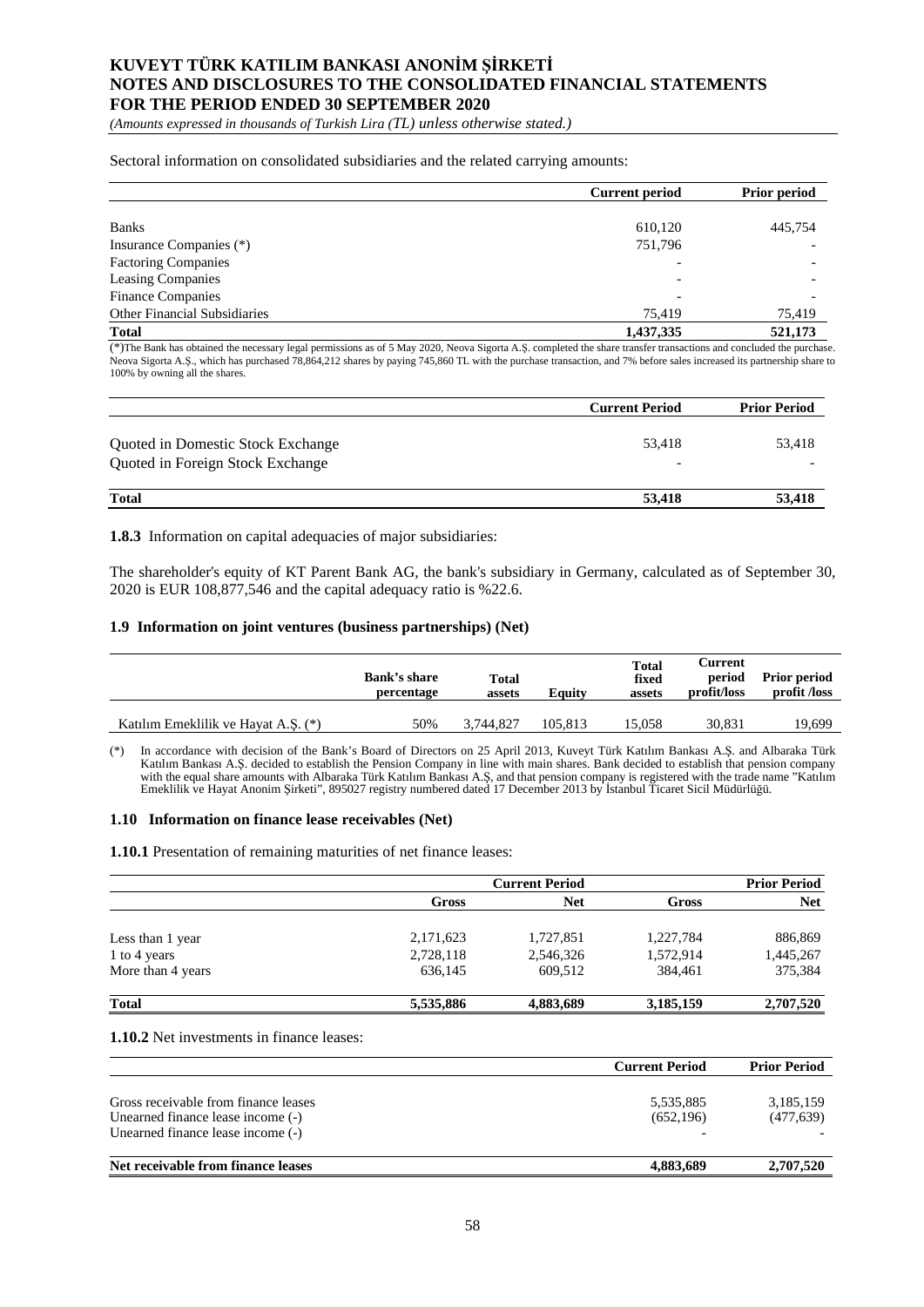Sectoral information on consolidated subsidiaries and the related carrying amounts:

| | Current period | Prior period |
|---|---|---|
| Banks | 610,120 | 445,754 |
| Insurance Companies (*) | 751,796 | - |
| Factoring Companies | - | - |
| Leasing Companies | - | - |
| Finance Companies | - | - |
| Other Financial Subsidiaries | 75,419 | 75,419 |
| **Total** | **1,437,335** | **521,173** |

(*)The Bank has obtained the necessary legal permissions as of 5 May 2020, Neova Sigorta A.Ş. completed the share transfer transactions and concluded the purchase. Neova Sigorta A.Ş., which has purchased 78,864,212 shares by paying 745,860 TL with the purchase transaction, and 7% before sales increased its partnership share to 100% by owning all the shares.

| | Current Period | Prior Period |
|---|---|---|
| Quoted in Domestic Stock Exchange | 53,418 | 53,418 |
| Quoted in Foreign Stock Exchange | - | - |
| **Total** | **53,418** | **53,418** |

**1.8.3** Information on capital adequacies of major subsidiaries:

The shareholder's equity of KT Parent Bank AG, the bank's subsidiary in Germany, calculated as of September 30, 2020 is EUR 108,877,546 and the capital adequacy ratio is %22.6.

### 1.9 Information on joint ventures (business partnerships) (Net)

| | Bank's share percentage | Total assets | Equity | Total fixed assets | Current period profit/loss | Prior period profit /loss |
|---|---|---|---|---|---|---|
| Katılım Emeklilik ve Hayat A.Ş. (*) | 50% | 3,744,827 | 105,813 | 15,058 | 30,831 | 19,699 |

(*) In accordance with decision of the Bank's Board of Directors on 25 April 2013, Kuveyt Türk Katılım Bankası A.Ş. and Albaraka Türk Katılım Bankası A.Ş. decided to establish the Pension Company in line with main shares. Bank decided to establish that pension company with the equal share amounts with Albaraka Türk Katılım Bankası A.Ş, and that pension company is registered with the trade name "Katılım Emeklilik ve Hayat Anonim Şirketi", 895027 registry numbered dated 17 December 2013 by İstanbul Ticaret Sicil Müdürlüğü.

### 1.10 Information on finance lease receivables (Net)

**1.10.1** Presentation of remaining maturities of net finance leases:

| | Current Period | | Prior Period | |
|---|---|---|---|---|
| | Gross | Net | Gross | Net |
| Less than 1 year | 2,171,623 | 1,727,851 | 1,227,784 | 886,869 |
| 1 to 4 years | 2,728,118 | 2,546,326 | 1,572,914 | 1,445,267 |
| More than 4 years | 636,145 | 609,512 | 384,461 | 375,384 |
| **Total** | **5,535,886** | **4,883,689** | **3,185,159** | **2,707,520** |

**1.10.2** Net investments in finance leases:

| | Current Period | Prior Period |
|---|---|---|
| Gross receivable from finance leases | 5,535,885 | 3,185,159 |
| Unearned finance lease income (-) | (652,196) | (477,639) |
| Unearned finance lease income (-) | - | - |
| **Net receivable from finance leases** | **4,883,689** | **2,707,520** |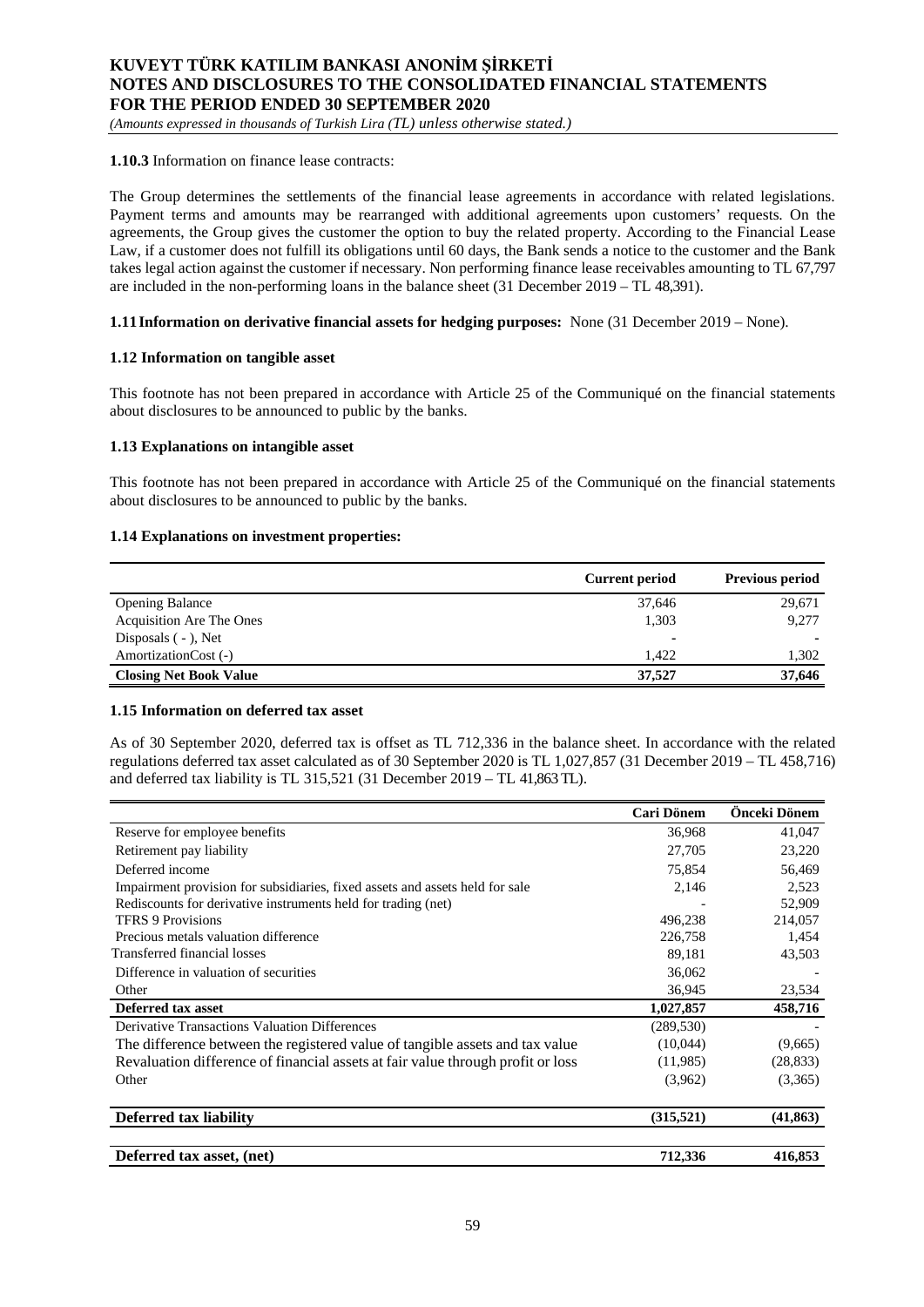**1.10.3** Information on finance lease contracts:

The Group determines the settlements of the financial lease agreements in accordance with related legislations. Payment terms and amounts may be rearranged with additional agreements upon customers' requests. On the agreements, the Group gives the customer the option to buy the related property. According to the Financial Lease Law, if a customer does not fulfill its obligations until 60 days, the Bank sends a notice to the customer and the Bank takes legal action against the customer if necessary. Non performing finance lease receivables amounting to TL 67,797 are included in the non-performing loans in the balance sheet (31 December 2019 – TL 48,391).

**1.11 Information on derivative financial assets for hedging purposes:** None (31 December 2019 – None).

**1.12 Information on tangible asset**

This footnote has not been prepared in accordance with Article 25 of the Communiqué on the financial statements about disclosures to be announced to public by the banks.

**1.13 Explanations on intangible asset**

This footnote has not been prepared in accordance with Article 25 of the Communiqué on the financial statements about disclosures to be announced to public by the banks.

**1.14 Explanations on investment properties:**

| | Current period | Previous period |
|---|---|---|
| Opening Balance | 37,646 | 29,671 |
| Acquisition Are The Ones | 1,303 | 9,277 |
| Disposals ( - ), Net | - | - |
| AmortizationCost (-) | 1,422 | 1,302 |
| **Closing Net Book Value** | **37,527** | **37,646** |

**1.15 Information on deferred tax asset**

As of 30 September 2020, deferred tax is offset as TL 712,336 in the balance sheet. In accordance with the related regulations deferred tax asset calculated as of 30 September 2020 is TL 1,027,857 (31 December 2019 – TL 458,716) and deferred tax liability is TL 315,521 (31 December 2019 – TL 41,863 TL).

| | Cari Dönem | Önceki Dönem |
|---|---|---|
| Reserve for employee benefits | 36,968 | 41,047 |
| Retirement pay liability | 27,705 | 23,220 |
| Deferred income | 75,854 | 56,469 |
| Impairment provision for subsidiaries, fixed assets and assets held for sale | 2,146 | 2,523 |
| Rediscounts for derivative instruments held for trading (net) | - | 52,909 |
| TFRS 9 Provisions | 496,238 | 214,057 |
| Precious metals valuation difference | 226,758 | 1,454 |
| Transferred financial losses | 89,181 | 43,503 |
| Difference in valuation of securities | 36,062 | - |
| Other | 36,945 | 23,534 |
| **Deferred tax asset** | **1,027,857** | **458,716** |
| Derivative Transactions Valuation Differences | (289,530) | - |
| The difference between the registered value of tangible assets and tax value | (10,044) | (9,665) |
| Revaluation difference of financial assets at fair value through profit or loss | (11,985) | (28,833) |
| Other | (3,962) | (3,365) |
| **Deferred tax liability** | **(315,521)** | **(41,863)** |
| **Deferred tax asset, (net)** | **712,336** | **416,853** |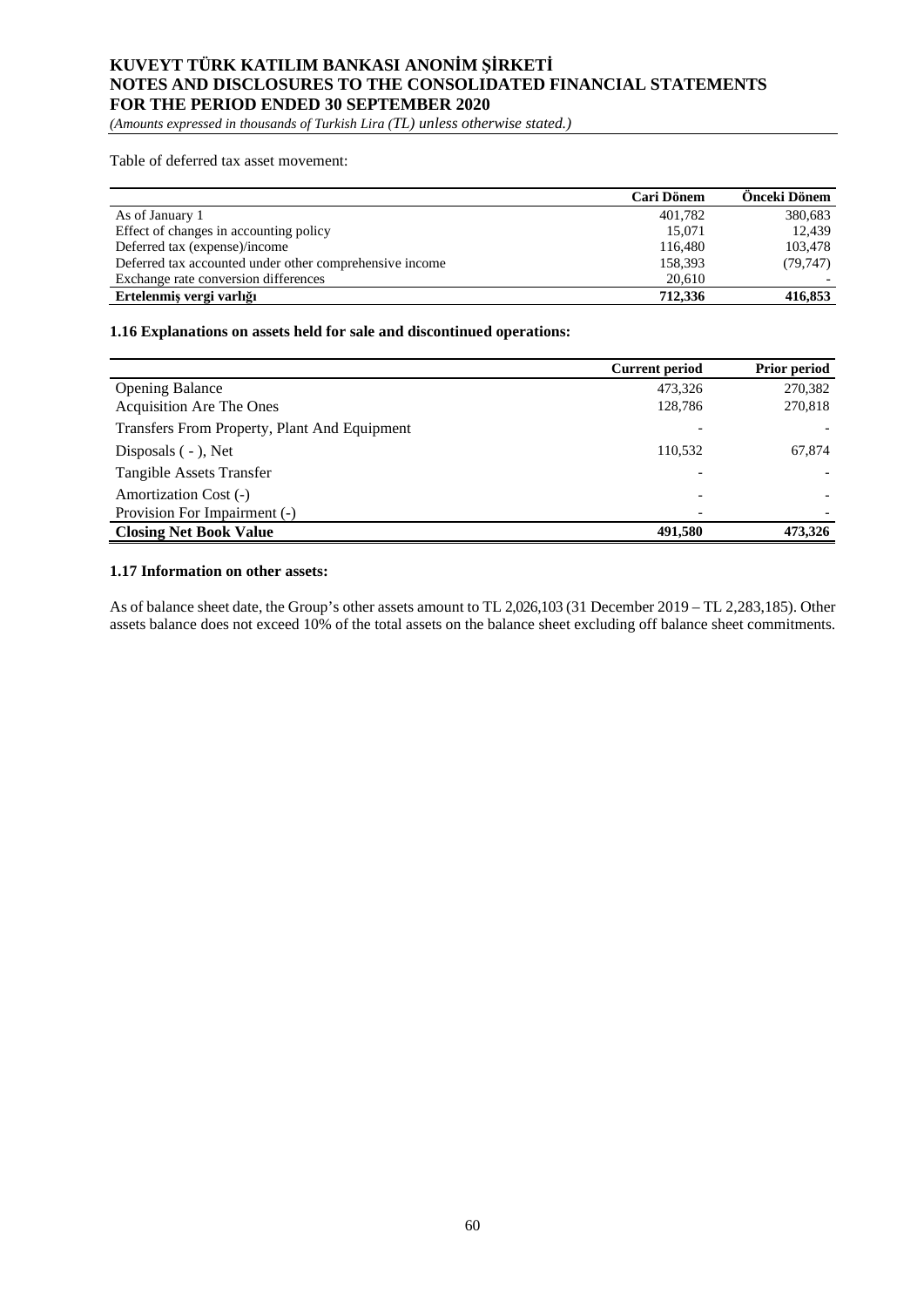Table of deferred tax asset movement:

| | Cari Dönem | Önceki Dönem |
|---|---|---|
| As of January 1 | 401,782 | 380,683 |
| Effect of changes in accounting policy | 15,071 | 12,439 |
| Deferred tax (expense)/income | 116,480 | 103,478 |
| Deferred tax accounted under other comprehensive income | 158,393 | (79,747) |
| Exchange rate conversion differences | 20,610 | - |
| **Ertelenmiş vergi varlığı** | **712,336** | **416,853** |

**1.16 Explanations on assets held for sale and discontinued operations:**

| | Current period | Prior period |
|---|---|---|
| Opening Balance | 473,326 | 270,382 |
| Acquisition Are The Ones | 128,786 | 270,818 |
| Transfers From Property, Plant And Equipment | - | - |
| Disposals ( - ), Net | 110,532 | 67,874 |
| Tangible Assets Transfer | - | - |
| Amortization Cost (-) | - | - |
| Provision For Impairment (-) | - | - |
| **Closing Net Book Value** | **491,580** | **473,326** |

**1.17 Information on other assets:**

As of balance sheet date, the Group's other assets amount to TL 2,026,103 (31 December 2019 – TL 2,283,185). Other assets balance does not exceed 10% of the total assets on the balance sheet excluding off balance sheet commitments.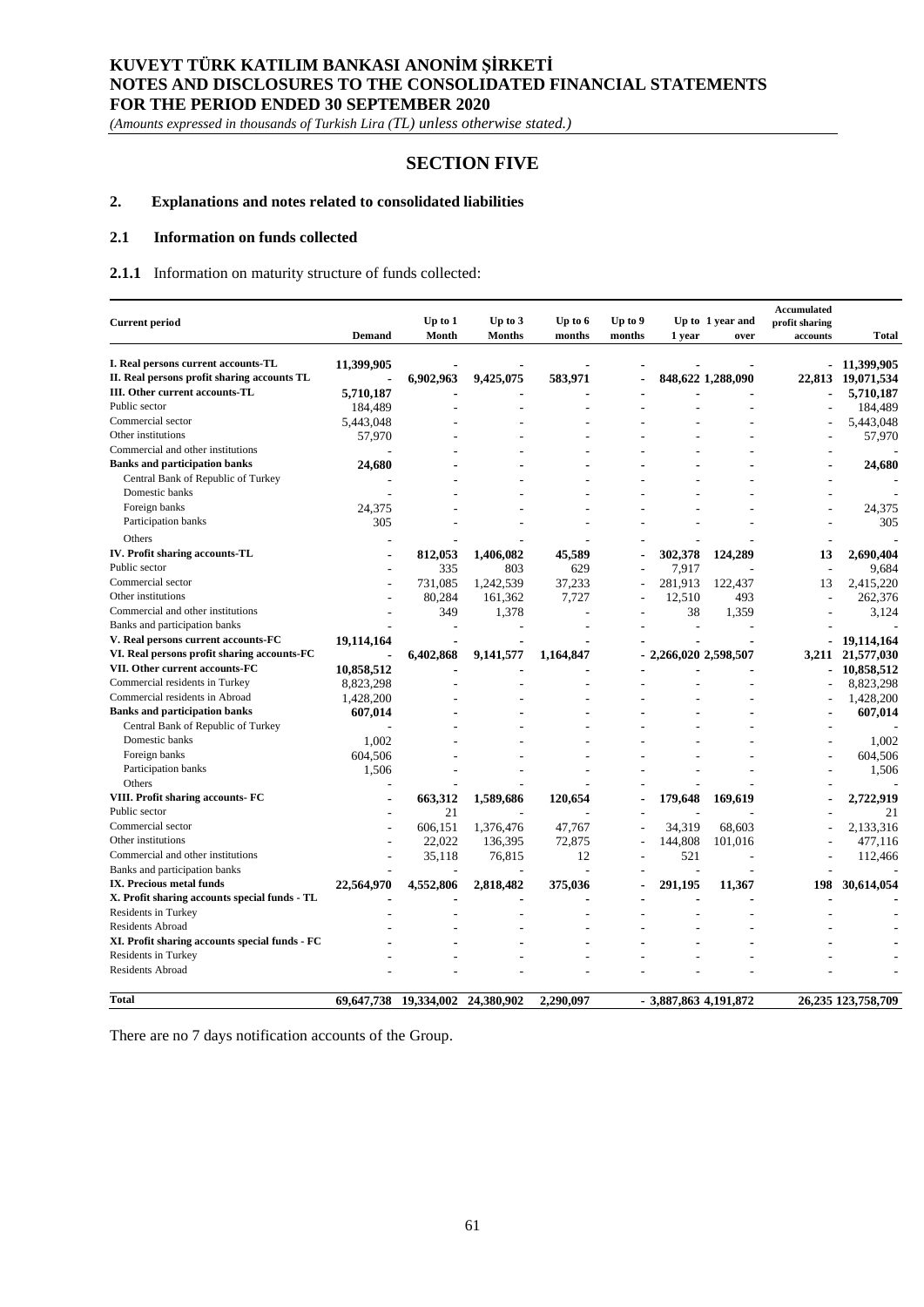# SECTION FIVE

## 2. Explanations and notes related to consolidated liabilities

### 2.1 Information on funds collected

**2.1.1** Information on maturity structure of funds collected:

| Current period | Demand | Up to 1 Month | Up to 3 Months | Up to 6 months | Up to 9 months | Up to 1 year | 1 year and over | Accumulated profit sharing accounts | Total |
|---|---|---|---|---|---|---|---|---|---|
| **I. Real persons current accounts-TL** | **11,399,905** | **-** | **-** | **-** | **-** | **-** | **-** | **-** | **11,399,905** |
| **II. Real persons profit sharing accounts TL** | **-** | **6,902,963** | **9,425,075** | **583,971** | **-** | **848,622** | **1,288,090** | **22,813** | **19,071,534** |
| **III. Other current accounts-TL** | **5,710,187** | **-** | **-** | **-** | **-** | **-** | **-** | **-** | **5,710,187** |
| Public sector | 184,489 | - | - | - | - | - | - | - | 184,489 |
| Commercial sector | 5,443,048 | - | - | - | - | - | - | - | 5,443,048 |
| Other institutions | 57,970 | - | - | - | - | - | - | - | 57,970 |
| Commercial and other institutions | - | - | - | - | - | - | - | - | - |
| **Banks and participation banks** | **24,680** | **-** | **-** | **-** | **-** | **-** | **-** | **-** | **24,680** |
| Central Bank of Republic of Turkey | - | - | - | - | - | - | - | - | - |
| Domestic banks | - | - | - | - | - | - | - | - | - |
| Foreign banks | 24,375 | - | - | - | - | - | - | - | 24,375 |
| Participation banks | 305 | - | - | - | - | - | - | - | 305 |
| Others | - | - | - | - | - | - | - | - | - |
| **IV. Profit sharing accounts-TL** | **-** | **812,053** | **1,406,082** | **45,589** | **-** | **302,378** | **124,289** | **13** | **2,690,404** |
| Public sector | - | 335 | 803 | 629 | - | 7,917 | - | - | 9,684 |
| Commercial sector | - | 731,085 | 1,242,539 | 37,233 | - | 281,913 | 122,437 | 13 | 2,415,220 |
| Other institutions | - | 80,284 | 161,362 | 7,727 | - | 12,510 | 493 | - | 262,376 |
| Commercial and other institutions | - | 349 | 1,378 | - | - | 38 | 1,359 | - | 3,124 |
| Banks and participation banks | - | - | - | - | - | - | - | - | - |
| **V. Real persons current accounts-FC** | **19,114,164** | **-** | **-** | **-** | **-** | **-** | **-** | **-** | **19,114,164** |
| **VI. Real persons profit sharing accounts-FC** | **-** | **6,402,868** | **9,141,577** | **1,164,847** | **-** | **2,266,020** | **2,598,507** | **3,211** | **21,577,030** |
| **VII. Other current accounts-FC** | **10,858,512** | **-** | **-** | **-** | **-** | **-** | **-** | **-** | **10,858,512** |
| Commercial residents in Turkey | 8,823,298 | - | - | - | - | - | - | - | 8,823,298 |
| Commercial residents in Abroad | 1,428,200 | - | - | - | - | - | - | - | 1,428,200 |
| **Banks and participation banks** | **607,014** | **-** | **-** | **-** | **-** | **-** | **-** | **-** | **607,014** |
| Central Bank of Republic of Turkey | - | - | - | - | - | - | - | - | - |
| Domestic banks | 1,002 | - | - | - | - | - | - | - | 1,002 |
| Foreign banks | 604,506 | - | - | - | - | - | - | - | 604,506 |
| Participation banks | 1,506 | - | - | - | - | - | - | - | 1,506 |
| Others | - | - | - | - | - | - | - | - | - |
| **VIII. Profit sharing accounts- FC** | **-** | **663,312** | **1,589,686** | **120,654** | **-** | **179,648** | **169,619** | **-** | **2,722,919** |
| Public sector | - | 21 | - | - | - | - | - | - | 21 |
| Commercial sector | - | 606,151 | 1,376,476 | 47,767 | - | 34,319 | 68,603 | - | 2,133,316 |
| Other institutions | - | 22,022 | 136,395 | 72,875 | - | 144,808 | 101,016 | - | 477,116 |
| Commercial and other institutions | - | 35,118 | 76,815 | 12 | - | 521 | - | - | 112,466 |
| Banks and participation banks | - | - | - | - | - | - | - | - | - |
| **IX. Precious metal funds** | **22,564,970** | **4,552,806** | **2,818,482** | **375,036** | **-** | **291,195** | **11,367** | **198** | **30,614,054** |
| **X. Profit sharing accounts special funds - TL** | **-** | **-** | **-** | **-** | **-** | **-** | **-** | **-** | **-** |
| Residents in Turkey | - | - | - | - | - | - | - | - | - |
| Residents Abroad | - | - | - | - | - | - | - | - | - |
| **XI. Profit sharing accounts special funds - FC** | **-** | **-** | **-** | **-** | **-** | **-** | **-** | **-** | **-** |
| Residents in Turkey | - | - | - | - | - | - | - | - | - |
| Residents Abroad | - | - | - | - | - | - | - | - | - |
| **Total** | **69,647,738** | **19,334,002** | **24,380,902** | **2,290,097** | **-** | **3,887,863** | **4,191,872** | **26,235** | **123,758,709** |

There are no 7 days notification accounts of the Group.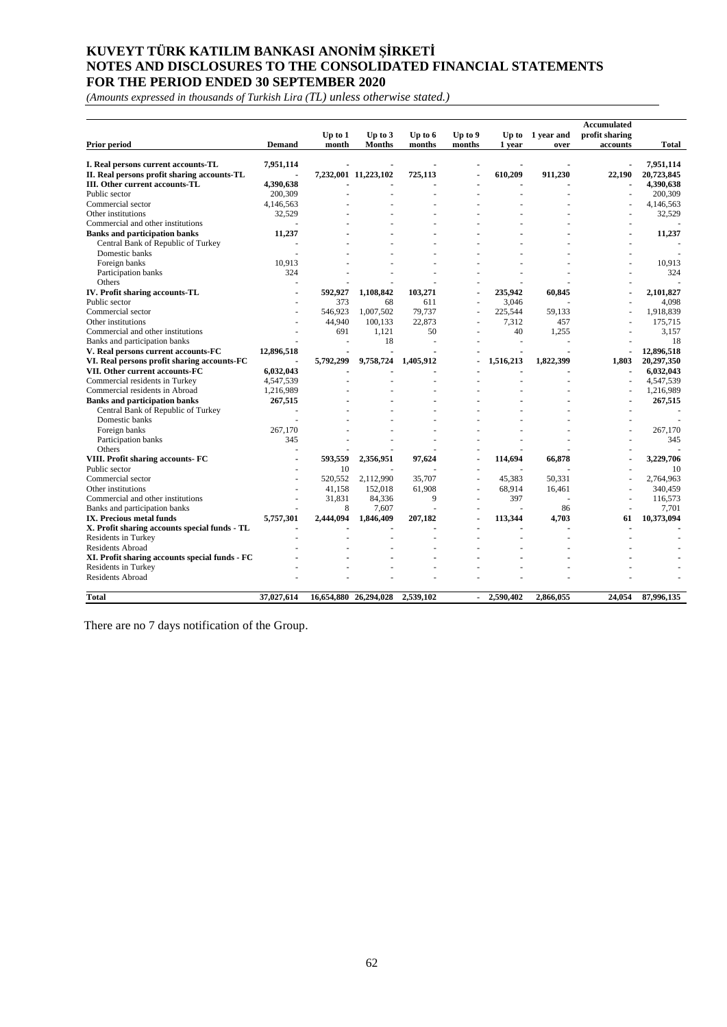# KUVEYT TÜRK KATILIM BANKASI ANONİM ŞİRKETİ
# NOTES AND DISCLOSURES TO THE CONSOLIDATED FINANCIAL STATEMENTS
# FOR THE PERIOD ENDED 30 SEPTEMBER 2020

*(Amounts expressed in thousands of Turkish Lira (TL) unless otherwise stated.)*

| Prior period | Demand | Up to 1 month | Up to 3 Months | Up to 6 months | Up to 9 months | Up to 1 year | 1 year and over | Accumulated profit sharing accounts | Total |
|---|---|---|---|---|---|---|---|---|---|
| **I. Real persons current accounts-TL** | **7,951,114** | **-** | **-** | **-** | **-** | **-** | **-** | **-** | **7,951,114** |
| **II. Real persons profit sharing accounts-TL** | **-** | **7,232,001** | **11,223,102** | **725,113** | **-** | **610,209** | **911,230** | **22,190** | **20,723,845** |
| **III. Other current accounts-TL** | **4,390,638** | **-** | **-** | **-** | **-** | **-** | **-** | **-** | **4,390,638** |
| Public sector | 200,309 | - | - | - | - | - | - | - | 200,309 |
| Commercial sector | 4,146,563 | - | - | - | - | - | - | - | 4,146,563 |
| Other institutions | 32,529 | - | - | - | - | - | - | - | 32,529 |
| Commercial and other institutions | - | - | - | - | - | - | - | - | - |
| **Banks and participation banks** | **11,237** | **-** | **-** | **-** | **-** | **-** | **-** | **-** | **11,237** |
| Central Bank of Republic of Turkey | - | - | - | - | - | - | - | - | - |
| Domestic banks | - | - | - | - | - | - | - | - | - |
| Foreign banks | 10,913 | - | - | - | - | - | - | - | 10,913 |
| Participation banks | 324 | - | - | - | - | - | - | - | 324 |
| Others | - | - | - | - | - | - | - | - | - |
| **IV. Profit sharing accounts-TL** | **-** | **592,927** | **1,108,842** | **103,271** | **-** | **235,942** | **60,845** | **-** | **2,101,827** |
| Public sector | - | 373 | 68 | 611 | - | 3,046 | - | - | 4,098 |
| Commercial sector | - | 546,923 | 1,007,502 | 79,737 | - | 225,544 | 59,133 | - | 1,918,839 |
| Other institutions | - | 44,940 | 100,133 | 22,873 | - | 7,312 | 457 | - | 175,715 |
| Commercial and other institutions | - | 691 | 1,121 | 50 | - | 40 | 1,255 | - | 3,157 |
| Banks and participation banks | - | - | 18 | - | - | - | - | - | 18 |
| **V. Real persons current accounts-FC** | **12,896,518** | **-** | **-** | **-** | **-** | **-** | **-** | **-** | **12,896,518** |
| **VI. Real persons profit sharing accounts-FC** | **-** | **5,792,299** | **9,758,724** | **1,405,912** | **-** | **1,516,213** | **1,822,399** | **1,803** | **20,297,350** |
| **VII. Other current accounts-FC** | **6,032,043** | **-** | **-** | **-** | **-** | **-** | **-** | **-** | **6,032,043** |
| Commercial residents in Turkey | 4,547,539 | - | - | - | - | - | - | - | 4,547,539 |
| Commercial residents in Abroad | 1,216,989 | - | - | - | - | - | - | - | 1,216,989 |
| **Banks and participation banks** | **267,515** | **-** | **-** | **-** | **-** | **-** | **-** | **-** | **267,515** |
| Central Bank of Republic of Turkey | - | - | - | - | - | - | - | - | - |
| Domestic banks | - | - | - | - | - | - | - | - | - |
| Foreign banks | 267,170 | - | - | - | - | - | - | - | 267,170 |
| Participation banks | 345 | - | - | - | - | - | - | - | 345 |
| Others | - | - | - | - | - | - | - | - | - |
| **VIII. Profit sharing accounts- FC** | **-** | **593,559** | **2,356,951** | **97,624** | **-** | **114,694** | **66,878** | **-** | **3,229,706** |
| Public sector | - | 10 | - | - | - | - | - | - | 10 |
| Commercial sector | - | 520,552 | 2,112,990 | 35,707 | - | 45,383 | 50,331 | - | 2,764,963 |
| Other institutions | - | 41,158 | 152,018 | 61,908 | - | 68,914 | 16,461 | - | 340,459 |
| Commercial and other institutions | - | 31,831 | 84,336 | 9 | - | 397 | - | - | 116,573 |
| Banks and participation banks | - | 8 | 7,607 | - | - | - | 86 | - | 7,701 |
| **IX. Precious metal funds** | **5,757,301** | **2,444,094** | **1,846,409** | **207,182** | **-** | **113,344** | **4,703** | **61** | **10,373,094** |
| **X. Profit sharing accounts special funds - TL** | **-** | **-** | **-** | **-** | **-** | **-** | **-** | **-** | **-** |
| Residents in Turkey | - | - | - | - | - | - | - | - | - |
| Residents Abroad | - | - | - | - | - | - | - | - | - |
| **XI. Profit sharing accounts special funds - FC** | **-** | **-** | **-** | **-** | **-** | **-** | **-** | **-** | **-** |
| Residents in Turkey | - | - | - | - | - | - | - | - | - |
| Residents Abroad | - | - | - | - | - | - | - | - | - |
| **Total** | **37,027,614** | **16,654,880** | **26,294,028** | **2,539,102** | **-** | **2,590,402** | **2,866,055** | **24,054** | **87,996,135** |

There are no 7 days notification of the Group.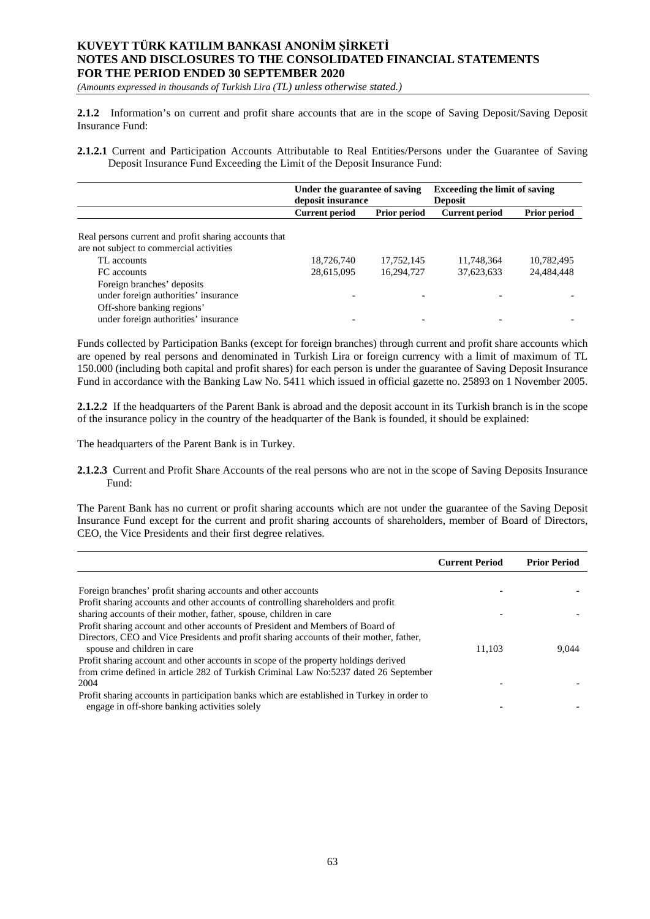**2.1.2** Information's on current and profit share accounts that are in the scope of Saving Deposit/Saving Deposit Insurance Fund:

**2.1.2.1** Current and Participation Accounts Attributable to Real Entities/Persons under the Guarantee of Saving Deposit Insurance Fund Exceeding the Limit of the Deposit Insurance Fund:

| | **Under the guarantee of saving deposit insurance** | | **Exceeding the limit of saving Deposit** | |
|---|---|---|---|---|
| | **Current period** | **Prior period** | **Current period** | **Prior period** |
| Real persons current and profit sharing accounts that are not subject to commercial activities | | | | |
| TL accounts | 18,726,740 | 17,752,145 | 11,748,364 | 10,782,495 |
| FC accounts | 28,615,095 | 16,294,727 | 37,623,633 | 24,484,448 |
| Foreign branches' deposits under foreign authorities' insurance | - | - | - | - |
| Off-shore banking regions' under foreign authorities' insurance | - | - | - | - |

Funds collected by Participation Banks (except for foreign branches) through current and profit share accounts which are opened by real persons and denominated in Turkish Lira or foreign currency with a limit of maximum of TL 150.000 (including both capital and profit shares) for each person is under the guarantee of Saving Deposit Insurance Fund in accordance with the Banking Law No. 5411 which issued in official gazette no. 25893 on 1 November 2005.

**2.1.2.2** If the headquarters of the Parent Bank is abroad and the deposit account in its Turkish branch is in the scope of the insurance policy in the country of the headquarter of the Bank is founded, it should be explained:

The headquarters of the Parent Bank is in Turkey.

**2.1.2.3** Current and Profit Share Accounts of the real persons who are not in the scope of Saving Deposits Insurance Fund:

The Parent Bank has no current or profit sharing accounts which are not under the guarantee of the Saving Deposit Insurance Fund except for the current and profit sharing accounts of shareholders, member of Board of Directors, CEO, the Vice Presidents and their first degree relatives.

| | **Current Period** | **Prior Period** |
|---|---|---|
| Foreign branches' profit sharing accounts and other accounts | - | - |
| Profit sharing accounts and other accounts of controlling shareholders and profit sharing accounts of their mother, father, spouse, children in care | - | - |
| Profit sharing account and other accounts of President and Members of Board of Directors, CEO and Vice Presidents and profit sharing accounts of their mother, father, spouse and children in care | 11,103 | 9,044 |
| Profit sharing account and other accounts in scope of the property holdings derived from crime defined in article 282 of Turkish Criminal Law No:5237 dated 26 September 2004 | - | - |
| Profit sharing accounts in participation banks which are established in Turkey in order to engage in off-shore banking activities solely | - | - |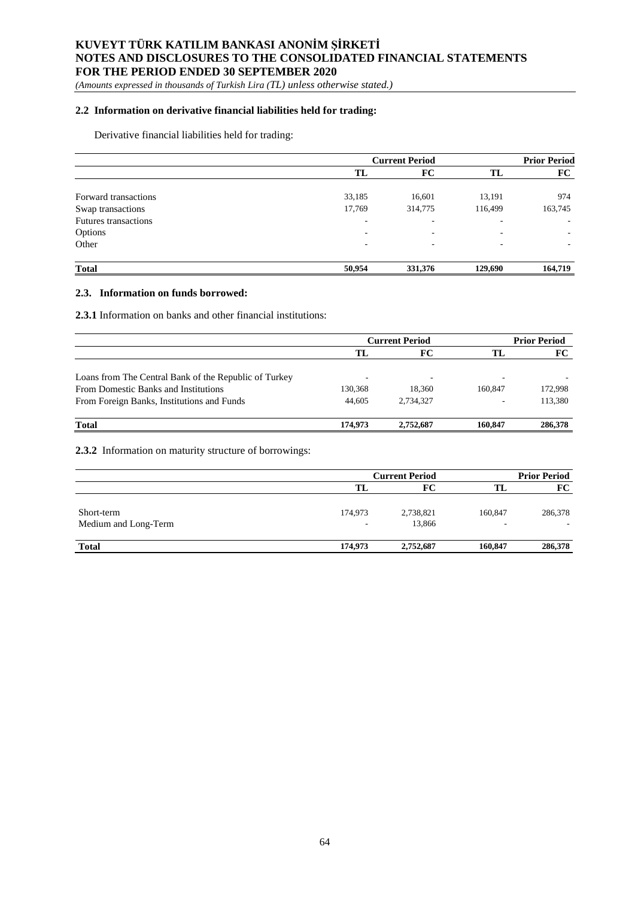## 2.2 Information on derivative financial liabilities held for trading:

Derivative financial liabilities held for trading:

| | Current Period | | Prior Period | |
|---|---|---|---|---|
| | TL | FC | TL | FC |
| Forward transactions | 33,185 | 16,601 | 13,191 | 974 |
| Swap transactions | 17,769 | 314,775 | 116,499 | 163,745 |
| Futures transactions | - | - | - | - |
| Options | - | - | - | - |
| Other | - | - | - | - |
| **Total** | **50,954** | **331,376** | **129,690** | **164,719** |

## 2.3. Information on funds borrowed:

**2.3.1** Information on banks and other financial institutions:

| | Current Period | | Prior Period | |
|---|---|---|---|---|
| | TL | FC | TL | FC |
| Loans from The Central Bank of the Republic of Turkey | - | - | - | - |
| From Domestic Banks and Institutions | 130,368 | 18,360 | 160,847 | 172,998 |
| From Foreign Banks, Institutions and Funds | 44,605 | 2,734,327 | - | 113,380 |
| **Total** | **174,973** | **2,752,687** | **160,847** | **286,378** |

**2.3.2** Information on maturity structure of borrowings:

| | Current Period | | Prior Period | |
|---|---|---|---|---|
| | TL | FC | TL | FC |
| Short-term | 174,973 | 2,738,821 | 160,847 | 286,378 |
| Medium and Long-Term | - | 13,866 | - | - |
| **Total** | **174,973** | **2,752,687** | **160,847** | **286,378** |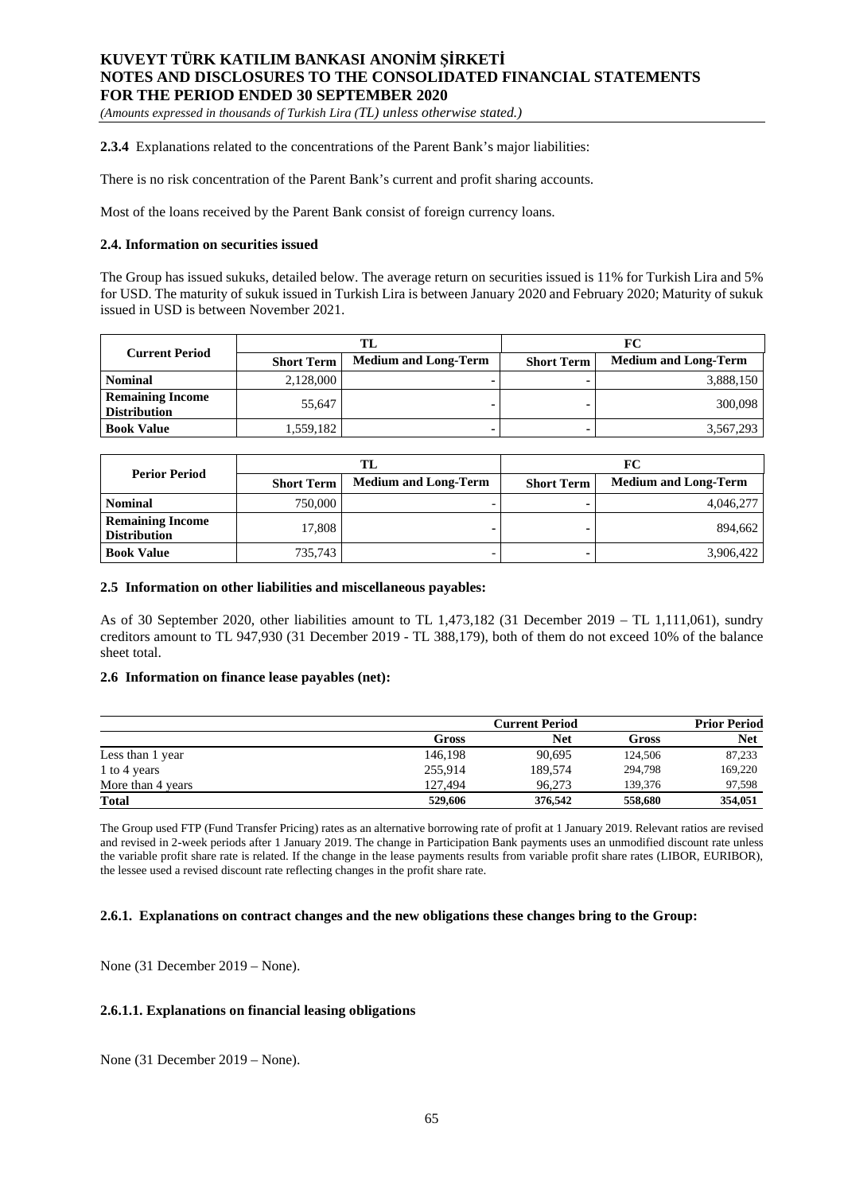**2.3.4** Explanations related to the concentrations of the Parent Bank's major liabilities:

There is no risk concentration of the Parent Bank's current and profit sharing accounts.

Most of the loans received by the Parent Bank consist of foreign currency loans.

#### 2.4. Information on securities issued

The Group has issued sukuks, detailed below. The average return on securities issued is 11% for Turkish Lira and 5% for USD. The maturity of sukuk issued in Turkish Lira is between January 2020 and February 2020; Maturity of sukuk issued in USD is between November 2021.

| Current Period | TL | | FC | |
|---|---|---|---|---|
| | Short Term | Medium and Long-Term | Short Term | Medium and Long-Term |
| **Nominal** | 2,128,000 | - | - | 3,888,150 |
| **Remaining Income Distribution** | 55,647 | - | - | 300,098 |
| **Book Value** | 1,559,182 | - | - | 3,567,293 |

| Perior Period | TL | | FC | |
|---|---|---|---|---|
| | Short Term | Medium and Long-Term | Short Term | Medium and Long-Term |
| **Nominal** | 750,000 | - | - | 4,046,277 |
| **Remaining Income Distribution** | 17,808 | - | - | 894,662 |
| **Book Value** | 735,743 | - | - | 3,906,422 |

#### 2.5 Information on other liabilities and miscellaneous payables:

As of 30 September 2020, other liabilities amount to TL 1,473,182 (31 December 2019 – TL 1,111,061), sundry creditors amount to TL 947,930 (31 December 2019 - TL 388,179), both of them do not exceed 10% of the balance sheet total.

#### 2.6 Information on finance lease payables (net):

| | Current Period | | Prior Period | |
|---|---|---|---|---|
| | Gross | Net | Gross | Net |
| Less than 1 year | 146,198 | 90,695 | 124,506 | 87,233 |
| 1 to 4 years | 255,914 | 189,574 | 294,798 | 169,220 |
| More than 4 years | 127,494 | 96,273 | 139,376 | 97,598 |
| **Total** | **529,606** | **376,542** | **558,680** | **354,051** |

The Group used FTP (Fund Transfer Pricing) rates as an alternative borrowing rate of profit at 1 January 2019. Relevant ratios are revised and revised in 2-week periods after 1 January 2019. The change in Participation Bank payments uses an unmodified discount rate unless the variable profit share rate is related. If the change in the lease payments results from variable profit share rates (LIBOR, EURIBOR), the lessee used a revised discount rate reflecting changes in the profit share rate.

#### 2.6.1. Explanations on contract changes and the new obligations these changes bring to the Group:

None (31 December 2019 – None).

#### 2.6.1.1. Explanations on financial leasing obligations

None (31 December 2019 – None).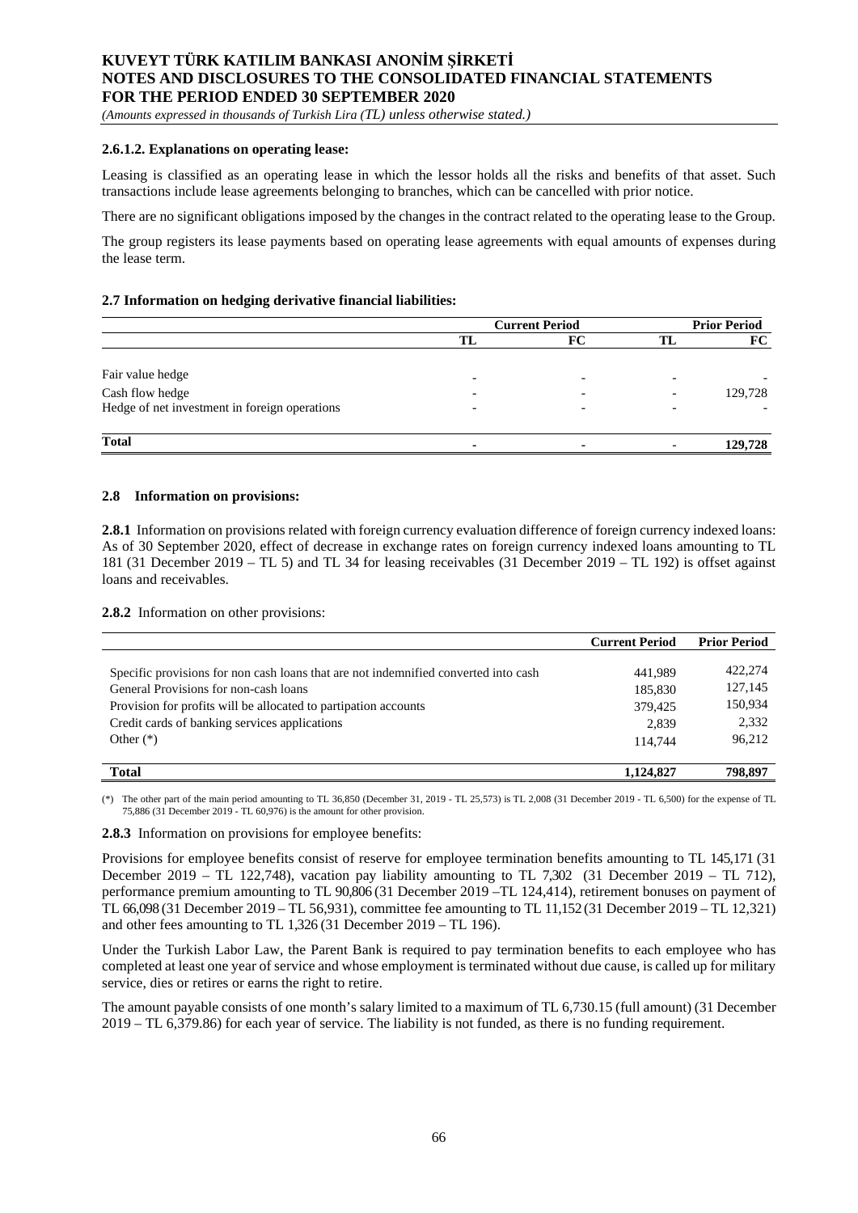#### 2.6.1.2. Explanations on operating lease:

Leasing is classified as an operating lease in which the lessor holds all the risks and benefits of that asset. Such transactions include lease agreements belonging to branches, which can be cancelled with prior notice.

There are no significant obligations imposed by the changes in the contract related to the operating lease to the Group.

The group registers its lease payments based on operating lease agreements with equal amounts of expenses during the lease term.

### 2.7 Information on hedging derivative financial liabilities:

| | Current Period | | Prior Period | |
|---|---|---|---|---|
| | TL | FC | TL | FC |
| Fair value hedge | - | - | - | - |
| Cash flow hedge | - | - | - | 129,728 |
| Hedge of net investment in foreign operations | - | - | - | - |
| **Total** | **-** | **-** | **-** | **129,728** |

### 2.8 Information on provisions:

**2.8.1** Information on provisions related with foreign currency evaluation difference of foreign currency indexed loans: As of 30 September 2020, effect of decrease in exchange rates on foreign currency indexed loans amounting to TL 181 (31 December 2019 – TL 5) and TL 34 for leasing receivables (31 December 2019 – TL 192) is offset against loans and receivables.

**2.8.2** Information on other provisions:

| | Current Period | Prior Period |
|---|---|---|
| Specific provisions for non cash loans that are not indemnified converted into cash | 441,989 | 422,274 |
| General Provisions for non-cash loans | 185,830 | 127,145 |
| Provision for profits will be allocated to partipation accounts | 379,425 | 150,934 |
| Credit cards of banking services applications | 2,839 | 2,332 |
| Other (*) | 114,744 | 96,212 |
| **Total** | **1,124,827** | **798,897** |

(*) The other part of the main period amounting to TL 36,850 (December 31, 2019 - TL 25,573) is TL 2,008 (31 December 2019 - TL 6,500) for the expense of TL 75,886 (31 December 2019 - TL 60,976) is the amount for other provision.

**2.8.3** Information on provisions for employee benefits:

Provisions for employee benefits consist of reserve for employee termination benefits amounting to TL 145,171 (31 December 2019 – TL 122,748), vacation pay liability amounting to TL 7,302 (31 December 2019 – TL 712), performance premium amounting to TL 90,806 (31 December 2019 –TL 124,414), retirement bonuses on payment of TL 66,098 (31 December 2019 – TL 56,931), committee fee amounting to TL 11,152 (31 December 2019 – TL 12,321) and other fees amounting to TL 1,326 (31 December 2019 – TL 196).

Under the Turkish Labor Law, the Parent Bank is required to pay termination benefits to each employee who has completed at least one year of service and whose employment is terminated without due cause, is called up for military service, dies or retires or earns the right to retire.

The amount payable consists of one month's salary limited to a maximum of TL 6,730.15 (full amount) (31 December 2019 – TL 6,379.86) for each year of service. The liability is not funded, as there is no funding requirement.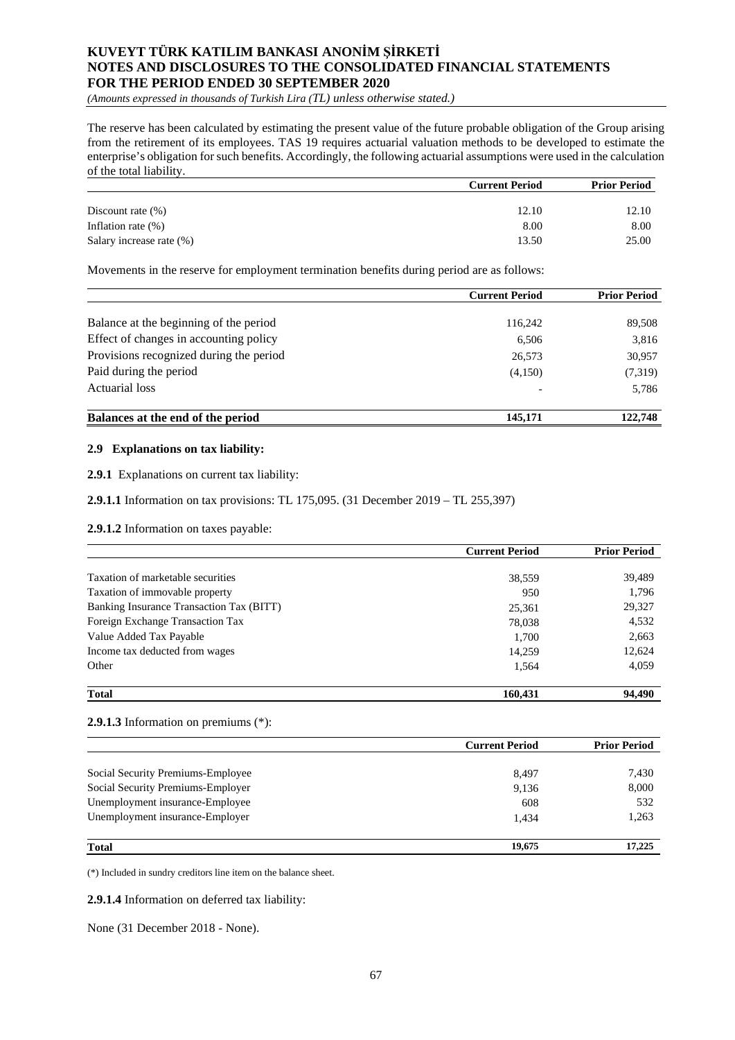The reserve has been calculated by estimating the present value of the future probable obligation of the Group arising from the retirement of its employees. TAS 19 requires actuarial valuation methods to be developed to estimate the enterprise's obligation for such benefits. Accordingly, the following actuarial assumptions were used in the calculation of the total liability.

| | Current Period | Prior Period |
|---|---|---|
| Discount rate (%) | 12.10 | 12.10 |
| Inflation rate (%) | 8.00 | 8.00 |
| Salary increase rate (%) | 13.50 | 25.00 |

Movements in the reserve for employment termination benefits during period are as follows:

| | Current Period | Prior Period |
|---|---|---|
| Balance at the beginning of the period | 116,242 | 89,508 |
| Effect of changes in accounting policy | 6,506 | 3,816 |
| Provisions recognized during the period | 26,573 | 30,957 |
| Paid during the period | (4,150) | (7,319) |
| Actuarial loss | - | 5,786 |
| **Balances at the end of the period** | **145,171** | **122,748** |

### 2.9 Explanations on tax liability:

**2.9.1** Explanations on current tax liability:

**2.9.1.1** Information on tax provisions: TL 175,095. (31 December 2019 – TL 255,397)

**2.9.1.2** Information on taxes payable:

| | Current Period | Prior Period |
|---|---|---|
| Taxation of marketable securities | 38,559 | 39,489 |
| Taxation of immovable property | 950 | 1,796 |
| Banking Insurance Transaction Tax (BITT) | 25,361 | 29,327 |
| Foreign Exchange Transaction Tax | 78,038 | 4,532 |
| Value Added Tax Payable | 1,700 | 2,663 |
| Income tax deducted from wages | 14,259 | 12,624 |
| Other | 1,564 | 4,059 |
| **Total** | **160,431** | **94,490** |

**2.9.1.3** Information on premiums (*):

| | Current Period | Prior Period |
|---|---|---|
| Social Security Premiums-Employee | 8,497 | 7,430 |
| Social Security Premiums-Employer | 9,136 | 8,000 |
| Unemployment insurance-Employee | 608 | 532 |
| Unemployment insurance-Employer | 1,434 | 1,263 |
| **Total** | **19,675** | **17,225** |

(*) Included in sundry creditors line item on the balance sheet.

**2.9.1.4** Information on deferred tax liability:

None (31 December 2018 - None).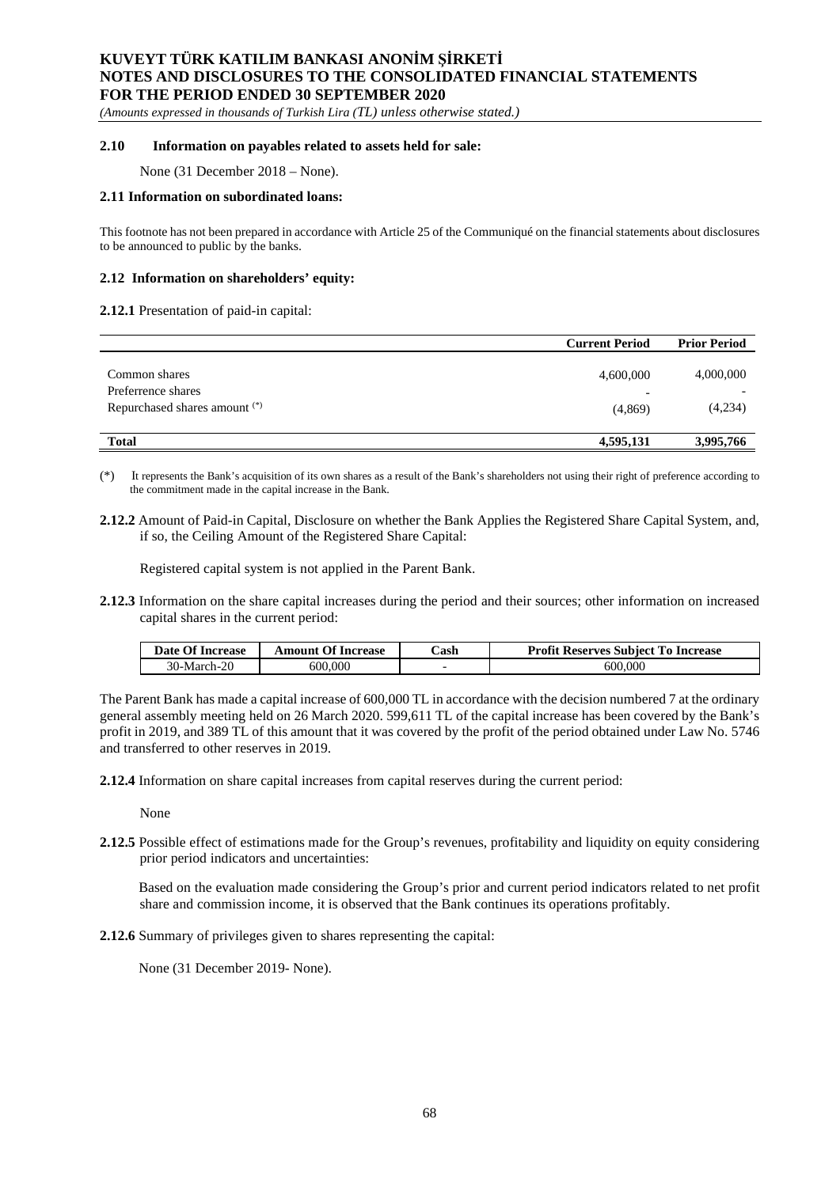### 2.10 Information on payables related to assets held for sale:

None (31 December 2018 – None).

### 2.11 Information on subordinated loans:

This footnote has not been prepared in accordance with Article 25 of the Communiqué on the financial statements about disclosures to be announced to public by the banks.

### 2.12 Information on shareholders' equity:

**2.12.1** Presentation of paid-in capital:

| | Current Period | Prior Period |
|---|---|---|
| Common shares | 4,600,000 | 4,000,000 |
| Preferrence shares | - | - |
| Repurchased shares amount (*) | (4,869) | (4,234) |
| **Total** | **4,595,131** | **3,995,766** |

(*) It represents the Bank's acquisition of its own shares as a result of the Bank's shareholders not using their right of preference according to the commitment made in the capital increase in the Bank.

**2.12.2** Amount of Paid-in Capital, Disclosure on whether the Bank Applies the Registered Share Capital System, and, if so, the Ceiling Amount of the Registered Share Capital:

Registered capital system is not applied in the Parent Bank.

**2.12.3** Information on the share capital increases during the period and their sources; other information on increased capital shares in the current period:

| Date Of Increase | Amount Of Increase | Cash | Profit Reserves Subject To Increase |
|---|---|---|---|
| 30-March-20 | 600,000 | - | 600,000 |

The Parent Bank has made a capital increase of 600,000 TL in accordance with the decision numbered 7 at the ordinary general assembly meeting held on 26 March 2020. 599,611 TL of the capital increase has been covered by the Bank's profit in 2019, and 389 TL of this amount that it was covered by the profit of the period obtained under Law No. 5746 and transferred to other reserves in 2019.

**2.12.4** Information on share capital increases from capital reserves during the current period:

None

**2.12.5** Possible effect of estimations made for the Group's revenues, profitability and liquidity on equity considering prior period indicators and uncertainties:

Based on the evaluation made considering the Group's prior and current period indicators related to net profit share and commission income, it is observed that the Bank continues its operations profitably.

**2.12.6** Summary of privileges given to shares representing the capital:

None (31 December 2019- None).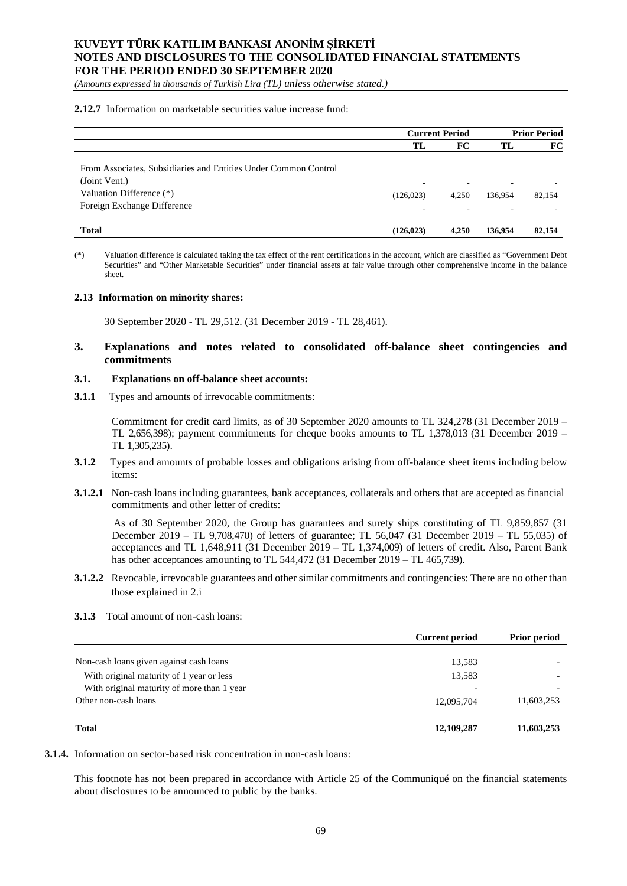**2.12.7** Information on marketable securities value increase fund:

| | Current Period | | Prior Period | |
|---|---|---|---|---|
| | TL | FC | TL | FC |
| From Associates, Subsidiaries and Entities Under Common Control (Joint Vent.) | - | - | - | - |
| Valuation Difference (*) | (126,023) | 4,250 | 136,954 | 82,154 |
| Foreign Exchange Difference | - | - | - | - |
| **Total** | **(126,023)** | **4,250** | **136,954** | **82,154** |

(*) Valuation difference is calculated taking the tax effect of the rent certifications in the account, which are classified as "Government Debt Securities" and "Other Marketable Securities" under financial assets at fair value through other comprehensive income in the balance sheet.

**2.13 Information on minority shares:**

30 September 2020 - TL 29,512. (31 December 2019 - TL 28,461).

## 3. Explanations and notes related to consolidated off-balance sheet contingencies and commitments

**3.1. Explanations on off-balance sheet accounts:**

**3.1.1** Types and amounts of irrevocable commitments:

Commitment for credit card limits, as of 30 September 2020 amounts to TL 324,278 (31 December 2019 – TL 2,656,398); payment commitments for cheque books amounts to TL 1,378,013 (31 December 2019 – TL 1,305,235).

**3.1.2** Types and amounts of probable losses and obligations arising from off-balance sheet items including below items:

**3.1.2.1** Non-cash loans including guarantees, bank acceptances, collaterals and others that are accepted as financial commitments and other letter of credits:

As of 30 September 2020, the Group has guarantees and surety ships constituting of TL 9,859,857 (31 December 2019 – TL 9,708,470) of letters of guarantee; TL 56,047 (31 December 2019 – TL 55,035) of acceptances and TL 1,648,911 (31 December 2019 – TL 1,374,009) of letters of credit. Also, Parent Bank has other acceptances amounting to TL 544,472 (31 December 2019 – TL 465,739).

**3.1.2.2** Revocable, irrevocable guarantees and other similar commitments and contingencies: There are no other than those explained in 2.i

**3.1.3** Total amount of non-cash loans:

| | Current period | Prior period |
|---|---|---|
| Non-cash loans given against cash loans | 13,583 | - |
| With original maturity of 1 year or less | 13,583 | - |
| With original maturity of more than 1 year | - | - |
| Other non-cash loans | 12,095,704 | 11,603,253 |
| **Total** | **12,109,287** | **11,603,253** |

**3.1.4.** Information on sector-based risk concentration in non-cash loans:

This footnote has not been prepared in accordance with Article 25 of the Communiqué on the financial statements about disclosures to be announced to public by the banks.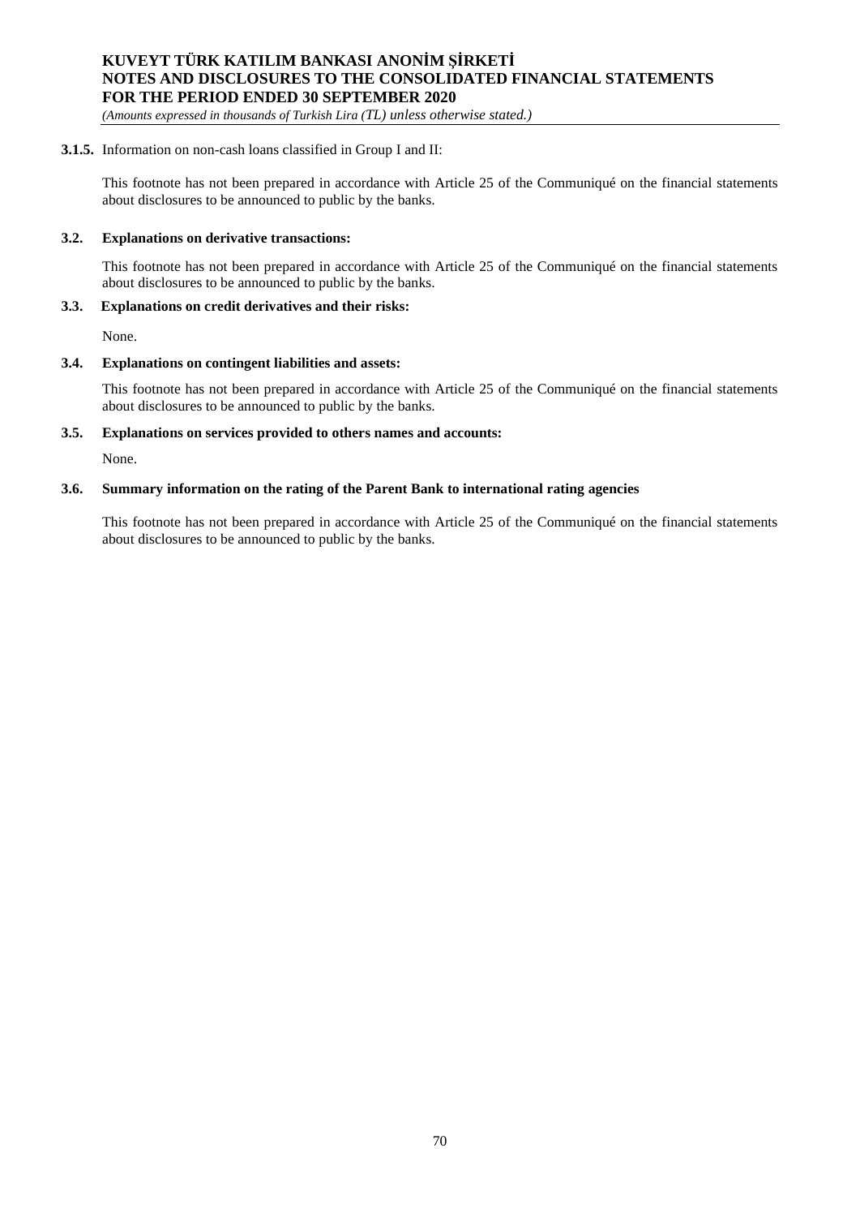**3.1.5.** Information on non-cash loans classified in Group I and II:

This footnote has not been prepared in accordance with Article 25 of the Communiqué on the financial statements about disclosures to be announced to public by the banks.

**3.2. Explanations on derivative transactions:**

This footnote has not been prepared in accordance with Article 25 of the Communiqué on the financial statements about disclosures to be announced to public by the banks.

**3.3. Explanations on credit derivatives and their risks:**

None.

**3.4. Explanations on contingent liabilities and assets:**

This footnote has not been prepared in accordance with Article 25 of the Communiqué on the financial statements about disclosures to be announced to public by the banks.

**3.5. Explanations on services provided to others names and accounts:**

None.

**3.6. Summary information on the rating of the Parent Bank to international rating agencies**

This footnote has not been prepared in accordance with Article 25 of the Communiqué on the financial statements about disclosures to be announced to public by the banks.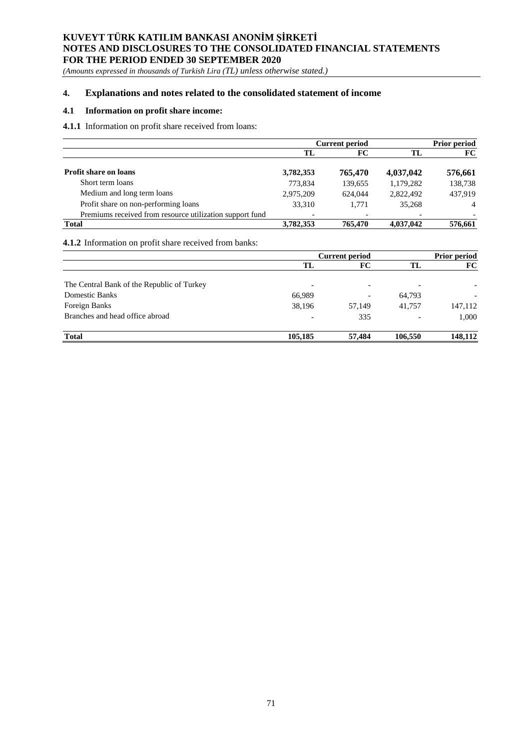## 4. Explanations and notes related to the consolidated statement of income

### 4.1 Information on profit share income:

**4.1.1** Information on profit share received from loans:

| | Current period | | Prior period | |
|---|---|---|---|---|
| | TL | FC | TL | FC |
| **Profit share on loans** | **3,782,353** | **765,470** | **4,037,042** | **576,661** |
| Short term loans | 773,834 | 139,655 | 1,179,282 | 138,738 |
| Medium and long term loans | 2,975,209 | 624,044 | 2,822,492 | 437,919 |
| Profit share on non-performing loans | 33,310 | 1,771 | 35,268 | 4 |
| Premiums received from resource utilization support fund | - | - | - | - |
| **Total** | **3,782,353** | **765,470** | **4,037,042** | **576,661** |

**4.1.2** Information on profit share received from banks:

| | Current period | | Prior period | |
|---|---|---|---|---|
| | TL | FC | TL | FC |
| The Central Bank of the Republic of Turkey | - | - | - | - |
| Domestic Banks | 66,989 | - | 64,793 | - |
| Foreign Banks | 38,196 | 57,149 | 41,757 | 147,112 |
| Branches and head office abroad | - | 335 | - | 1,000 |
| **Total** | **105,185** | **57,484** | **106,550** | **148,112** |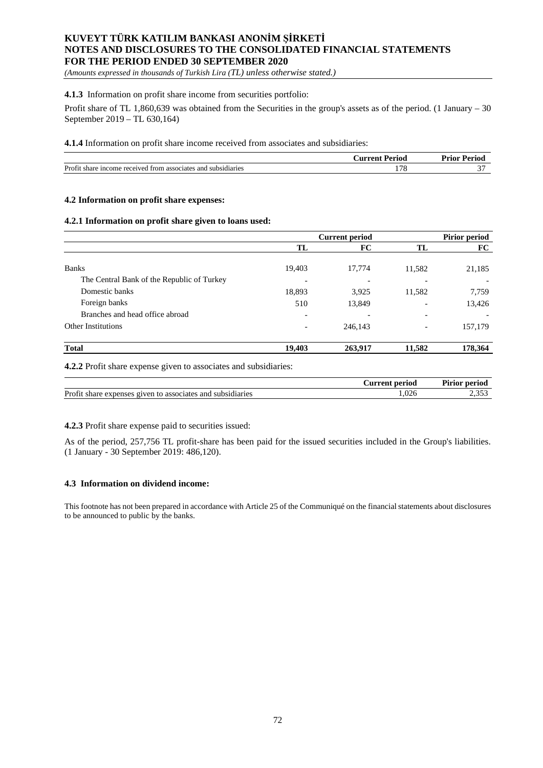**4.1.3** Information on profit share income from securities portfolio:

Profit share of TL 1,860,639 was obtained from the Securities in the group's assets as of the period. (1 January – 30 September 2019 – TL 630,164)

**4.1.4** Information on profit share income received from associates and subsidiaries:

| | Current Period | Prior Period |
|---|---|---|
| Profit share income received from associates and subsidiaries | 178 | 37 |

**4.2 Information on profit share expenses:**

**4.2.1 Information on profit share given to loans used:**

| | Current period | | Pirior period | |
|---|---|---|---|---|
| | TL | FC | TL | FC |
| Banks | 19,403 | 17,774 | 11,582 | 21,185 |
| The Central Bank of the Republic of Turkey | - | - | - | - |
| Domestic banks | 18,893 | 3,925 | 11,582 | 7,759 |
| Foreign banks | 510 | 13,849 | - | 13,426 |
| Branches and head office abroad | - | - | - | - |
| Other Institutions | - | 246,143 | - | 157,179 |
| **Total** | **19,403** | **263,917** | **11,582** | **178,364** |

**4.2.2** Profit share expense given to associates and subsidiaries:

| | Current period | Pirior period |
|---|---|---|
| Profit share expenses given to associates and subsidiaries | 1,026 | 2,353 |

**4.2.3** Profit share expense paid to securities issued:

As of the period, 257,756 TL profit-share has been paid for the issued securities included in the Group's liabilities. (1 January - 30 September 2019: 486,120).

**4.3 Information on dividend income:**

This footnote has not been prepared in accordance with Article 25 of the Communiqué on the financial statements about disclosures to be announced to public by the banks.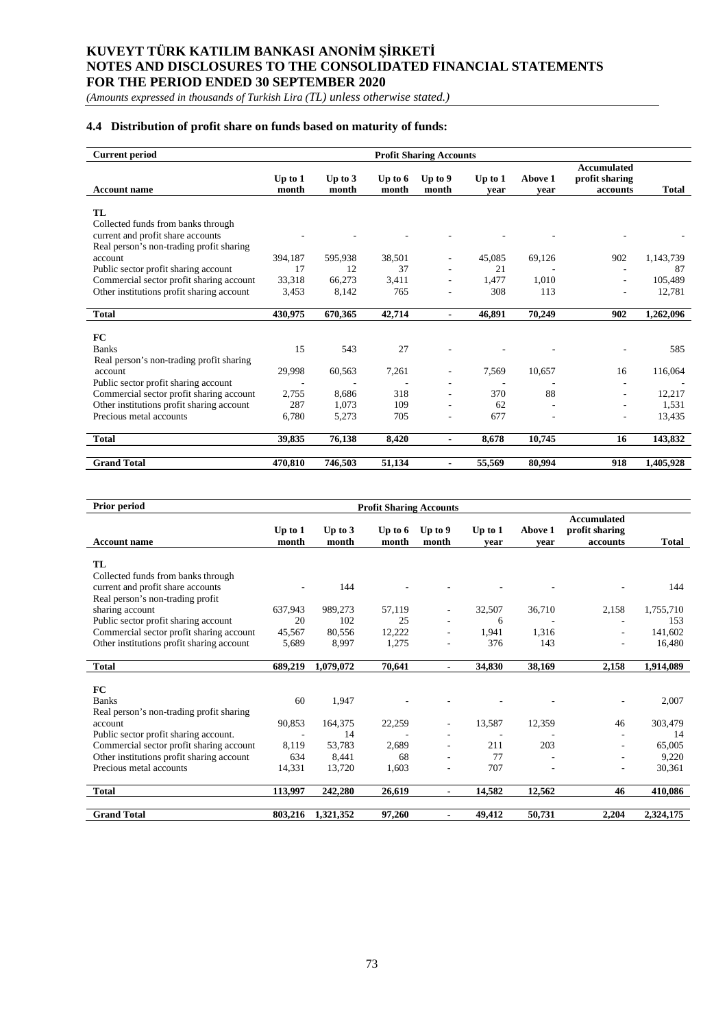### 4.4 Distribution of profit share on funds based on maturity of funds:

| Current period | Profit Sharing Accounts | | | | | | | |
|---|---|---|---|---|---|---|---|---|
| **Account name** | **Up to 1 month** | **Up to 3 month** | **Up to 6 month** | **Up to 9 month** | **Up to 1 year** | **Above 1 year** | **Accumulated profit sharing accounts** | **Total** |
| **TL** | | | | | | | | |
| Collected funds from banks through current and profit share accounts | - | - | - | - | - | - | - | - |
| Real person's non-trading profit sharing account | 394,187 | 595,938 | 38,501 | - | 45,085 | 69,126 | 902 | 1,143,739 |
| Public sector profit sharing account | 17 | 12 | 37 | - | 21 | - | - | 87 |
| Commercial sector profit sharing account | 33,318 | 66,273 | 3,411 | - | 1,477 | 1,010 | - | 105,489 |
| Other institutions profit sharing account | 3,453 | 8,142 | 765 | - | 308 | 113 | - | 12,781 |
| **Total** | **430,975** | **670,365** | **42,714** | **-** | **46,891** | **70,249** | **902** | **1,262,096** |
| **FC** | | | | | | | | |
| Banks | 15 | 543 | 27 | - | - | - | - | 585 |
| Real person's non-trading profit sharing account | 29,998 | 60,563 | 7,261 | - | 7,569 | 10,657 | 16 | 116,064 |
| Public sector profit sharing account | - | - | - | - | - | - | - | - |
| Commercial sector profit sharing account | 2,755 | 8,686 | 318 | - | 370 | 88 | - | 12,217 |
| Other institutions profit sharing account | 287 | 1,073 | 109 | - | 62 | - | - | 1,531 |
| Precious metal accounts | 6,780 | 5,273 | 705 | - | 677 | - | - | 13,435 |
| **Total** | **39,835** | **76,138** | **8,420** | **-** | **8,678** | **10,745** | **16** | **143,832** |
| **Grand Total** | **470,810** | **746,503** | **51,134** | **-** | **55,569** | **80,994** | **918** | **1,405,928** |

| Prior period | Profit Sharing Accounts | | | | | | | |
|---|---|---|---|---|---|---|---|---|
| **Account name** | **Up to 1 month** | **Up to 3 month** | **Up to 6 month** | **Up to 9 month** | **Up to 1 year** | **Above 1 year** | **Accumulated profit sharing accounts** | **Total** |
| **TL** | | | | | | | | |
| Collected funds from banks through current and profit share accounts | - | 144 | - | - | - | - | - | 144 |
| Real person's non-trading profit sharing account | 637,943 | 989,273 | 57,119 | - | 32,507 | 36,710 | 2,158 | 1,755,710 |
| Public sector profit sharing account | 20 | 102 | 25 | - | 6 | - | - | 153 |
| Commercial sector profit sharing account | 45,567 | 80,556 | 12,222 | - | 1,941 | 1,316 | - | 141,602 |
| Other institutions profit sharing account | 5,689 | 8,997 | 1,275 | - | 376 | 143 | - | 16,480 |
| **Total** | **689,219** | **1,079,072** | **70,641** | **-** | **34,830** | **38,169** | **2,158** | **1,914,089** |
| **FC** | | | | | | | | |
| Banks | 60 | 1,947 | - | - | - | - | - | 2,007 |
| Real person's non-trading profit sharing account | 90,853 | 164,375 | 22,259 | - | 13,587 | 12,359 | 46 | 303,479 |
| Public sector profit sharing account. | - | 14 | - | - | - | - | - | 14 |
| Commercial sector profit sharing account | 8,119 | 53,783 | 2,689 | - | 211 | 203 | - | 65,005 |
| Other institutions profit sharing account | 634 | 8,441 | 68 | - | 77 | - | - | 9,220 |
| Precious metal accounts | 14,331 | 13,720 | 1,603 | - | 707 | - | - | 30,361 |
| **Total** | **113,997** | **242,280** | **26,619** | **-** | **14,582** | **12,562** | **46** | **410,086** |
| **Grand Total** | **803,216** | **1,321,352** | **97,260** | **-** | **49,412** | **50,731** | **2,204** | **2,324,175** |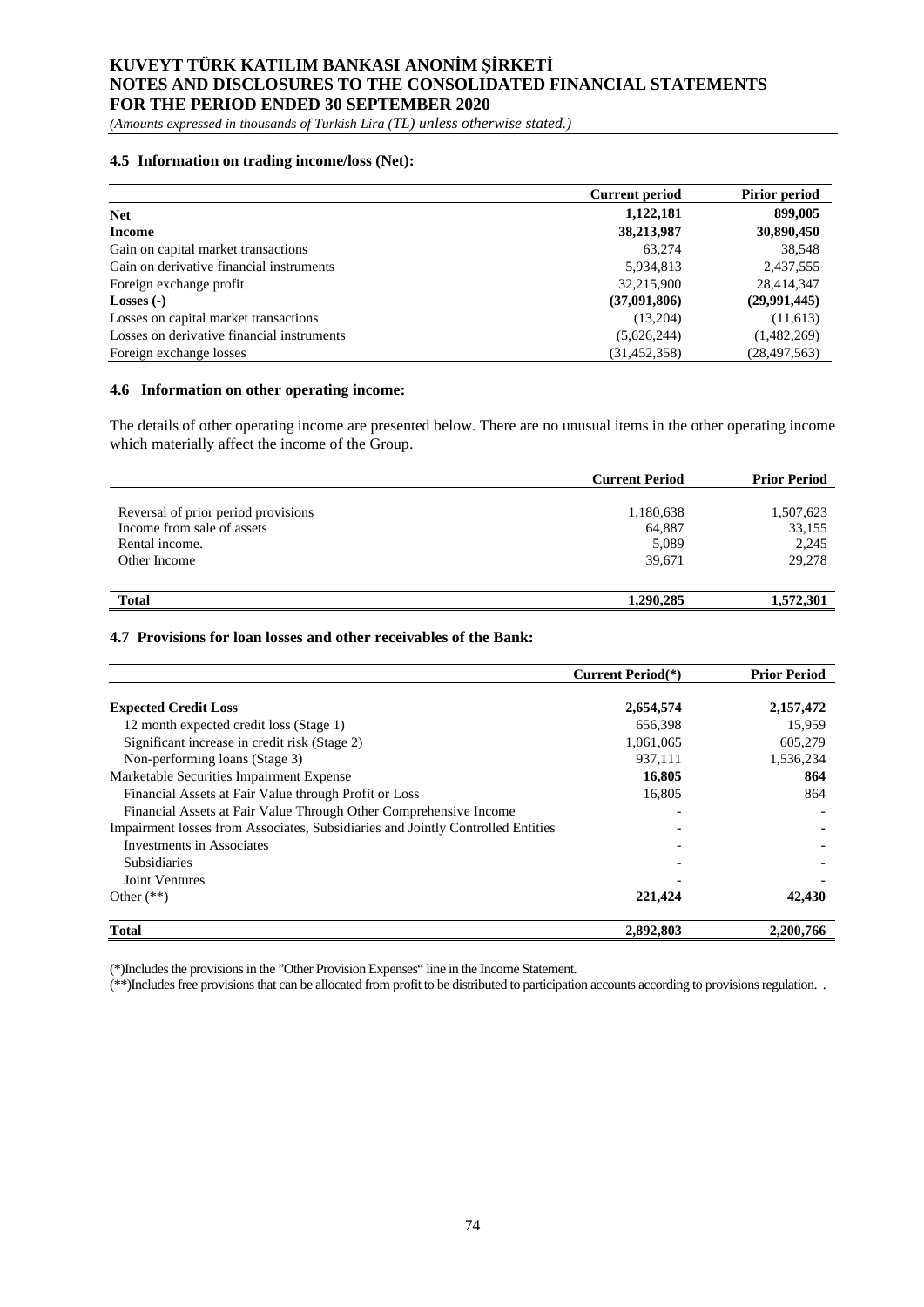### 4.5 Information on trading income/loss (Net):

| | Current period | Pirior period |
|---|---|---|
| **Net** | **1,122,181** | **899,005** |
| **Income** | **38,213,987** | **30,890,450** |
| Gain on capital market transactions | 63,274 | 38,548 |
| Gain on derivative financial instruments | 5,934,813 | 2,437,555 |
| Foreign exchange profit | 32,215,900 | 28,414,347 |
| **Losses (-)** | **(37,091,806)** | **(29,991,445)** |
| Losses on capital market transactions | (13,204) | (11,613) |
| Losses on derivative financial instruments | (5,626,244) | (1,482,269) |
| Foreign exchange losses | (31,452,358) | (28,497,563) |

### 4.6 Information on other operating income:

The details of other operating income are presented below. There are no unusual items in the other operating income which materially affect the income of the Group.

| | Current Period | Prior Period |
|---|---|---|
| Reversal of prior period provisions | 1,180,638 | 1,507,623 |
| Income from sale of assets | 64,887 | 33,155 |
| Rental income. | 5,089 | 2,245 |
| Other Income | 39,671 | 29,278 |
| **Total** | **1,290,285** | **1,572,301** |

### 4.7 Provisions for loan losses and other receivables of the Bank:

| | Current Period(*) | Prior Period |
|---|---|---|
| **Expected Credit Loss** | **2,654,574** | **2,157,472** |
| 12 month expected credit loss (Stage 1) | 656,398 | 15,959 |
| Significant increase in credit risk (Stage 2) | 1,061,065 | 605,279 |
| Non-performing loans (Stage 3) | 937,111 | 1,536,234 |
| Marketable Securities Impairment Expense | **16,805** | **864** |
| Financial Assets at Fair Value through Profit or Loss | 16,805 | 864 |
| Financial Assets at Fair Value Through Other Comprehensive Income | - | - |
| Impairment losses from Associates, Subsidiaries and Jointly Controlled Entities | - | - |
| Investments in Associates | - | - |
| Subsidiaries | - | - |
| Joint Ventures | - | - |
| Other (**) | **221,424** | **42,430** |
| **Total** | **2,892,803** | **2,200,766** |

(*)Includes the provisions in the "Other Provision Expenses" line in the Income Statement.

(**)Includes free provisions that can be allocated from profit to be distributed to participation accounts according to provisions regulation. .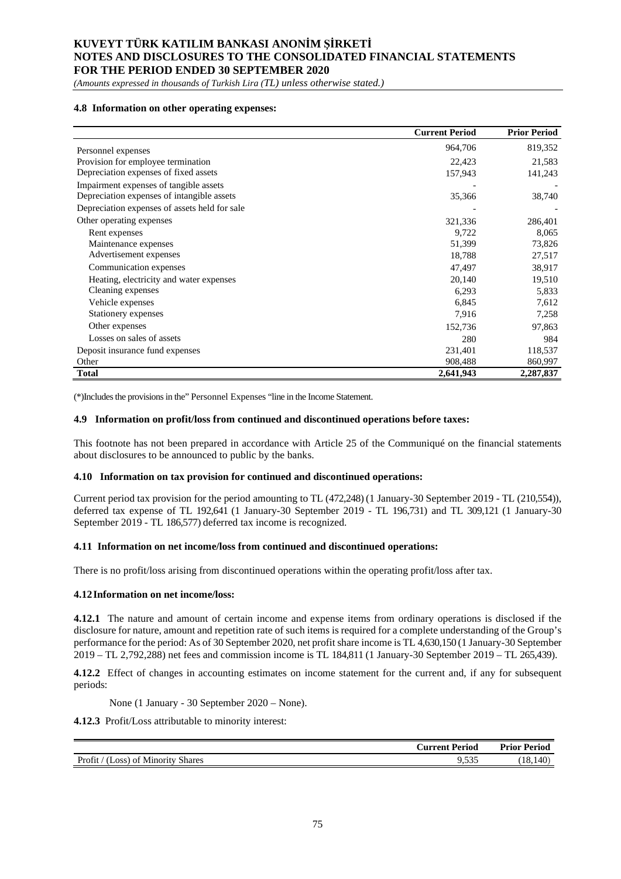#### 4.8 Information on other operating expenses:

| | Current Period | Prior Period |
|---|---|---|
| Personnel expenses | 964,706 | 819,352 |
| Provision for employee termination | 22,423 | 21,583 |
| Depreciation expenses of fixed assets | 157,943 | 141,243 |
| Impairment expenses of tangible assets | - | - |
| Depreciation expenses of intangible assets | 35,366 | 38,740 |
| Depreciation expenses of assets held for sale | - | - |
| Other operating expenses | 321,336 | 286,401 |
| Rent expenses | 9,722 | 8,065 |
| Maintenance expenses | 51,399 | 73,826 |
| Advertisement expenses | 18,788 | 27,517 |
| Communication expenses | 47,497 | 38,917 |
| Heating, electricity and water expenses | 20,140 | 19,510 |
| Cleaning expenses | 6,293 | 5,833 |
| Vehicle expenses | 6,845 | 7,612 |
| Stationery expenses | 7,916 | 7,258 |
| Other expenses | 152,736 | 97,863 |
| Losses on sales of assets | 280 | 984 |
| Deposit insurance fund expenses | 231,401 | 118,537 |
| Other | 908,488 | 860,997 |
| **Total** | **2,641,943** | **2,287,837** |

(*)Includes the provisions in the" Personnel Expenses "line in the Income Statement.

#### 4.9 Information on profit/loss from continued and discontinued operations before taxes:

This footnote has not been prepared in accordance with Article 25 of the Communiqué on the financial statements about disclosures to be announced to public by the banks.

#### 4.10 Information on tax provision for continued and discontinued operations:

Current period tax provision for the period amounting to TL (472,248) (1 January-30 September 2019 - TL (210,554)), deferred tax expense of TL 192,641 (1 January-30 September 2019 - TL 196,731) and TL 309,121 (1 January-30 September 2019 - TL 186,577) deferred tax income is recognized.

#### 4.11 Information on net income/loss from continued and discontinued operations:

There is no profit/loss arising from discontinued operations within the operating profit/loss after tax.

#### 4.12 Information on net income/loss:

**4.12.1** The nature and amount of certain income and expense items from ordinary operations is disclosed if the disclosure for nature, amount and repetition rate of such items is required for a complete understanding of the Group's performance for the period: As of 30 September 2020, net profit share income is TL 4,630,150 (1 January-30 September 2019 – TL 2,792,288) net fees and commission income is TL 184,811 (1 January-30 September 2019 – TL 265,439).

**4.12.2** Effect of changes in accounting estimates on income statement for the current and, if any for subsequent periods:

None (1 January - 30 September 2020 – None).

**4.12.3** Profit/Loss attributable to minority interest:

| | Current Period | Prior Period |
|---|---|---|
| Profit / (Loss) of Minority Shares | 9,535 | (18,140) |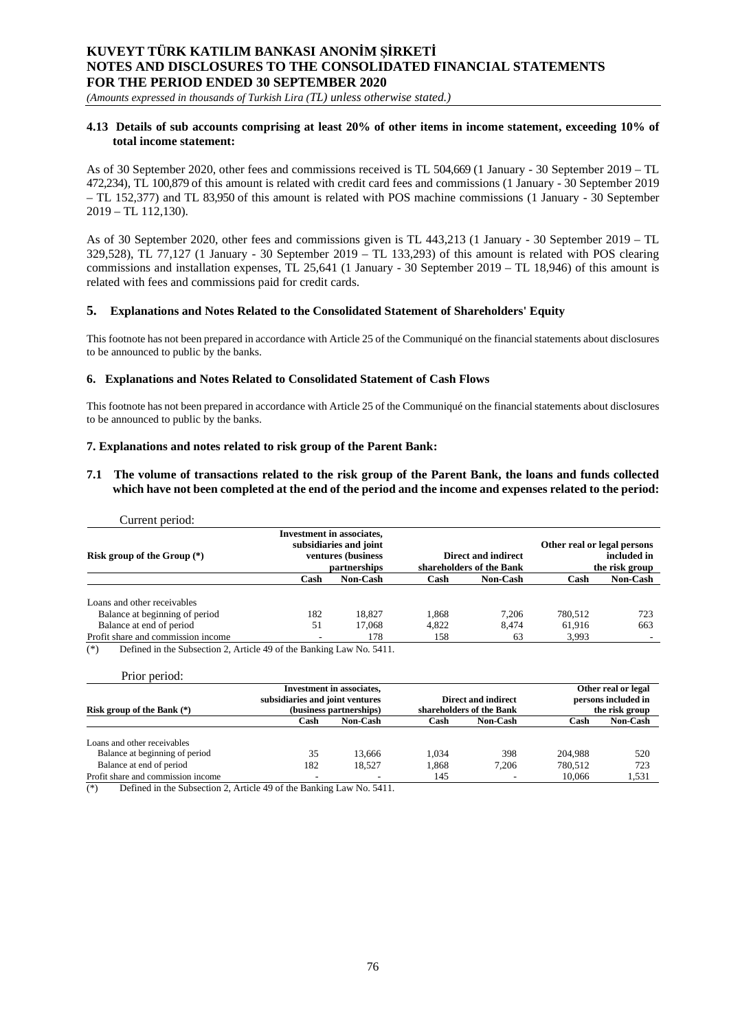### 4.13 Details of sub accounts comprising at least 20% of other items in income statement, exceeding 10% of total income statement:

As of 30 September 2020, other fees and commissions received is TL 504,669 (1 January - 30 September 2019 – TL 472,234), TL 100,879 of this amount is related with credit card fees and commissions (1 January - 30 September 2019 – TL 152,377) and TL 83,950 of this amount is related with POS machine commissions (1 January - 30 September 2019 – TL 112,130).

As of 30 September 2020, other fees and commissions given is TL 443,213 (1 January - 30 September 2019 – TL 329,528), TL 77,127 (1 January - 30 September 2019 – TL 133,293) of this amount is related with POS clearing commissions and installation expenses, TL 25,641 (1 January - 30 September 2019 – TL 18,946) of this amount is related with fees and commissions paid for credit cards.

## 5. Explanations and Notes Related to the Consolidated Statement of Shareholders' Equity

This footnote has not been prepared in accordance with Article 25 of the Communiqué on the financial statements about disclosures to be announced to public by the banks.

## 6. Explanations and Notes Related to Consolidated Statement of Cash Flows

This footnote has not been prepared in accordance with Article 25 of the Communiqué on the financial statements about disclosures to be announced to public by the banks.

## 7. Explanations and notes related to risk group of the Parent Bank:

### 7.1 The volume of transactions related to the risk group of the Parent Bank, the loans and funds collected which have not been completed at the end of the period and the income and expenses related to the period:

Current period:

| Risk group of the Group (*) | Investment in associates, subsidiaries and joint ventures (business partnerships | | Direct and indirect shareholders of the Bank | | Other real or legal persons included in the risk group | |
|---|---|---|---|---|---|---|
| | Cash | Non-Cash | Cash | Non-Cash | Cash | Non-Cash |
| Loans and other receivables | | | | | | |
| Balance at beginning of period | 182 | 18,827 | 1,868 | 7,206 | 780,512 | 723 |
| Balance at end of period | 51 | 17,068 | 4,822 | 8,474 | 61,916 | 663 |
| Profit share and commission income | - | 178 | 158 | 63 | 3,993 | - |

(*) Defined in the Subsection 2, Article 49 of the Banking Law No. 5411.

Prior period:

| Risk group of the Bank (*) | Investment in associates, subsidiaries and joint ventures (business partnerships) | | Direct and indirect shareholders of the Bank | | Other real or legal persons included in the risk group | |
|---|---|---|---|---|---|---|
| | Cash | Non-Cash | Cash | Non-Cash | Cash | Non-Cash |
| Loans and other receivables | | | | | | |
| Balance at beginning of period | 35 | 13,666 | 1,034 | 398 | 204,988 | 520 |
| Balance at end of period | 182 | 18,527 | 1,868 | 7,206 | 780,512 | 723 |
| Profit share and commission income | - | - | 145 | - | 10,066 | 1,531 |

(*) Defined in the Subsection 2, Article 49 of the Banking Law No. 5411.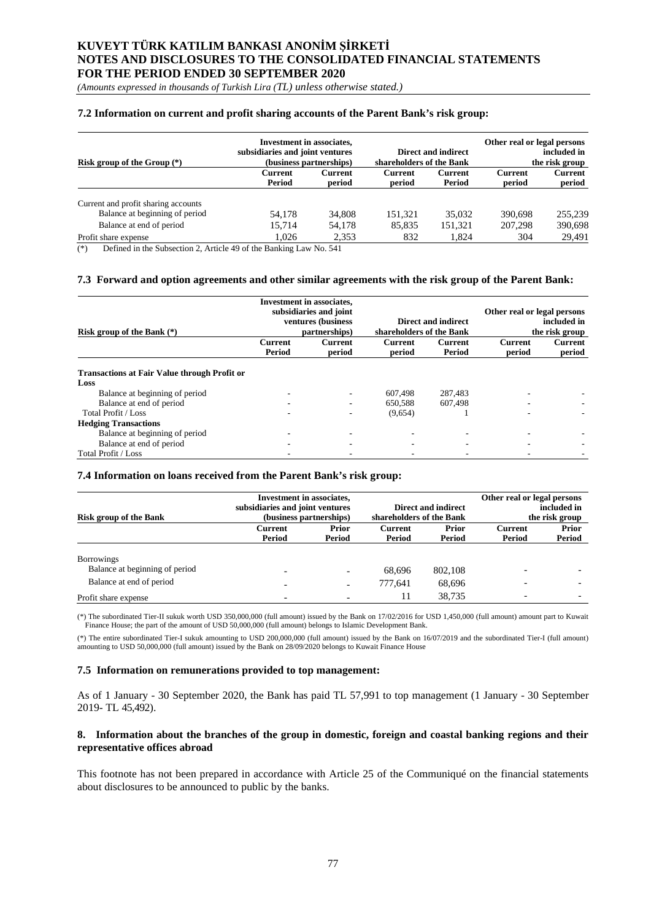### 7.2 Information on current and profit sharing accounts of the Parent Bank's risk group:

| Risk group of the Group (*) | Investment in associates, subsidiaries and joint ventures (business partnerships) | | Direct and indirect shareholders of the Bank | | Other real or legal persons included in the risk group | |
|---|---|---|---|---|---|---|
| | Current Period | Current period | Current period | Current Period | Current period | Current period |
| Current and profit sharing accounts | | | | | | |
| Balance at beginning of period | 54,178 | 34,808 | 151,321 | 35,032 | 390,698 | 255,239 |
| Balance at end of period | 15,714 | 54,178 | 85,835 | 151,321 | 207,298 | 390,698 |
| Profit share expense | 1,026 | 2,353 | 832 | 1,824 | 304 | 29,491 |

(*) Defined in the Subsection 2, Article 49 of the Banking Law No. 541

### 7.3 Forward and option agreements and other similar agreements with the risk group of the Parent Bank:

| Risk group of the Bank (*) | Investment in associates, subsidiaries and joint ventures (business partnerships) | | Direct and indirect shareholders of the Bank | | Other real or legal persons included in the risk group | |
|---|---|---|---|---|---|---|
| | Current Period | Current period | Current period | Current Period | Current period | Current period |
| **Transactions at Fair Value through Profit or Loss** | | | | | | |
| Balance at beginning of period | - | - | 607,498 | 287,483 | - | - |
| Balance at end of period | - | - | 650,588 | 607,498 | - | - |
| Total Profit / Loss | - | - | (9,654) | 1 | - | - |
| **Hedging Transactions** | | | | | | |
| Balance at beginning of period | - | - | - | - | - | - |
| Balance at end of period | - | - | - | - | - | - |
| Total Profit / Loss | - | - | - | - | - | - |

### 7.4 Information on loans received from the Parent Bank's risk group:

| Risk group of the Bank | Investment in associates, subsidiaries and joint ventures (business partnerships) | | Direct and indirect shareholders of the Bank | | Other real or legal persons included in the risk group | |
|---|---|---|---|---|---|---|
| | Current Period | Prior Period | Current Period | Prior Period | Current Period | Prior Period |
| Borrowings | | | | | | |
| Balance at beginning of period | - | - | 68,696 | 802,108 | - | - |
| Balance at end of period | - | - | 777,641 | 68,696 | - | - |
| Profit share expense | - | - | 11 | 38,735 | - | - |

(*) The subordinated Tier-II sukuk worth USD 350,000,000 (full amount) issued by the Bank on 17/02/2016 for USD 1,450,000 (full amount) amount part to Kuwait Finance House; the part of the amount of USD 50,000,000 (full amount) belongs to Islamic Development Bank.

(*) The entire subordinated Tier-I sukuk amounting to USD 200,000,000 (full amount) issued by the Bank on 16/07/2019 and the subordinated Tier-I (full amount) amounting to USD 50,000,000 (full amount) issued by the Bank on 28/09/2020 belongs to Kuwait Finance House

### 7.5 Information on remunerations provided to top management:

As of 1 January - 30 September 2020, the Bank has paid TL 57,991 to top management (1 January - 30 September 2019- TL 45,492).

## 8. Information about the branches of the group in domestic, foreign and coastal banking regions and their representative offices abroad

This footnote has not been prepared in accordance with Article 25 of the Communiqué on the financial statements about disclosures to be announced to public by the banks.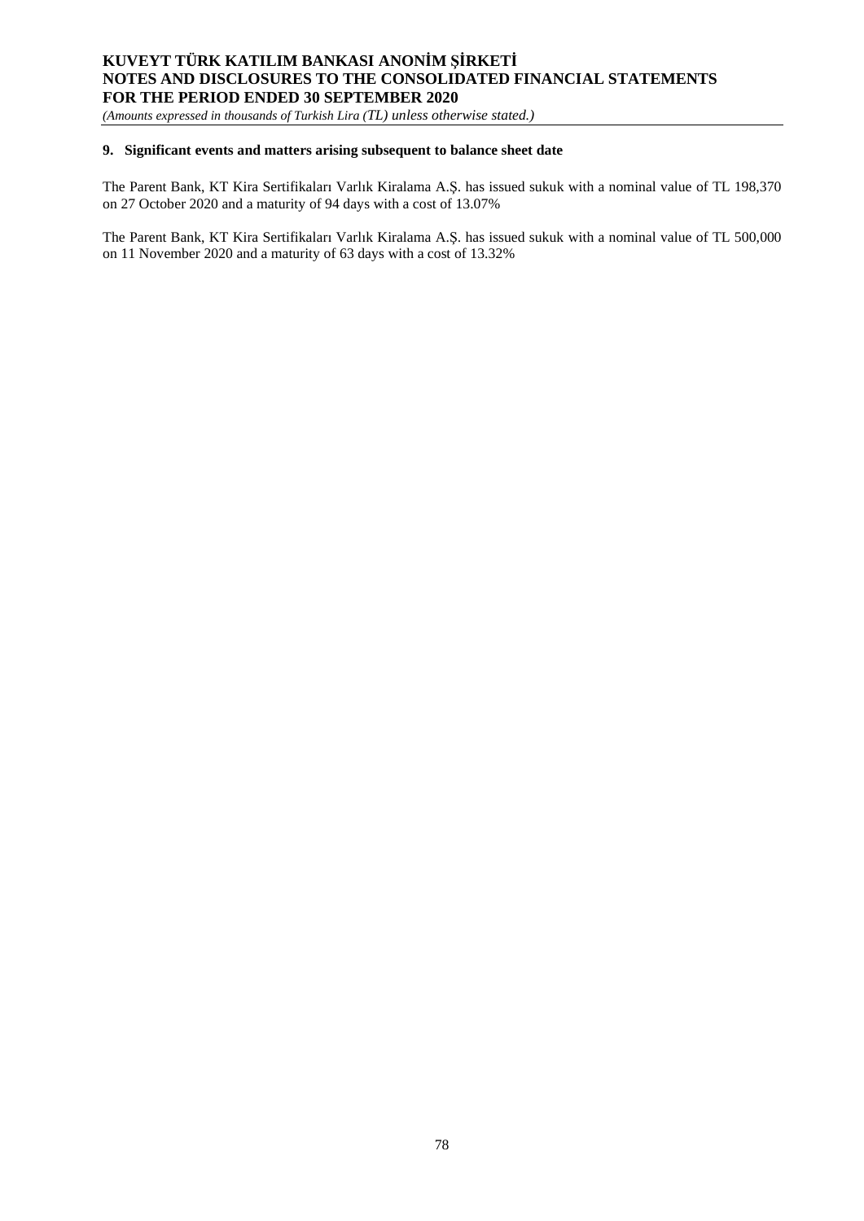## 9. Significant events and matters arising subsequent to balance sheet date

The Parent Bank, KT Kira Sertifikaları Varlık Kiralama A.Ş. has issued sukuk with a nominal value of TL 198,370 on 27 October 2020 and a maturity of 94 days with a cost of 13.07%

The Parent Bank, KT Kira Sertifikaları Varlık Kiralama A.Ş. has issued sukuk with a nominal value of TL 500,000 on 11 November 2020 and a maturity of 63 days with a cost of 13.32%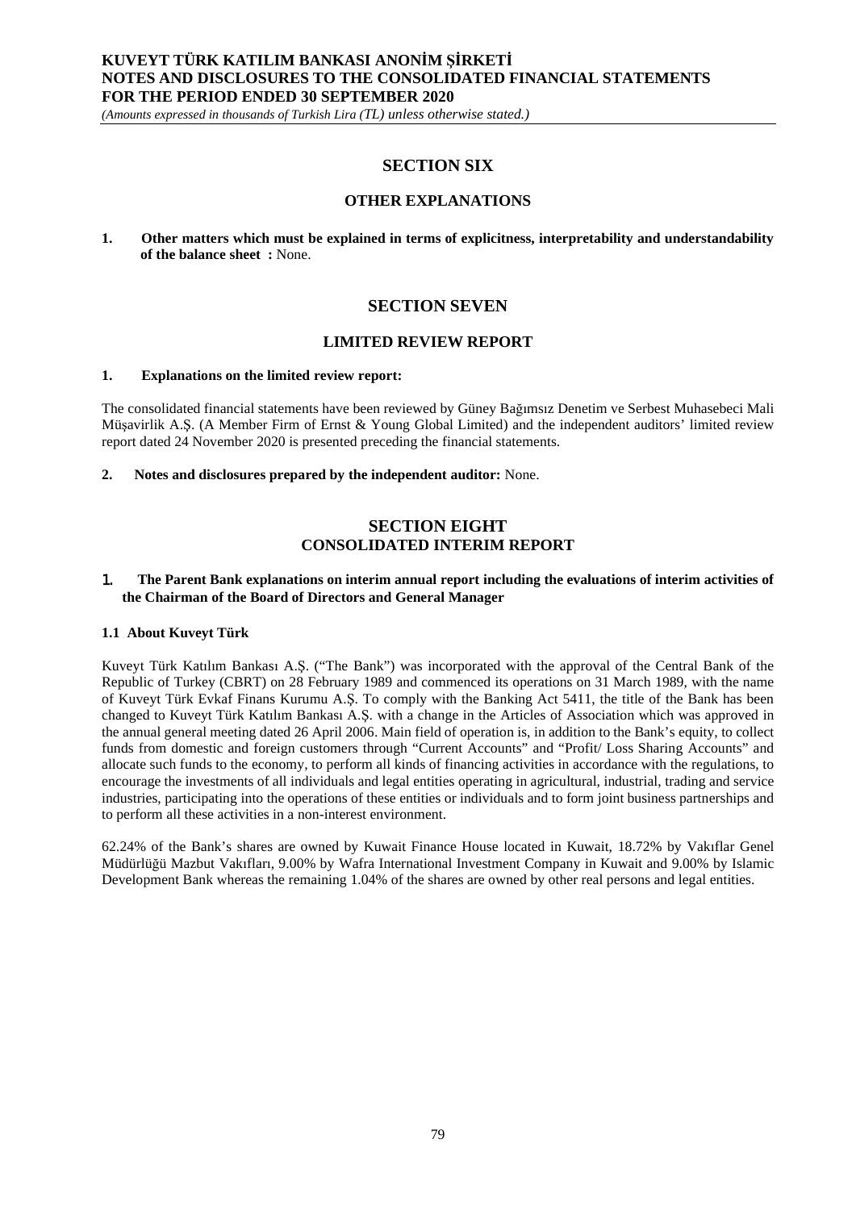# SECTION SIX

## OTHER EXPLANATIONS

**1. Other matters which must be explained in terms of explicitness, interpretability and understandability of the balance sheet :** None.

# SECTION SEVEN

## LIMITED REVIEW REPORT

**1. Explanations on the limited review report:**

The consolidated financial statements have been reviewed by Güney Bağımsız Denetim ve Serbest Muhasebeci Mali Müşavirlik A.Ş. (A Member Firm of Ernst & Young Global Limited) and the independent auditors' limited review report dated 24 November 2020 is presented preceding the financial statements.

**2. Notes and disclosures prepared by the independent auditor:** None.

# SECTION EIGHT
## CONSOLIDATED INTERIM REPORT

**1. The Parent Bank explanations on interim annual report including the evaluations of interim activities of the Chairman of the Board of Directors and General Manager**

**1.1 About Kuveyt Türk**

Kuveyt Türk Katılım Bankası A.Ş. ("The Bank") was incorporated with the approval of the Central Bank of the Republic of Turkey (CBRT) on 28 February 1989 and commenced its operations on 31 March 1989, with the name of Kuveyt Türk Evkaf Finans Kurumu A.Ş. To comply with the Banking Act 5411, the title of the Bank has been changed to Kuveyt Türk Katılım Bankası A.Ş. with a change in the Articles of Association which was approved in the annual general meeting dated 26 April 2006. Main field of operation is, in addition to the Bank's equity, to collect funds from domestic and foreign customers through "Current Accounts" and "Profit/ Loss Sharing Accounts" and allocate such funds to the economy, to perform all kinds of financing activities in accordance with the regulations, to encourage the investments of all individuals and legal entities operating in agricultural, industrial, trading and service industries, participating into the operations of these entities or individuals and to form joint business partnerships and to perform all these activities in a non-interest environment.

62.24% of the Bank's shares are owned by Kuwait Finance House located in Kuwait, 18.72% by Vakıflar Genel Müdürlüğü Mazbut Vakıfları, 9.00% by Wafra International Investment Company in Kuwait and 9.00% by Islamic Development Bank whereas the remaining 1.04% of the shares are owned by other real persons and legal entities.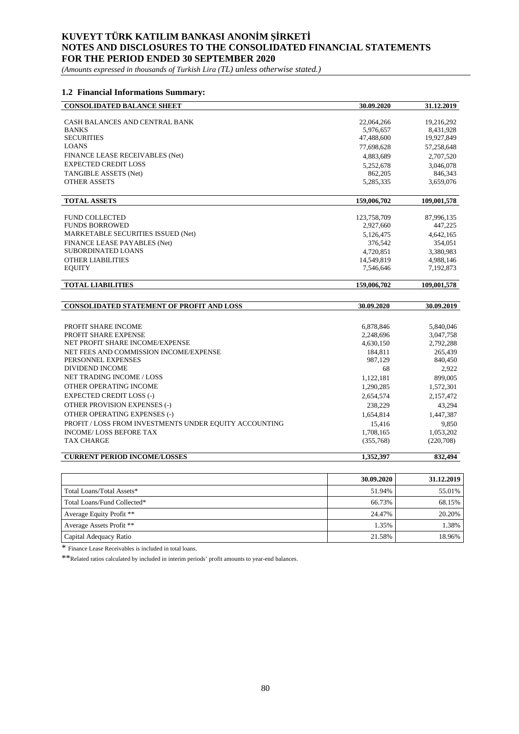### 1.2 Financial Informations Summary:

| CONSOLIDATED BALANCE SHEET | 30.09.2020 | 31.12.2019 |
|---|---|---|
| CASH BALANCES AND CENTRAL BANK | 22,064,266 | 19,216,292 |
| BANKS | 5,976,657 | 8,431,928 |
| SECURITIES | 47,488,600 | 19,927,849 |
| LOANS | 77,698,628 | 57,258,648 |
| FINANCE LEASE RECEIVABLES (Net) | 4,883,689 | 2,707,520 |
| EXPECTED CREDIT LOSS | 5,252,678 | 3,046,078 |
| TANGIBLE ASSETS (Net) | 862,205 | 846,343 |
| OTHER ASSETS | 5,285,335 | 3,659,076 |
| **TOTAL ASSETS** | **159,006,702** | **109,001,578** |
| FUND COLLECTED | 123,758,709 | 87,996,135 |
| FUNDS BORROWED | 2,927,660 | 447,225 |
| MARKETABLE SECURITIES ISSUED (Net) | 5,126,475 | 4,642,165 |
| FINANCE LEASE PAYABLES (Net) | 376,542 | 354,051 |
| SUBORDINATED LOANS | 4,720,851 | 3,380,983 |
| OTHER LIABILITIES | 14,549,819 | 4,988,146 |
| EQUITY | 7,546,646 | 7,192,873 |
| **TOTAL LIABILITIES** | **159,006,702** | **109,001,578** |

| CONSOLIDATED STATEMENT OF PROFIT AND LOSS | 30.09.2020 | 30.09.2019 |
|---|---|---|
| PROFIT SHARE INCOME | 6,878,846 | 5,840,046 |
| PROFIT SHARE EXPENSE | 2,248,696 | 3,047,758 |
| NET PROFIT SHARE INCOME/EXPENSE | 4,630,150 | 2,792,288 |
| NET FEES AND COMMISSION INCOME/EXPENSE | 184,811 | 265,439 |
| PERSONNEL EXPENSES | 987,129 | 840,450 |
| DIVIDEND INCOME | 68 | 2,922 |
| NET TRADING INCOME / LOSS | 1,122,181 | 899,005 |
| OTHER OPERATING INCOME | 1,290,285 | 1,572,301 |
| EXPECTED CREDIT LOSS (-) | 2,654,574 | 2,157,472 |
| OTHER PROVISION EXPENSES (-) | 238,229 | 43,294 |
| OTHER OPERATING EXPENSES (-) | 1,654,814 | 1,447,387 |
| PROFIT / LOSS FROM INVESTMENTS UNDER EQUITY ACCOUNTING | 15,416 | 9,850 |
| INCOME/ LOSS BEFORE TAX | 1,708,165 | 1,053,202 |
| TAX CHARGE | (355,768) | (220,708) |
| **CURRENT PERIOD INCOME/LOSSES** | **1,352,397** | **832,494** |

| | 30.09.2020 | 31.12.2019 |
|---|---|---|
| Total Loans/Total Assets* | 51.94% | 55.01% |
| Total Loans/Fund Collected* | 66.73% | 68.15% |
| Average Equity Profit ** | 24.47% | 20.20% |
| Average Assets Profit ** | 1.35% | 1.38% |
| Capital Adequacy Ratio | 21.58% | 18.96% |

* Finance Lease Receivables is included in total loans.

**Related ratios calculated by included in interim periods' profit amounts to year-end balances.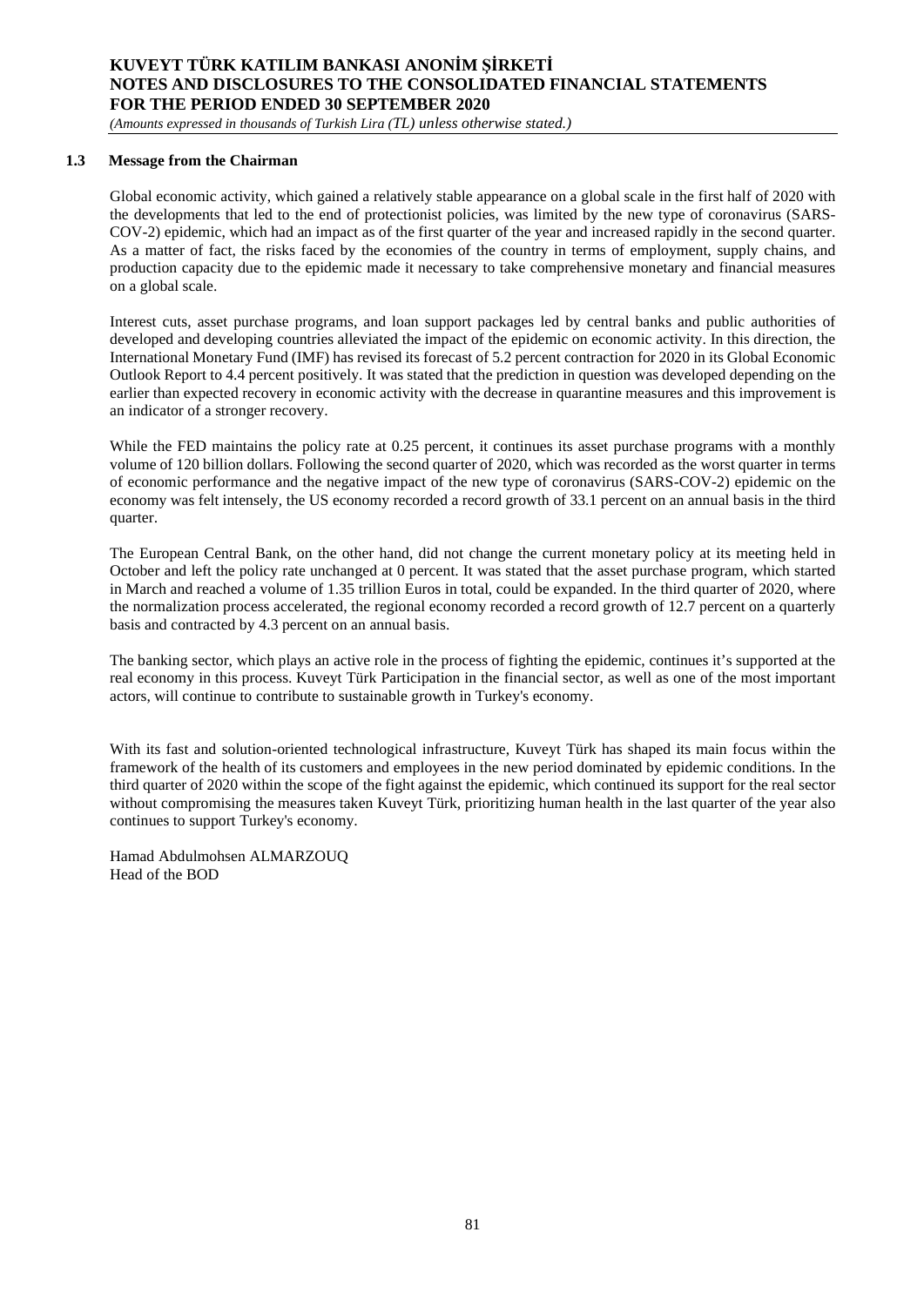### 1.3 Message from the Chairman

Global economic activity, which gained a relatively stable appearance on a global scale in the first half of 2020 with the developments that led to the end of protectionist policies, was limited by the new type of coronavirus (SARS-COV-2) epidemic, which had an impact as of the first quarter of the year and increased rapidly in the second quarter. As a matter of fact, the risks faced by the economies of the country in terms of employment, supply chains, and production capacity due to the epidemic made it necessary to take comprehensive monetary and financial measures on a global scale.

Interest cuts, asset purchase programs, and loan support packages led by central banks and public authorities of developed and developing countries alleviated the impact of the epidemic on economic activity. In this direction, the International Monetary Fund (IMF) has revised its forecast of 5.2 percent contraction for 2020 in its Global Economic Outlook Report to 4.4 percent positively. It was stated that the prediction in question was developed depending on the earlier than expected recovery in economic activity with the decrease in quarantine measures and this improvement is an indicator of a stronger recovery.

While the FED maintains the policy rate at 0.25 percent, it continues its asset purchase programs with a monthly volume of 120 billion dollars. Following the second quarter of 2020, which was recorded as the worst quarter in terms of economic performance and the negative impact of the new type of coronavirus (SARS-COV-2) epidemic on the economy was felt intensely, the US economy recorded a record growth of 33.1 percent on an annual basis in the third quarter.

The European Central Bank, on the other hand, did not change the current monetary policy at its meeting held in October and left the policy rate unchanged at 0 percent. It was stated that the asset purchase program, which started in March and reached a volume of 1.35 trillion Euros in total, could be expanded. In the third quarter of 2020, where the normalization process accelerated, the regional economy recorded a record growth of 12.7 percent on a quarterly basis and contracted by 4.3 percent on an annual basis.

The banking sector, which plays an active role in the process of fighting the epidemic, continues it's supported at the real economy in this process. Kuveyt Türk Participation in the financial sector, as well as one of the most important actors, will continue to contribute to sustainable growth in Turkey's economy.

With its fast and solution-oriented technological infrastructure, Kuveyt Türk has shaped its main focus within the framework of the health of its customers and employees in the new period dominated by epidemic conditions. In the third quarter of 2020 within the scope of the fight against the epidemic, which continued its support for the real sector without compromising the measures taken Kuveyt Türk, prioritizing human health in the last quarter of the year also continues to support Turkey's economy.

Hamad Abdulmohsen ALMARZOUQ
Head of the BOD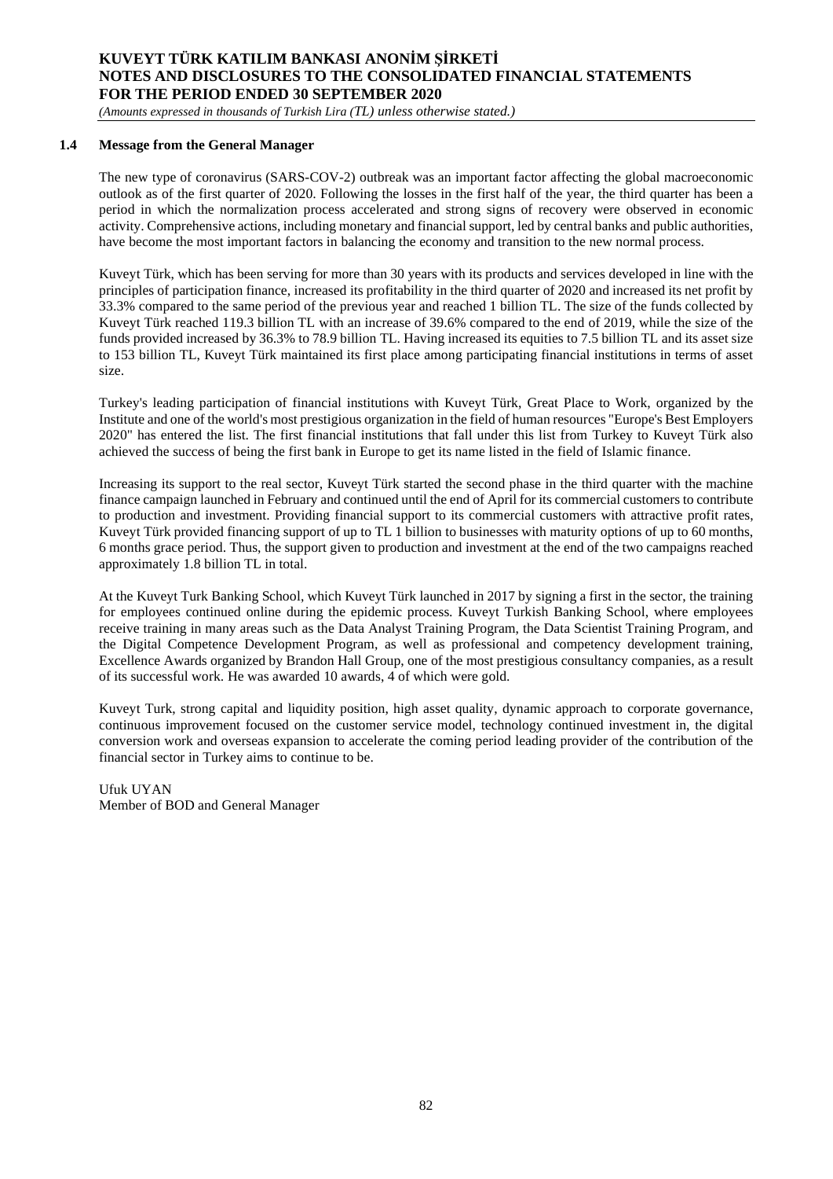## 1.4 Message from the General Manager

The new type of coronavirus (SARS-COV-2) outbreak was an important factor affecting the global macroeconomic outlook as of the first quarter of 2020. Following the losses in the first half of the year, the third quarter has been a period in which the normalization process accelerated and strong signs of recovery were observed in economic activity. Comprehensive actions, including monetary and financial support, led by central banks and public authorities, have become the most important factors in balancing the economy and transition to the new normal process.

Kuveyt Türk, which has been serving for more than 30 years with its products and services developed in line with the principles of participation finance, increased its profitability in the third quarter of 2020 and increased its net profit by 33.3% compared to the same period of the previous year and reached 1 billion TL. The size of the funds collected by Kuveyt Türk reached 119.3 billion TL with an increase of 39.6% compared to the end of 2019, while the size of the funds provided increased by 36.3% to 78.9 billion TL. Having increased its equities to 7.5 billion TL and its asset size to 153 billion TL, Kuveyt Türk maintained its first place among participating financial institutions in terms of asset size.

Turkey's leading participation of financial institutions with Kuveyt Türk, Great Place to Work, organized by the Institute and one of the world's most prestigious organization in the field of human resources "Europe's Best Employers 2020" has entered the list. The first financial institutions that fall under this list from Turkey to Kuveyt Türk also achieved the success of being the first bank in Europe to get its name listed in the field of Islamic finance.

Increasing its support to the real sector, Kuveyt Türk started the second phase in the third quarter with the machine finance campaign launched in February and continued until the end of April for its commercial customers to contribute to production and investment. Providing financial support to its commercial customers with attractive profit rates, Kuveyt Türk provided financing support of up to TL 1 billion to businesses with maturity options of up to 60 months, 6 months grace period. Thus, the support given to production and investment at the end of the two campaigns reached approximately 1.8 billion TL in total.

At the Kuveyt Turk Banking School, which Kuveyt Türk launched in 2017 by signing a first in the sector, the training for employees continued online during the epidemic process. Kuveyt Turkish Banking School, where employees receive training in many areas such as the Data Analyst Training Program, the Data Scientist Training Program, and the Digital Competence Development Program, as well as professional and competency development training, Excellence Awards organized by Brandon Hall Group, one of the most prestigious consultancy companies, as a result of its successful work. He was awarded 10 awards, 4 of which were gold.

Kuveyt Turk, strong capital and liquidity position, high asset quality, dynamic approach to corporate governance, continuous improvement focused on the customer service model, technology continued investment in, the digital conversion work and overseas expansion to accelerate the coming period leading provider of the contribution of the financial sector in Turkey aims to continue to be.

Ufuk UYAN
Member of BOD and General Manager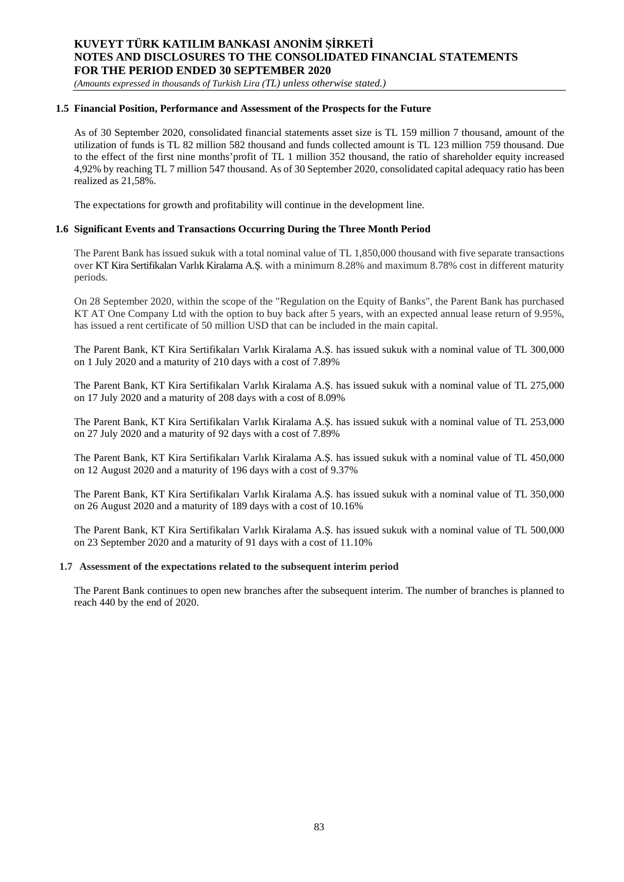### 1.5 Financial Position, Performance and Assessment of the Prospects for the Future

As of 30 September 2020, consolidated financial statements asset size is TL 159 million 7 thousand, amount of the utilization of funds is TL 82 million 582 thousand and funds collected amount is TL 123 million 759 thousand. Due to the effect of the first nine months'profit of TL 1 million 352 thousand, the ratio of shareholder equity increased 4,92% by reaching TL 7 million 547 thousand. As of 30 September 2020, consolidated capital adequacy ratio has been realized as 21,58%.

The expectations for growth and profitability will continue in the development line.

### 1.6 Significant Events and Transactions Occurring During the Three Month Period

The Parent Bank has issued sukuk with a total nominal value of TL 1,850,000 thousand with five separate transactions over KT Kira Sertifikaları Varlık Kiralama A.Ş. with a minimum 8.28% and maximum 8.78% cost in different maturity periods.

On 28 September 2020, within the scope of the "Regulation on the Equity of Banks", the Parent Bank has purchased KT AT One Company Ltd with the option to buy back after 5 years, with an expected annual lease return of 9.95%, has issued a rent certificate of 50 million USD that can be included in the main capital.

The Parent Bank, KT Kira Sertifikaları Varlık Kiralama A.Ş. has issued sukuk with a nominal value of TL 300,000 on 1 July 2020 and a maturity of 210 days with a cost of 7.89%

The Parent Bank, KT Kira Sertifikaları Varlık Kiralama A.Ş. has issued sukuk with a nominal value of TL 275,000 on 17 July 2020 and a maturity of 208 days with a cost of 8.09%

The Parent Bank, KT Kira Sertifikaları Varlık Kiralama A.Ş. has issued sukuk with a nominal value of TL 253,000 on 27 July 2020 and a maturity of 92 days with a cost of 7.89%

The Parent Bank, KT Kira Sertifikaları Varlık Kiralama A.Ş. has issued sukuk with a nominal value of TL 450,000 on 12 August 2020 and a maturity of 196 days with a cost of 9.37%

The Parent Bank, KT Kira Sertifikaları Varlık Kiralama A.Ş. has issued sukuk with a nominal value of TL 350,000 on 26 August 2020 and a maturity of 189 days with a cost of 10.16%

The Parent Bank, KT Kira Sertifikaları Varlık Kiralama A.Ş. has issued sukuk with a nominal value of TL 500,000 on 23 September 2020 and a maturity of 91 days with a cost of 11.10%

### 1.7 Assessment of the expectations related to the subsequent interim period

The Parent Bank continues to open new branches after the subsequent interim. The number of branches is planned to reach 440 by the end of 2020.